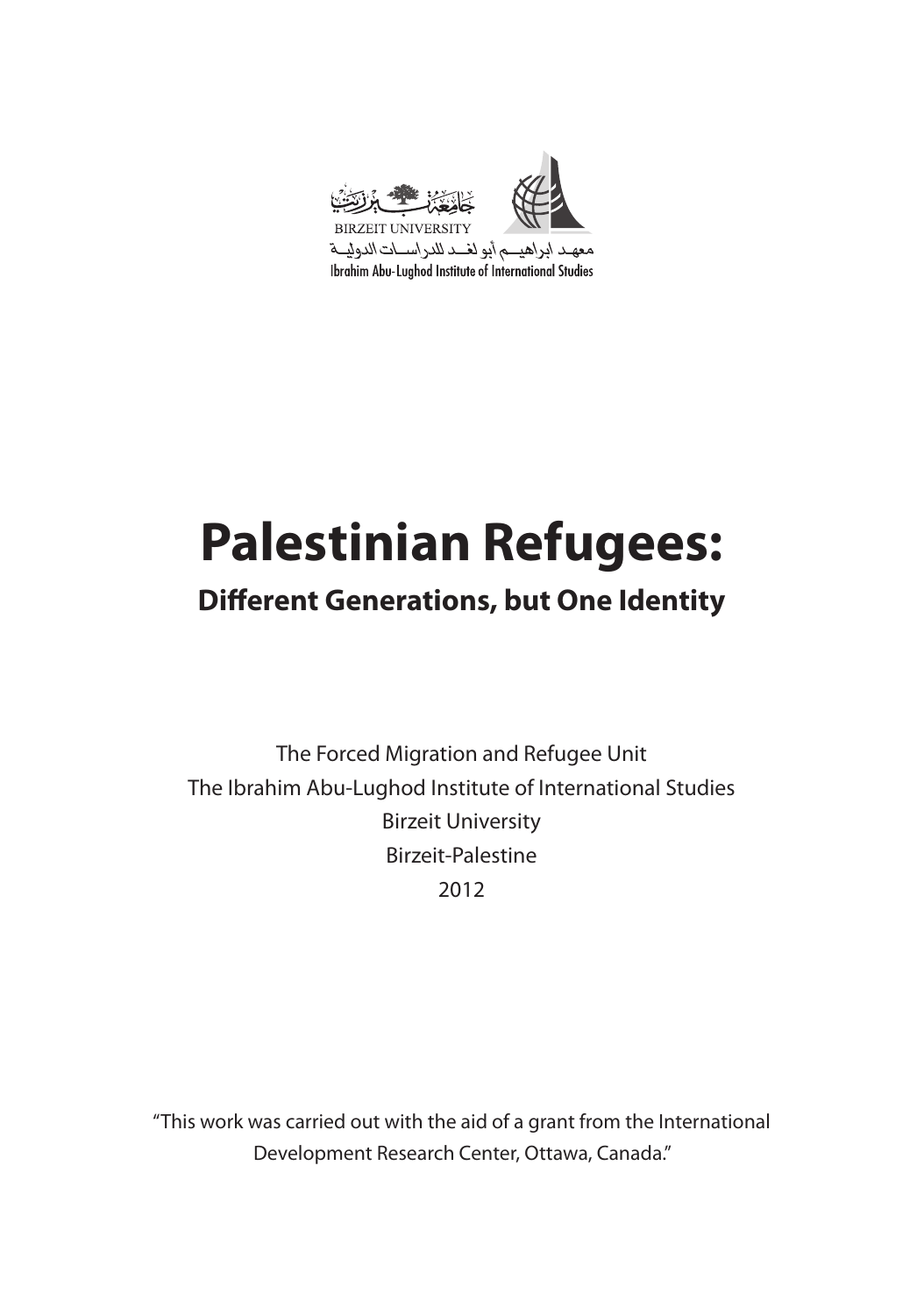جامعة بيرزيت

BIRZEIT UNIVERSITY

معهد ابراهيم أبو لغد للدراسات الدولية

Ibrahim Abu-Lughod Institute of International Studies

# Palestinian Refugees:

## Different Generations, but One Identity

The Forced Migration and Refugee Unit
The Ibrahim Abu-Lughod Institute of International Studies
Birzeit University
Birzeit-Palestine
2012

"This work was carried out with the aid of a grant from the International Development Research Center, Ottawa, Canada."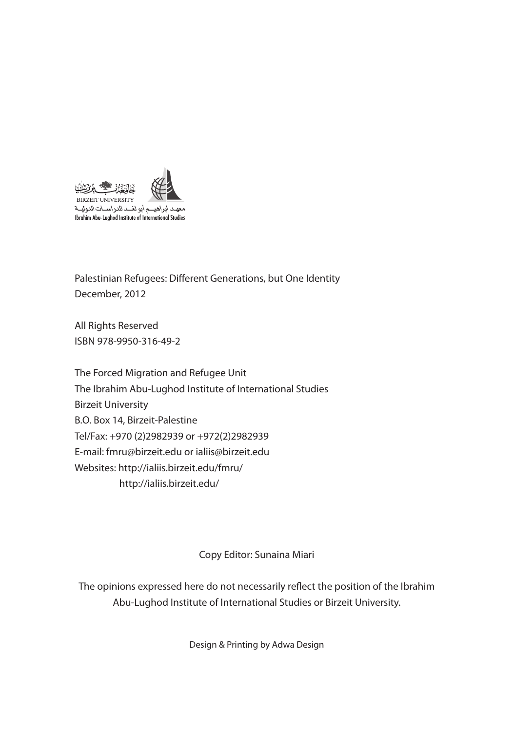جامعة بيرزيت
BIRZEIT UNIVERSITY
معهد ابراهيم أبو لغد للدراسات الدولية
Ibrahim Abu-Lughod Institute of International Studies

Palestinian Refugees: Different Generations, but One Identity
December, 2012

All Rights Reserved
ISBN 978-9950-316-49-2

The Forced Migration and Refugee Unit
The Ibrahim Abu-Lughod Institute of International Studies
Birzeit University
B.O. Box 14, Birzeit-Palestine
Tel/Fax: +970 (2)2982939 or +972(2)2982939
E-mail: fmru@birzeit.edu or ialiis@birzeit.edu
Websites: http://ialiis.birzeit.edu/fmru/
http://ialiis.birzeit.edu/

Copy Editor: Sunaina Miari

The opinions expressed here do not necessarily reflect the position of the Ibrahim Abu-Lughod Institute of International Studies or Birzeit University.

Design & Printing by Adwa Design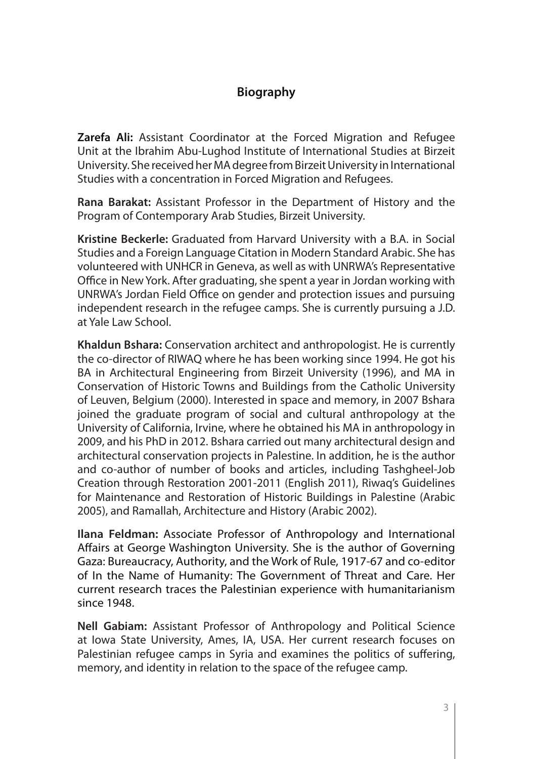## Biography

**Zarefa Ali:** Assistant Coordinator at the Forced Migration and Refugee Unit at the Ibrahim Abu-Lughod Institute of International Studies at Birzeit University. She received her MA degree from Birzeit University in International Studies with a concentration in Forced Migration and Refugees.

**Rana Barakat:** Assistant Professor in the Department of History and the Program of Contemporary Arab Studies, Birzeit University.

**Kristine Beckerle:** Graduated from Harvard University with a B.A. in Social Studies and a Foreign Language Citation in Modern Standard Arabic. She has volunteered with UNHCR in Geneva, as well as with UNRWA's Representative Office in New York. After graduating, she spent a year in Jordan working with UNRWA's Jordan Field Office on gender and protection issues and pursuing independent research in the refugee camps. She is currently pursuing a J.D. at Yale Law School.

**Khaldun Bshara:** Conservation architect and anthropologist. He is currently the co-director of RIWAQ where he has been working since 1994. He got his BA in Architectural Engineering from Birzeit University (1996), and MA in Conservation of Historic Towns and Buildings from the Catholic University of Leuven, Belgium (2000). Interested in space and memory, in 2007 Bshara joined the graduate program of social and cultural anthropology at the University of California, Irvine, where he obtained his MA in anthropology in 2009, and his PhD in 2012. Bshara carried out many architectural design and architectural conservation projects in Palestine. In addition, he is the author and co-author of number of books and articles, including Tashgheel-Job Creation through Restoration 2001-2011 (English 2011), Riwaq's Guidelines for Maintenance and Restoration of Historic Buildings in Palestine (Arabic 2005), and Ramallah, Architecture and History (Arabic 2002).

**Ilana Feldman:** Associate Professor of Anthropology and International Affairs at George Washington University. She is the author of Governing Gaza: Bureaucracy, Authority, and the Work of Rule, 1917-67 and co-editor of In the Name of Humanity: The Government of Threat and Care. Her current research traces the Palestinian experience with humanitarianism since 1948.

**Nell Gabiam:** Assistant Professor of Anthropology and Political Science at Iowa State University, Ames, IA, USA. Her current research focuses on Palestinian refugee camps in Syria and examines the politics of suffering, memory, and identity in relation to the space of the refugee camp.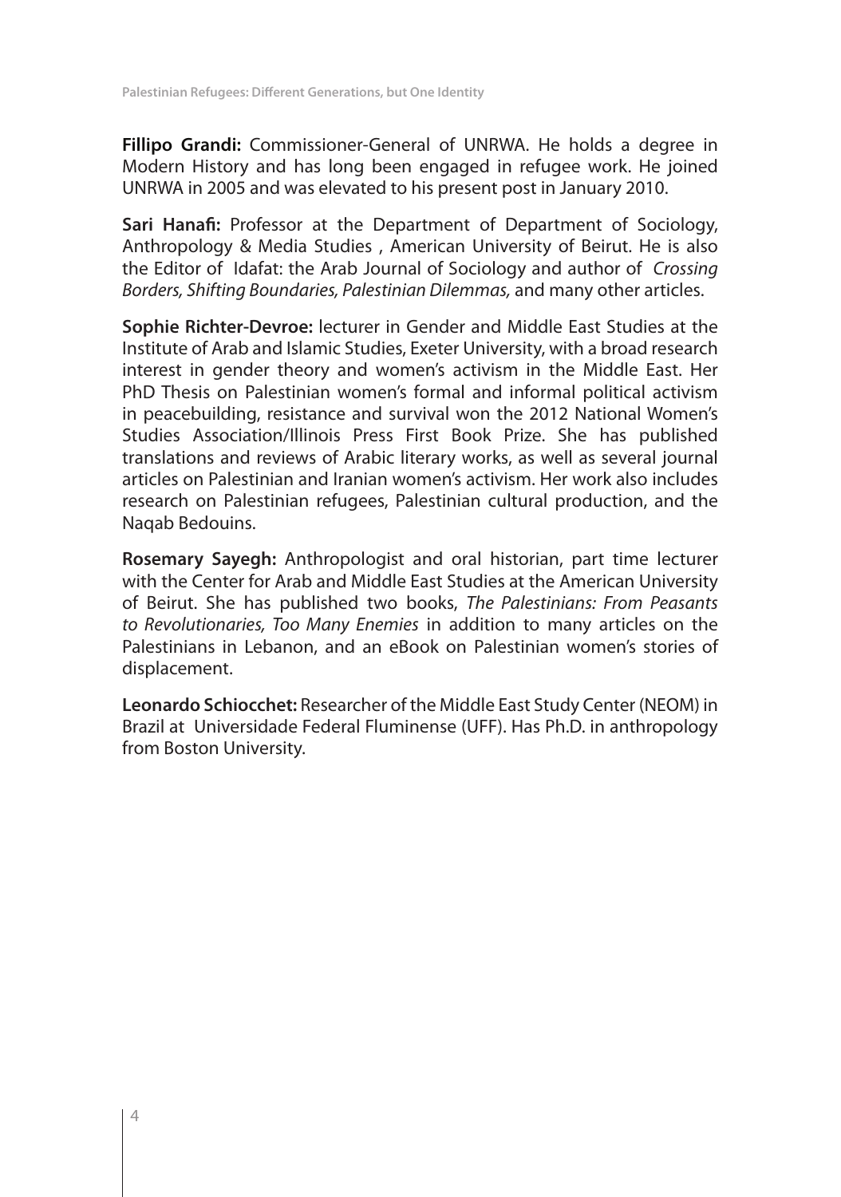**Fillipo Grandi:** Commissioner-General of UNRWA. He holds a degree in Modern History and has long been engaged in refugee work. He joined UNRWA in 2005 and was elevated to his present post in January 2010.

**Sari Hanafi:** Professor at the Department of Department of Sociology, Anthropology & Media Studies , American University of Beirut. He is also the Editor of Idafat: the Arab Journal of Sociology and author of *Crossing Borders, Shifting Boundaries, Palestinian Dilemmas,* and many other articles.

**Sophie Richter-Devroe:** lecturer in Gender and Middle East Studies at the Institute of Arab and Islamic Studies, Exeter University, with a broad research interest in gender theory and women's activism in the Middle East. Her PhD Thesis on Palestinian women's formal and informal political activism in peacebuilding, resistance and survival won the 2012 National Women's Studies Association/Illinois Press First Book Prize. She has published translations and reviews of Arabic literary works, as well as several journal articles on Palestinian and Iranian women's activism. Her work also includes research on Palestinian refugees, Palestinian cultural production, and the Naqab Bedouins.

**Rosemary Sayegh:** Anthropologist and oral historian, part time lecturer with the Center for Arab and Middle East Studies at the American University of Beirut. She has published two books, *The Palestinians: From Peasants to Revolutionaries, Too Many Enemies* in addition to many articles on the Palestinians in Lebanon, and an eBook on Palestinian women's stories of displacement.

**Leonardo Schiocchet:** Researcher of the Middle East Study Center (NEOM) in Brazil at Universidade Federal Fluminense (UFF). Has Ph.D. in anthropology from Boston University.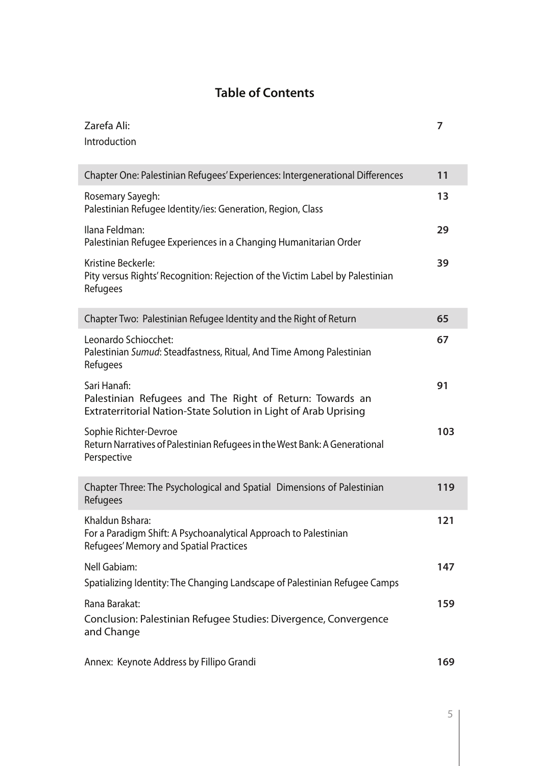# Table of Contents

| | |
|---|---|
| Zarefa Ali:<br>Introduction | 7 |
| **Chapter One: Palestinian Refugees' Experiences: Intergenerational Differences** | **11** |
| Rosemary Sayegh:<br>Palestinian Refugee Identity/ies: Generation, Region, Class | 13 |
| Ilana Feldman:<br>Palestinian Refugee Experiences in a Changing Humanitarian Order | 29 |
| Kristine Beckerle:<br>Pity versus Rights' Recognition: Rejection of the Victim Label by Palestinian Refugees | 39 |
| **Chapter Two: Palestinian Refugee Identity and the Right of Return** | **65** |
| Leonardo Schiocchet:<br>Palestinian *Sumud*: Steadfastness, Ritual, And Time Among Palestinian Refugees | 67 |
| Sari Hanafi:<br>Palestinian Refugees and The Right of Return: Towards an Extraterritorial Nation-State Solution in Light of Arab Uprising | 91 |
| Sophie Richter-Devroe<br>Return Narratives of Palestinian Refugees in the West Bank: A Generational Perspective | 103 |
| **Chapter Three: The Psychological and Spatial Dimensions of Palestinian Refugees** | **119** |
| Khaldun Bshara:<br>For a Paradigm Shift: A Psychoanalytical Approach to Palestinian Refugees' Memory and Spatial Practices | 121 |
| Nell Gabiam:<br>Spatializing Identity: The Changing Landscape of Palestinian Refugee Camps | 147 |
| Rana Barakat:<br>Conclusion: Palestinian Refugee Studies: Divergence, Convergence and Change | 159 |
| Annex: Keynote Address by Fillipo Grandi | 169 |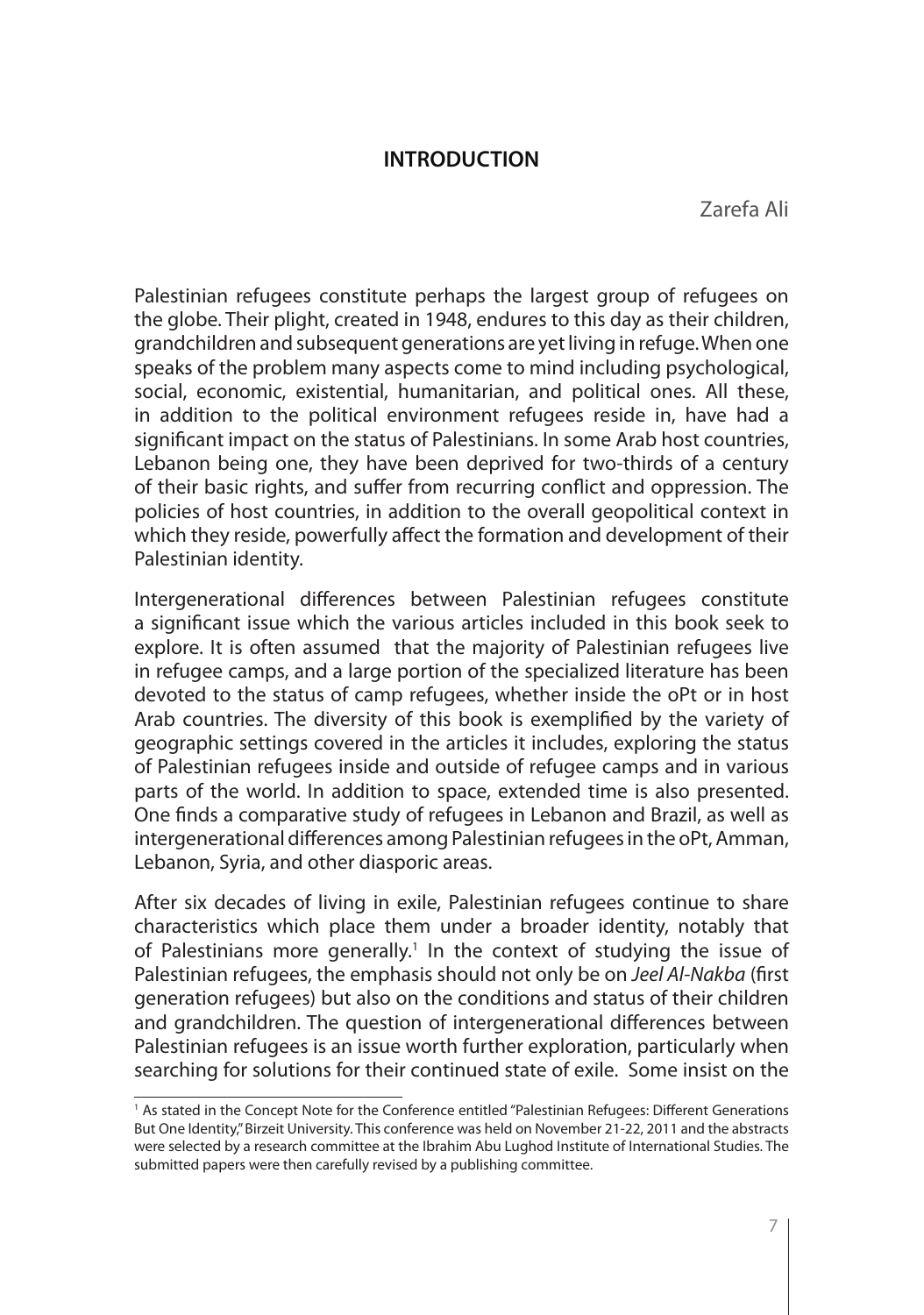# INTRODUCTION

Zarefa Ali

Palestinian refugees constitute perhaps the largest group of refugees on the globe. Their plight, created in 1948, endures to this day as their children, grandchildren and subsequent generations are yet living in refuge. When one speaks of the problem many aspects come to mind including psychological, social, economic, existential, humanitarian, and political ones. All these, in addition to the political environment refugees reside in, have had a significant impact on the status of Palestinians. In some Arab host countries, Lebanon being one, they have been deprived for two-thirds of a century of their basic rights, and suffer from recurring conflict and oppression. The policies of host countries, in addition to the overall geopolitical context in which they reside, powerfully affect the formation and development of their Palestinian identity.

Intergenerational differences between Palestinian refugees constitute a significant issue which the various articles included in this book seek to explore. It is often assumed that the majority of Palestinian refugees live in refugee camps, and a large portion of the specialized literature has been devoted to the status of camp refugees, whether inside the oPt or in host Arab countries. The diversity of this book is exemplified by the variety of geographic settings covered in the articles it includes, exploring the status of Palestinian refugees inside and outside of refugee camps and in various parts of the world. In addition to space, extended time is also presented. One finds a comparative study of refugees in Lebanon and Brazil, as well as intergenerational differences among Palestinian refugees in the oPt, Amman, Lebanon, Syria, and other diasporic areas.

After six decades of living in exile, Palestinian refugees continue to share characteristics which place them under a broader identity, notably that of Palestinians more generally.[1] In the context of studying the issue of Palestinian refugees, the emphasis should not only be on *Jeel Al-Nakba* (first generation refugees) but also on the conditions and status of their children and grandchildren. The question of intergenerational differences between Palestinian refugees is an issue worth further exploration, particularly when searching for solutions for their continued state of exile. Some insist on the

[1] As stated in the Concept Note for the Conference entitled "Palestinian Refugees: Different Generations But One Identity," Birzeit University. This conference was held on November 21-22, 2011 and the abstracts were selected by a research committee at the Ibrahim Abu Lughod Institute of International Studies. The submitted papers were then carefully revised by a publishing committee.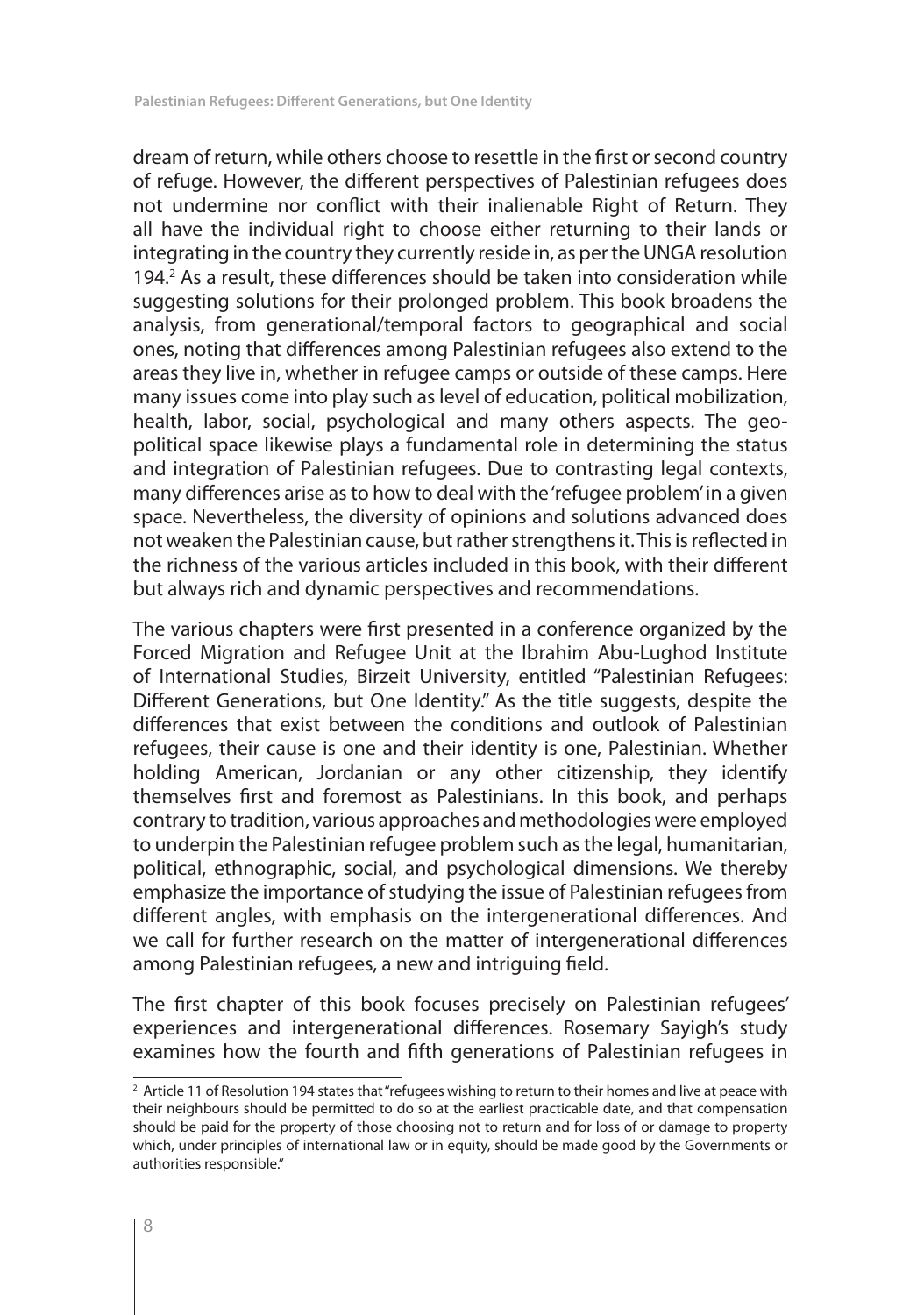dream of return, while others choose to resettle in the first or second country of refuge. However, the different perspectives of Palestinian refugees does not undermine nor conflict with their inalienable Right of Return. They all have the individual right to choose either returning to their lands or integrating in the country they currently reside in, as per the UNGA resolution 194.[2] As a result, these differences should be taken into consideration while suggesting solutions for their prolonged problem. This book broadens the analysis, from generational/temporal factors to geographical and social ones, noting that differences among Palestinian refugees also extend to the areas they live in, whether in refugee camps or outside of these camps. Here many issues come into play such as level of education, political mobilization, health, labor, social, psychological and many others aspects. The geo-political space likewise plays a fundamental role in determining the status and integration of Palestinian refugees. Due to contrasting legal contexts, many differences arise as to how to deal with the 'refugee problem' in a given space. Nevertheless, the diversity of opinions and solutions advanced does not weaken the Palestinian cause, but rather strengthens it. This is reflected in the richness of the various articles included in this book, with their different but always rich and dynamic perspectives and recommendations.

The various chapters were first presented in a conference organized by the Forced Migration and Refugee Unit at the Ibrahim Abu-Lughod Institute of International Studies, Birzeit University, entitled "Palestinian Refugees: Different Generations, but One Identity." As the title suggests, despite the differences that exist between the conditions and outlook of Palestinian refugees, their cause is one and their identity is one, Palestinian. Whether holding American, Jordanian or any other citizenship, they identify themselves first and foremost as Palestinians. In this book, and perhaps contrary to tradition, various approaches and methodologies were employed to underpin the Palestinian refugee problem such as the legal, humanitarian, political, ethnographic, social, and psychological dimensions. We thereby emphasize the importance of studying the issue of Palestinian refugees from different angles, with emphasis on the intergenerational differences. And we call for further research on the matter of intergenerational differences among Palestinian refugees, a new and intriguing field.

The first chapter of this book focuses precisely on Palestinian refugees' experiences and intergenerational differences. Rosemary Sayigh's study examines how the fourth and fifth generations of Palestinian refugees in

---

[2] Article 11 of Resolution 194 states that "refugees wishing to return to their homes and live at peace with their neighbours should be permitted to do so at the earliest practicable date, and that compensation should be paid for the property of those choosing not to return and for loss of or damage to property which, under principles of international law or in equity, should be made good by the Governments or authorities responsible."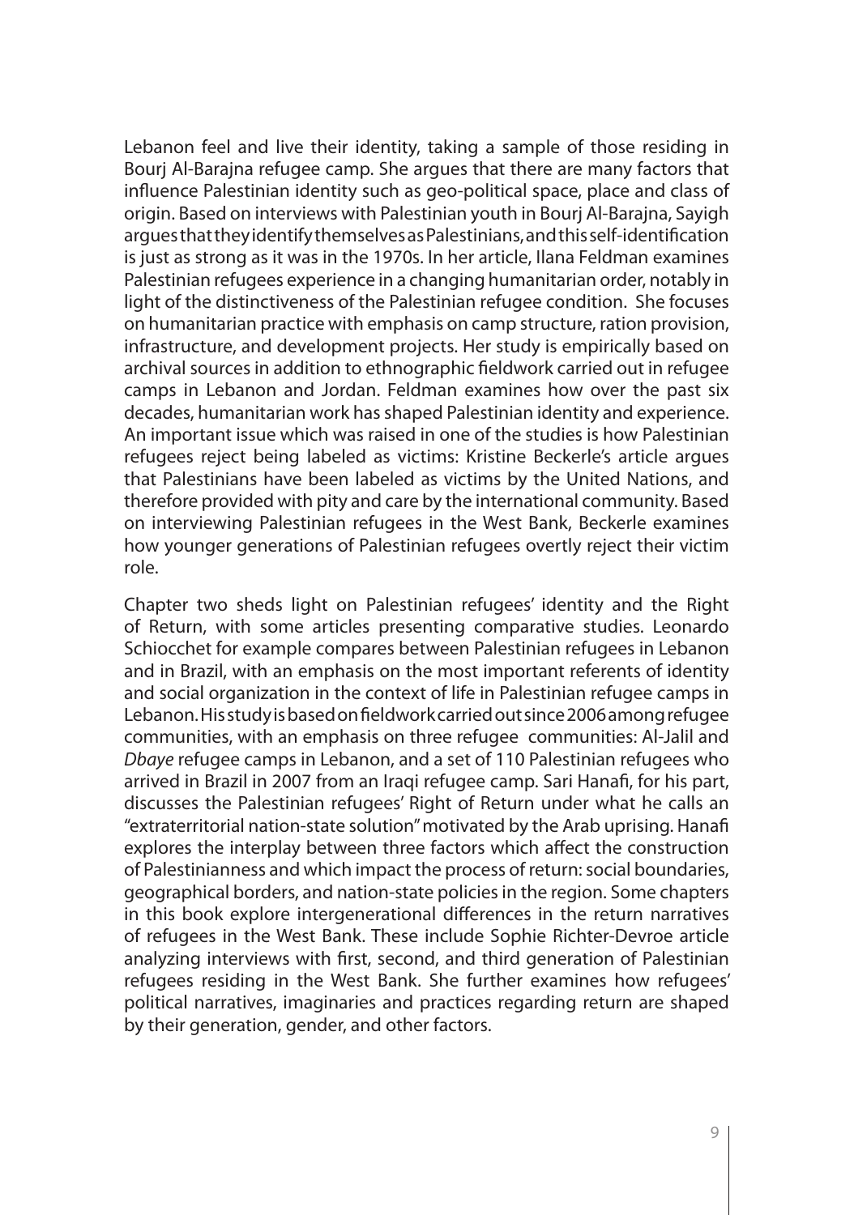Lebanon feel and live their identity, taking a sample of those residing in Bourj Al-Barajna refugee camp. She argues that there are many factors that influence Palestinian identity such as geo-political space, place and class of origin. Based on interviews with Palestinian youth in Bourj Al-Barajna, Sayigh argues that they identify themselves as Palestinians, and this self-identification is just as strong as it was in the 1970s. In her article, Ilana Feldman examines Palestinian refugees experience in a changing humanitarian order, notably in light of the distinctiveness of the Palestinian refugee condition. She focuses on humanitarian practice with emphasis on camp structure, ration provision, infrastructure, and development projects. Her study is empirically based on archival sources in addition to ethnographic fieldwork carried out in refugee camps in Lebanon and Jordan. Feldman examines how over the past six decades, humanitarian work has shaped Palestinian identity and experience. An important issue which was raised in one of the studies is how Palestinian refugees reject being labeled as victims: Kristine Beckerle's article argues that Palestinians have been labeled as victims by the United Nations, and therefore provided with pity and care by the international community. Based on interviewing Palestinian refugees in the West Bank, Beckerle examines how younger generations of Palestinian refugees overtly reject their victim role.

Chapter two sheds light on Palestinian refugees' identity and the Right of Return, with some articles presenting comparative studies. Leonardo Schiocchet for example compares between Palestinian refugees in Lebanon and in Brazil, with an emphasis on the most important referents of identity and social organization in the context of life in Palestinian refugee camps in Lebanon. His study is based on fieldwork carried out since 2006 among refugee communities, with an emphasis on three refugee communities: Al-Jalil and *Dbaye* refugee camps in Lebanon, and a set of 110 Palestinian refugees who arrived in Brazil in 2007 from an Iraqi refugee camp. Sari Hanafi, for his part, discusses the Palestinian refugees' Right of Return under what he calls an "extraterritorial nation-state solution" motivated by the Arab uprising. Hanafi explores the interplay between three factors which affect the construction of Palestinianness and which impact the process of return: social boundaries, geographical borders, and nation-state policies in the region. Some chapters in this book explore intergenerational differences in the return narratives of refugees in the West Bank. These include Sophie Richter-Devroe article analyzing interviews with first, second, and third generation of Palestinian refugees residing in the West Bank. She further examines how refugees' political narratives, imaginaries and practices regarding return are shaped by their generation, gender, and other factors.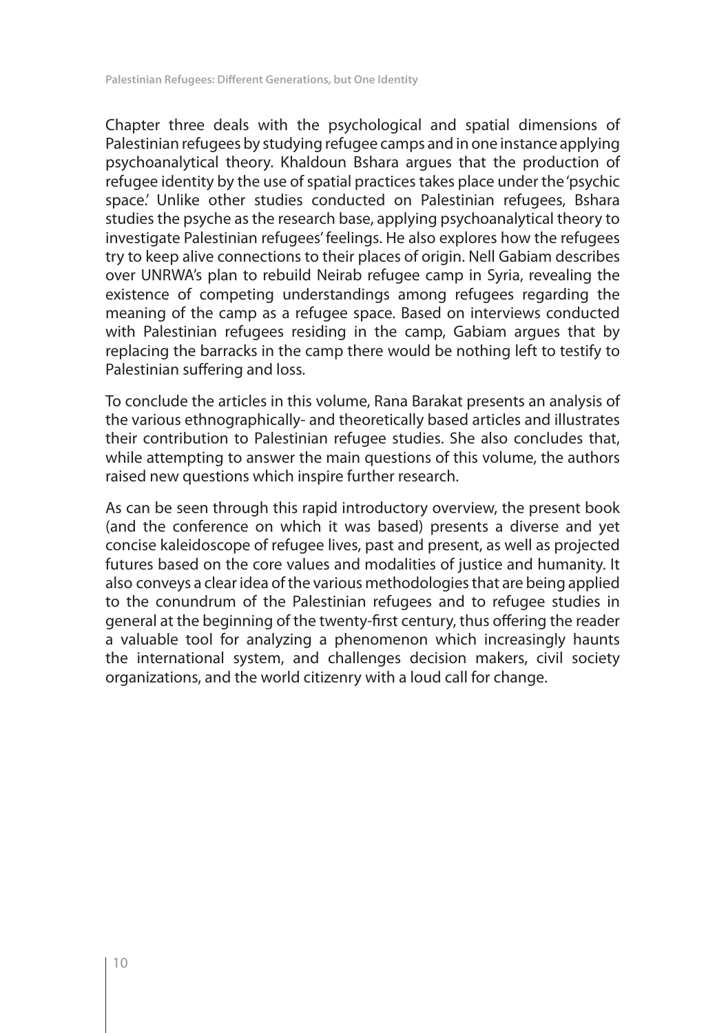Chapter three deals with the psychological and spatial dimensions of Palestinian refugees by studying refugee camps and in one instance applying psychoanalytical theory. Khaldoun Bshara argues that the production of refugee identity by the use of spatial practices takes place under the 'psychic space.' Unlike other studies conducted on Palestinian refugees, Bshara studies the psyche as the research base, applying psychoanalytical theory to investigate Palestinian refugees' feelings. He also explores how the refugees try to keep alive connections to their places of origin. Nell Gabiam describes over UNRWA's plan to rebuild Neirab refugee camp in Syria, revealing the existence of competing understandings among refugees regarding the meaning of the camp as a refugee space. Based on interviews conducted with Palestinian refugees residing in the camp, Gabiam argues that by replacing the barracks in the camp there would be nothing left to testify to Palestinian suffering and loss.

To conclude the articles in this volume, Rana Barakat presents an analysis of the various ethnographically- and theoretically based articles and illustrates their contribution to Palestinian refugee studies. She also concludes that, while attempting to answer the main questions of this volume, the authors raised new questions which inspire further research.

As can be seen through this rapid introductory overview, the present book (and the conference on which it was based) presents a diverse and yet concise kaleidoscope of refugee lives, past and present, as well as projected futures based on the core values and modalities of justice and humanity. It also conveys a clear idea of the various methodologies that are being applied to the conundrum of the Palestinian refugees and to refugee studies in general at the beginning of the twenty-first century, thus offering the reader a valuable tool for analyzing a phenomenon which increasingly haunts the international system, and challenges decision makers, civil society organizations, and the world citizenry with a loud call for change.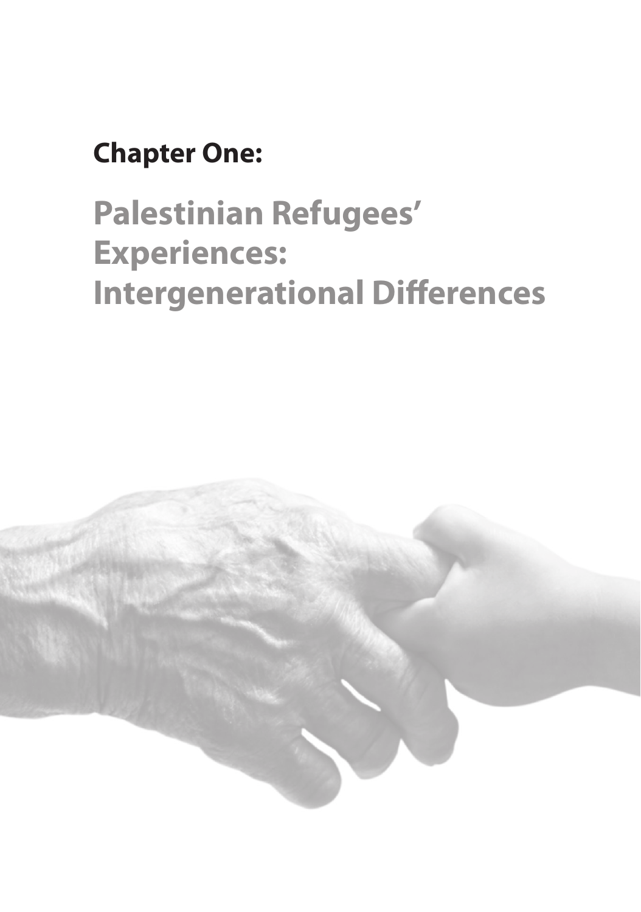# Chapter One:

## Palestinian Refugees' Experiences: Intergenerational Differences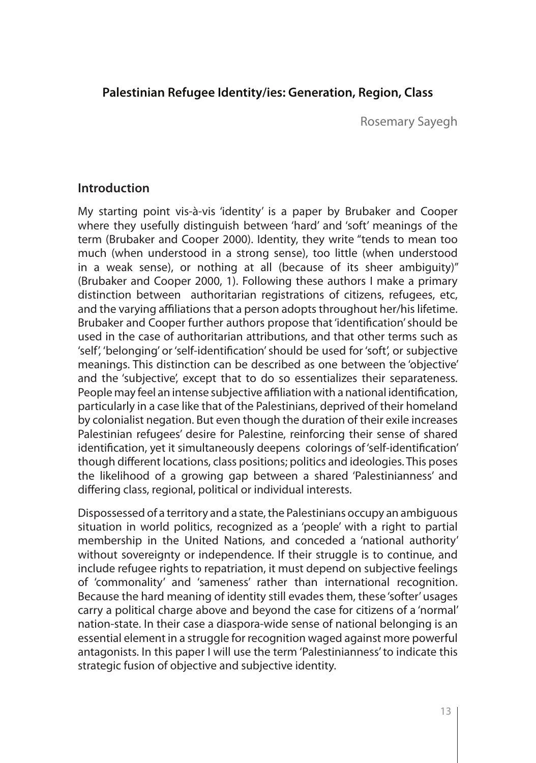## Palestinian Refugee Identity/ies: Generation, Region, Class

Rosemary Sayegh

### Introduction

My starting point vis-à-vis 'identity' is a paper by Brubaker and Cooper where they usefully distinguish between 'hard' and 'soft' meanings of the term (Brubaker and Cooper 2000). Identity, they write "tends to mean too much (when understood in a strong sense), too little (when understood in a weak sense), or nothing at all (because of its sheer ambiguity)" (Brubaker and Cooper 2000, 1). Following these authors I make a primary distinction between authoritarian registrations of citizens, refugees, etc, and the varying affiliations that a person adopts throughout her/his lifetime. Brubaker and Cooper further authors propose that 'identification' should be used in the case of authoritarian attributions, and that other terms such as 'self', 'belonging' or 'self-identification' should be used for 'soft', or subjective meanings. This distinction can be described as one between the 'objective' and the 'subjective', except that to do so essentializes their separateness. People may feel an intense subjective affiliation with a national identification, particularly in a case like that of the Palestinians, deprived of their homeland by colonialist negation. But even though the duration of their exile increases Palestinian refugees' desire for Palestine, reinforcing their sense of shared identification, yet it simultaneously deepens colorings of 'self-identification' though different locations, class positions; politics and ideologies. This poses the likelihood of a growing gap between a shared 'Palestinianness' and differing class, regional, political or individual interests.

Dispossessed of a territory and a state, the Palestinians occupy an ambiguous situation in world politics, recognized as a 'people' with a right to partial membership in the United Nations, and conceded a 'national authority' without sovereignty or independence. If their struggle is to continue, and include refugee rights to repatriation, it must depend on subjective feelings of 'commonality' and 'sameness' rather than international recognition. Because the hard meaning of identity still evades them, these 'softer' usages carry a political charge above and beyond the case for citizens of a 'normal' nation-state. In their case a diaspora-wide sense of national belonging is an essential element in a struggle for recognition waged against more powerful antagonists. In this paper I will use the term 'Palestinianness' to indicate this strategic fusion of objective and subjective identity.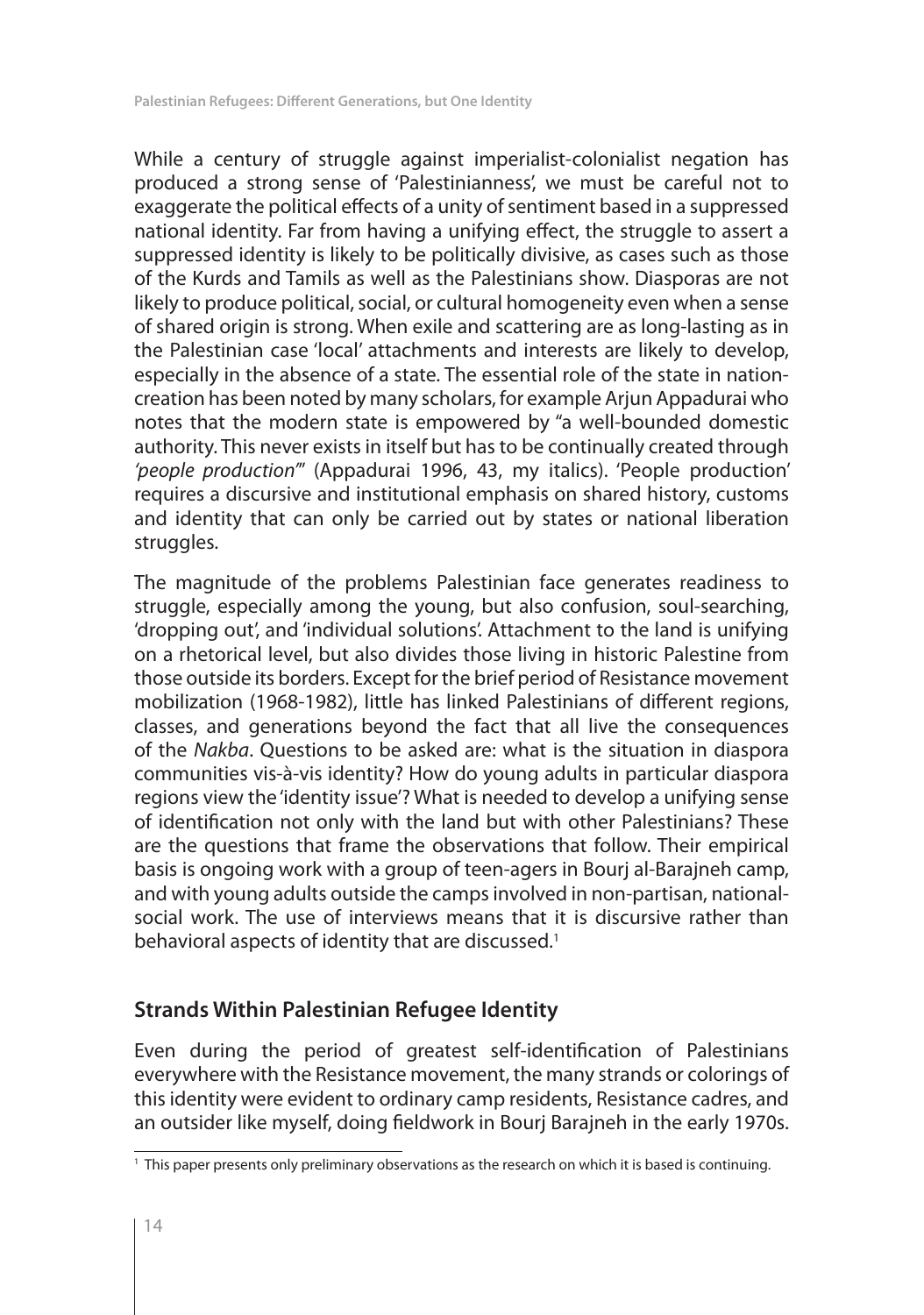While a century of struggle against imperialist-colonialist negation has produced a strong sense of 'Palestinianness', we must be careful not to exaggerate the political effects of a unity of sentiment based in a suppressed national identity. Far from having a unifying effect, the struggle to assert a suppressed identity is likely to be politically divisive, as cases such as those of the Kurds and Tamils as well as the Palestinians show. Diasporas are not likely to produce political, social, or cultural homogeneity even when a sense of shared origin is strong. When exile and scattering are as long-lasting as in the Palestinian case 'local' attachments and interests are likely to develop, especially in the absence of a state. The essential role of the state in nation-creation has been noted by many scholars, for example Arjun Appadurai who notes that the modern state is empowered by "a well-bounded domestic authority. This never exists in itself but has to be continually created through *'people production'*" (Appadurai 1996, 43, my italics). 'People production' requires a discursive and institutional emphasis on shared history, customs and identity that can only be carried out by states or national liberation struggles.

The magnitude of the problems Palestinian face generates readiness to struggle, especially among the young, but also confusion, soul-searching, 'dropping out', and 'individual solutions'. Attachment to the land is unifying on a rhetorical level, but also divides those living in historic Palestine from those outside its borders. Except for the brief period of Resistance movement mobilization (1968-1982), little has linked Palestinians of different regions, classes, and generations beyond the fact that all live the consequences of the *Nakba*. Questions to be asked are: what is the situation in diaspora communities vis-à-vis identity? How do young adults in particular diaspora regions view the 'identity issue'? What is needed to develop a unifying sense of identification not only with the land but with other Palestinians? These are the questions that frame the observations that follow. Their empirical basis is ongoing work with a group of teen-agers in Bourj al-Barajneh camp, and with young adults outside the camps involved in non-partisan, national-social work. The use of interviews means that it is discursive rather than behavioral aspects of identity that are discussed.[1]

## Strands Within Palestinian Refugee Identity

Even during the period of greatest self-identification of Palestinians everywhere with the Resistance movement, the many strands or colorings of this identity were evident to ordinary camp residents, Resistance cadres, and an outsider like myself, doing fieldwork in Bourj Barajneh in the early 1970s.

[1] This paper presents only preliminary observations as the research on which it is based is continuing.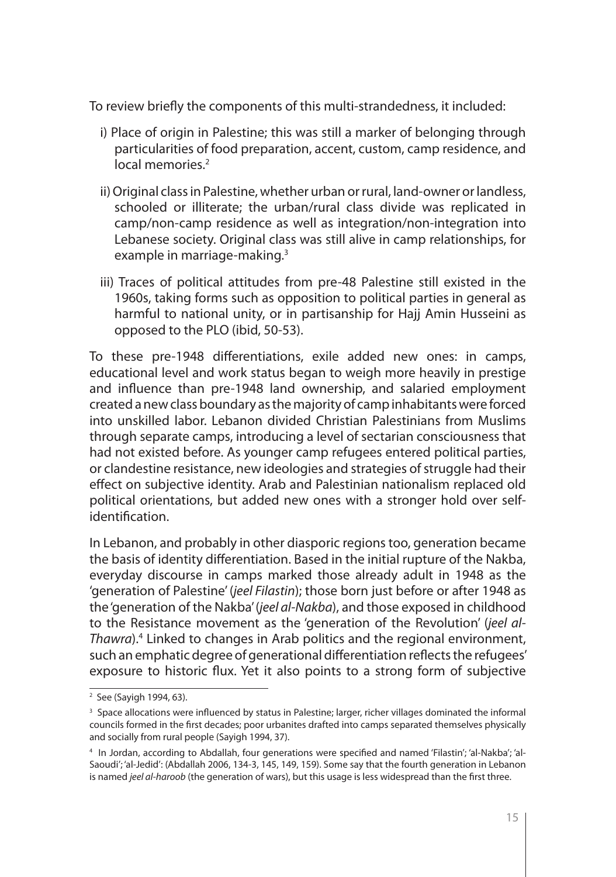To review briefly the components of this multi-strandedness, it included:

i) Place of origin in Palestine; this was still a marker of belonging through particularities of food preparation, accent, custom, camp residence, and local memories.[2]

ii) Original class in Palestine, whether urban or rural, land-owner or landless, schooled or illiterate; the urban/rural class divide was replicated in camp/non-camp residence as well as integration/non-integration into Lebanese society. Original class was still alive in camp relationships, for example in marriage-making.[3]

iii) Traces of political attitudes from pre-48 Palestine still existed in the 1960s, taking forms such as opposition to political parties in general as harmful to national unity, or in partisanship for Hajj Amin Husseini as opposed to the PLO (ibid, 50-53).

To these pre-1948 differentiations, exile added new ones: in camps, educational level and work status began to weigh more heavily in prestige and influence than pre-1948 land ownership, and salaried employment created a new class boundary as the majority of camp inhabitants were forced into unskilled labor. Lebanon divided Christian Palestinians from Muslims through separate camps, introducing a level of sectarian consciousness that had not existed before. As younger camp refugees entered political parties, or clandestine resistance, new ideologies and strategies of struggle had their effect on subjective identity. Arab and Palestinian nationalism replaced old political orientations, but added new ones with a stronger hold over self-identification.

In Lebanon, and probably in other diasporic regions too, generation became the basis of identity differentiation. Based in the initial rupture of the Nakba, everyday discourse in camps marked those already adult in 1948 as the 'generation of Palestine' (*jeel Filastin*); those born just before or after 1948 as the 'generation of the Nakba' (*jeel al-Nakba*), and those exposed in childhood to the Resistance movement as the 'generation of the Revolution' (*jeel al-Thawra*).[4] Linked to changes in Arab politics and the regional environment, such an emphatic degree of generational differentiation reflects the refugees' exposure to historic flux. Yet it also points to a strong form of subjective

---

[2] See (Sayigh 1994, 63).

[3] Space allocations were influenced by status in Palestine; larger, richer villages dominated the informal councils formed in the first decades; poor urbanites drafted into camps separated themselves physically and socially from rural people (Sayigh 1994, 37).

[4] In Jordan, according to Abdallah, four generations were specified and named 'Filastin'; 'al-Nakba'; 'al-Saoudi'; 'al-Jedid': (Abdallah 2006, 134-3, 145, 149, 159). Some say that the fourth generation in Lebanon is named *jeel al-haroob* (the generation of wars), but this usage is less widespread than the first three.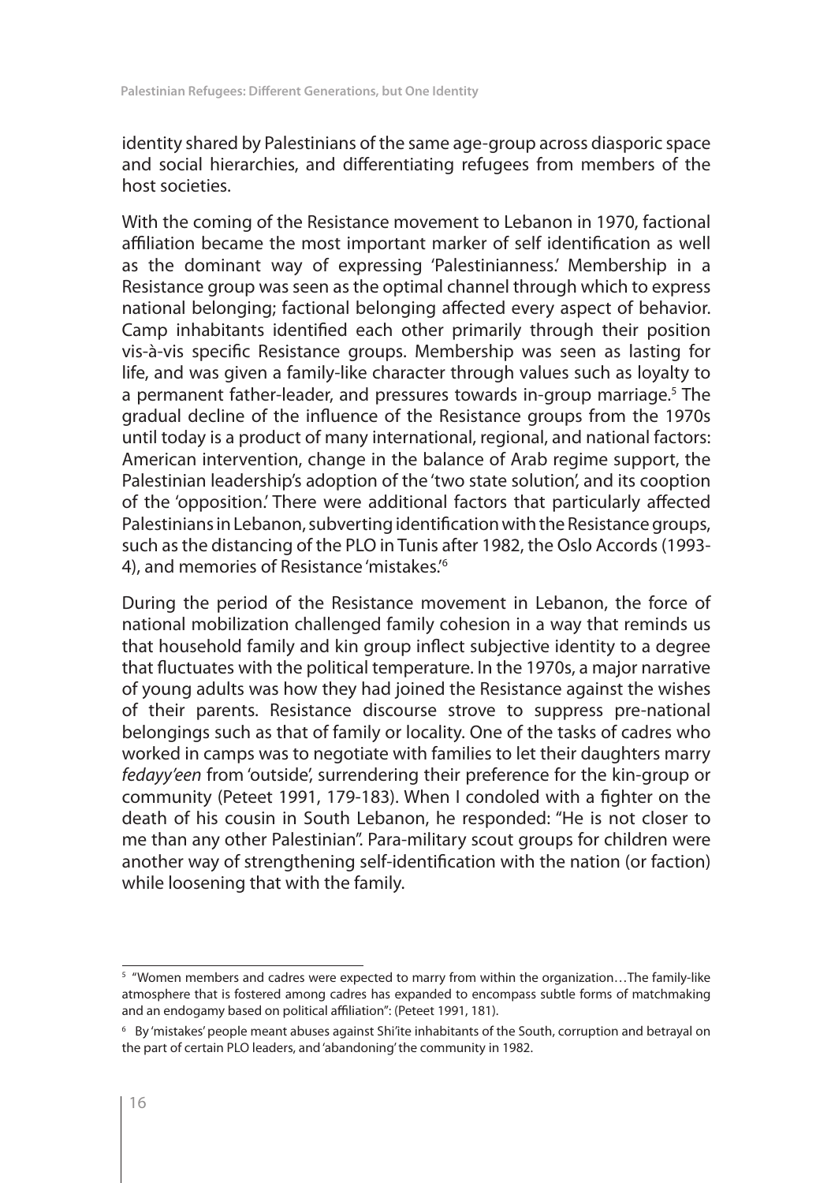identity shared by Palestinians of the same age-group across diasporic space and social hierarchies, and differentiating refugees from members of the host societies.

With the coming of the Resistance movement to Lebanon in 1970, factional affiliation became the most important marker of self identification as well as the dominant way of expressing 'Palestinianness.' Membership in a Resistance group was seen as the optimal channel through which to express national belonging; factional belonging affected every aspect of behavior. Camp inhabitants identified each other primarily through their position vis-à-vis specific Resistance groups. Membership was seen as lasting for life, and was given a family-like character through values such as loyalty to a permanent father-leader, and pressures towards in-group marriage.[5] The gradual decline of the influence of the Resistance groups from the 1970s until today is a product of many international, regional, and national factors: American intervention, change in the balance of Arab regime support, the Palestinian leadership's adoption of the 'two state solution', and its cooption of the 'opposition.' There were additional factors that particularly affected Palestinians in Lebanon, subverting identification with the Resistance groups, such as the distancing of the PLO in Tunis after 1982, the Oslo Accords (1993-4), and memories of Resistance 'mistakes.'[6]

During the period of the Resistance movement in Lebanon, the force of national mobilization challenged family cohesion in a way that reminds us that household family and kin group inflect subjective identity to a degree that fluctuates with the political temperature. In the 1970s, a major narrative of young adults was how they had joined the Resistance against the wishes of their parents. Resistance discourse strove to suppress pre-national belongings such as that of family or locality. One of the tasks of cadres who worked in camps was to negotiate with families to let their daughters marry *fedayy'een* from 'outside', surrendering their preference for the kin-group or community (Peteet 1991, 179-183). When I condoled with a fighter on the death of his cousin in South Lebanon, he responded: "He is not closer to me than any other Palestinian". Para-military scout groups for children were another way of strengthening self-identification with the nation (or faction) while loosening that with the family.

---

[5] "Women members and cadres were expected to marry from within the organization…The family-like atmosphere that is fostered among cadres has expanded to encompass subtle forms of matchmaking and an endogamy based on political affiliation": (Peteet 1991, 181).

[6] By 'mistakes' people meant abuses against Shi'ite inhabitants of the South, corruption and betrayal on the part of certain PLO leaders, and 'abandoning' the community in 1982.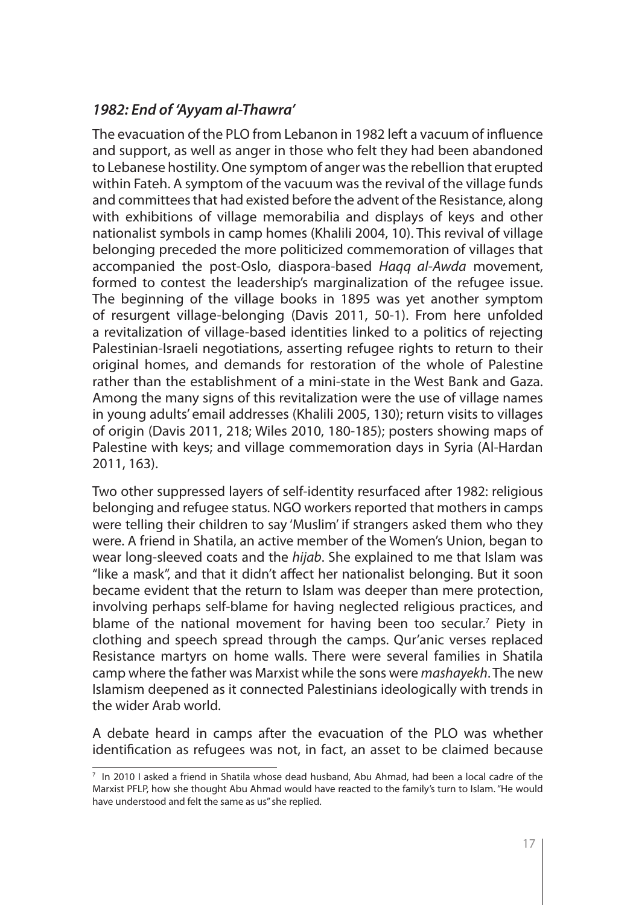### *1982: End of 'Ayyam al-Thawra'*

The evacuation of the PLO from Lebanon in 1982 left a vacuum of influence and support, as well as anger in those who felt they had been abandoned to Lebanese hostility. One symptom of anger was the rebellion that erupted within Fateh. A symptom of the vacuum was the revival of the village funds and committees that had existed before the advent of the Resistance, along with exhibitions of village memorabilia and displays of keys and other nationalist symbols in camp homes (Khalili 2004, 10). This revival of village belonging preceded the more politicized commemoration of villages that accompanied the post-Oslo, diaspora-based *Haqq al-Awda* movement, formed to contest the leadership's marginalization of the refugee issue. The beginning of the village books in 1895 was yet another symptom of resurgent village-belonging (Davis 2011, 50-1). From here unfolded a revitalization of village-based identities linked to a politics of rejecting Palestinian-Israeli negotiations, asserting refugee rights to return to their original homes, and demands for restoration of the whole of Palestine rather than the establishment of a mini-state in the West Bank and Gaza. Among the many signs of this revitalization were the use of village names in young adults' email addresses (Khalili 2005, 130); return visits to villages of origin (Davis 2011, 218; Wiles 2010, 180-185); posters showing maps of Palestine with keys; and village commemoration days in Syria (Al-Hardan 2011, 163).

Two other suppressed layers of self-identity resurfaced after 1982: religious belonging and refugee status. NGO workers reported that mothers in camps were telling their children to say 'Muslim' if strangers asked them who they were. A friend in Shatila, an active member of the Women's Union, began to wear long-sleeved coats and the *hijab*. She explained to me that Islam was "like a mask", and that it didn't affect her nationalist belonging. But it soon became evident that the return to Islam was deeper than mere protection, involving perhaps self-blame for having neglected religious practices, and blame of the national movement for having been too secular.[7] Piety in clothing and speech spread through the camps. Qur'anic verses replaced Resistance martyrs on home walls. There were several families in Shatila camp where the father was Marxist while the sons were *mashayekh*. The new Islamism deepened as it connected Palestinians ideologically with trends in the wider Arab world.

A debate heard in camps after the evacuation of the PLO was whether identification as refugees was not, in fact, an asset to be claimed because

---

[7] In 2010 I asked a friend in Shatila whose dead husband, Abu Ahmad, had been a local cadre of the Marxist PFLP, how she thought Abu Ahmad would have reacted to the family's turn to Islam. "He would have understood and felt the same as us" she replied.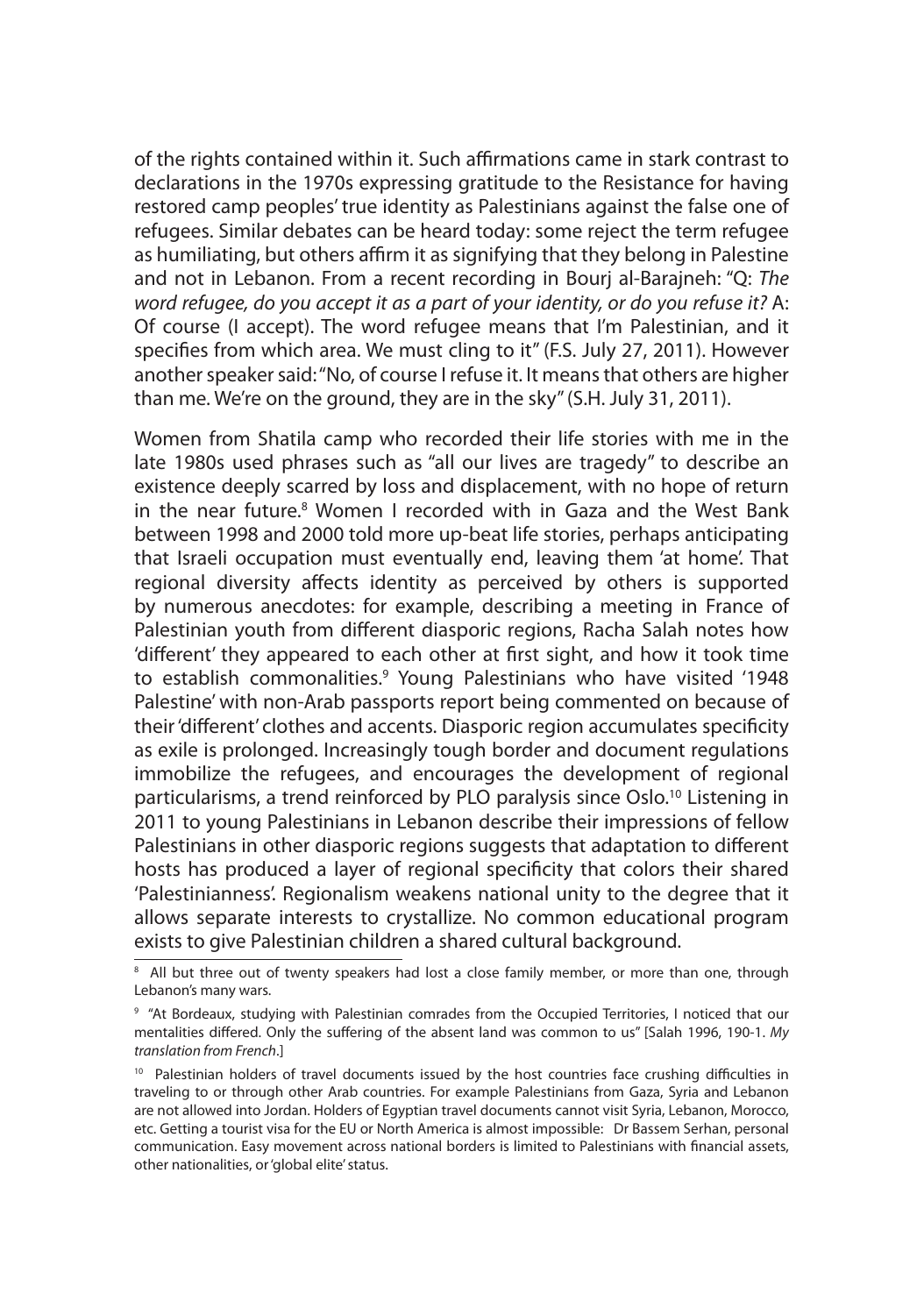of the rights contained within it. Such affirmations came in stark contrast to declarations in the 1970s expressing gratitude to the Resistance for having restored camp peoples' true identity as Palestinians against the false one of refugees. Similar debates can be heard today: some reject the term refugee as humiliating, but others affirm it as signifying that they belong in Palestine and not in Lebanon. From a recent recording in Bourj al-Barajneh: "Q: *The word refugee, do you accept it as a part of your identity, or do you refuse it?* A: Of course (I accept). The word refugee means that I'm Palestinian, and it specifies from which area. We must cling to it" (F.S. July 27, 2011). However another speaker said: "No, of course I refuse it. It means that others are higher than me. We're on the ground, they are in the sky" (S.H. July 31, 2011).

Women from Shatila camp who recorded their life stories with me in the late 1980s used phrases such as "all our lives are tragedy" to describe an existence deeply scarred by loss and displacement, with no hope of return in the near future.[8] Women I recorded with in Gaza and the West Bank between 1998 and 2000 told more up-beat life stories, perhaps anticipating that Israeli occupation must eventually end, leaving them 'at home'. That regional diversity affects identity as perceived by others is supported by numerous anecdotes: for example, describing a meeting in France of Palestinian youth from different diasporic regions, Racha Salah notes how 'different' they appeared to each other at first sight, and how it took time to establish commonalities.[9] Young Palestinians who have visited '1948 Palestine' with non-Arab passports report being commented on because of their 'different' clothes and accents. Diasporic region accumulates specificity as exile is prolonged. Increasingly tough border and document regulations immobilize the refugees, and encourages the development of regional particularisms, a trend reinforced by PLO paralysis since Oslo.[10] Listening in 2011 to young Palestinians in Lebanon describe their impressions of fellow Palestinians in other diasporic regions suggests that adaptation to different hosts has produced a layer of regional specificity that colors their shared 'Palestinianness'. Regionalism weakens national unity to the degree that it allows separate interests to crystallize. No common educational program exists to give Palestinian children a shared cultural background.

[8] All but three out of twenty speakers had lost a close family member, or more than one, through Lebanon's many wars.

[9] "At Bordeaux, studying with Palestinian comrades from the Occupied Territories, I noticed that our mentalities differed. Only the suffering of the absent land was common to us" [Salah 1996, 190-1. *My translation from French*.]

[10] Palestinian holders of travel documents issued by the host countries face crushing difficulties in traveling to or through other Arab countries. For example Palestinians from Gaza, Syria and Lebanon are not allowed into Jordan. Holders of Egyptian travel documents cannot visit Syria, Lebanon, Morocco, etc. Getting a tourist visa for the EU or North America is almost impossible: Dr Bassem Serhan, personal communication. Easy movement across national borders is limited to Palestinians with financial assets, other nationalities, or 'global elite' status.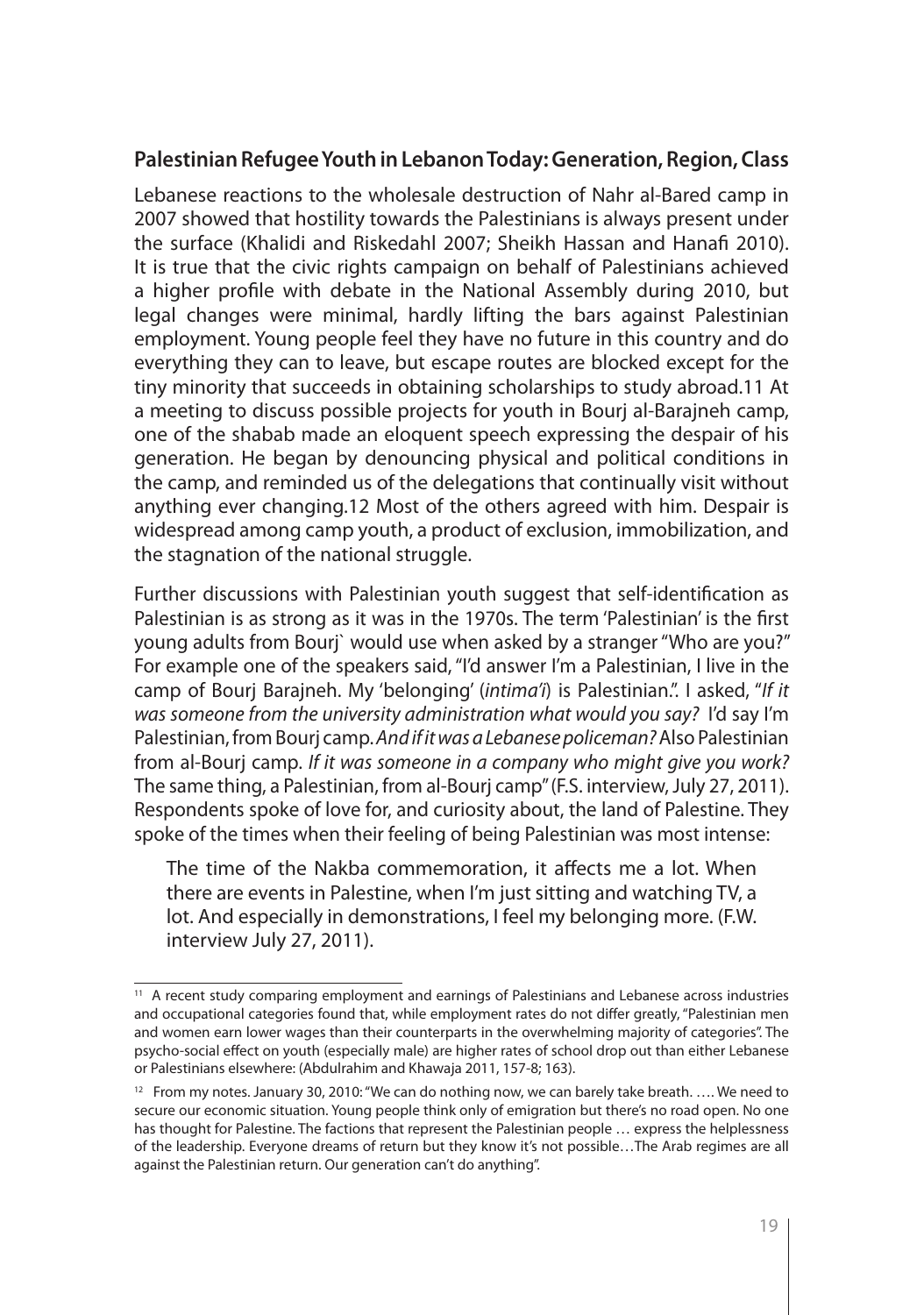## Palestinian Refugee Youth in Lebanon Today: Generation, Region, Class

Lebanese reactions to the wholesale destruction of Nahr al-Bared camp in 2007 showed that hostility towards the Palestinians is always present under the surface (Khalidi and Riskedahl 2007; Sheikh Hassan and Hanafi 2010). It is true that the civic rights campaign on behalf of Palestinians achieved a higher profile with debate in the National Assembly during 2010, but legal changes were minimal, hardly lifting the bars against Palestinian employment. Young people feel they have no future in this country and do everything they can to leave, but escape routes are blocked except for the tiny minority that succeeds in obtaining scholarships to study abroad.[11] At a meeting to discuss possible projects for youth in Bourj al-Barajneh camp, one of the shabab made an eloquent speech expressing the despair of his generation. He began by denouncing physical and political conditions in the camp, and reminded us of the delegations that continually visit without anything ever changing.[12] Most of the others agreed with him. Despair is widespread among camp youth, a product of exclusion, immobilization, and the stagnation of the national struggle.

Further discussions with Palestinian youth suggest that self-identification as Palestinian is as strong as it was in the 1970s. The term 'Palestinian' is the first young adults from Bourj` would use when asked by a stranger "Who are you?" For example one of the speakers said, "I'd answer I'm a Palestinian, I live in the camp of Bourj Barajneh. My 'belonging' (*intima'i*) is Palestinian.". I asked, "*If it was someone from the university administration what would you say?* I'd say I'm Palestinian, from Bourj camp. *And if it was a Lebanese policeman?* Also Palestinian from al-Bourj camp. *If it was someone in a company who might give you work?* The same thing, a Palestinian, from al-Bourj camp" (F.S. interview, July 27, 2011). Respondents spoke of love for, and curiosity about, the land of Palestine. They spoke of the times when their feeling of being Palestinian was most intense:

> The time of the Nakba commemoration, it affects me a lot. When there are events in Palestine, when I'm just sitting and watching TV, a lot. And especially in demonstrations, I feel my belonging more. (F.W. interview July 27, 2011).

---

[11] A recent study comparing employment and earnings of Palestinians and Lebanese across industries and occupational categories found that, while employment rates do not differ greatly, "Palestinian men and women earn lower wages than their counterparts in the overwhelming majority of categories". The psycho-social effect on youth (especially male) are higher rates of school drop out than either Lebanese or Palestinians elsewhere: (Abdulrahim and Khawaja 2011, 157-8; 163).

[12] From my notes. January 30, 2010: "We can do nothing now, we can barely take breath. …. We need to secure our economic situation. Young people think only of emigration but there's no road open. No one has thought for Palestine. The factions that represent the Palestinian people … express the helplessness of the leadership. Everyone dreams of return but they know it's not possible…The Arab regimes are all against the Palestinian return. Our generation can't do anything".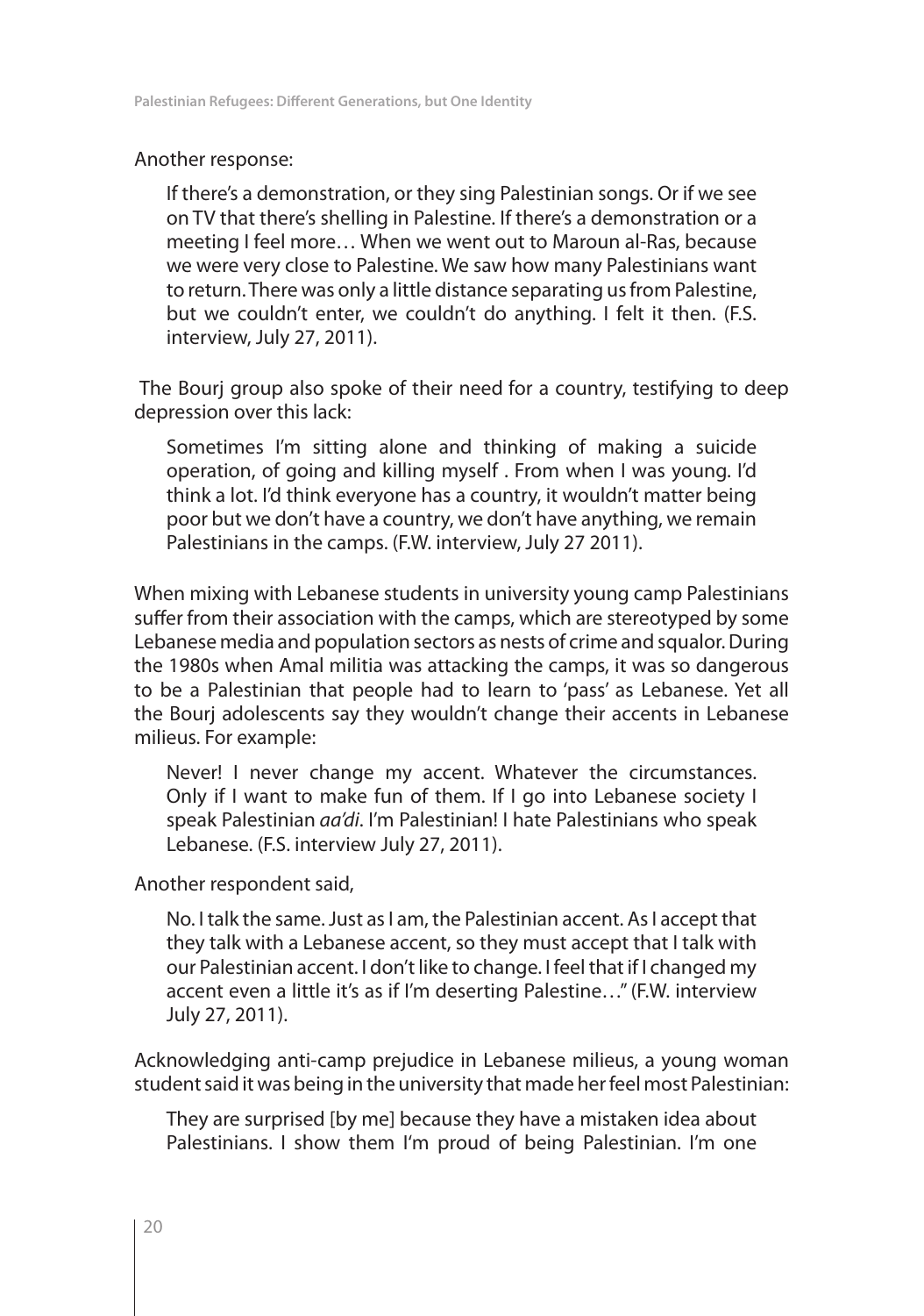Another response:

> If there's a demonstration, or they sing Palestinian songs. Or if we see on TV that there's shelling in Palestine. If there's a demonstration or a meeting I feel more… When we went out to Maroun al-Ras, because we were very close to Palestine. We saw how many Palestinians want to return. There was only a little distance separating us from Palestine, but we couldn't enter, we couldn't do anything. I felt it then. (F.S. interview, July 27, 2011).

The Bourj group also spoke of their need for a country, testifying to deep depression over this lack:

> Sometimes I'm sitting alone and thinking of making a suicide operation, of going and killing myself . From when I was young. I'd think a lot. I'd think everyone has a country, it wouldn't matter being poor but we don't have a country, we don't have anything, we remain Palestinians in the camps. (F.W. interview, July 27 2011).

When mixing with Lebanese students in university young camp Palestinians suffer from their association with the camps, which are stereotyped by some Lebanese media and population sectors as nests of crime and squalor. During the 1980s when Amal militia was attacking the camps, it was so dangerous to be a Palestinian that people had to learn to 'pass' as Lebanese. Yet all the Bourj adolescents say they wouldn't change their accents in Lebanese milieus. For example:

> Never! I never change my accent. Whatever the circumstances. Only if I want to make fun of them. If I go into Lebanese society I speak Palestinian *aa'di*. I'm Palestinian! I hate Palestinians who speak Lebanese. (F.S. interview July 27, 2011).

Another respondent said,

> No. I talk the same. Just as I am, the Palestinian accent. As I accept that they talk with a Lebanese accent, so they must accept that I talk with our Palestinian accent. I don't like to change. I feel that if I changed my accent even a little it's as if I'm deserting Palestine…" (F.W. interview July 27, 2011).

Acknowledging anti-camp prejudice in Lebanese milieus, a young woman student said it was being in the university that made her feel most Palestinian:

> They are surprised [by me] because they have a mistaken idea about Palestinians. I show them I'm proud of being Palestinian. I'm one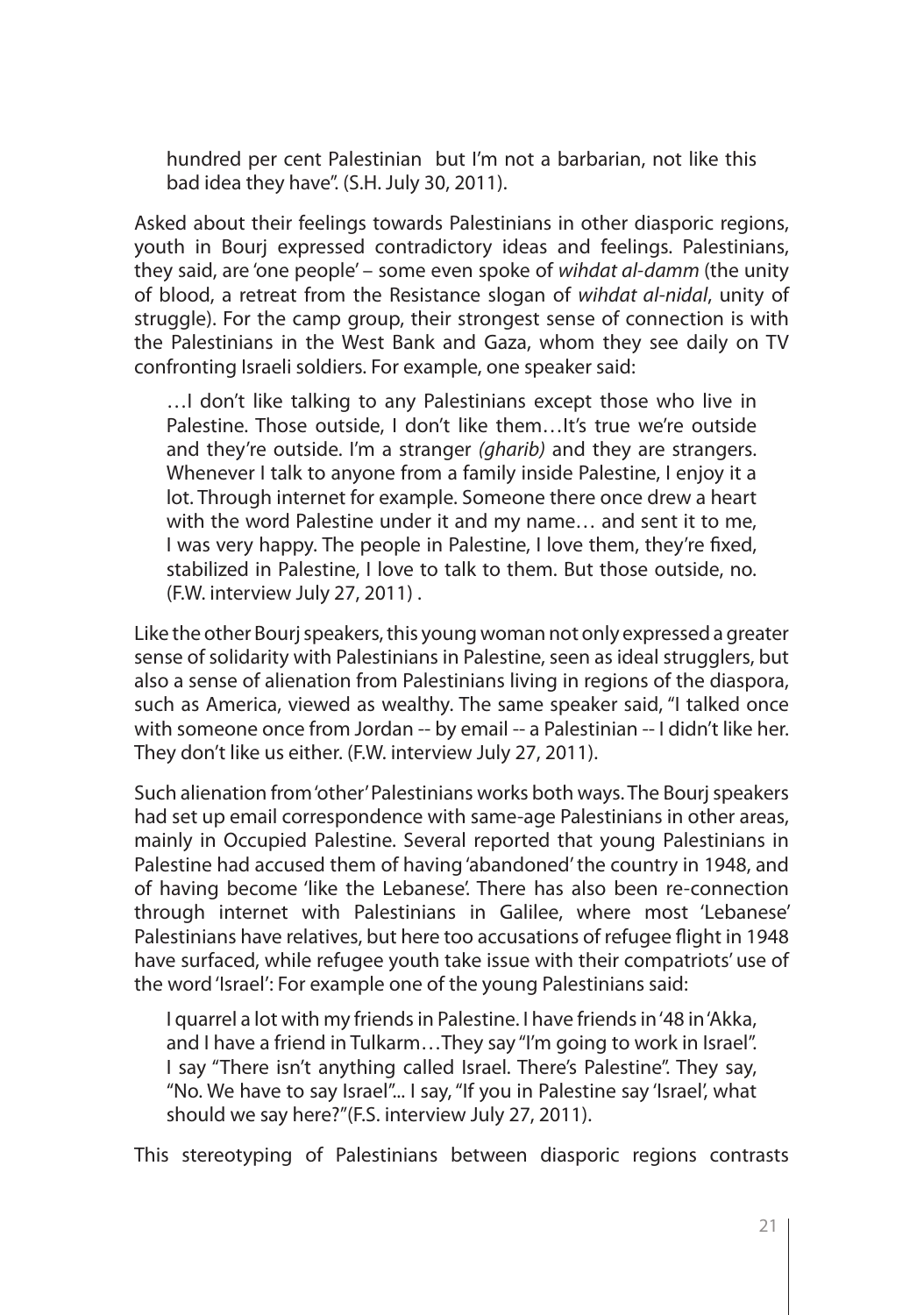hundred per cent Palestinian but I'm not a barbarian, not like this bad idea they have". (S.H. July 30, 2011).

Asked about their feelings towards Palestinians in other diasporic regions, youth in Bourj expressed contradictory ideas and feelings. Palestinians, they said, are 'one people' – some even spoke of *wihdat al-damm* (the unity of blood, a retreat from the Resistance slogan of *wihdat al-nidal*, unity of struggle). For the camp group, their strongest sense of connection is with the Palestinians in the West Bank and Gaza, whom they see daily on TV confronting Israeli soldiers. For example, one speaker said:

> …I don't like talking to any Palestinians except those who live in Palestine. Those outside, I don't like them…It's true we're outside and they're outside. I'm a stranger *(gharib)* and they are strangers. Whenever I talk to anyone from a family inside Palestine, I enjoy it a lot. Through internet for example. Someone there once drew a heart with the word Palestine under it and my name… and sent it to me, I was very happy. The people in Palestine, I love them, they're fixed, stabilized in Palestine, I love to talk to them. But those outside, no. (F.W. interview July 27, 2011) .

Like the other Bourj speakers, this young woman not only expressed a greater sense of solidarity with Palestinians in Palestine, seen as ideal strugglers, but also a sense of alienation from Palestinians living in regions of the diaspora, such as America, viewed as wealthy. The same speaker said, "I talked once with someone once from Jordan -- by email -- a Palestinian -- I didn't like her. They don't like us either. (F.W. interview July 27, 2011).

Such alienation from 'other' Palestinians works both ways. The Bourj speakers had set up email correspondence with same-age Palestinians in other areas, mainly in Occupied Palestine. Several reported that young Palestinians in Palestine had accused them of having 'abandoned' the country in 1948, and of having become 'like the Lebanese'. There has also been re-connection through internet with Palestinians in Galilee, where most 'Lebanese' Palestinians have relatives, but here too accusations of refugee flight in 1948 have surfaced, while refugee youth take issue with their compatriots' use of the word 'Israel': For example one of the young Palestinians said:

> I quarrel a lot with my friends in Palestine. I have friends in '48 in 'Akka, and I have a friend in Tulkarm…They say "I'm going to work in Israel". I say "There isn't anything called Israel. There's Palestine". They say, "No. We have to say Israel"... I say, "If you in Palestine say 'Israel', what should we say here?"(F.S. interview July 27, 2011).

This stereotyping of Palestinians between diasporic regions contrasts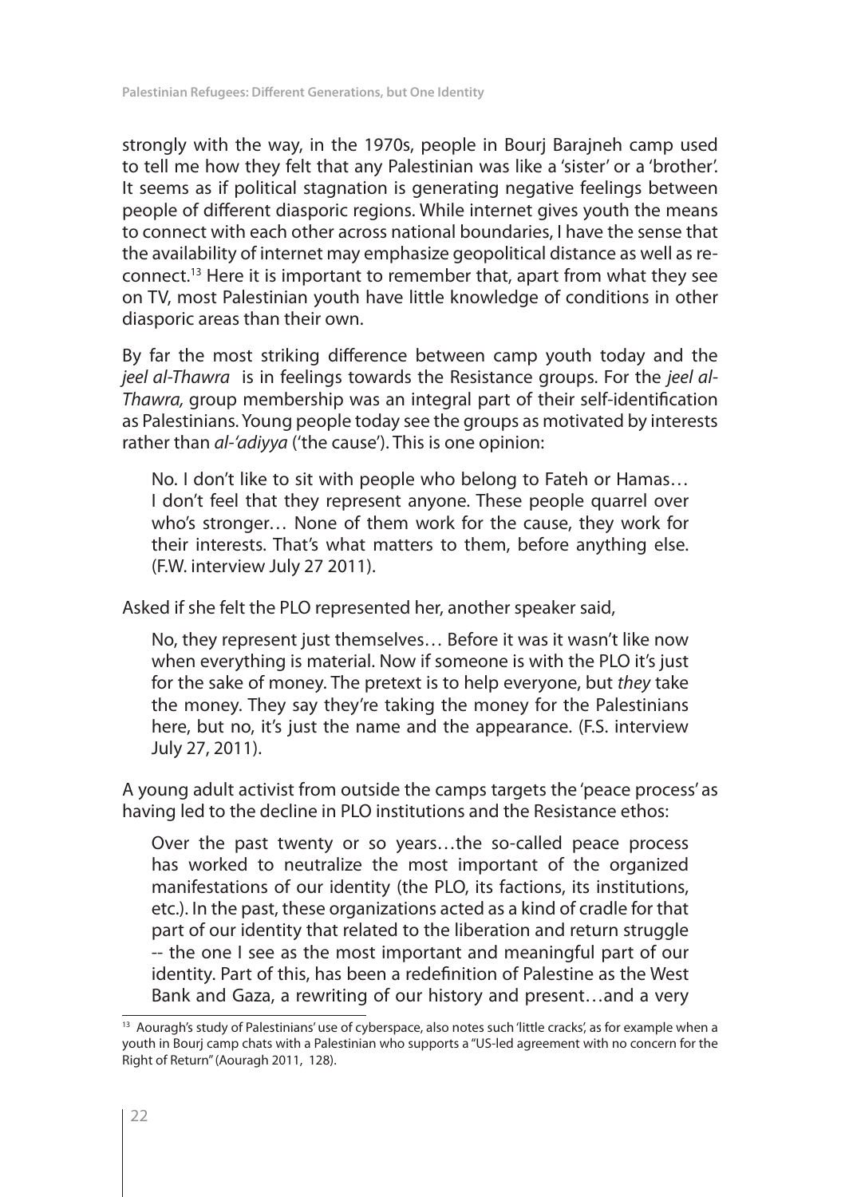strongly with the way, in the 1970s, people in Bourj Barajneh camp used to tell me how they felt that any Palestinian was like a 'sister' or a 'brother'. It seems as if political stagnation is generating negative feelings between people of different diasporic regions. While internet gives youth the means to connect with each other across national boundaries, I have the sense that the availability of internet may emphasize geopolitical distance as well as re-connect.[13] Here it is important to remember that, apart from what they see on TV, most Palestinian youth have little knowledge of conditions in other diasporic areas than their own.

By far the most striking difference between camp youth today and the *jeel al-Thawra* is in feelings towards the Resistance groups. For the *jeel al-Thawra,* group membership was an integral part of their self-identification as Palestinians. Young people today see the groups as motivated by interests rather than *al-'adiyya* ('the cause'). This is one opinion:

> No. I don't like to sit with people who belong to Fateh or Hamas… I don't feel that they represent anyone. These people quarrel over who's stronger… None of them work for the cause, they work for their interests. That's what matters to them, before anything else. (F.W. interview July 27 2011).

Asked if she felt the PLO represented her, another speaker said,

> No, they represent just themselves… Before it was it wasn't like now when everything is material. Now if someone is with the PLO it's just for the sake of money. The pretext is to help everyone, but *they* take the money. They say they're taking the money for the Palestinians here, but no, it's just the name and the appearance. (F.S. interview July 27, 2011).

A young adult activist from outside the camps targets the 'peace process' as having led to the decline in PLO institutions and the Resistance ethos:

> Over the past twenty or so years…the so-called peace process has worked to neutralize the most important of the organized manifestations of our identity (the PLO, its factions, its institutions, etc.). In the past, these organizations acted as a kind of cradle for that part of our identity that related to the liberation and return struggle -- the one I see as the most important and meaningful part of our identity. Part of this, has been a redefinition of Palestine as the West Bank and Gaza, a rewriting of our history and present…and a very

[13] Aouragh's study of Palestinians' use of cyberspace, also notes such 'little cracks', as for example when a youth in Bourj camp chats with a Palestinian who supports a "US-led agreement with no concern for the Right of Return" (Aouragh 2011, 128).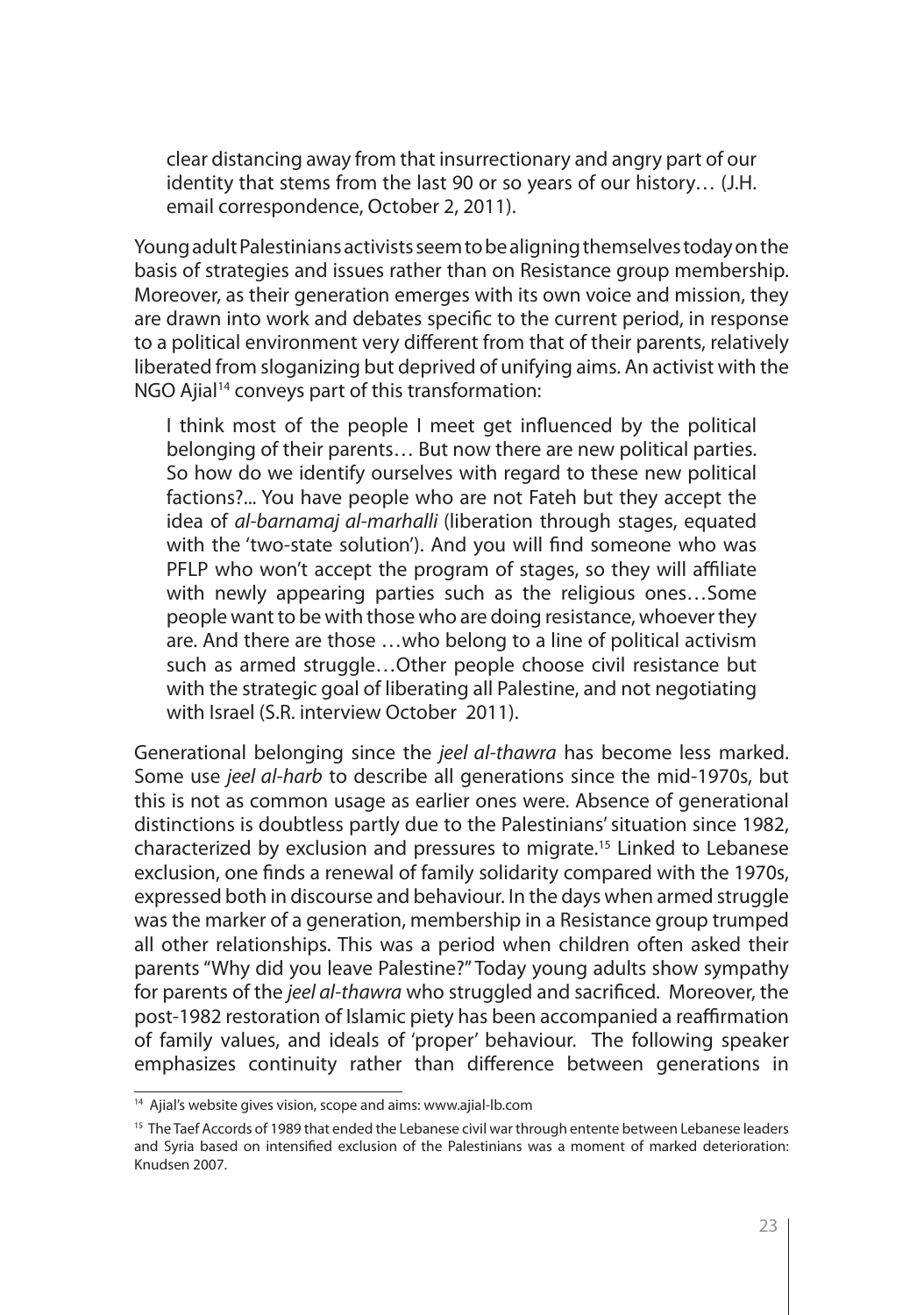> clear distancing away from that insurrectionary and angry part of our identity that stems from the last 90 or so years of our history… (J.H. email correspondence, October 2, 2011).

Young adult Palestinians activists seem to be aligning themselves today on the basis of strategies and issues rather than on Resistance group membership. Moreover, as their generation emerges with its own voice and mission, they are drawn into work and debates specific to the current period, in response to a political environment very different from that of their parents, relatively liberated from sloganizing but deprived of unifying aims. An activist with the NGO Ajial[14] conveys part of this transformation:

> I think most of the people I meet get influenced by the political belonging of their parents… But now there are new political parties. So how do we identify ourselves with regard to these new political factions?... You have people who are not Fateh but they accept the idea of *al-barnamaj al-marhalli* (liberation through stages, equated with the 'two-state solution'). And you will find someone who was PFLP who won't accept the program of stages, so they will affiliate with newly appearing parties such as the religious ones…Some people want to be with those who are doing resistance, whoever they are. And there are those …who belong to a line of political activism such as armed struggle…Other people choose civil resistance but with the strategic goal of liberating all Palestine, and not negotiating with Israel (S.R. interview October 2011).

Generational belonging since the *jeel al-thawra* has become less marked. Some use *jeel al-harb* to describe all generations since the mid-1970s, but this is not as common usage as earlier ones were. Absence of generational distinctions is doubtless partly due to the Palestinians' situation since 1982, characterized by exclusion and pressures to migrate.[15] Linked to Lebanese exclusion, one finds a renewal of family solidarity compared with the 1970s, expressed both in discourse and behaviour. In the days when armed struggle was the marker of a generation, membership in a Resistance group trumped all other relationships. This was a period when children often asked their parents "Why did you leave Palestine?" Today young adults show sympathy for parents of the *jeel al-thawra* who struggled and sacrificed. Moreover, the post-1982 restoration of Islamic piety has been accompanied a reaffirmation of family values, and ideals of 'proper' behaviour. The following speaker emphasizes continuity rather than difference between generations in

---

[14] Ajial's website gives vision, scope and aims: www.ajial-lb.com

[15] The Taef Accords of 1989 that ended the Lebanese civil war through entente between Lebanese leaders and Syria based on intensified exclusion of the Palestinians was a moment of marked deterioration: Knudsen 2007.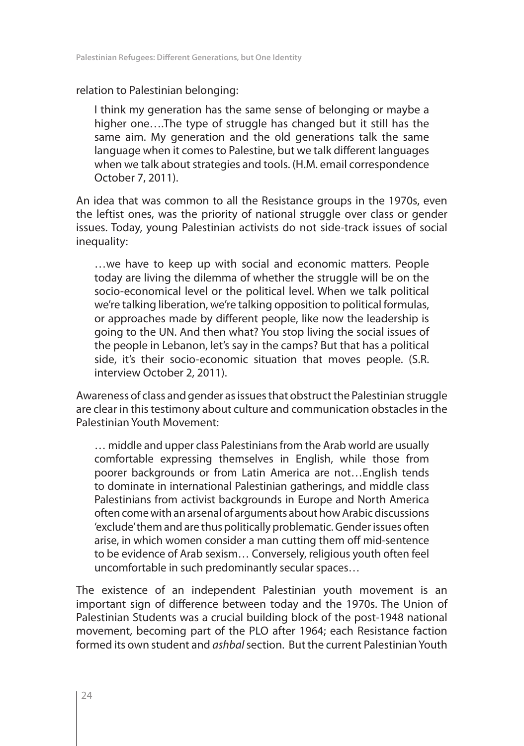relation to Palestinian belonging:

> I think my generation has the same sense of belonging or maybe a higher one….The type of struggle has changed but it still has the same aim. My generation and the old generations talk the same language when it comes to Palestine, but we talk different languages when we talk about strategies and tools. (H.M. email correspondence October 7, 2011).

An idea that was common to all the Resistance groups in the 1970s, even the leftist ones, was the priority of national struggle over class or gender issues. Today, young Palestinian activists do not side-track issues of social inequality:

> …we have to keep up with social and economic matters. People today are living the dilemma of whether the struggle will be on the socio-economical level or the political level. When we talk political we're talking liberation, we're talking opposition to political formulas, or approaches made by different people, like now the leadership is going to the UN. And then what? You stop living the social issues of the people in Lebanon, let's say in the camps? But that has a political side, it's their socio-economic situation that moves people. (S.R. interview October 2, 2011).

Awareness of class and gender as issues that obstruct the Palestinian struggle are clear in this testimony about culture and communication obstacles in the Palestinian Youth Movement:

> … middle and upper class Palestinians from the Arab world are usually comfortable expressing themselves in English, while those from poorer backgrounds or from Latin America are not…English tends to dominate in international Palestinian gatherings, and middle class Palestinians from activist backgrounds in Europe and North America often come with an arsenal of arguments about how Arabic discussions 'exclude' them and are thus politically problematic. Gender issues often arise, in which women consider a man cutting them off mid-sentence to be evidence of Arab sexism… Conversely, religious youth often feel uncomfortable in such predominantly secular spaces…

The existence of an independent Palestinian youth movement is an important sign of difference between today and the 1970s. The Union of Palestinian Students was a crucial building block of the post-1948 national movement, becoming part of the PLO after 1964; each Resistance faction formed its own student and *ashbal* section. But the current Palestinian Youth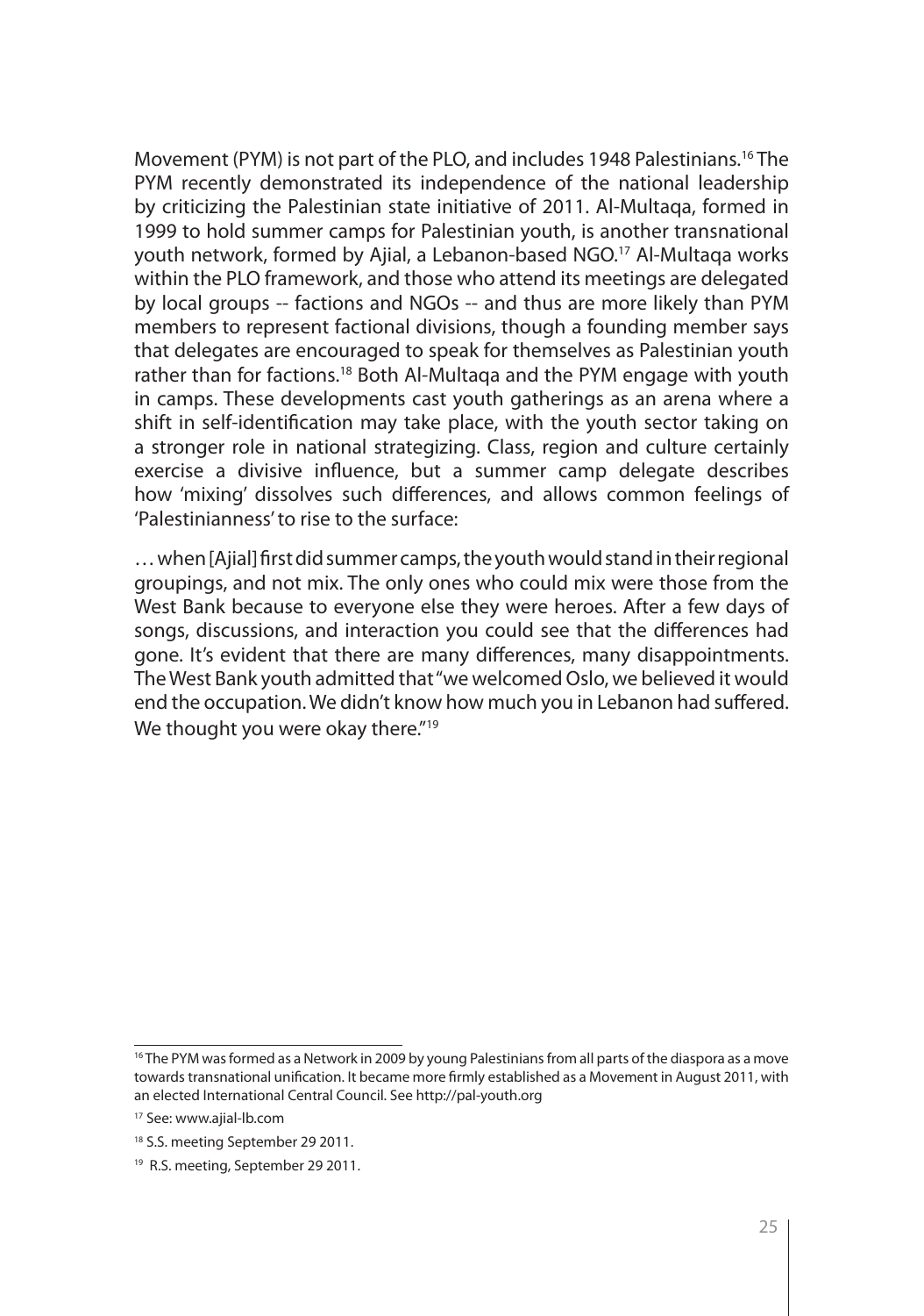Movement (PYM) is not part of the PLO, and includes 1948 Palestinians.[16] The PYM recently demonstrated its independence of the national leadership by criticizing the Palestinian state initiative of 2011. Al-Multaqa, formed in 1999 to hold summer camps for Palestinian youth, is another transnational youth network, formed by Ajial, a Lebanon-based NGO.[17] Al-Multaqa works within the PLO framework, and those who attend its meetings are delegated by local groups -- factions and NGOs -- and thus are more likely than PYM members to represent factional divisions, though a founding member says that delegates are encouraged to speak for themselves as Palestinian youth rather than for factions.[18] Both Al-Multaqa and the PYM engage with youth in camps. These developments cast youth gatherings as an arena where a shift in self-identification may take place, with the youth sector taking on a stronger role in national strategizing. Class, region and culture certainly exercise a divisive influence, but a summer camp delegate describes how 'mixing' dissolves such differences, and allows common feelings of 'Palestinianness' to rise to the surface:

… when [Ajial] first did summer camps, the youth would stand in their regional groupings, and not mix. The only ones who could mix were those from the West Bank because to everyone else they were heroes. After a few days of songs, discussions, and interaction you could see that the differences had gone. It's evident that there are many differences, many disappointments. The West Bank youth admitted that "we welcomed Oslo, we believed it would end the occupation. We didn't know how much you in Lebanon had suffered. We thought you were okay there."[19]

---

[16] The PYM was formed as a Network in 2009 by young Palestinians from all parts of the diaspora as a move towards transnational unification. It became more firmly established as a Movement in August 2011, with an elected International Central Council. See http://pal-youth.org

[17] See: www.ajial-lb.com

[18] S.S. meeting September 29 2011.

[19] R.S. meeting, September 29 2011.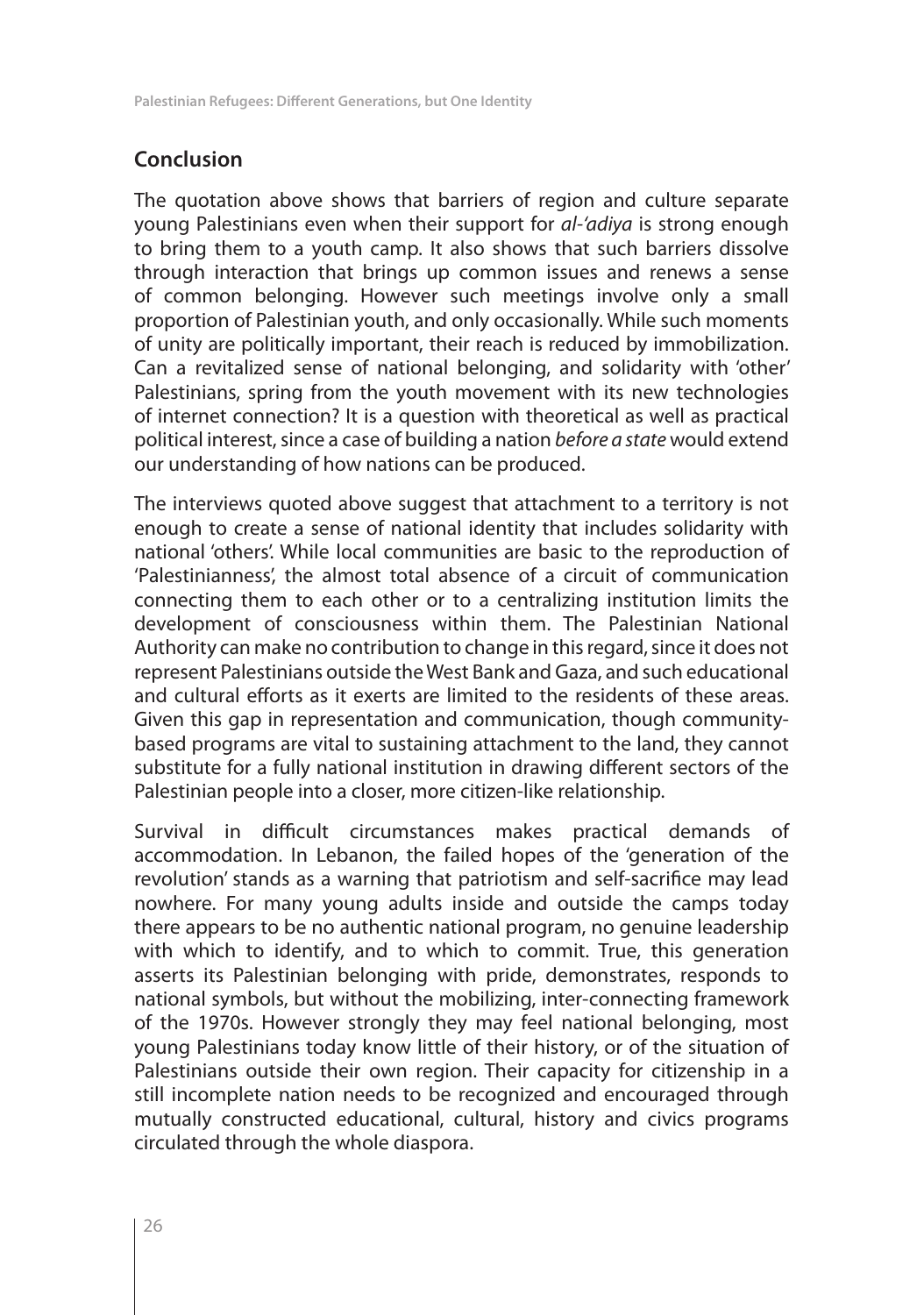## Conclusion

The quotation above shows that barriers of region and culture separate young Palestinians even when their support for *al-'adiya* is strong enough to bring them to a youth camp. It also shows that such barriers dissolve through interaction that brings up common issues and renews a sense of common belonging. However such meetings involve only a small proportion of Palestinian youth, and only occasionally. While such moments of unity are politically important, their reach is reduced by immobilization. Can a revitalized sense of national belonging, and solidarity with 'other' Palestinians, spring from the youth movement with its new technologies of internet connection? It is a question with theoretical as well as practical political interest, since a case of building a nation *before a state* would extend our understanding of how nations can be produced.

The interviews quoted above suggest that attachment to a territory is not enough to create a sense of national identity that includes solidarity with national 'others'. While local communities are basic to the reproduction of 'Palestinianness', the almost total absence of a circuit of communication connecting them to each other or to a centralizing institution limits the development of consciousness within them. The Palestinian National Authority can make no contribution to change in this regard, since it does not represent Palestinians outside the West Bank and Gaza, and such educational and cultural efforts as it exerts are limited to the residents of these areas. Given this gap in representation and communication, though community-based programs are vital to sustaining attachment to the land, they cannot substitute for a fully national institution in drawing different sectors of the Palestinian people into a closer, more citizen-like relationship.

Survival in difficult circumstances makes practical demands of accommodation. In Lebanon, the failed hopes of the 'generation of the revolution' stands as a warning that patriotism and self-sacrifice may lead nowhere. For many young adults inside and outside the camps today there appears to be no authentic national program, no genuine leadership with which to identify, and to which to commit. True, this generation asserts its Palestinian belonging with pride, demonstrates, responds to national symbols, but without the mobilizing, inter-connecting framework of the 1970s. However strongly they may feel national belonging, most young Palestinians today know little of their history, or of the situation of Palestinians outside their own region. Their capacity for citizenship in a still incomplete nation needs to be recognized and encouraged through mutually constructed educational, cultural, history and civics programs circulated through the whole diaspora.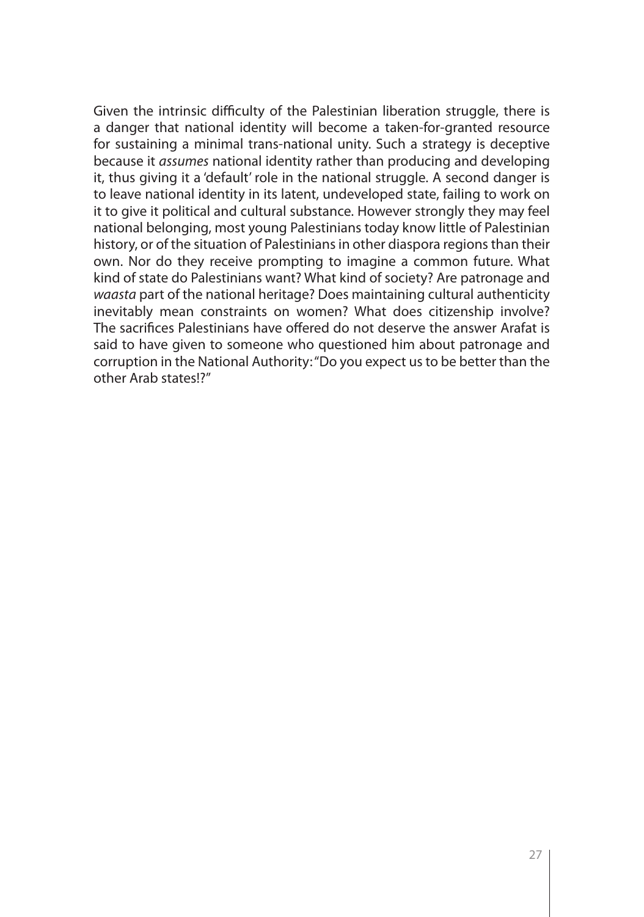Given the intrinsic difficulty of the Palestinian liberation struggle, there is a danger that national identity will become a taken-for-granted resource for sustaining a minimal trans-national unity. Such a strategy is deceptive because it *assumes* national identity rather than producing and developing it, thus giving it a 'default' role in the national struggle. A second danger is to leave national identity in its latent, undeveloped state, failing to work on it to give it political and cultural substance. However strongly they may feel national belonging, most young Palestinians today know little of Palestinian history, or of the situation of Palestinians in other diaspora regions than their own. Nor do they receive prompting to imagine a common future. What kind of state do Palestinians want? What kind of society? Are patronage and *waasta* part of the national heritage? Does maintaining cultural authenticity inevitably mean constraints on women? What does citizenship involve? The sacrifices Palestinians have offered do not deserve the answer Arafat is said to have given to someone who questioned him about patronage and corruption in the National Authority: "Do you expect us to be better than the other Arab states!?"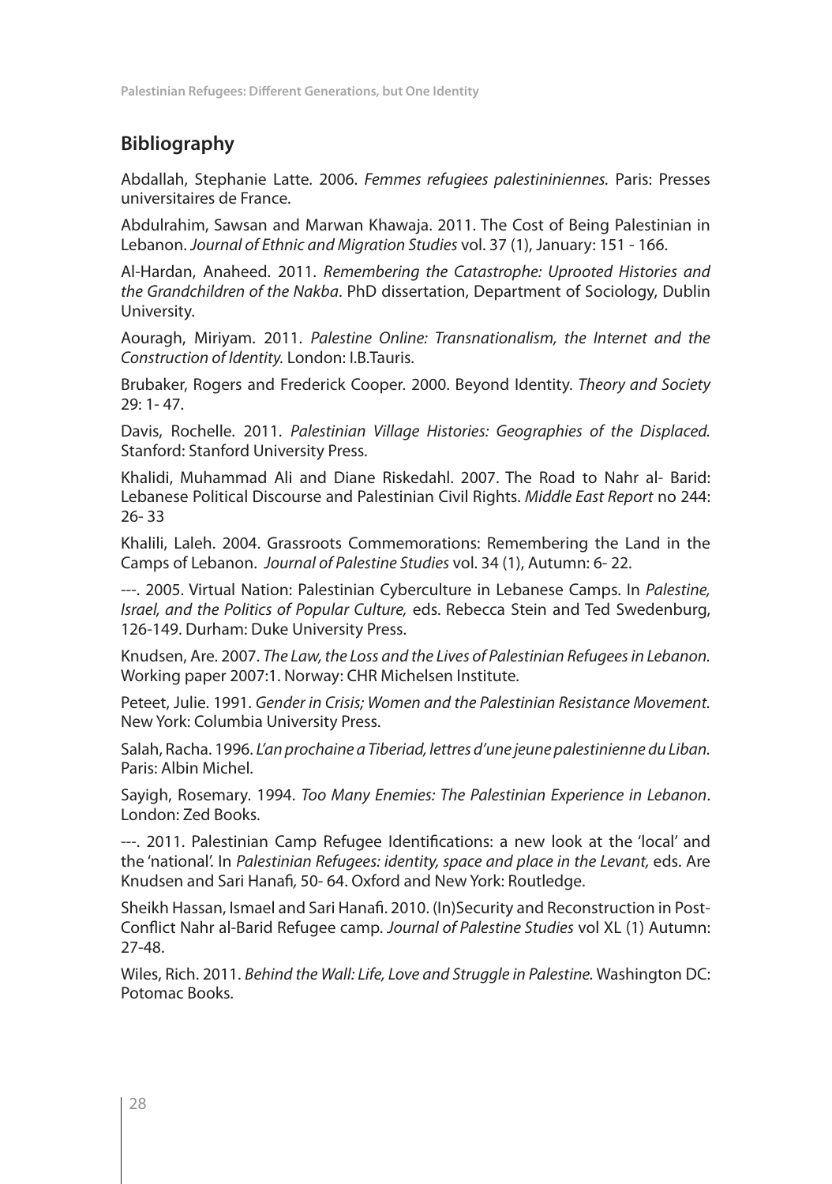## Bibliography

Abdallah, Stephanie Latte. 2006. *Femmes refugiees palestininiennes.* Paris: Presses universitaires de France.

Abdulrahim, Sawsan and Marwan Khawaja. 2011. The Cost of Being Palestinian in Lebanon. *Journal of Ethnic and Migration Studies* vol. 37 (1), January: 151 - 166.

Al-Hardan, Anaheed. 2011. *Remembering the Catastrophe: Uprooted Histories and the Grandchildren of the Nakba*. PhD dissertation, Department of Sociology, Dublin University.

Aouragh, Miriyam. 2011. *Palestine Online: Transnationalism, the Internet and the Construction of Identity.* London: I.B.Tauris.

Brubaker, Rogers and Frederick Cooper. 2000. Beyond Identity. *Theory and Society* 29: 1- 47.

Davis, Rochelle. 2011. *Palestinian Village Histories: Geographies of the Displaced.* Stanford: Stanford University Press.

Khalidi, Muhammad Ali and Diane Riskedahl. 2007. The Road to Nahr al- Barid: Lebanese Political Discourse and Palestinian Civil Rights. *Middle East Report* no 244: 26- 33

Khalili, Laleh. 2004. Grassroots Commemorations: Remembering the Land in the Camps of Lebanon. *Journal of Palestine Studies* vol. 34 (1), Autumn: 6- 22.

---. 2005. Virtual Nation: Palestinian Cyberculture in Lebanese Camps. In *Palestine, Israel, and the Politics of Popular Culture,* eds. Rebecca Stein and Ted Swedenburg, 126-149. Durham: Duke University Press.

Knudsen, Are. 2007. *The Law, the Loss and the Lives of Palestinian Refugees in Lebanon.* Working paper 2007:1. Norway: CHR Michelsen Institute.

Peteet, Julie. 1991. *Gender in Crisis; Women and the Palestinian Resistance Movement.* New York: Columbia University Press.

Salah, Racha. 1996. *L'an prochaine a Tiberiad, lettres d'une jeune palestinienne du Liban.* Paris: Albin Michel.

Sayigh, Rosemary. 1994. *Too Many Enemies: The Palestinian Experience in Lebanon*. London: Zed Books.

---. 2011. Palestinian Camp Refugee Identifications: a new look at the 'local' and the 'national'. In *Palestinian Refugees: identity, space and place in the Levant,* eds. Are Knudsen and Sari Hanafi*,* 50- 64. Oxford and New York: Routledge.

Sheikh Hassan, Ismael and Sari Hanafi. 2010. (In)Security and Reconstruction in Post-Conflict Nahr al-Barid Refugee camp. *Journal of Palestine Studies* vol XL (1) Autumn: 27-48.

Wiles, Rich. 2011. *Behind the Wall: Life, Love and Struggle in Palestine.* Washington DC: Potomac Books.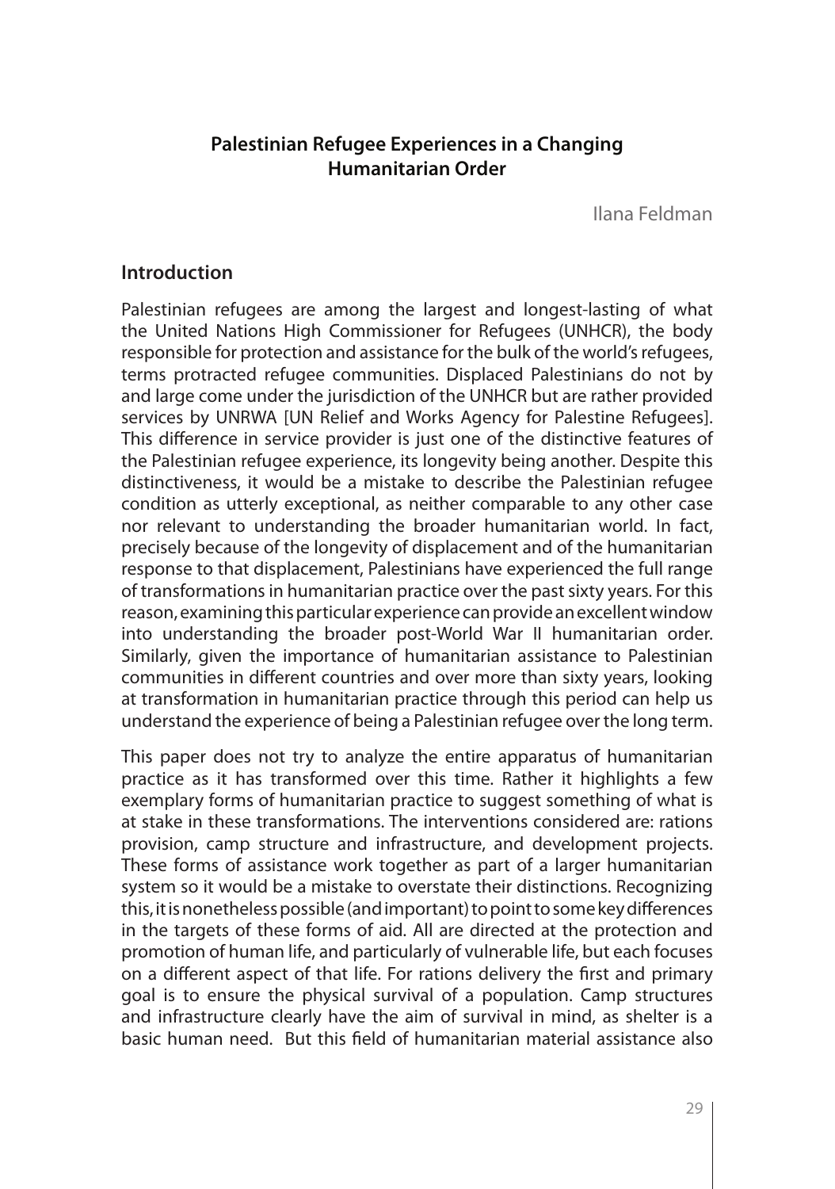## Palestinian Refugee Experiences in a Changing Humanitarian Order

Ilana Feldman

### Introduction

Palestinian refugees are among the largest and longest-lasting of what the United Nations High Commissioner for Refugees (UNHCR), the body responsible for protection and assistance for the bulk of the world's refugees, terms protracted refugee communities. Displaced Palestinians do not by and large come under the jurisdiction of the UNHCR but are rather provided services by UNRWA [UN Relief and Works Agency for Palestine Refugees]. This difference in service provider is just one of the distinctive features of the Palestinian refugee experience, its longevity being another. Despite this distinctiveness, it would be a mistake to describe the Palestinian refugee condition as utterly exceptional, as neither comparable to any other case nor relevant to understanding the broader humanitarian world. In fact, precisely because of the longevity of displacement and of the humanitarian response to that displacement, Palestinians have experienced the full range of transformations in humanitarian practice over the past sixty years. For this reason, examining this particular experience can provide an excellent window into understanding the broader post-World War II humanitarian order. Similarly, given the importance of humanitarian assistance to Palestinian communities in different countries and over more than sixty years, looking at transformation in humanitarian practice through this period can help us understand the experience of being a Palestinian refugee over the long term.

This paper does not try to analyze the entire apparatus of humanitarian practice as it has transformed over this time. Rather it highlights a few exemplary forms of humanitarian practice to suggest something of what is at stake in these transformations. The interventions considered are: rations provision, camp structure and infrastructure, and development projects. These forms of assistance work together as part of a larger humanitarian system so it would be a mistake to overstate their distinctions. Recognizing this, it is nonetheless possible (and important) to point to some key differences in the targets of these forms of aid. All are directed at the protection and promotion of human life, and particularly of vulnerable life, but each focuses on a different aspect of that life. For rations delivery the first and primary goal is to ensure the physical survival of a population. Camp structures and infrastructure clearly have the aim of survival in mind, as shelter is a basic human need. But this field of humanitarian material assistance also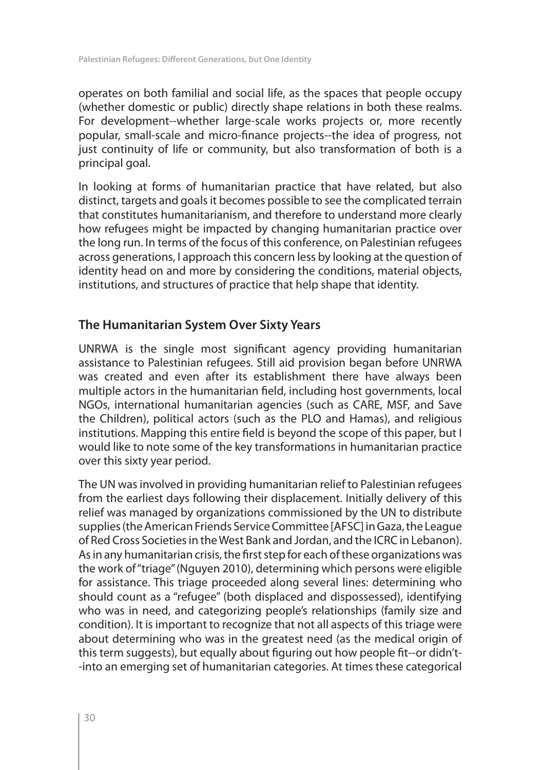operates on both familial and social life, as the spaces that people occupy (whether domestic or public) directly shape relations in both these realms. For development--whether large-scale works projects or, more recently popular, small-scale and micro-finance projects--the idea of progress, not just continuity of life or community, but also transformation of both is a principal goal.

In looking at forms of humanitarian practice that have related, but also distinct, targets and goals it becomes possible to see the complicated terrain that constitutes humanitarianism, and therefore to understand more clearly how refugees might be impacted by changing humanitarian practice over the long run. In terms of the focus of this conference, on Palestinian refugees across generations, I approach this concern less by looking at the question of identity head on and more by considering the conditions, material objects, institutions, and structures of practice that help shape that identity.

## The Humanitarian System Over Sixty Years

UNRWA is the single most significant agency providing humanitarian assistance to Palestinian refugees. Still aid provision began before UNRWA was created and even after its establishment there have always been multiple actors in the humanitarian field, including host governments, local NGOs, international humanitarian agencies (such as CARE, MSF, and Save the Children), political actors (such as the PLO and Hamas), and religious institutions. Mapping this entire field is beyond the scope of this paper, but I would like to note some of the key transformations in humanitarian practice over this sixty year period.

The UN was involved in providing humanitarian relief to Palestinian refugees from the earliest days following their displacement. Initially delivery of this relief was managed by organizations commissioned by the UN to distribute supplies (the American Friends Service Committee [AFSC] in Gaza, the League of Red Cross Societies in the West Bank and Jordan, and the ICRC in Lebanon). As in any humanitarian crisis, the first step for each of these organizations was the work of "triage" (Nguyen 2010), determining which persons were eligible for assistance. This triage proceeded along several lines: determining who should count as a "refugee" (both displaced and dispossessed), identifying who was in need, and categorizing people's relationships (family size and condition). It is important to recognize that not all aspects of this triage were about determining who was in the greatest need (as the medical origin of this term suggests), but equally about figuring out how people fit--or didn't--into an emerging set of humanitarian categories. At times these categorical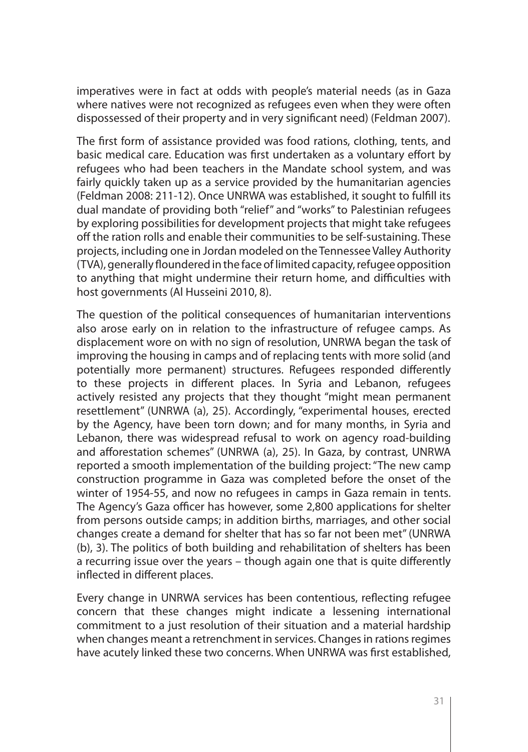imperatives were in fact at odds with people's material needs (as in Gaza where natives were not recognized as refugees even when they were often dispossessed of their property and in very significant need) (Feldman 2007).

The first form of assistance provided was food rations, clothing, tents, and basic medical care. Education was first undertaken as a voluntary effort by refugees who had been teachers in the Mandate school system, and was fairly quickly taken up as a service provided by the humanitarian agencies (Feldman 2008: 211-12). Once UNRWA was established, it sought to fulfill its dual mandate of providing both "relief" and "works" to Palestinian refugees by exploring possibilities for development projects that might take refugees off the ration rolls and enable their communities to be self-sustaining. These projects, including one in Jordan modeled on the Tennessee Valley Authority (TVA), generally floundered in the face of limited capacity, refugee opposition to anything that might undermine their return home, and difficulties with host governments (Al Husseini 2010, 8).

The question of the political consequences of humanitarian interventions also arose early on in relation to the infrastructure of refugee camps. As displacement wore on with no sign of resolution, UNRWA began the task of improving the housing in camps and of replacing tents with more solid (and potentially more permanent) structures. Refugees responded differently to these projects in different places. In Syria and Lebanon, refugees actively resisted any projects that they thought "might mean permanent resettlement" (UNRWA (a), 25). Accordingly, "experimental houses, erected by the Agency, have been torn down; and for many months, in Syria and Lebanon, there was widespread refusal to work on agency road-building and afforestation schemes" (UNRWA (a), 25). In Gaza, by contrast, UNRWA reported a smooth implementation of the building project: "The new camp construction programme in Gaza was completed before the onset of the winter of 1954-55, and now no refugees in camps in Gaza remain in tents. The Agency's Gaza officer has however, some 2,800 applications for shelter from persons outside camps; in addition births, marriages, and other social changes create a demand for shelter that has so far not been met" (UNRWA (b), 3). The politics of both building and rehabilitation of shelters has been a recurring issue over the years – though again one that is quite differently inflected in different places.

Every change in UNRWA services has been contentious, reflecting refugee concern that these changes might indicate a lessening international commitment to a just resolution of their situation and a material hardship when changes meant a retrenchment in services. Changes in rations regimes have acutely linked these two concerns. When UNRWA was first established,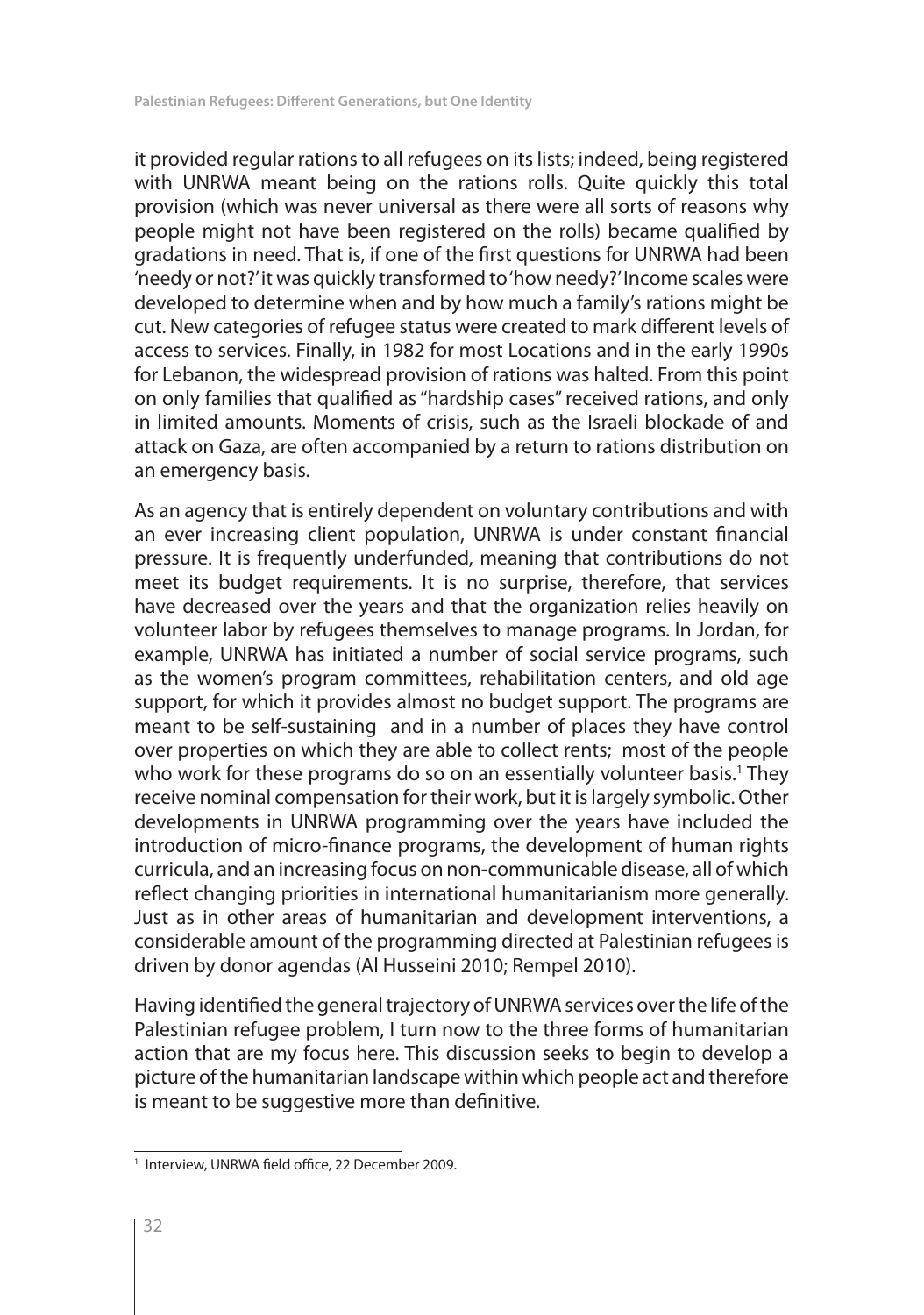it provided regular rations to all refugees on its lists; indeed, being registered with UNRWA meant being on the rations rolls. Quite quickly this total provision (which was never universal as there were all sorts of reasons why people might not have been registered on the rolls) became qualified by gradations in need. That is, if one of the first questions for UNRWA had been 'needy or not?' it was quickly transformed to 'how needy?' Income scales were developed to determine when and by how much a family's rations might be cut. New categories of refugee status were created to mark different levels of access to services. Finally, in 1982 for most Locations and in the early 1990s for Lebanon, the widespread provision of rations was halted. From this point on only families that qualified as "hardship cases" received rations, and only in limited amounts. Moments of crisis, such as the Israeli blockade of and attack on Gaza, are often accompanied by a return to rations distribution on an emergency basis.

As an agency that is entirely dependent on voluntary contributions and with an ever increasing client population, UNRWA is under constant financial pressure. It is frequently underfunded, meaning that contributions do not meet its budget requirements. It is no surprise, therefore, that services have decreased over the years and that the organization relies heavily on volunteer labor by refugees themselves to manage programs. In Jordan, for example, UNRWA has initiated a number of social service programs, such as the women's program committees, rehabilitation centers, and old age support, for which it provides almost no budget support. The programs are meant to be self-sustaining and in a number of places they have control over properties on which they are able to collect rents; most of the people who work for these programs do so on an essentially volunteer basis.[1] They receive nominal compensation for their work, but it is largely symbolic. Other developments in UNRWA programming over the years have included the introduction of micro-finance programs, the development of human rights curricula, and an increasing focus on non-communicable disease, all of which reflect changing priorities in international humanitarianism more generally. Just as in other areas of humanitarian and development interventions, a considerable amount of the programming directed at Palestinian refugees is driven by donor agendas (Al Husseini 2010; Rempel 2010).

Having identified the general trajectory of UNRWA services over the life of the Palestinian refugee problem, I turn now to the three forms of humanitarian action that are my focus here. This discussion seeks to begin to develop a picture of the humanitarian landscape within which people act and therefore is meant to be suggestive more than definitive.

[1] Interview, UNRWA field office, 22 December 2009.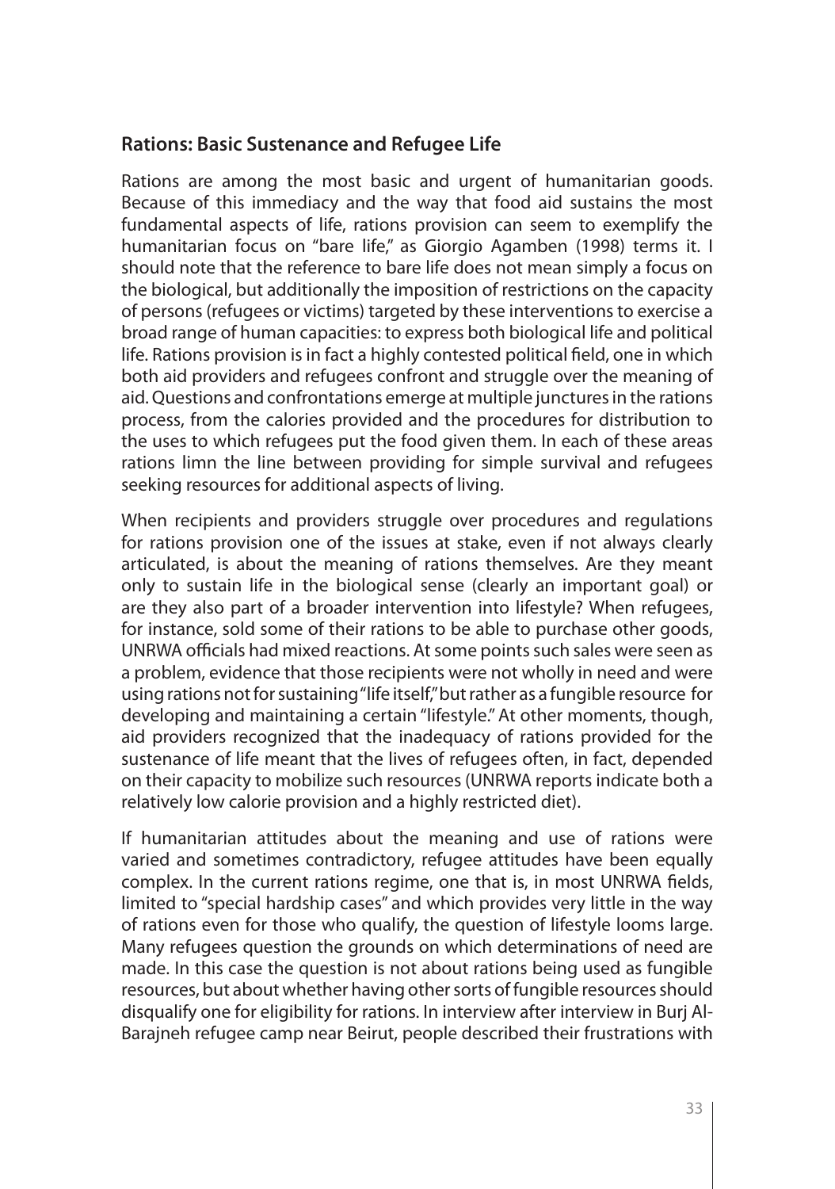## Rations: Basic Sustenance and Refugee Life

Rations are among the most basic and urgent of humanitarian goods. Because of this immediacy and the way that food aid sustains the most fundamental aspects of life, rations provision can seem to exemplify the humanitarian focus on "bare life," as Giorgio Agamben (1998) terms it. I should note that the reference to bare life does not mean simply a focus on the biological, but additionally the imposition of restrictions on the capacity of persons (refugees or victims) targeted by these interventions to exercise a broad range of human capacities: to express both biological life and political life. Rations provision is in fact a highly contested political field, one in which both aid providers and refugees confront and struggle over the meaning of aid. Questions and confrontations emerge at multiple junctures in the rations process, from the calories provided and the procedures for distribution to the uses to which refugees put the food given them. In each of these areas rations limn the line between providing for simple survival and refugees seeking resources for additional aspects of living.

When recipients and providers struggle over procedures and regulations for rations provision one of the issues at stake, even if not always clearly articulated, is about the meaning of rations themselves. Are they meant only to sustain life in the biological sense (clearly an important goal) or are they also part of a broader intervention into lifestyle? When refugees, for instance, sold some of their rations to be able to purchase other goods, UNRWA officials had mixed reactions. At some points such sales were seen as a problem, evidence that those recipients were not wholly in need and were using rations not for sustaining "life itself," but rather as a fungible resource for developing and maintaining a certain "lifestyle." At other moments, though, aid providers recognized that the inadequacy of rations provided for the sustenance of life meant that the lives of refugees often, in fact, depended on their capacity to mobilize such resources (UNRWA reports indicate both a relatively low calorie provision and a highly restricted diet).

If humanitarian attitudes about the meaning and use of rations were varied and sometimes contradictory, refugee attitudes have been equally complex. In the current rations regime, one that is, in most UNRWA fields, limited to "special hardship cases" and which provides very little in the way of rations even for those who qualify, the question of lifestyle looms large. Many refugees question the grounds on which determinations of need are made. In this case the question is not about rations being used as fungible resources, but about whether having other sorts of fungible resources should disqualify one for eligibility for rations. In interview after interview in Burj Al-Barajneh refugee camp near Beirut, people described their frustrations with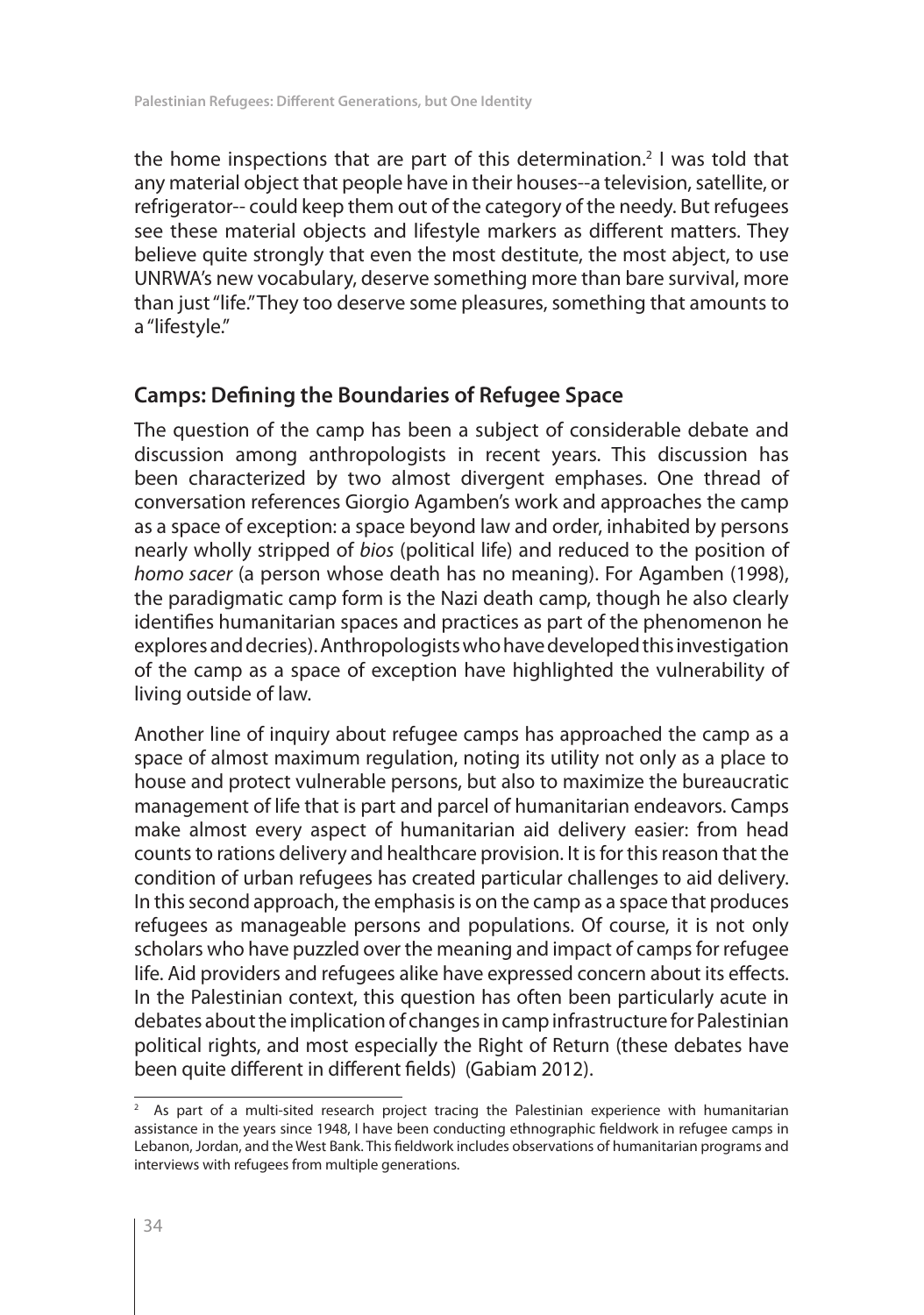the home inspections that are part of this determination.[2] I was told that any material object that people have in their houses--a television, satellite, or refrigerator-- could keep them out of the category of the needy. But refugees see these material objects and lifestyle markers as different matters. They believe quite strongly that even the most destitute, the most abject, to use UNRWA's new vocabulary, deserve something more than bare survival, more than just "life." They too deserve some pleasures, something that amounts to a "lifestyle."

## Camps: Defining the Boundaries of Refugee Space

The question of the camp has been a subject of considerable debate and discussion among anthropologists in recent years. This discussion has been characterized by two almost divergent emphases. One thread of conversation references Giorgio Agamben's work and approaches the camp as a space of exception: a space beyond law and order, inhabited by persons nearly wholly stripped of *bios* (political life) and reduced to the position of *homo sacer* (a person whose death has no meaning). For Agamben (1998), the paradigmatic camp form is the Nazi death camp, though he also clearly identifies humanitarian spaces and practices as part of the phenomenon he explores and decries). Anthropologists who have developed this investigation of the camp as a space of exception have highlighted the vulnerability of living outside of law.

Another line of inquiry about refugee camps has approached the camp as a space of almost maximum regulation, noting its utility not only as a place to house and protect vulnerable persons, but also to maximize the bureaucratic management of life that is part and parcel of humanitarian endeavors. Camps make almost every aspect of humanitarian aid delivery easier: from head counts to rations delivery and healthcare provision. It is for this reason that the condition of urban refugees has created particular challenges to aid delivery. In this second approach, the emphasis is on the camp as a space that produces refugees as manageable persons and populations. Of course, it is not only scholars who have puzzled over the meaning and impact of camps for refugee life. Aid providers and refugees alike have expressed concern about its effects. In the Palestinian context, this question has often been particularly acute in debates about the implication of changes in camp infrastructure for Palestinian political rights, and most especially the Right of Return (these debates have been quite different in different fields) (Gabiam 2012).

[2] As part of a multi-sited research project tracing the Palestinian experience with humanitarian assistance in the years since 1948, I have been conducting ethnographic fieldwork in refugee camps in Lebanon, Jordan, and the West Bank. This fieldwork includes observations of humanitarian programs and interviews with refugees from multiple generations.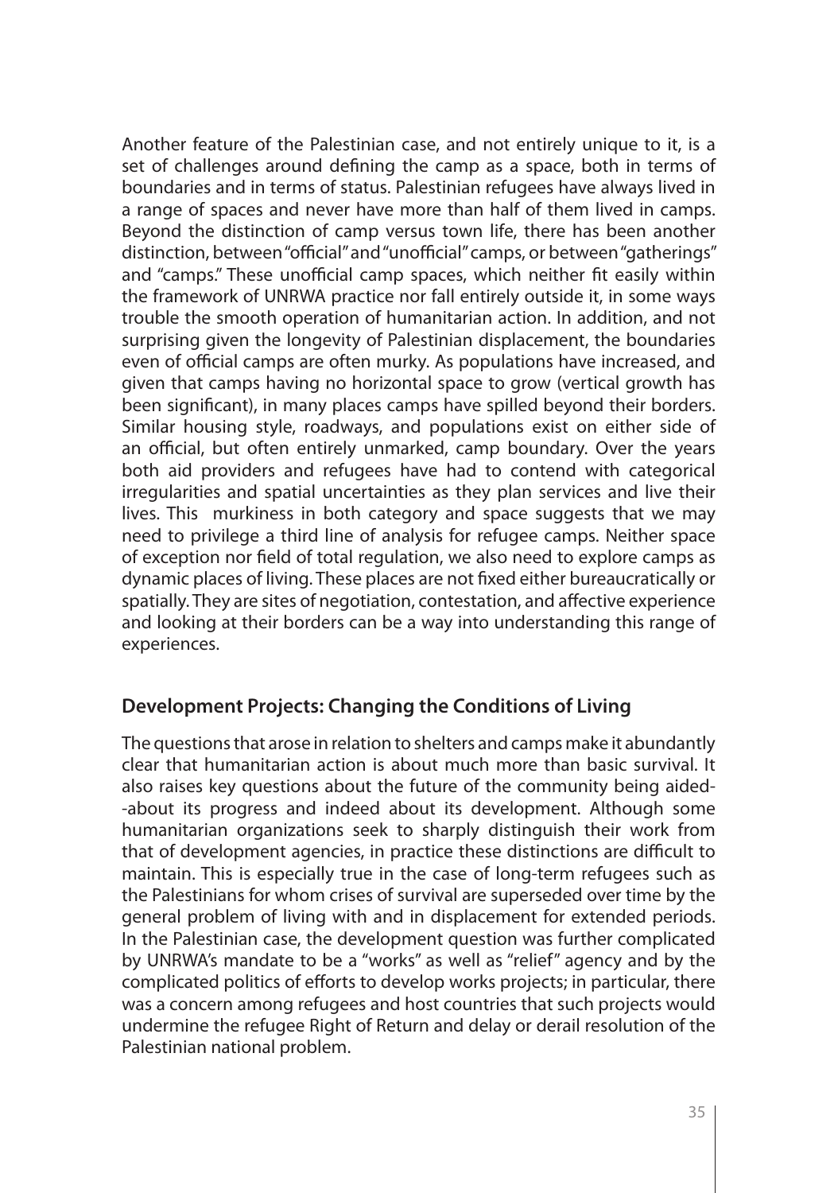Another feature of the Palestinian case, and not entirely unique to it, is a set of challenges around defining the camp as a space, both in terms of boundaries and in terms of status. Palestinian refugees have always lived in a range of spaces and never have more than half of them lived in camps. Beyond the distinction of camp versus town life, there has been another distinction, between "official" and "unofficial" camps, or between "gatherings" and "camps." These unofficial camp spaces, which neither fit easily within the framework of UNRWA practice nor fall entirely outside it, in some ways trouble the smooth operation of humanitarian action. In addition, and not surprising given the longevity of Palestinian displacement, the boundaries even of official camps are often murky. As populations have increased, and given that camps having no horizontal space to grow (vertical growth has been significant), in many places camps have spilled beyond their borders. Similar housing style, roadways, and populations exist on either side of an official, but often entirely unmarked, camp boundary. Over the years both aid providers and refugees have had to contend with categorical irregularities and spatial uncertainties as they plan services and live their lives. This murkiness in both category and space suggests that we may need to privilege a third line of analysis for refugee camps. Neither space of exception nor field of total regulation, we also need to explore camps as dynamic places of living. These places are not fixed either bureaucratically or spatially. They are sites of negotiation, contestation, and affective experience and looking at their borders can be a way into understanding this range of experiences.

## Development Projects: Changing the Conditions of Living

The questions that arose in relation to shelters and camps make it abundantly clear that humanitarian action is about much more than basic survival. It also raises key questions about the future of the community being aided--about its progress and indeed about its development. Although some humanitarian organizations seek to sharply distinguish their work from that of development agencies, in practice these distinctions are difficult to maintain. This is especially true in the case of long-term refugees such as the Palestinians for whom crises of survival are superseded over time by the general problem of living with and in displacement for extended periods. In the Palestinian case, the development question was further complicated by UNRWA's mandate to be a "works" as well as "relief" agency and by the complicated politics of efforts to develop works projects; in particular, there was a concern among refugees and host countries that such projects would undermine the refugee Right of Return and delay or derail resolution of the Palestinian national problem.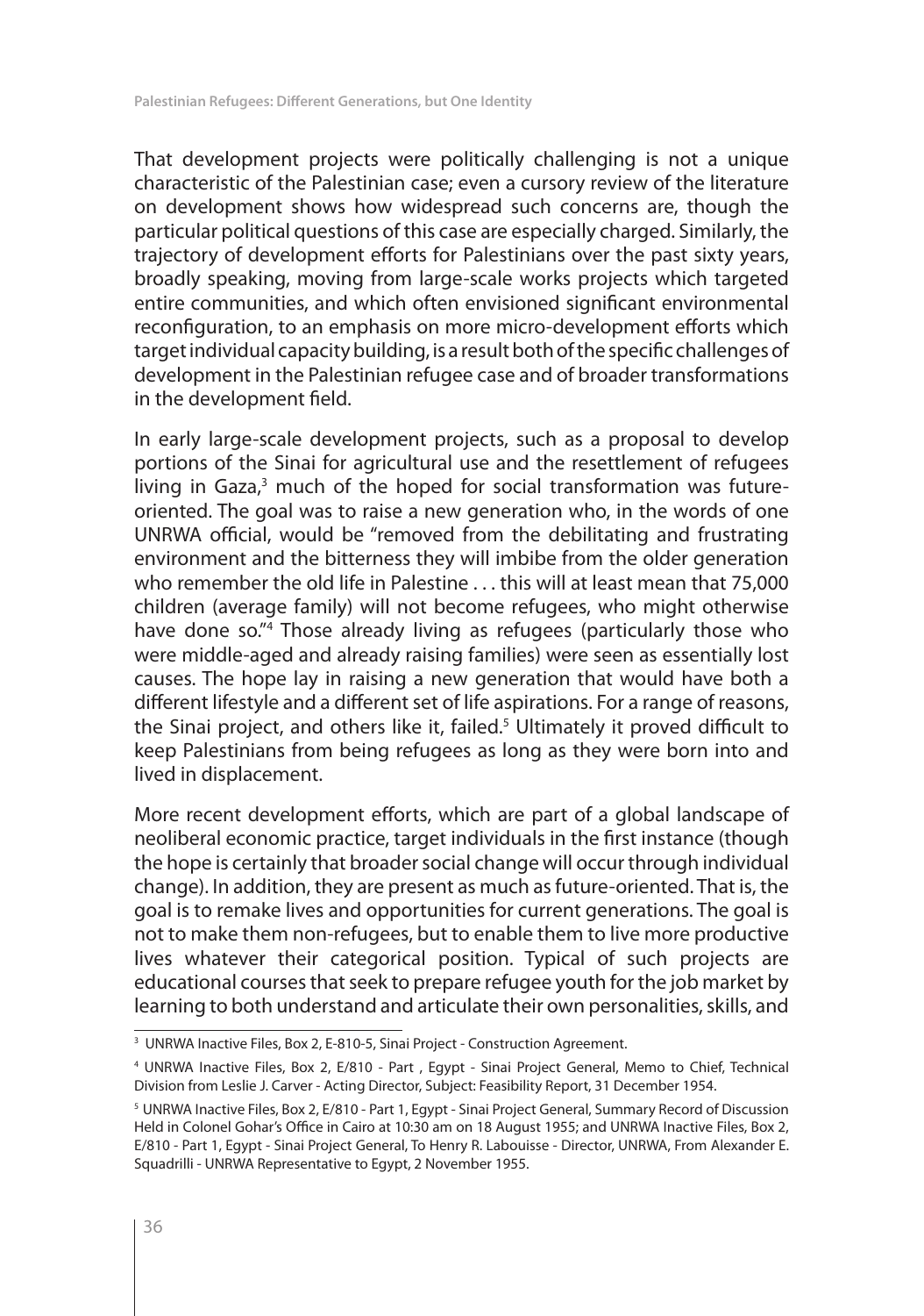That development projects were politically challenging is not a unique characteristic of the Palestinian case; even a cursory review of the literature on development shows how widespread such concerns are, though the particular political questions of this case are especially charged. Similarly, the trajectory of development efforts for Palestinians over the past sixty years, broadly speaking, moving from large-scale works projects which targeted entire communities, and which often envisioned significant environmental reconfiguration, to an emphasis on more micro-development efforts which target individual capacity building, is a result both of the specific challenges of development in the Palestinian refugee case and of broader transformations in the development field.

In early large-scale development projects, such as a proposal to develop portions of the Sinai for agricultural use and the resettlement of refugees living in Gaza,[3] much of the hoped for social transformation was future-oriented. The goal was to raise a new generation who, in the words of one UNRWA official, would be "removed from the debilitating and frustrating environment and the bitterness they will imbibe from the older generation who remember the old life in Palestine . . . this will at least mean that 75,000 children (average family) will not become refugees, who might otherwise have done so."[4] Those already living as refugees (particularly those who were middle-aged and already raising families) were seen as essentially lost causes. The hope lay in raising a new generation that would have both a different lifestyle and a different set of life aspirations. For a range of reasons, the Sinai project, and others like it, failed.[5] Ultimately it proved difficult to keep Palestinians from being refugees as long as they were born into and lived in displacement.

More recent development efforts, which are part of a global landscape of neoliberal economic practice, target individuals in the first instance (though the hope is certainly that broader social change will occur through individual change). In addition, they are present as much as future-oriented. That is, the goal is to remake lives and opportunities for current generations. The goal is not to make them non-refugees, but to enable them to live more productive lives whatever their categorical position. Typical of such projects are educational courses that seek to prepare refugee youth for the job market by learning to both understand and articulate their own personalities, skills, and

---

[3] UNRWA Inactive Files, Box 2, E-810-5, Sinai Project - Construction Agreement.

[4] UNRWA Inactive Files, Box 2, E/810 - Part , Egypt - Sinai Project General, Memo to Chief, Technical Division from Leslie J. Carver - Acting Director, Subject: Feasibility Report, 31 December 1954.

[5] UNRWA Inactive Files, Box 2, E/810 - Part 1, Egypt - Sinai Project General, Summary Record of Discussion Held in Colonel Gohar's Office in Cairo at 10:30 am on 18 August 1955; and UNRWA Inactive Files, Box 2, E/810 - Part 1, Egypt - Sinai Project General, To Henry R. Labouisse - Director, UNRWA, From Alexander E. Squadrilli - UNRWA Representative to Egypt, 2 November 1955.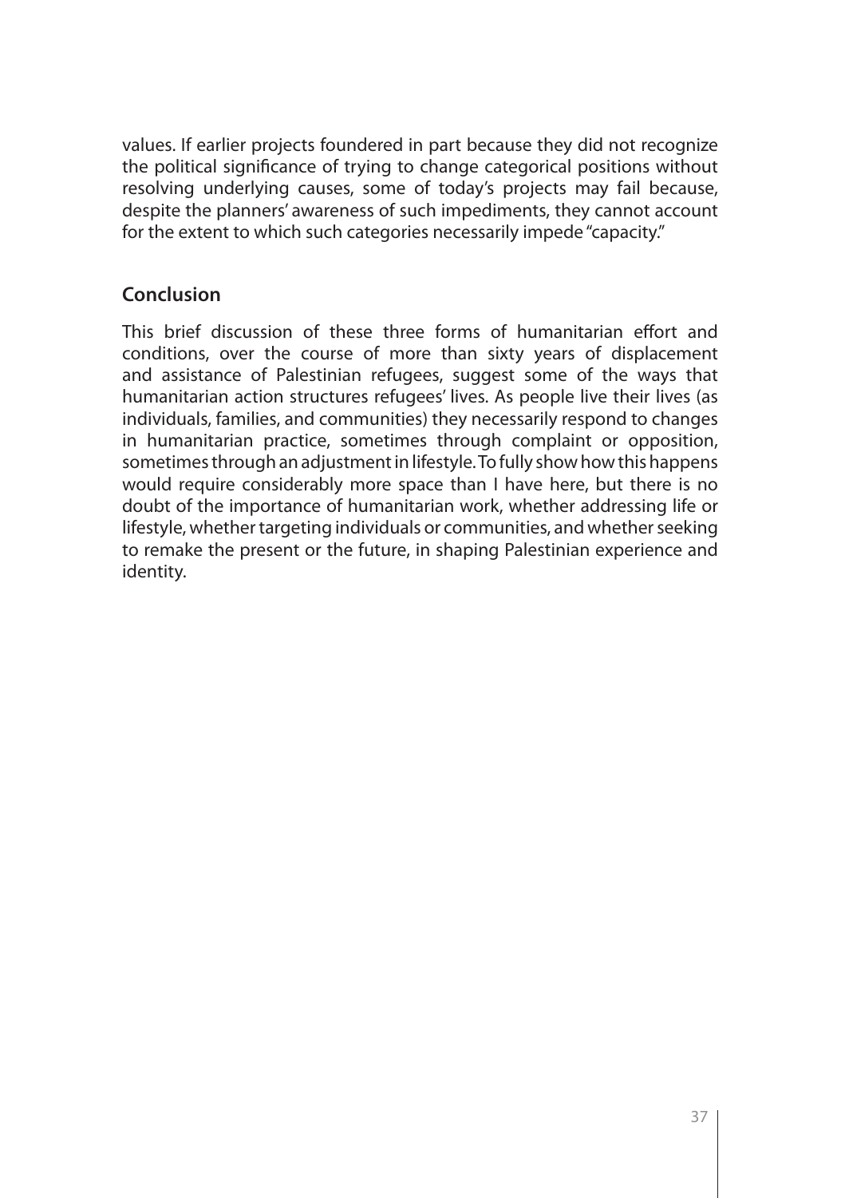values. If earlier projects foundered in part because they did not recognize the political significance of trying to change categorical positions without resolving underlying causes, some of today's projects may fail because, despite the planners' awareness of such impediments, they cannot account for the extent to which such categories necessarily impede "capacity."

## Conclusion

This brief discussion of these three forms of humanitarian effort and conditions, over the course of more than sixty years of displacement and assistance of Palestinian refugees, suggest some of the ways that humanitarian action structures refugees' lives. As people live their lives (as individuals, families, and communities) they necessarily respond to changes in humanitarian practice, sometimes through complaint or opposition, sometimes through an adjustment in lifestyle. To fully show how this happens would require considerably more space than I have here, but there is no doubt of the importance of humanitarian work, whether addressing life or lifestyle, whether targeting individuals or communities, and whether seeking to remake the present or the future, in shaping Palestinian experience and identity.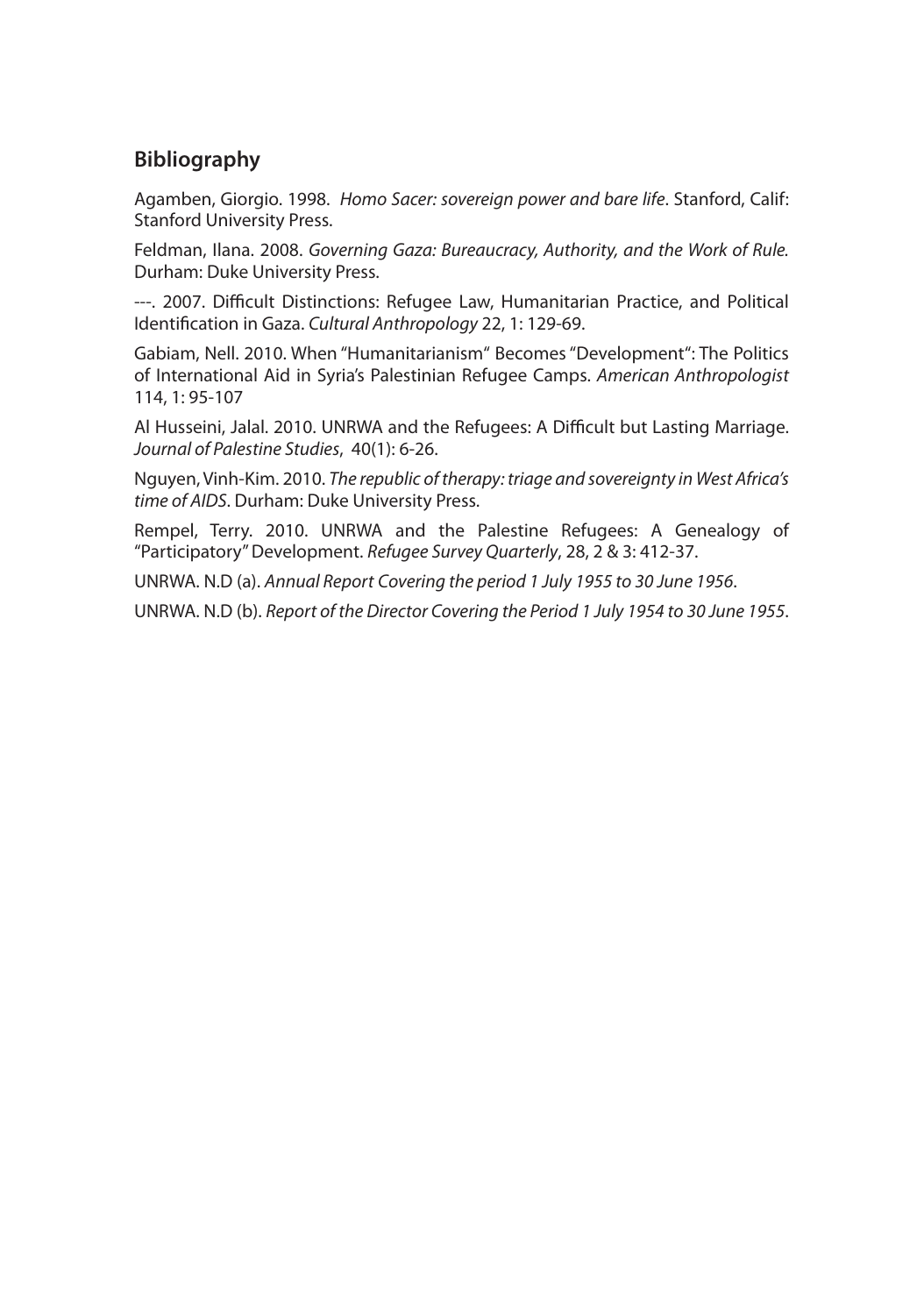## Bibliography

Agamben, Giorgio. 1998. *Homo Sacer: sovereign power and bare life*. Stanford, Calif: Stanford University Press.

Feldman, Ilana. 2008. *Governing Gaza: Bureaucracy, Authority, and the Work of Rule*. Durham: Duke University Press.

---. 2007. Difficult Distinctions: Refugee Law, Humanitarian Practice, and Political Identification in Gaza. *Cultural Anthropology* 22, 1: 129-69.

Gabiam, Nell. 2010. When "Humanitarianism" Becomes "Development": The Politics of International Aid in Syria's Palestinian Refugee Camps. *American Anthropologist* 114, 1: 95-107

Al Husseini, Jalal. 2010. UNRWA and the Refugees: A Difficult but Lasting Marriage. *Journal of Palestine Studies*, 40(1): 6-26.

Nguyen, Vinh-Kim. 2010. *The republic of therapy: triage and sovereignty in West Africa's time of AIDS*. Durham: Duke University Press.

Rempel, Terry. 2010. UNRWA and the Palestine Refugees: A Genealogy of "Participatory" Development. *Refugee Survey Quarterly*, 28, 2 & 3: 412-37.

UNRWA. N.D (a). *Annual Report Covering the period 1 July 1955 to 30 June 1956*.

UNRWA. N.D (b). *Report of the Director Covering the Period 1 July 1954 to 30 June 1955*.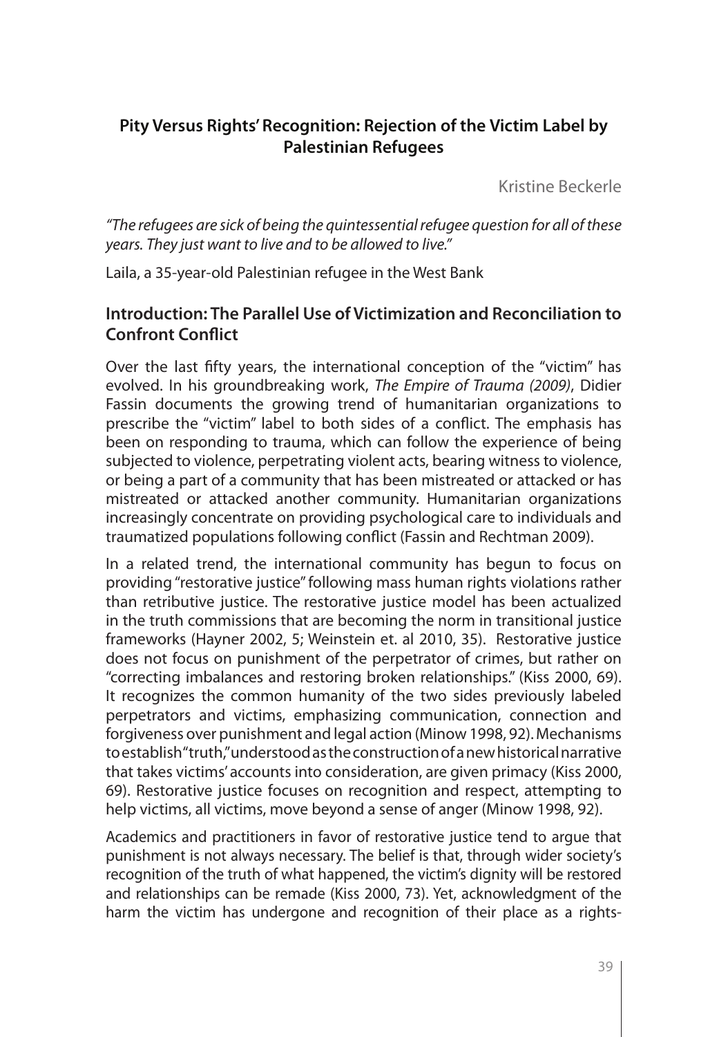## Pity Versus Rights' Recognition: Rejection of the Victim Label by Palestinian Refugees

Kristine Beckerle

*"The refugees are sick of being the quintessential refugee question for all of these years. They just want to live and to be allowed to live."*

Laila, a 35-year-old Palestinian refugee in the West Bank

### Introduction: The Parallel Use of Victimization and Reconciliation to Confront Conflict

Over the last fifty years, the international conception of the "victim" has evolved. In his groundbreaking work, *The Empire of Trauma (2009)*, Didier Fassin documents the growing trend of humanitarian organizations to prescribe the "victim" label to both sides of a conflict. The emphasis has been on responding to trauma, which can follow the experience of being subjected to violence, perpetrating violent acts, bearing witness to violence, or being a part of a community that has been mistreated or attacked or has mistreated or attacked another community. Humanitarian organizations increasingly concentrate on providing psychological care to individuals and traumatized populations following conflict (Fassin and Rechtman 2009).

In a related trend, the international community has begun to focus on providing "restorative justice" following mass human rights violations rather than retributive justice. The restorative justice model has been actualized in the truth commissions that are becoming the norm in transitional justice frameworks (Hayner 2002, 5; Weinstein et. al 2010, 35). Restorative justice does not focus on punishment of the perpetrator of crimes, but rather on "correcting imbalances and restoring broken relationships." (Kiss 2000, 69). It recognizes the common humanity of the two sides previously labeled perpetrators and victims, emphasizing communication, connection and forgiveness over punishment and legal action (Minow 1998, 92). Mechanisms to establish "truth," understood as the construction of a new historical narrative that takes victims' accounts into consideration, are given primacy (Kiss 2000, 69). Restorative justice focuses on recognition and respect, attempting to help victims, all victims, move beyond a sense of anger (Minow 1998, 92).

Academics and practitioners in favor of restorative justice tend to argue that punishment is not always necessary. The belief is that, through wider society's recognition of the truth of what happened, the victim's dignity will be restored and relationships can be remade (Kiss 2000, 73). Yet, acknowledgment of the harm the victim has undergone and recognition of their place as a rights-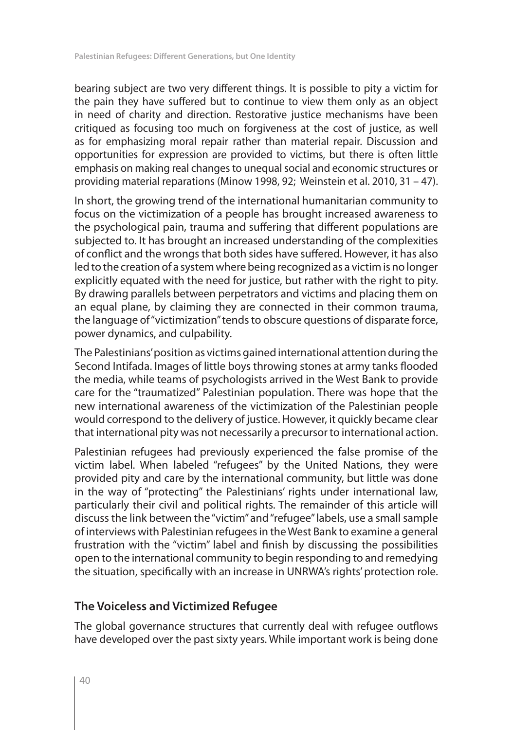bearing subject are two very different things. It is possible to pity a victim for the pain they have suffered but to continue to view them only as an object in need of charity and direction. Restorative justice mechanisms have been critiqued as focusing too much on forgiveness at the cost of justice, as well as for emphasizing moral repair rather than material repair. Discussion and opportunities for expression are provided to victims, but there is often little emphasis on making real changes to unequal social and economic structures or providing material reparations (Minow 1998, 92; Weinstein et al. 2010, 31 – 47).

In short, the growing trend of the international humanitarian community to focus on the victimization of a people has brought increased awareness to the psychological pain, trauma and suffering that different populations are subjected to. It has brought an increased understanding of the complexities of conflict and the wrongs that both sides have suffered. However, it has also led to the creation of a system where being recognized as a victim is no longer explicitly equated with the need for justice, but rather with the right to pity. By drawing parallels between perpetrators and victims and placing them on an equal plane, by claiming they are connected in their common trauma, the language of "victimization" tends to obscure questions of disparate force, power dynamics, and culpability.

The Palestinians' position as victims gained international attention during the Second Intifada. Images of little boys throwing stones at army tanks flooded the media, while teams of psychologists arrived in the West Bank to provide care for the "traumatized" Palestinian population. There was hope that the new international awareness of the victimization of the Palestinian people would correspond to the delivery of justice. However, it quickly became clear that international pity was not necessarily a precursor to international action.

Palestinian refugees had previously experienced the false promise of the victim label. When labeled "refugees" by the United Nations, they were provided pity and care by the international community, but little was done in the way of "protecting" the Palestinians' rights under international law, particularly their civil and political rights. The remainder of this article will discuss the link between the "victim" and "refugee" labels, use a small sample of interviews with Palestinian refugees in the West Bank to examine a general frustration with the "victim" label and finish by discussing the possibilities open to the international community to begin responding to and remedying the situation, specifically with an increase in UNRWA's rights' protection role.

## The Voiceless and Victimized Refugee

The global governance structures that currently deal with refugee outflows have developed over the past sixty years. While important work is being done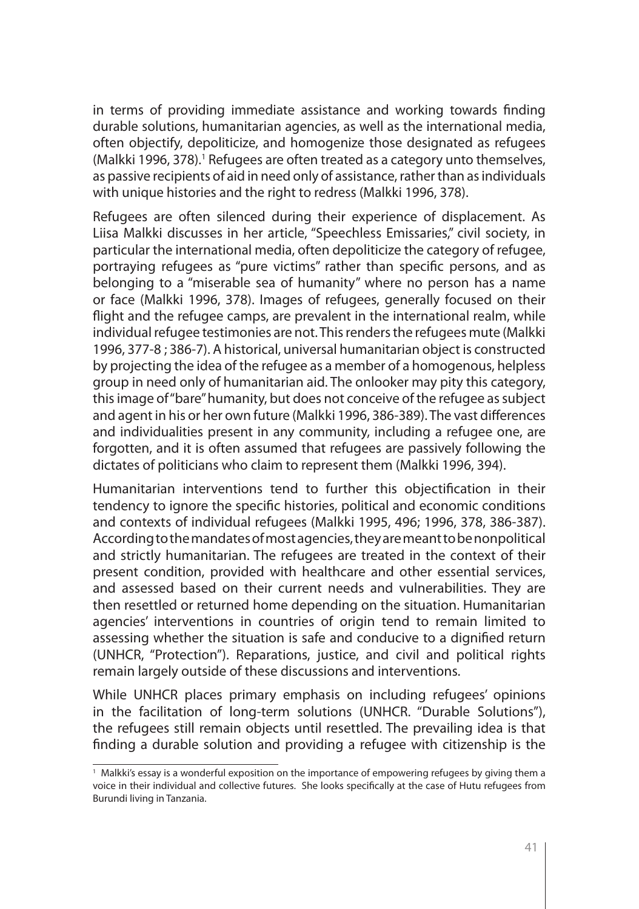in terms of providing immediate assistance and working towards finding durable solutions, humanitarian agencies, as well as the international media, often objectify, depoliticize, and homogenize those designated as refugees (Malkki 1996, 378).[1] Refugees are often treated as a category unto themselves, as passive recipients of aid in need only of assistance, rather than as individuals with unique histories and the right to redress (Malkki 1996, 378).

Refugees are often silenced during their experience of displacement. As Liisa Malkki discusses in her article, "Speechless Emissaries," civil society, in particular the international media, often depoliticize the category of refugee, portraying refugees as "pure victims" rather than specific persons, and as belonging to a "miserable sea of humanity" where no person has a name or face (Malkki 1996, 378). Images of refugees, generally focused on their flight and the refugee camps, are prevalent in the international realm, while individual refugee testimonies are not. This renders the refugees mute (Malkki 1996, 377-8 ; 386-7). A historical, universal humanitarian object is constructed by projecting the idea of the refugee as a member of a homogenous, helpless group in need only of humanitarian aid. The onlooker may pity this category, this image of "bare" humanity, but does not conceive of the refugee as subject and agent in his or her own future (Malkki 1996, 386-389). The vast differences and individualities present in any community, including a refugee one, are forgotten, and it is often assumed that refugees are passively following the dictates of politicians who claim to represent them (Malkki 1996, 394).

Humanitarian interventions tend to further this objectification in their tendency to ignore the specific histories, political and economic conditions and contexts of individual refugees (Malkki 1995, 496; 1996, 378, 386-387). According to the mandates of most agencies, they are meant to be nonpolitical and strictly humanitarian. The refugees are treated in the context of their present condition, provided with healthcare and other essential services, and assessed based on their current needs and vulnerabilities. They are then resettled or returned home depending on the situation. Humanitarian agencies' interventions in countries of origin tend to remain limited to assessing whether the situation is safe and conducive to a dignified return (UNHCR, "Protection"). Reparations, justice, and civil and political rights remain largely outside of these discussions and interventions.

While UNHCR places primary emphasis on including refugees' opinions in the facilitation of long-term solutions (UNHCR. "Durable Solutions"), the refugees still remain objects until resettled. The prevailing idea is that finding a durable solution and providing a refugee with citizenship is the

---

[1] Malkki's essay is a wonderful exposition on the importance of empowering refugees by giving them a voice in their individual and collective futures. She looks specifically at the case of Hutu refugees from Burundi living in Tanzania.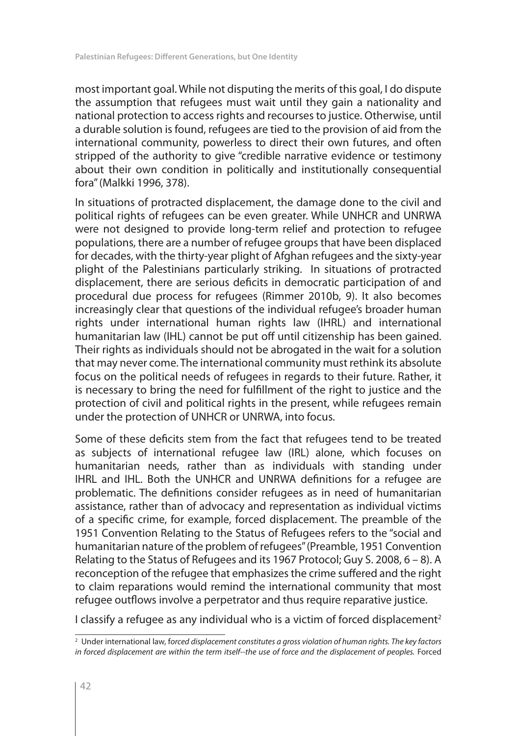most important goal. While not disputing the merits of this goal, I do dispute the assumption that refugees must wait until they gain a nationality and national protection to access rights and recourses to justice. Otherwise, until a durable solution is found, refugees are tied to the provision of aid from the international community, powerless to direct their own futures, and often stripped of the authority to give "credible narrative evidence or testimony about their own condition in politically and institutionally consequential fora" (Malkki 1996, 378).

In situations of protracted displacement, the damage done to the civil and political rights of refugees can be even greater. While UNHCR and UNRWA were not designed to provide long-term relief and protection to refugee populations, there are a number of refugee groups that have been displaced for decades, with the thirty-year plight of Afghan refugees and the sixty-year plight of the Palestinians particularly striking. In situations of protracted displacement, there are serious deficits in democratic participation of and procedural due process for refugees (Rimmer 2010b, 9). It also becomes increasingly clear that questions of the individual refugee's broader human rights under international human rights law (IHRL) and international humanitarian law (IHL) cannot be put off until citizenship has been gained. Their rights as individuals should not be abrogated in the wait for a solution that may never come. The international community must rethink its absolute focus on the political needs of refugees in regards to their future. Rather, it is necessary to bring the need for fulfillment of the right to justice and the protection of civil and political rights in the present, while refugees remain under the protection of UNHCR or UNRWA, into focus.

Some of these deficits stem from the fact that refugees tend to be treated as subjects of international refugee law (IRL) alone, which focuses on humanitarian needs, rather than as individuals with standing under IHRL and IHL. Both the UNHCR and UNRWA definitions for a refugee are problematic. The definitions consider refugees as in need of humanitarian assistance, rather than of advocacy and representation as individual victims of a specific crime, for example, forced displacement. The preamble of the 1951 Convention Relating to the Status of Refugees refers to the "social and humanitarian nature of the problem of refugees" (Preamble, 1951 Convention Relating to the Status of Refugees and its 1967 Protocol; Guy S. 2008, 6 – 8). A reconception of the refugee that emphasizes the crime suffered and the right to claim reparations would remind the international community that most refugee outflows involve a perpetrator and thus require reparative justice.

I classify a refugee as any individual who is a victim of forced displacement[2]

[2] Under international law, f*orced displacement constitutes a gross violation of human rights. The key factors in forced displacement are within the term itself--the use of force and the displacement of peoples.* Forced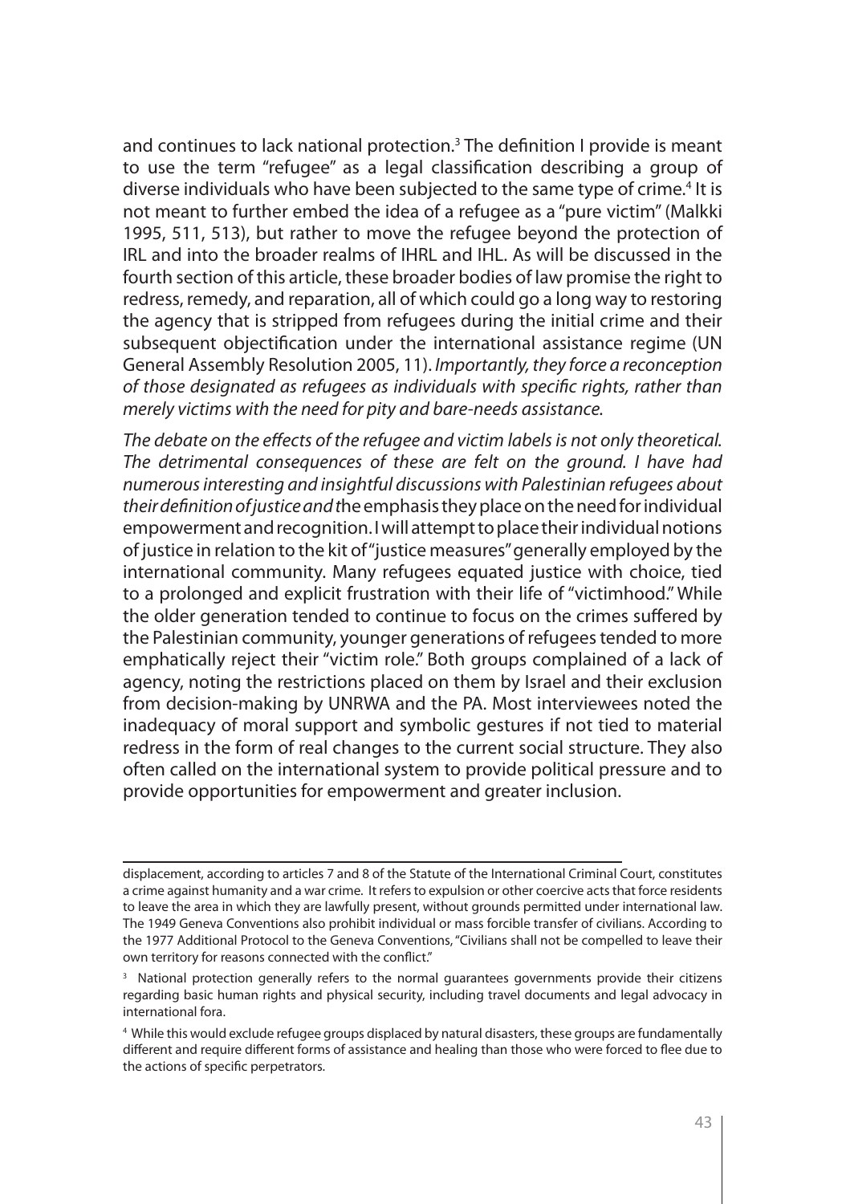and continues to lack national protection.[3] The definition I provide is meant to use the term "refugee" as a legal classification describing a group of diverse individuals who have been subjected to the same type of crime.[4] It is not meant to further embed the idea of a refugee as a "pure victim" (Malkki 1995, 511, 513), but rather to move the refugee beyond the protection of IRL and into the broader realms of IHRL and IHL. As will be discussed in the fourth section of this article, these broader bodies of law promise the right to redress, remedy, and reparation, all of which could go a long way to restoring the agency that is stripped from refugees during the initial crime and their subsequent objectification under the international assistance regime (UN General Assembly Resolution 2005, 11). *Importantly, they force a reconception of those designated as refugees as individuals with specific rights, rather than merely victims with the need for pity and bare-needs assistance.*

*The debate on the effects of the refugee and victim labels is not only theoretical. The detrimental consequences of these are felt on the ground. I have had numerous interesting and insightful discussions with Palestinian refugees about their definition of justice and t*he emphasis they place on the need for individual empowerment and recognition. I will attempt to place their individual notions of justice in relation to the kit of "justice measures" generally employed by the international community. Many refugees equated justice with choice, tied to a prolonged and explicit frustration with their life of "victimhood." While the older generation tended to continue to focus on the crimes suffered by the Palestinian community, younger generations of refugees tended to more emphatically reject their "victim role." Both groups complained of a lack of agency, noting the restrictions placed on them by Israel and their exclusion from decision-making by UNRWA and the PA. Most interviewees noted the inadequacy of moral support and symbolic gestures if not tied to material redress in the form of real changes to the current social structure. They also often called on the international system to provide political pressure and to provide opportunities for empowerment and greater inclusion.

---

displacement, according to articles 7 and 8 of the Statute of the International Criminal Court, constitutes a crime against humanity and a war crime. It refers to expulsion or other coercive acts that force residents to leave the area in which they are lawfully present, without grounds permitted under international law. The 1949 Geneva Conventions also prohibit individual or mass forcible transfer of civilians. According to the 1977 Additional Protocol to the Geneva Conventions, "Civilians shall not be compelled to leave their own territory for reasons connected with the conflict."

[3] National protection generally refers to the normal guarantees governments provide their citizens regarding basic human rights and physical security, including travel documents and legal advocacy in international fora.

[4] While this would exclude refugee groups displaced by natural disasters, these groups are fundamentally different and require different forms of assistance and healing than those who were forced to flee due to the actions of specific perpetrators.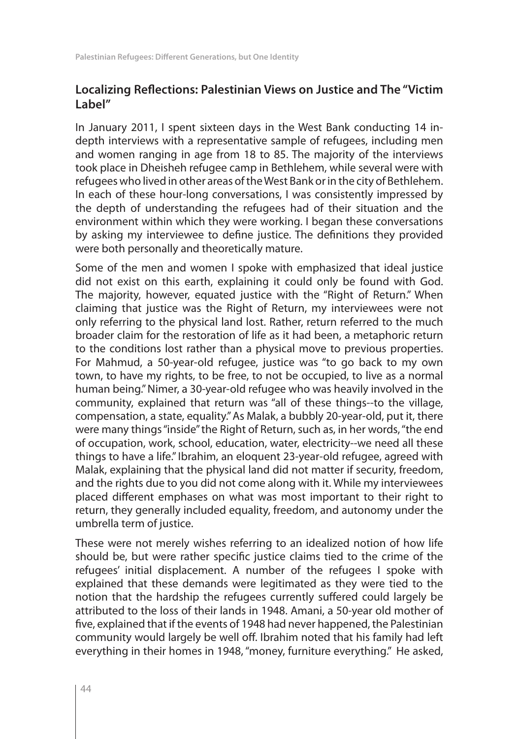## Localizing Reflections: Palestinian Views on Justice and The "Victim Label"

In January 2011, I spent sixteen days in the West Bank conducting 14 in-depth interviews with a representative sample of refugees, including men and women ranging in age from 18 to 85. The majority of the interviews took place in Dheisheh refugee camp in Bethlehem, while several were with refugees who lived in other areas of the West Bank or in the city of Bethlehem. In each of these hour-long conversations, I was consistently impressed by the depth of understanding the refugees had of their situation and the environment within which they were working. I began these conversations by asking my interviewee to define justice. The definitions they provided were both personally and theoretically mature.

Some of the men and women I spoke with emphasized that ideal justice did not exist on this earth, explaining it could only be found with God. The majority, however, equated justice with the "Right of Return." When claiming that justice was the Right of Return, my interviewees were not only referring to the physical land lost. Rather, return referred to the much broader claim for the restoration of life as it had been, a metaphoric return to the conditions lost rather than a physical move to previous properties. For Mahmud, a 50-year-old refugee, justice was "to go back to my own town, to have my rights, to be free, to not be occupied, to live as a normal human being." Nimer, a 30-year-old refugee who was heavily involved in the community, explained that return was "all of these things--to the village, compensation, a state, equality." As Malak, a bubbly 20-year-old, put it, there were many things "inside" the Right of Return, such as, in her words, "the end of occupation, work, school, education, water, electricity--we need all these things to have a life." Ibrahim, an eloquent 23-year-old refugee, agreed with Malak, explaining that the physical land did not matter if security, freedom, and the rights due to you did not come along with it. While my interviewees placed different emphases on what was most important to their right to return, they generally included equality, freedom, and autonomy under the umbrella term of justice.

These were not merely wishes referring to an idealized notion of how life should be, but were rather specific justice claims tied to the crime of the refugees' initial displacement. A number of the refugees I spoke with explained that these demands were legitimated as they were tied to the notion that the hardship the refugees currently suffered could largely be attributed to the loss of their lands in 1948. Amani, a 50-year old mother of five, explained that if the events of 1948 had never happened, the Palestinian community would largely be well off. Ibrahim noted that his family had left everything in their homes in 1948, "money, furniture everything." He asked,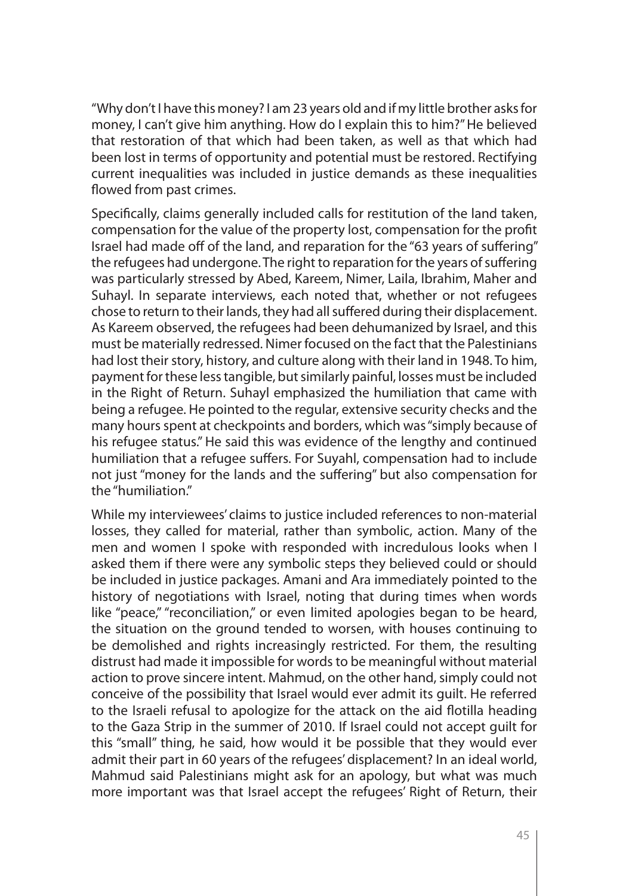"Why don't I have this money? I am 23 years old and if my little brother asks for money, I can't give him anything. How do I explain this to him?" He believed that restoration of that which had been taken, as well as that which had been lost in terms of opportunity and potential must be restored. Rectifying current inequalities was included in justice demands as these inequalities flowed from past crimes.

Specifically, claims generally included calls for restitution of the land taken, compensation for the value of the property lost, compensation for the profit Israel had made off of the land, and reparation for the "63 years of suffering" the refugees had undergone. The right to reparation for the years of suffering was particularly stressed by Abed, Kareem, Nimer, Laila, Ibrahim, Maher and Suhayl. In separate interviews, each noted that, whether or not refugees chose to return to their lands, they had all suffered during their displacement. As Kareem observed, the refugees had been dehumanized by Israel, and this must be materially redressed. Nimer focused on the fact that the Palestinians had lost their story, history, and culture along with their land in 1948. To him, payment for these less tangible, but similarly painful, losses must be included in the Right of Return. Suhayl emphasized the humiliation that came with being a refugee. He pointed to the regular, extensive security checks and the many hours spent at checkpoints and borders, which was "simply because of his refugee status." He said this was evidence of the lengthy and continued humiliation that a refugee suffers. For Suyahl, compensation had to include not just "money for the lands and the suffering" but also compensation for the "humiliation."

While my interviewees' claims to justice included references to non-material losses, they called for material, rather than symbolic, action. Many of the men and women I spoke with responded with incredulous looks when I asked them if there were any symbolic steps they believed could or should be included in justice packages. Amani and Ara immediately pointed to the history of negotiations with Israel, noting that during times when words like "peace," "reconciliation," or even limited apologies began to be heard, the situation on the ground tended to worsen, with houses continuing to be demolished and rights increasingly restricted. For them, the resulting distrust had made it impossible for words to be meaningful without material action to prove sincere intent. Mahmud, on the other hand, simply could not conceive of the possibility that Israel would ever admit its guilt. He referred to the Israeli refusal to apologize for the attack on the aid flotilla heading to the Gaza Strip in the summer of 2010. If Israel could not accept guilt for this "small" thing, he said, how would it be possible that they would ever admit their part in 60 years of the refugees' displacement? In an ideal world, Mahmud said Palestinians might ask for an apology, but what was much more important was that Israel accept the refugees' Right of Return, their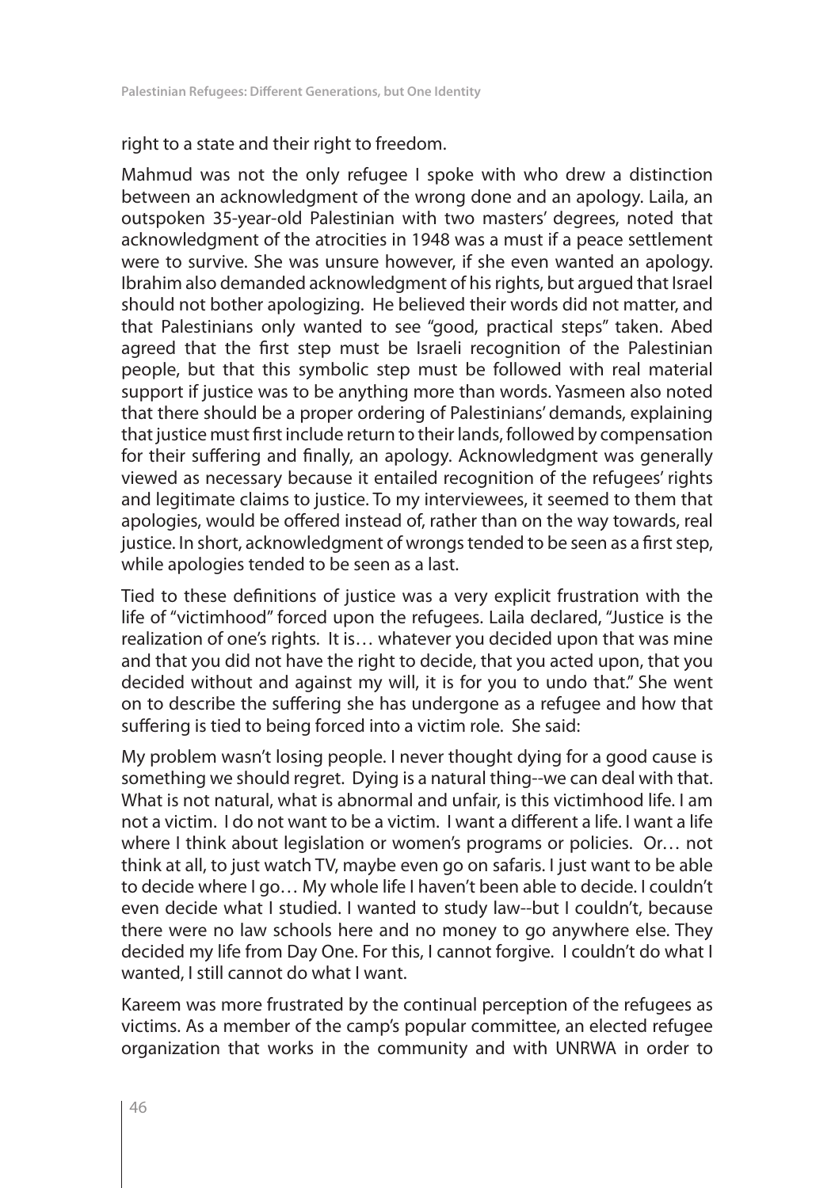right to a state and their right to freedom.

Mahmud was not the only refugee I spoke with who drew a distinction between an acknowledgment of the wrong done and an apology. Laila, an outspoken 35-year-old Palestinian with two masters' degrees, noted that acknowledgment of the atrocities in 1948 was a must if a peace settlement were to survive. She was unsure however, if she even wanted an apology. Ibrahim also demanded acknowledgment of his rights, but argued that Israel should not bother apologizing. He believed their words did not matter, and that Palestinians only wanted to see "good, practical steps" taken. Abed agreed that the first step must be Israeli recognition of the Palestinian people, but that this symbolic step must be followed with real material support if justice was to be anything more than words. Yasmeen also noted that there should be a proper ordering of Palestinians' demands, explaining that justice must first include return to their lands, followed by compensation for their suffering and finally, an apology. Acknowledgment was generally viewed as necessary because it entailed recognition of the refugees' rights and legitimate claims to justice. To my interviewees, it seemed to them that apologies, would be offered instead of, rather than on the way towards, real justice. In short, acknowledgment of wrongs tended to be seen as a first step, while apologies tended to be seen as a last.

Tied to these definitions of justice was a very explicit frustration with the life of "victimhood" forced upon the refugees. Laila declared, "Justice is the realization of one's rights. It is… whatever you decided upon that was mine and that you did not have the right to decide, that you acted upon, that you decided without and against my will, it is for you to undo that." She went on to describe the suffering she has undergone as a refugee and how that suffering is tied to being forced into a victim role. She said:

My problem wasn't losing people. I never thought dying for a good cause is something we should regret. Dying is a natural thing--we can deal with that. What is not natural, what is abnormal and unfair, is this victimhood life. I am not a victim. I do not want to be a victim. I want a different a life. I want a life where I think about legislation or women's programs or policies. Or… not think at all, to just watch TV, maybe even go on safaris. I just want to be able to decide where I go… My whole life I haven't been able to decide. I couldn't even decide what I studied. I wanted to study law--but I couldn't, because there were no law schools here and no money to go anywhere else. They decided my life from Day One. For this, I cannot forgive. I couldn't do what I wanted, I still cannot do what I want.

Kareem was more frustrated by the continual perception of the refugees as victims. As a member of the camp's popular committee, an elected refugee organization that works in the community and with UNRWA in order to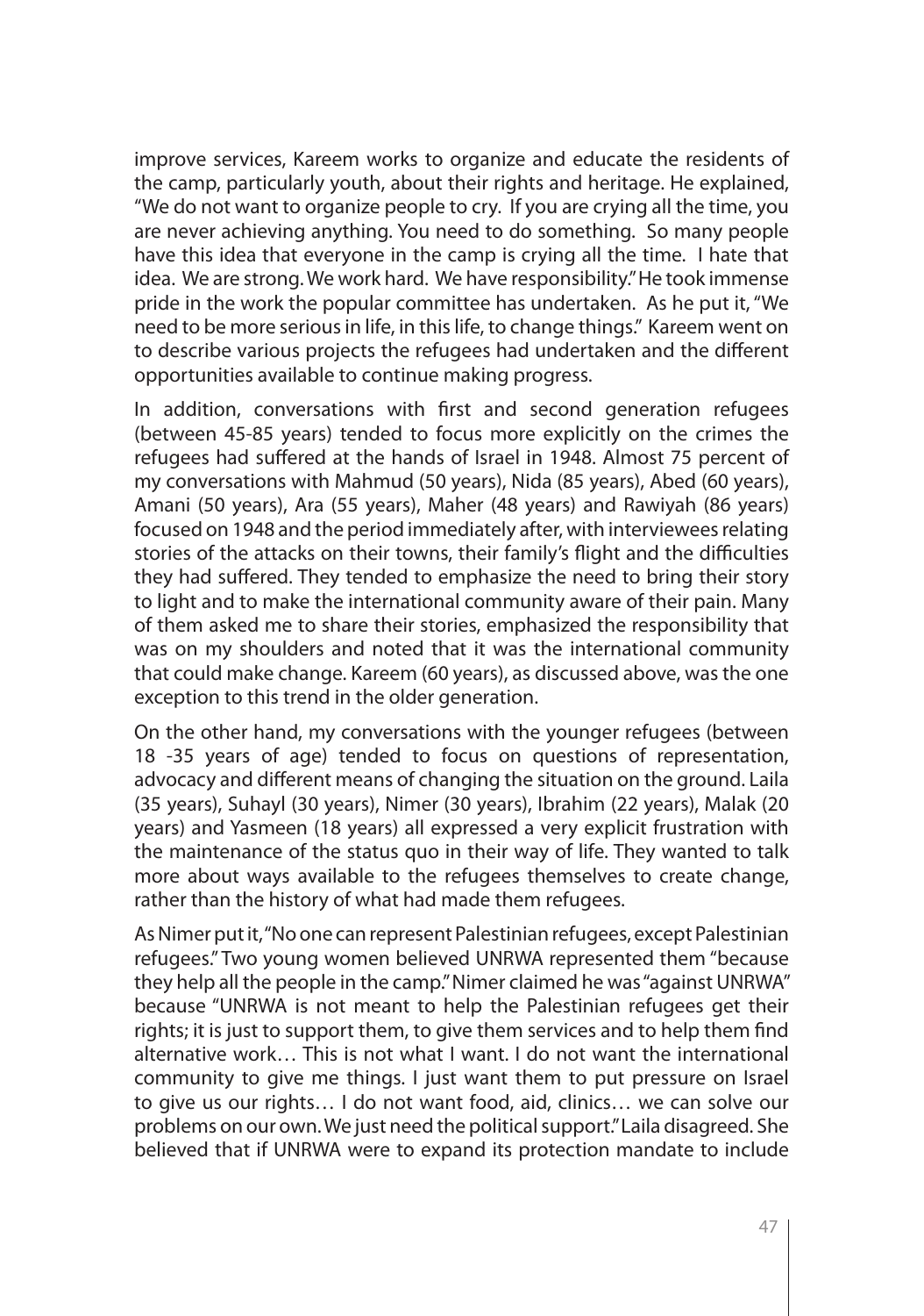improve services, Kareem works to organize and educate the residents of the camp, particularly youth, about their rights and heritage. He explained, "We do not want to organize people to cry. If you are crying all the time, you are never achieving anything. You need to do something. So many people have this idea that everyone in the camp is crying all the time. I hate that idea. We are strong. We work hard. We have responsibility." He took immense pride in the work the popular committee has undertaken. As he put it, "We need to be more serious in life, in this life, to change things." Kareem went on to describe various projects the refugees had undertaken and the different opportunities available to continue making progress.

In addition, conversations with first and second generation refugees (between 45-85 years) tended to focus more explicitly on the crimes the refugees had suffered at the hands of Israel in 1948. Almost 75 percent of my conversations with Mahmud (50 years), Nida (85 years), Abed (60 years), Amani (50 years), Ara (55 years), Maher (48 years) and Rawiyah (86 years) focused on 1948 and the period immediately after, with interviewees relating stories of the attacks on their towns, their family's flight and the difficulties they had suffered. They tended to emphasize the need to bring their story to light and to make the international community aware of their pain. Many of them asked me to share their stories, emphasized the responsibility that was on my shoulders and noted that it was the international community that could make change. Kareem (60 years), as discussed above, was the one exception to this trend in the older generation.

On the other hand, my conversations with the younger refugees (between 18 -35 years of age) tended to focus on questions of representation, advocacy and different means of changing the situation on the ground. Laila (35 years), Suhayl (30 years), Nimer (30 years), Ibrahim (22 years), Malak (20 years) and Yasmeen (18 years) all expressed a very explicit frustration with the maintenance of the status quo in their way of life. They wanted to talk more about ways available to the refugees themselves to create change, rather than the history of what had made them refugees.

As Nimer put it, "No one can represent Palestinian refugees, except Palestinian refugees." Two young women believed UNRWA represented them "because they help all the people in the camp." Nimer claimed he was "against UNRWA" because "UNRWA is not meant to help the Palestinian refugees get their rights; it is just to support them, to give them services and to help them find alternative work… This is not what I want. I do not want the international community to give me things. I just want them to put pressure on Israel to give us our rights… I do not want food, aid, clinics… we can solve our problems on our own. We just need the political support." Laila disagreed. She believed that if UNRWA were to expand its protection mandate to include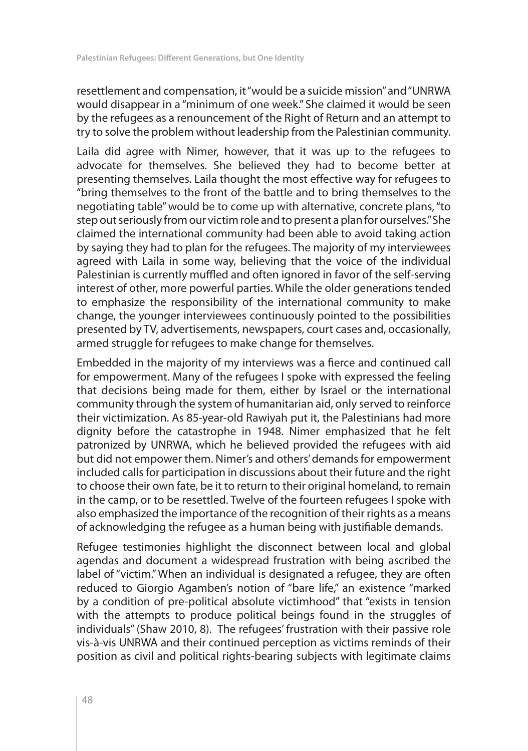resettlement and compensation, it "would be a suicide mission" and "UNRWA would disappear in a "minimum of one week." She claimed it would be seen by the refugees as a renouncement of the Right of Return and an attempt to try to solve the problem without leadership from the Palestinian community.

Laila did agree with Nimer, however, that it was up to the refugees to advocate for themselves. She believed they had to become better at presenting themselves. Laila thought the most effective way for refugees to "bring themselves to the front of the battle and to bring themselves to the negotiating table" would be to come up with alternative, concrete plans, "to step out seriously from our victim role and to present a plan for ourselves." She claimed the international community had been able to avoid taking action by saying they had to plan for the refugees. The majority of my interviewees agreed with Laila in some way, believing that the voice of the individual Palestinian is currently muffled and often ignored in favor of the self-serving interest of other, more powerful parties. While the older generations tended to emphasize the responsibility of the international community to make change, the younger interviewees continuously pointed to the possibilities presented by TV, advertisements, newspapers, court cases and, occasionally, armed struggle for refugees to make change for themselves.

Embedded in the majority of my interviews was a fierce and continued call for empowerment. Many of the refugees I spoke with expressed the feeling that decisions being made for them, either by Israel or the international community through the system of humanitarian aid, only served to reinforce their victimization. As 85-year-old Rawiyah put it, the Palestinians had more dignity before the catastrophe in 1948. Nimer emphasized that he felt patronized by UNRWA, which he believed provided the refugees with aid but did not empower them. Nimer's and others' demands for empowerment included calls for participation in discussions about their future and the right to choose their own fate, be it to return to their original homeland, to remain in the camp, or to be resettled. Twelve of the fourteen refugees I spoke with also emphasized the importance of the recognition of their rights as a means of acknowledging the refugee as a human being with justifiable demands.

Refugee testimonies highlight the disconnect between local and global agendas and document a widespread frustration with being ascribed the label of "victim." When an individual is designated a refugee, they are often reduced to Giorgio Agamben's notion of "bare life," an existence "marked by a condition of pre-political absolute victimhood" that "exists in tension with the attempts to produce political beings found in the struggles of individuals" (Shaw 2010, 8). The refugees' frustration with their passive role vis-à-vis UNRWA and their continued perception as victims reminds of their position as civil and political rights-bearing subjects with legitimate claims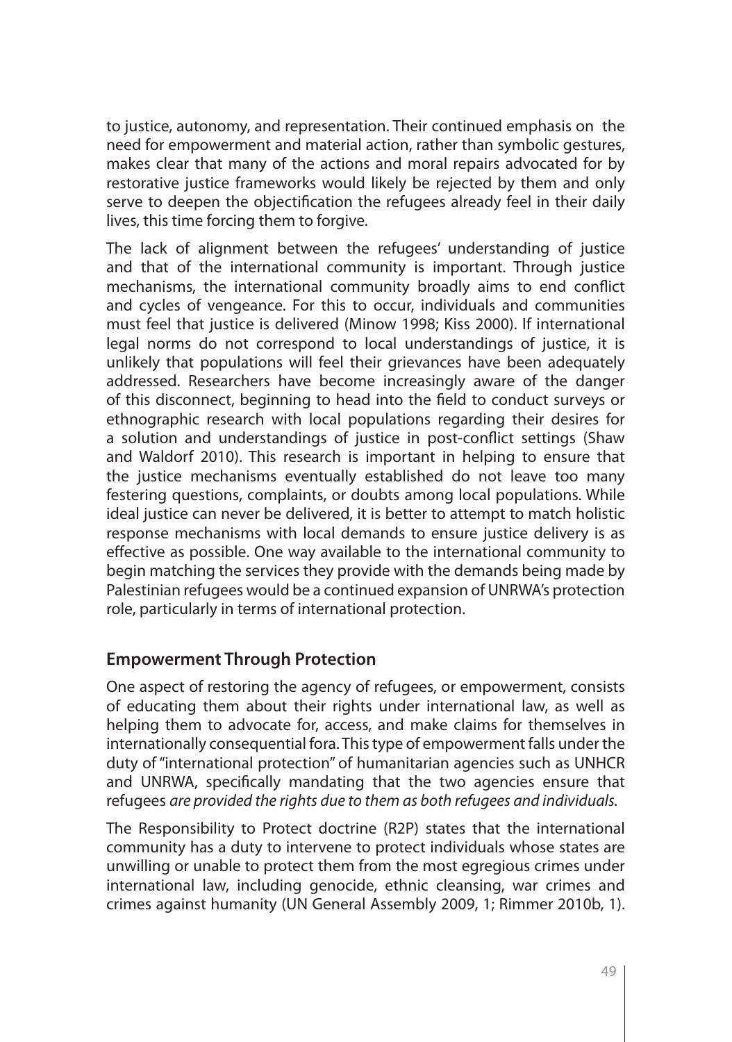to justice, autonomy, and representation. Their continued emphasis on the need for empowerment and material action, rather than symbolic gestures, makes clear that many of the actions and moral repairs advocated for by restorative justice frameworks would likely be rejected by them and only serve to deepen the objectification the refugees already feel in their daily lives, this time forcing them to forgive.

The lack of alignment between the refugees' understanding of justice and that of the international community is important. Through justice mechanisms, the international community broadly aims to end conflict and cycles of vengeance. For this to occur, individuals and communities must feel that justice is delivered (Minow 1998; Kiss 2000). If international legal norms do not correspond to local understandings of justice, it is unlikely that populations will feel their grievances have been adequately addressed. Researchers have become increasingly aware of the danger of this disconnect, beginning to head into the field to conduct surveys or ethnographic research with local populations regarding their desires for a solution and understandings of justice in post-conflict settings (Shaw and Waldorf 2010). This research is important in helping to ensure that the justice mechanisms eventually established do not leave too many festering questions, complaints, or doubts among local populations. While ideal justice can never be delivered, it is better to attempt to match holistic response mechanisms with local demands to ensure justice delivery is as effective as possible. One way available to the international community to begin matching the services they provide with the demands being made by Palestinian refugees would be a continued expansion of UNRWA's protection role, particularly in terms of international protection.

## Empowerment Through Protection

One aspect of restoring the agency of refugees, or empowerment, consists of educating them about their rights under international law, as well as helping them to advocate for, access, and make claims for themselves in internationally consequential fora. This type of empowerment falls under the duty of "international protection" of humanitarian agencies such as UNHCR and UNRWA, specifically mandating that the two agencies ensure that refugees *are provided the rights due to them as both refugees and individuals.*

The Responsibility to Protect doctrine (R2P) states that the international community has a duty to intervene to protect individuals whose states are unwilling or unable to protect them from the most egregious crimes under international law, including genocide, ethnic cleansing, war crimes and crimes against humanity (UN General Assembly 2009, 1; Rimmer 2010b, 1).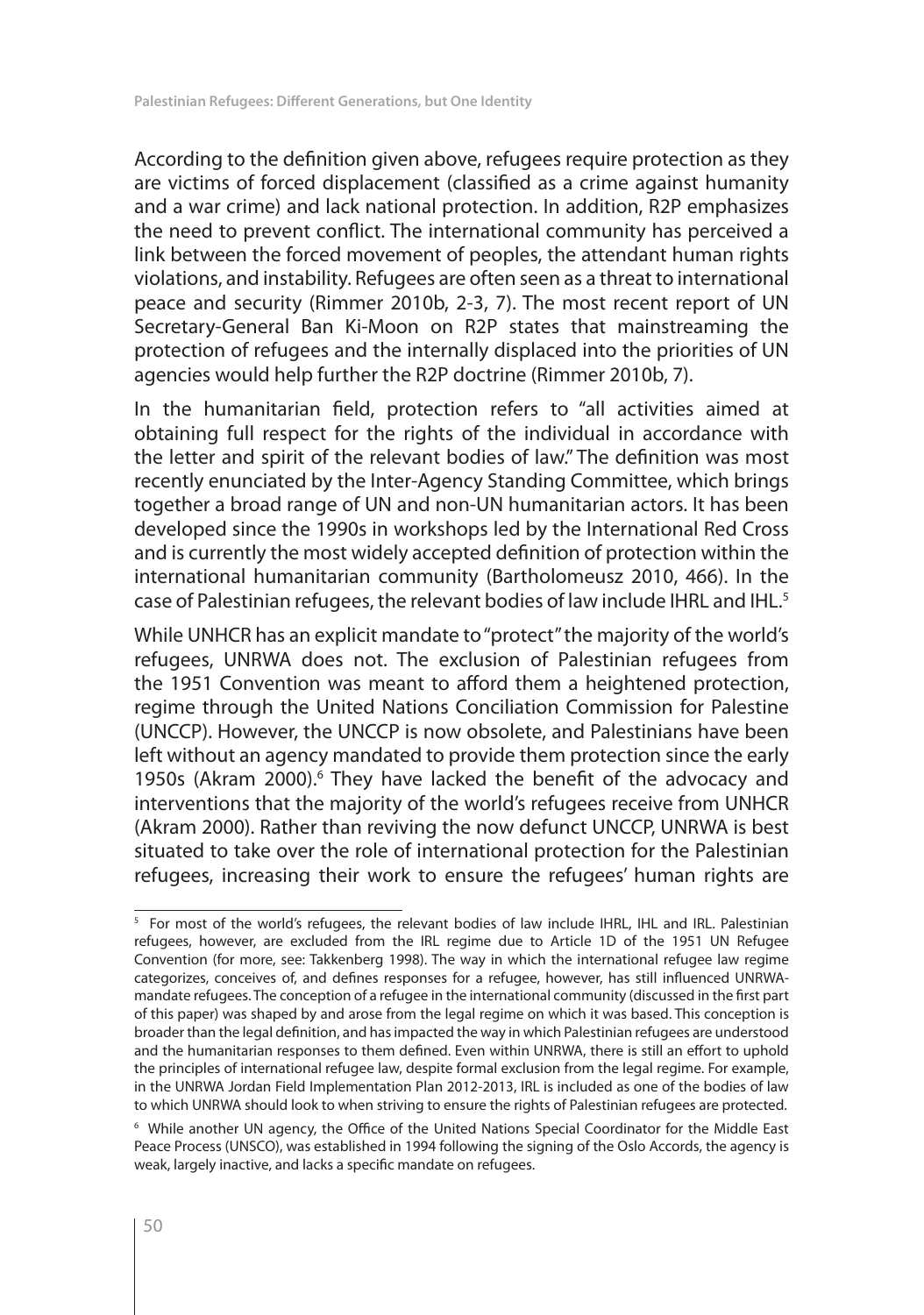According to the definition given above, refugees require protection as they are victims of forced displacement (classified as a crime against humanity and a war crime) and lack national protection. In addition, R2P emphasizes the need to prevent conflict. The international community has perceived a link between the forced movement of peoples, the attendant human rights violations, and instability. Refugees are often seen as a threat to international peace and security (Rimmer 2010b, 2-3, 7). The most recent report of UN Secretary-General Ban Ki-Moon on R2P states that mainstreaming the protection of refugees and the internally displaced into the priorities of UN agencies would help further the R2P doctrine (Rimmer 2010b, 7).

In the humanitarian field, protection refers to "all activities aimed at obtaining full respect for the rights of the individual in accordance with the letter and spirit of the relevant bodies of law." The definition was most recently enunciated by the Inter-Agency Standing Committee, which brings together a broad range of UN and non-UN humanitarian actors. It has been developed since the 1990s in workshops led by the International Red Cross and is currently the most widely accepted definition of protection within the international humanitarian community (Bartholomeusz 2010, 466). In the case of Palestinian refugees, the relevant bodies of law include IHRL and IHL.[5]

While UNHCR has an explicit mandate to "protect" the majority of the world's refugees, UNRWA does not. The exclusion of Palestinian refugees from the 1951 Convention was meant to afford them a heightened protection, regime through the United Nations Conciliation Commission for Palestine (UNCCP). However, the UNCCP is now obsolete, and Palestinians have been left without an agency mandated to provide them protection since the early 1950s (Akram 2000).[6] They have lacked the benefit of the advocacy and interventions that the majority of the world's refugees receive from UNHCR (Akram 2000). Rather than reviving the now defunct UNCCP, UNRWA is best situated to take over the role of international protection for the Palestinian refugees, increasing their work to ensure the refugees' human rights are

---

[5] For most of the world's refugees, the relevant bodies of law include IHRL, IHL and IRL. Palestinian refugees, however, are excluded from the IRL regime due to Article 1D of the 1951 UN Refugee Convention (for more, see: Takkenberg 1998). The way in which the international refugee law regime categorizes, conceives of, and defines responses for a refugee, however, has still influenced UNRWA-mandate refugees. The conception of a refugee in the international community (discussed in the first part of this paper) was shaped by and arose from the legal regime on which it was based. This conception is broader than the legal definition, and has impacted the way in which Palestinian refugees are understood and the humanitarian responses to them defined. Even within UNRWA, there is still an effort to uphold the principles of international refugee law, despite formal exclusion from the legal regime. For example, in the UNRWA Jordan Field Implementation Plan 2012-2013, IRL is included as one of the bodies of law to which UNRWA should look to when striving to ensure the rights of Palestinian refugees are protected.

[6] While another UN agency, the Office of the United Nations Special Coordinator for the Middle East Peace Process (UNSCO), was established in 1994 following the signing of the Oslo Accords, the agency is weak, largely inactive, and lacks a specific mandate on refugees.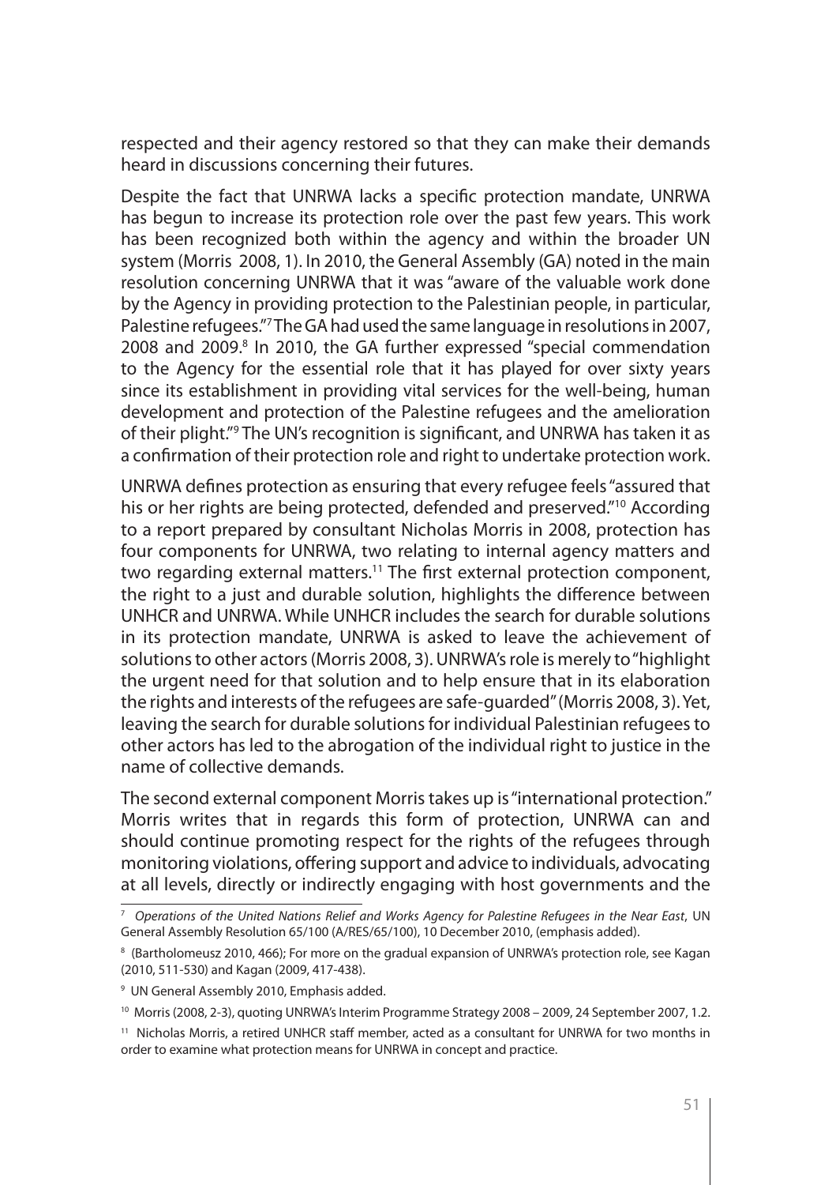respected and their agency restored so that they can make their demands heard in discussions concerning their futures.

Despite the fact that UNRWA lacks a specific protection mandate, UNRWA has begun to increase its protection role over the past few years. This work has been recognized both within the agency and within the broader UN system (Morris 2008, 1). In 2010, the General Assembly (GA) noted in the main resolution concerning UNRWA that it was "aware of the valuable work done by the Agency in providing protection to the Palestinian people, in particular, Palestine refugees."[7] The GA had used the same language in resolutions in 2007, 2008 and 2009.[8] In 2010, the GA further expressed "special commendation to the Agency for the essential role that it has played for over sixty years since its establishment in providing vital services for the well-being, human development and protection of the Palestine refugees and the amelioration of their plight."[9] The UN's recognition is significant, and UNRWA has taken it as a confirmation of their protection role and right to undertake protection work.

UNRWA defines protection as ensuring that every refugee feels "assured that his or her rights are being protected, defended and preserved."[10] According to a report prepared by consultant Nicholas Morris in 2008, protection has four components for UNRWA, two relating to internal agency matters and two regarding external matters.[11] The first external protection component, the right to a just and durable solution, highlights the difference between UNHCR and UNRWA. While UNHCR includes the search for durable solutions in its protection mandate, UNRWA is asked to leave the achievement of solutions to other actors (Morris 2008, 3). UNRWA's role is merely to "highlight the urgent need for that solution and to help ensure that in its elaboration the rights and interests of the refugees are safe-guarded" (Morris 2008, 3). Yet, leaving the search for durable solutions for individual Palestinian refugees to other actors has led to the abrogation of the individual right to justice in the name of collective demands.

The second external component Morris takes up is "international protection." Morris writes that in regards this form of protection, UNRWA can and should continue promoting respect for the rights of the refugees through monitoring violations, offering support and advice to individuals, advocating at all levels, directly or indirectly engaging with host governments and the

---

[7] *Operations of the United Nations Relief and Works Agency for Palestine Refugees in the Near East*, UN General Assembly Resolution 65/100 (A/RES/65/100), 10 December 2010, (emphasis added).

[8] (Bartholomeusz 2010, 466); For more on the gradual expansion of UNRWA's protection role, see Kagan (2010, 511-530) and Kagan (2009, 417-438).

[9] UN General Assembly 2010, Emphasis added.

[10] Morris (2008, 2-3), quoting UNRWA's Interim Programme Strategy 2008 – 2009, 24 September 2007, 1.2.

[11] Nicholas Morris, a retired UNHCR staff member, acted as a consultant for UNRWA for two months in order to examine what protection means for UNRWA in concept and practice.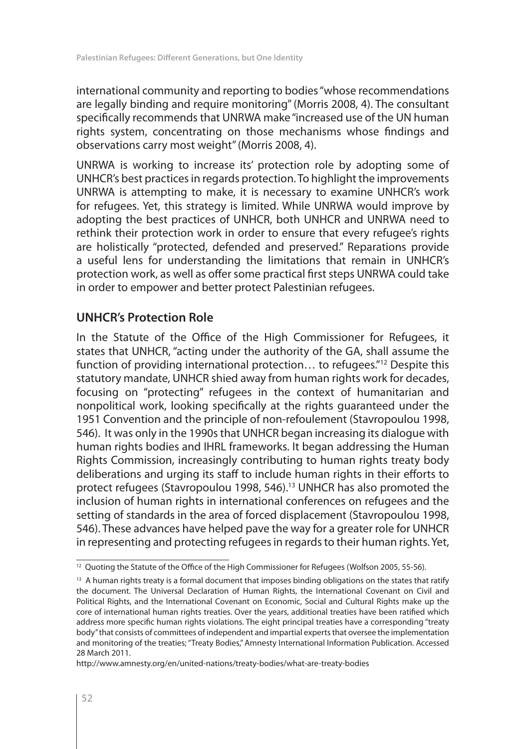international community and reporting to bodies "whose recommendations are legally binding and require monitoring" (Morris 2008, 4). The consultant specifically recommends that UNRWA make "increased use of the UN human rights system, concentrating on those mechanisms whose findings and observations carry most weight" (Morris 2008, 4).

UNRWA is working to increase its' protection role by adopting some of UNHCR's best practices in regards protection. To highlight the improvements UNRWA is attempting to make, it is necessary to examine UNHCR's work for refugees. Yet, this strategy is limited. While UNRWA would improve by adopting the best practices of UNHCR, both UNHCR and UNRWA need to rethink their protection work in order to ensure that every refugee's rights are holistically "protected, defended and preserved." Reparations provide a useful lens for understanding the limitations that remain in UNHCR's protection work, as well as offer some practical first steps UNRWA could take in order to empower and better protect Palestinian refugees.

## UNHCR's Protection Role

In the Statute of the Office of the High Commissioner for Refugees, it states that UNHCR, "acting under the authority of the GA, shall assume the function of providing international protection… to refugees."[12] Despite this statutory mandate, UNHCR shied away from human rights work for decades, focusing on "protecting" refugees in the context of humanitarian and nonpolitical work, looking specifically at the rights guaranteed under the 1951 Convention and the principle of non-refoulement (Stavropoulou 1998, 546). It was only in the 1990s that UNHCR began increasing its dialogue with human rights bodies and IHRL frameworks. It began addressing the Human Rights Commission, increasingly contributing to human rights treaty body deliberations and urging its staff to include human rights in their efforts to protect refugees (Stavropoulou 1998, 546).[13] UNHCR has also promoted the inclusion of human rights in international conferences on refugees and the setting of standards in the area of forced displacement (Stavropoulou 1998, 546). These advances have helped pave the way for a greater role for UNHCR in representing and protecting refugees in regards to their human rights. Yet,

---

[12] Quoting the Statute of the Office of the High Commissioner for Refugees (Wolfson 2005, 55-56).

[13] A human rights treaty is a formal document that imposes binding obligations on the states that ratify the document. The Universal Declaration of Human Rights, the International Covenant on Civil and Political Rights, and the International Covenant on Economic, Social and Cultural Rights make up the core of international human rights treaties. Over the years, additional treaties have been ratified which address more specific human rights violations. The eight principal treaties have a corresponding "treaty body" that consists of committees of independent and impartial experts that oversee the implementation and monitoring of the treaties; "Treaty Bodies," Amnesty International Information Publication. Accessed 28 March 2011.

http://www.amnesty.org/en/united-nations/treaty-bodies/what-are-treaty-bodies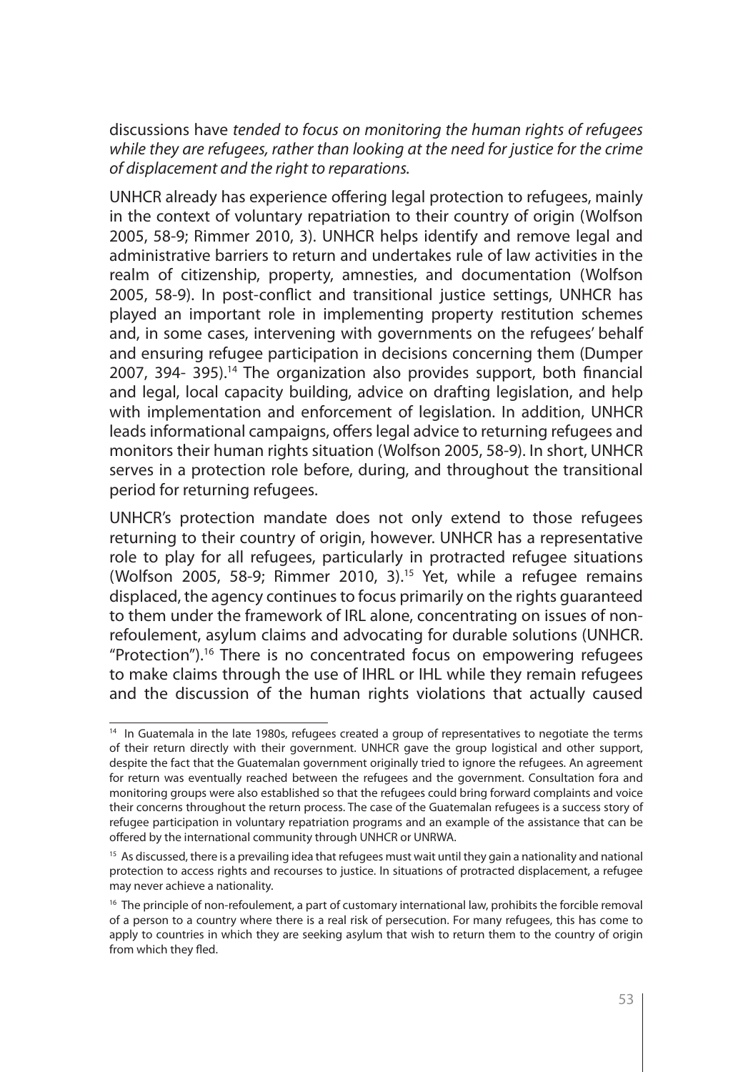discussions have *tended to focus on monitoring the human rights of refugees while they are refugees, rather than looking at the need for justice for the crime of displacement and the right to reparations.*

UNHCR already has experience offering legal protection to refugees, mainly in the context of voluntary repatriation to their country of origin (Wolfson 2005, 58-9; Rimmer 2010, 3). UNHCR helps identify and remove legal and administrative barriers to return and undertakes rule of law activities in the realm of citizenship, property, amnesties, and documentation (Wolfson 2005, 58-9). In post-conflict and transitional justice settings, UNHCR has played an important role in implementing property restitution schemes and, in some cases, intervening with governments on the refugees' behalf and ensuring refugee participation in decisions concerning them (Dumper 2007, 394- 395).[14] The organization also provides support, both financial and legal, local capacity building, advice on drafting legislation, and help with implementation and enforcement of legislation. In addition, UNHCR leads informational campaigns, offers legal advice to returning refugees and monitors their human rights situation (Wolfson 2005, 58-9). In short, UNHCR serves in a protection role before, during, and throughout the transitional period for returning refugees.

UNHCR's protection mandate does not only extend to those refugees returning to their country of origin, however. UNHCR has a representative role to play for all refugees, particularly in protracted refugee situations (Wolfson 2005, 58-9; Rimmer 2010, 3).[15] Yet, while a refugee remains displaced, the agency continues to focus primarily on the rights guaranteed to them under the framework of IRL alone, concentrating on issues of non-refoulement, asylum claims and advocating for durable solutions (UNHCR. "Protection").[16] There is no concentrated focus on empowering refugees to make claims through the use of IHRL or IHL while they remain refugees and the discussion of the human rights violations that actually caused

---

[14] In Guatemala in the late 1980s, refugees created a group of representatives to negotiate the terms of their return directly with their government. UNHCR gave the group logistical and other support, despite the fact that the Guatemalan government originally tried to ignore the refugees. An agreement for return was eventually reached between the refugees and the government. Consultation fora and monitoring groups were also established so that the refugees could bring forward complaints and voice their concerns throughout the return process. The case of the Guatemalan refugees is a success story of refugee participation in voluntary repatriation programs and an example of the assistance that can be offered by the international community through UNHCR or UNRWA.

[15] As discussed, there is a prevailing idea that refugees must wait until they gain a nationality and national protection to access rights and recourses to justice. In situations of protracted displacement, a refugee may never achieve a nationality.

[16] The principle of non-refoulement, a part of customary international law, prohibits the forcible removal of a person to a country where there is a real risk of persecution. For many refugees, this has come to apply to countries in which they are seeking asylum that wish to return them to the country of origin from which they fled.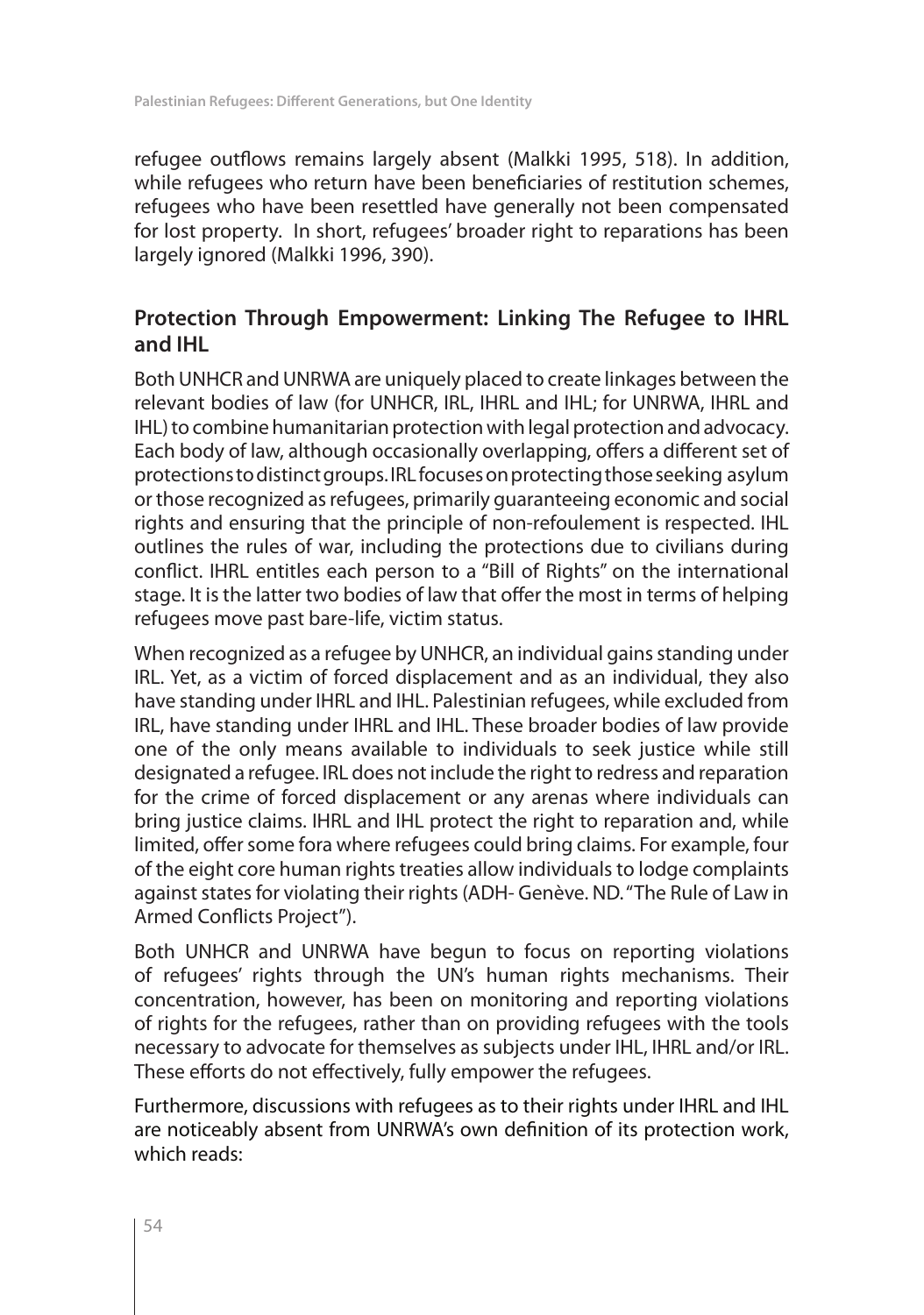refugee outflows remains largely absent (Malkki 1995, 518). In addition, while refugees who return have been beneficiaries of restitution schemes, refugees who have been resettled have generally not been compensated for lost property. In short, refugees' broader right to reparations has been largely ignored (Malkki 1996, 390).

## Protection Through Empowerment: Linking The Refugee to IHRL and IHL

Both UNHCR and UNRWA are uniquely placed to create linkages between the relevant bodies of law (for UNHCR, IRL, IHRL and IHL; for UNRWA, IHRL and IHL) to combine humanitarian protection with legal protection and advocacy. Each body of law, although occasionally overlapping, offers a different set of protections to distinct groups. IRL focuses on protecting those seeking asylum or those recognized as refugees, primarily guaranteeing economic and social rights and ensuring that the principle of non-refoulement is respected. IHL outlines the rules of war, including the protections due to civilians during conflict. IHRL entitles each person to a "Bill of Rights" on the international stage. It is the latter two bodies of law that offer the most in terms of helping refugees move past bare-life, victim status.

When recognized as a refugee by UNHCR, an individual gains standing under IRL. Yet, as a victim of forced displacement and as an individual, they also have standing under IHRL and IHL. Palestinian refugees, while excluded from IRL, have standing under IHRL and IHL. These broader bodies of law provide one of the only means available to individuals to seek justice while still designated a refugee. IRL does not include the right to redress and reparation for the crime of forced displacement or any arenas where individuals can bring justice claims. IHRL and IHL protect the right to reparation and, while limited, offer some fora where refugees could bring claims. For example, four of the eight core human rights treaties allow individuals to lodge complaints against states for violating their rights (ADH- Genève. ND. "The Rule of Law in Armed Conflicts Project").

Both UNHCR and UNRWA have begun to focus on reporting violations of refugees' rights through the UN's human rights mechanisms. Their concentration, however, has been on monitoring and reporting violations of rights for the refugees, rather than on providing refugees with the tools necessary to advocate for themselves as subjects under IHL, IHRL and/or IRL. These efforts do not effectively, fully empower the refugees.

Furthermore, discussions with refugees as to their rights under IHRL and IHL are noticeably absent from UNRWA's own definition of its protection work, which reads: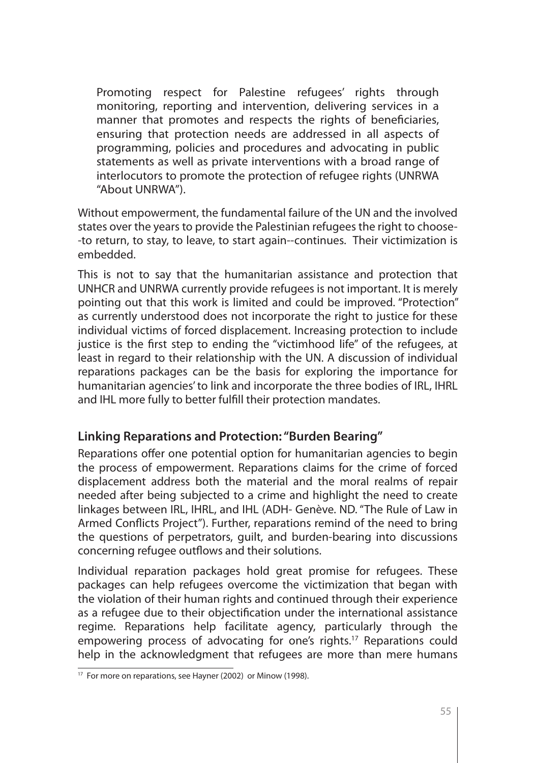> Promoting respect for Palestine refugees' rights through monitoring, reporting and intervention, delivering services in a manner that promotes and respects the rights of beneficiaries, ensuring that protection needs are addressed in all aspects of programming, policies and procedures and advocating in public statements as well as private interventions with a broad range of interlocutors to promote the protection of refugee rights (UNRWA "About UNRWA").

Without empowerment, the fundamental failure of the UN and the involved states over the years to provide the Palestinian refugees the right to choose--to return, to stay, to leave, to start again--continues. Their victimization is embedded.

This is not to say that the humanitarian assistance and protection that UNHCR and UNRWA currently provide refugees is not important. It is merely pointing out that this work is limited and could be improved. "Protection" as currently understood does not incorporate the right to justice for these individual victims of forced displacement. Increasing protection to include justice is the first step to ending the "victimhood life" of the refugees, at least in regard to their relationship with the UN. A discussion of individual reparations packages can be the basis for exploring the importance for humanitarian agencies' to link and incorporate the three bodies of IRL, IHRL and IHL more fully to better fulfill their protection mandates.

## Linking Reparations and Protection: "Burden Bearing"

Reparations offer one potential option for humanitarian agencies to begin the process of empowerment. Reparations claims for the crime of forced displacement address both the material and the moral realms of repair needed after being subjected to a crime and highlight the need to create linkages between IRL, IHRL, and IHL (ADH- Genève. ND. "The Rule of Law in Armed Conflicts Project"). Further, reparations remind of the need to bring the questions of perpetrators, guilt, and burden-bearing into discussions concerning refugee outflows and their solutions.

Individual reparation packages hold great promise for refugees. These packages can help refugees overcome the victimization that began with the violation of their human rights and continued through their experience as a refugee due to their objectification under the international assistance regime. Reparations help facilitate agency, particularly through the empowering process of advocating for one's rights.[17] Reparations could help in the acknowledgment that refugees are more than mere humans

[17] For more on reparations, see Hayner (2002) or Minow (1998).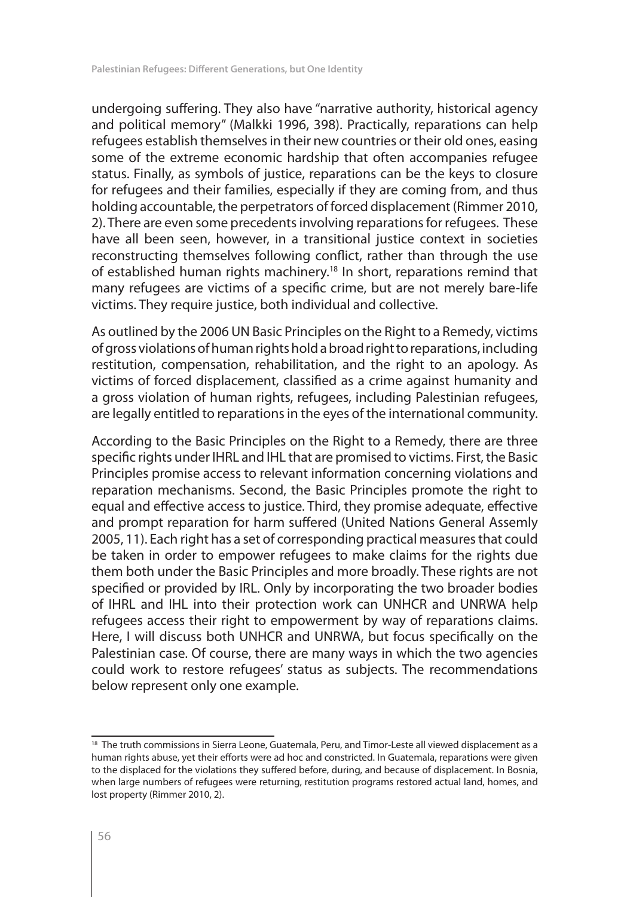undergoing suffering. They also have "narrative authority, historical agency and political memory" (Malkki 1996, 398). Practically, reparations can help refugees establish themselves in their new countries or their old ones, easing some of the extreme economic hardship that often accompanies refugee status. Finally, as symbols of justice, reparations can be the keys to closure for refugees and their families, especially if they are coming from, and thus holding accountable, the perpetrators of forced displacement (Rimmer 2010, 2). There are even some precedents involving reparations for refugees. These have all been seen, however, in a transitional justice context in societies reconstructing themselves following conflict, rather than through the use of established human rights machinery.[18] In short, reparations remind that many refugees are victims of a specific crime, but are not merely bare-life victims. They require justice, both individual and collective.

As outlined by the 2006 UN Basic Principles on the Right to a Remedy, victims of gross violations of human rights hold a broad right to reparations, including restitution, compensation, rehabilitation, and the right to an apology. As victims of forced displacement, classified as a crime against humanity and a gross violation of human rights, refugees, including Palestinian refugees, are legally entitled to reparations in the eyes of the international community.

According to the Basic Principles on the Right to a Remedy, there are three specific rights under IHRL and IHL that are promised to victims. First, the Basic Principles promise access to relevant information concerning violations and reparation mechanisms. Second, the Basic Principles promote the right to equal and effective access to justice. Third, they promise adequate, effective and prompt reparation for harm suffered (United Nations General Assemly 2005, 11). Each right has a set of corresponding practical measures that could be taken in order to empower refugees to make claims for the rights due them both under the Basic Principles and more broadly. These rights are not specified or provided by IRL. Only by incorporating the two broader bodies of IHRL and IHL into their protection work can UNHCR and UNRWA help refugees access their right to empowerment by way of reparations claims. Here, I will discuss both UNHCR and UNRWA, but focus specifically on the Palestinian case. Of course, there are many ways in which the two agencies could work to restore refugees' status as subjects. The recommendations below represent only one example.

---

[18] The truth commissions in Sierra Leone, Guatemala, Peru, and Timor-Leste all viewed displacement as a human rights abuse, yet their efforts were ad hoc and constricted. In Guatemala, reparations were given to the displaced for the violations they suffered before, during, and because of displacement. In Bosnia, when large numbers of refugees were returning, restitution programs restored actual land, homes, and lost property (Rimmer 2010, 2).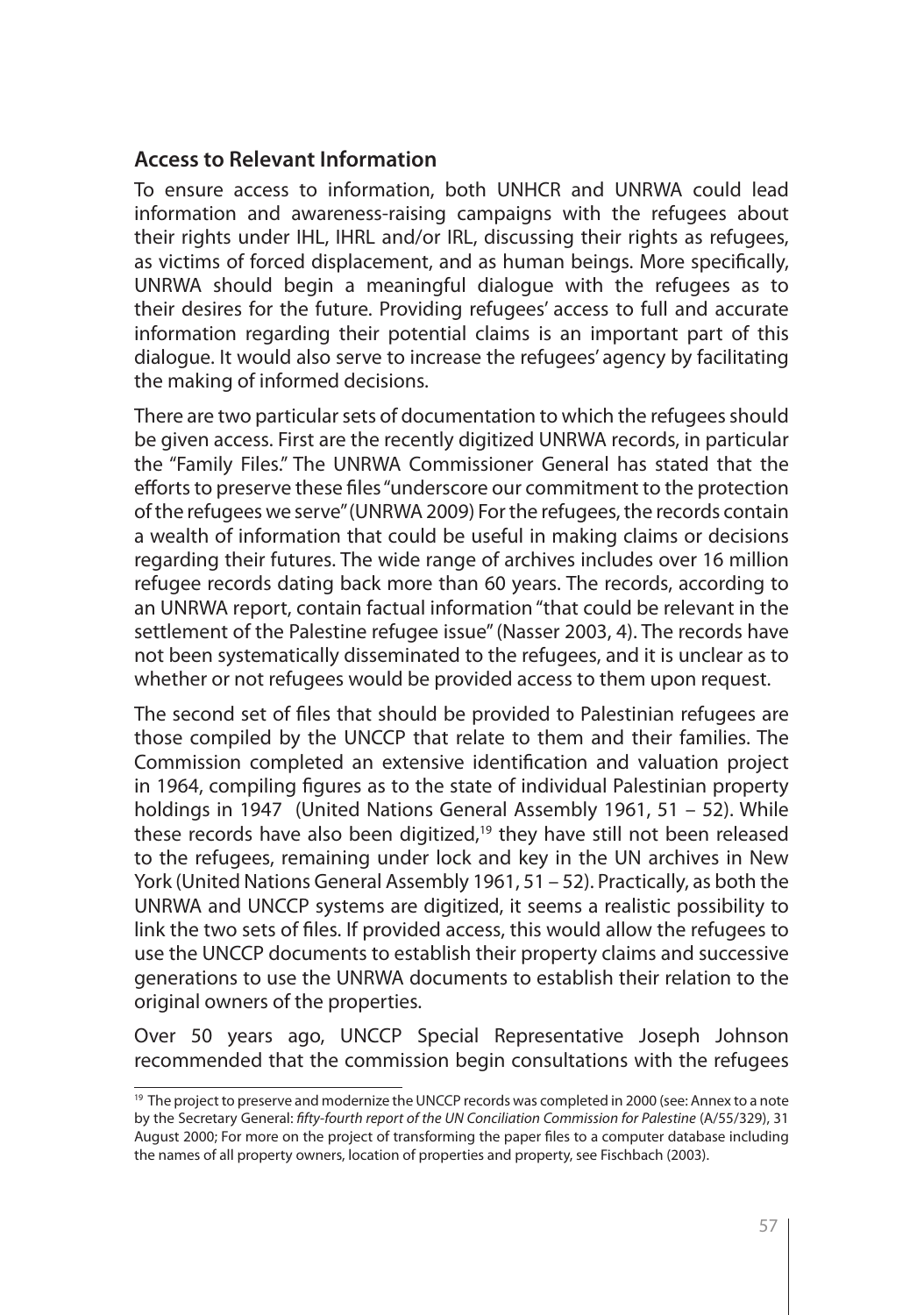## Access to Relevant Information

To ensure access to information, both UNHCR and UNRWA could lead information and awareness-raising campaigns with the refugees about their rights under IHL, IHRL and/or IRL, discussing their rights as refugees, as victims of forced displacement, and as human beings. More specifically, UNRWA should begin a meaningful dialogue with the refugees as to their desires for the future. Providing refugees' access to full and accurate information regarding their potential claims is an important part of this dialogue. It would also serve to increase the refugees' agency by facilitating the making of informed decisions.

There are two particular sets of documentation to which the refugees should be given access. First are the recently digitized UNRWA records, in particular the "Family Files." The UNRWA Commissioner General has stated that the efforts to preserve these files "underscore our commitment to the protection of the refugees we serve" (UNRWA 2009) For the refugees, the records contain a wealth of information that could be useful in making claims or decisions regarding their futures. The wide range of archives includes over 16 million refugee records dating back more than 60 years. The records, according to an UNRWA report, contain factual information "that could be relevant in the settlement of the Palestine refugee issue" (Nasser 2003, 4). The records have not been systematically disseminated to the refugees, and it is unclear as to whether or not refugees would be provided access to them upon request.

The second set of files that should be provided to Palestinian refugees are those compiled by the UNCCP that relate to them and their families. The Commission completed an extensive identification and valuation project in 1964, compiling figures as to the state of individual Palestinian property holdings in 1947 (United Nations General Assembly 1961, 51 – 52). While these records have also been digitized,[19] they have still not been released to the refugees, remaining under lock and key in the UN archives in New York (United Nations General Assembly 1961, 51 – 52). Practically, as both the UNRWA and UNCCP systems are digitized, it seems a realistic possibility to link the two sets of files. If provided access, this would allow the refugees to use the UNCCP documents to establish their property claims and successive generations to use the UNRWA documents to establish their relation to the original owners of the properties.

Over 50 years ago, UNCCP Special Representative Joseph Johnson recommended that the commission begin consultations with the refugees

---

[19] The project to preserve and modernize the UNCCP records was completed in 2000 (see: Annex to a note by the Secretary General: *fifty-fourth report of the UN Conciliation Commission for Palestine* (A/55/329), 31 August 2000; For more on the project of transforming the paper files to a computer database including the names of all property owners, location of properties and property, see Fischbach (2003).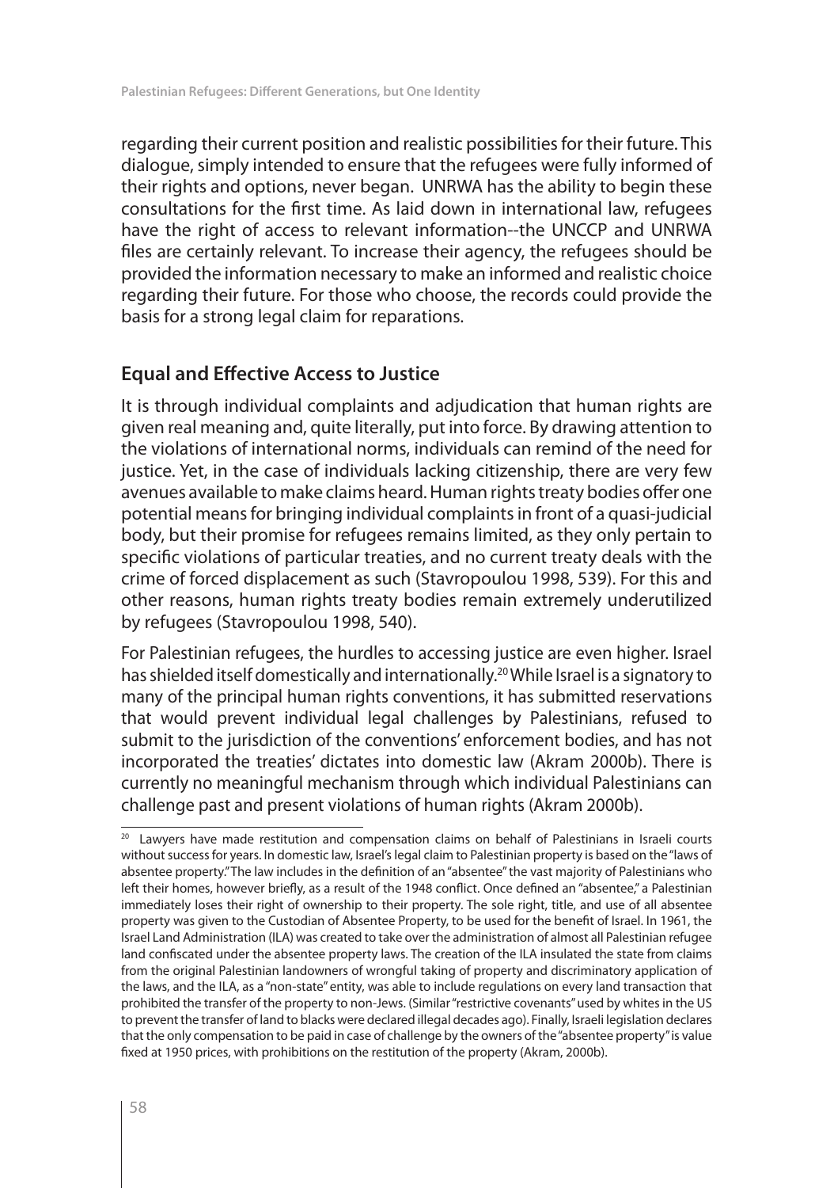regarding their current position and realistic possibilities for their future. This dialogue, simply intended to ensure that the refugees were fully informed of their rights and options, never began. UNRWA has the ability to begin these consultations for the first time. As laid down in international law, refugees have the right of access to relevant information--the UNCCP and UNRWA files are certainly relevant. To increase their agency, the refugees should be provided the information necessary to make an informed and realistic choice regarding their future. For those who choose, the records could provide the basis for a strong legal claim for reparations.

## Equal and Effective Access to Justice

It is through individual complaints and adjudication that human rights are given real meaning and, quite literally, put into force. By drawing attention to the violations of international norms, individuals can remind of the need for justice. Yet, in the case of individuals lacking citizenship, there are very few avenues available to make claims heard. Human rights treaty bodies offer one potential means for bringing individual complaints in front of a quasi-judicial body, but their promise for refugees remains limited, as they only pertain to specific violations of particular treaties, and no current treaty deals with the crime of forced displacement as such (Stavropoulou 1998, 539). For this and other reasons, human rights treaty bodies remain extremely underutilized by refugees (Stavropoulou 1998, 540).

For Palestinian refugees, the hurdles to accessing justice are even higher. Israel has shielded itself domestically and internationally.[20] While Israel is a signatory to many of the principal human rights conventions, it has submitted reservations that would prevent individual legal challenges by Palestinians, refused to submit to the jurisdiction of the conventions' enforcement bodies, and has not incorporated the treaties' dictates into domestic law (Akram 2000b). There is currently no meaningful mechanism through which individual Palestinians can challenge past and present violations of human rights (Akram 2000b).

---

[20] Lawyers have made restitution and compensation claims on behalf of Palestinians in Israeli courts without success for years. In domestic law, Israel's legal claim to Palestinian property is based on the "laws of absentee property." The law includes in the definition of an "absentee" the vast majority of Palestinians who left their homes, however briefly, as a result of the 1948 conflict. Once defined an "absentee," a Palestinian immediately loses their right of ownership to their property. The sole right, title, and use of all absentee property was given to the Custodian of Absentee Property, to be used for the benefit of Israel. In 1961, the Israel Land Administration (ILA) was created to take over the administration of almost all Palestinian refugee land confiscated under the absentee property laws. The creation of the ILA insulated the state from claims from the original Palestinian landowners of wrongful taking of property and discriminatory application of the laws, and the ILA, as a "non-state" entity, was able to include regulations on every land transaction that prohibited the transfer of the property to non-Jews. (Similar "restrictive covenants" used by whites in the US to prevent the transfer of land to blacks were declared illegal decades ago). Finally, Israeli legislation declares that the only compensation to be paid in case of challenge by the owners of the "absentee property" is value fixed at 1950 prices, with prohibitions on the restitution of the property (Akram, 2000b).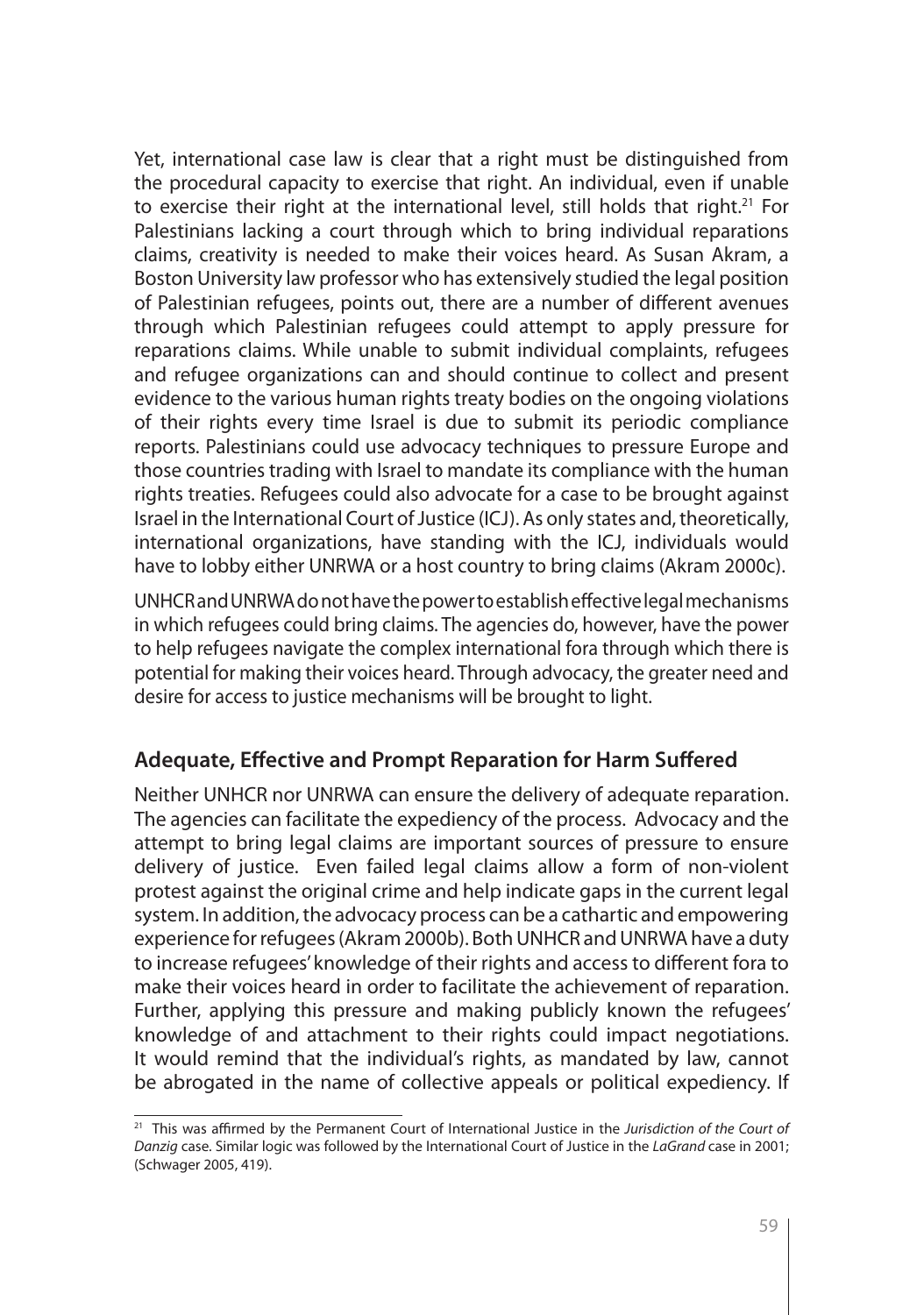Yet, international case law is clear that a right must be distinguished from the procedural capacity to exercise that right. An individual, even if unable to exercise their right at the international level, still holds that right.[21] For Palestinians lacking a court through which to bring individual reparations claims, creativity is needed to make their voices heard. As Susan Akram, a Boston University law professor who has extensively studied the legal position of Palestinian refugees, points out, there are a number of different avenues through which Palestinian refugees could attempt to apply pressure for reparations claims. While unable to submit individual complaints, refugees and refugee organizations can and should continue to collect and present evidence to the various human rights treaty bodies on the ongoing violations of their rights every time Israel is due to submit its periodic compliance reports. Palestinians could use advocacy techniques to pressure Europe and those countries trading with Israel to mandate its compliance with the human rights treaties. Refugees could also advocate for a case to be brought against Israel in the International Court of Justice (ICJ). As only states and, theoretically, international organizations, have standing with the ICJ, individuals would have to lobby either UNRWA or a host country to bring claims (Akram 2000c).

UNHCR and UNRWA do not have the power to establish effective legal mechanisms in which refugees could bring claims. The agencies do, however, have the power to help refugees navigate the complex international fora through which there is potential for making their voices heard. Through advocacy, the greater need and desire for access to justice mechanisms will be brought to light.

## Adequate, Effective and Prompt Reparation for Harm Suffered

Neither UNHCR nor UNRWA can ensure the delivery of adequate reparation. The agencies can facilitate the expediency of the process. Advocacy and the attempt to bring legal claims are important sources of pressure to ensure delivery of justice. Even failed legal claims allow a form of non-violent protest against the original crime and help indicate gaps in the current legal system. In addition, the advocacy process can be a cathartic and empowering experience for refugees (Akram 2000b). Both UNHCR and UNRWA have a duty to increase refugees' knowledge of their rights and access to different fora to make their voices heard in order to facilitate the achievement of reparation. Further, applying this pressure and making publicly known the refugees' knowledge of and attachment to their rights could impact negotiations. It would remind that the individual's rights, as mandated by law, cannot be abrogated in the name of collective appeals or political expediency. If

---

[21] This was affirmed by the Permanent Court of International Justice in the *Jurisdiction of the Court of Danzig* case. Similar logic was followed by the International Court of Justice in the *LaGrand* case in 2001; (Schwager 2005, 419).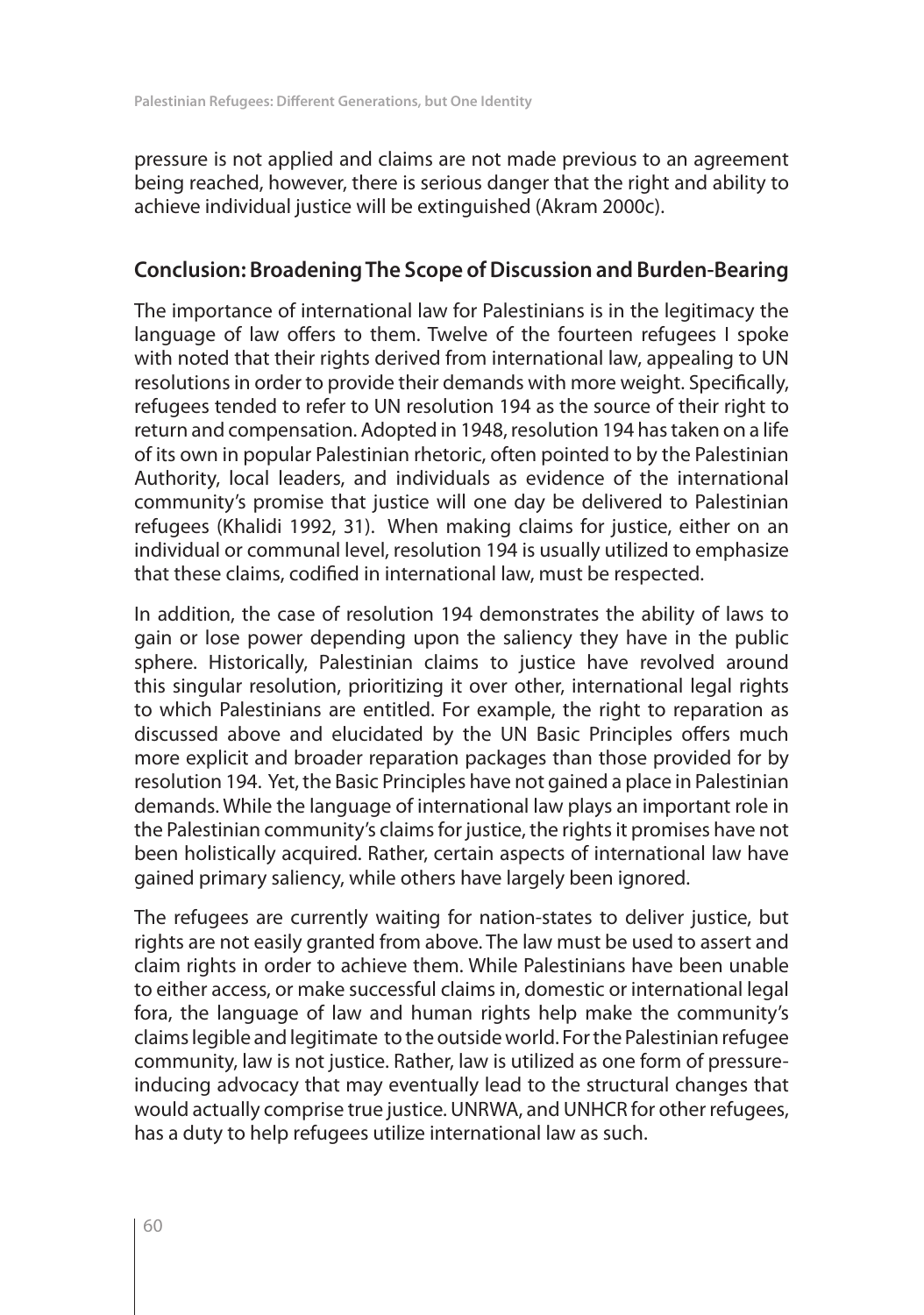pressure is not applied and claims are not made previous to an agreement being reached, however, there is serious danger that the right and ability to achieve individual justice will be extinguished (Akram 2000c).

## Conclusion: Broadening The Scope of Discussion and Burden-Bearing

The importance of international law for Palestinians is in the legitimacy the language of law offers to them. Twelve of the fourteen refugees I spoke with noted that their rights derived from international law, appealing to UN resolutions in order to provide their demands with more weight. Specifically, refugees tended to refer to UN resolution 194 as the source of their right to return and compensation. Adopted in 1948, resolution 194 has taken on a life of its own in popular Palestinian rhetoric, often pointed to by the Palestinian Authority, local leaders, and individuals as evidence of the international community's promise that justice will one day be delivered to Palestinian refugees (Khalidi 1992, 31). When making claims for justice, either on an individual or communal level, resolution 194 is usually utilized to emphasize that these claims, codified in international law, must be respected.

In addition, the case of resolution 194 demonstrates the ability of laws to gain or lose power depending upon the saliency they have in the public sphere. Historically, Palestinian claims to justice have revolved around this singular resolution, prioritizing it over other, international legal rights to which Palestinians are entitled. For example, the right to reparation as discussed above and elucidated by the UN Basic Principles offers much more explicit and broader reparation packages than those provided for by resolution 194. Yet, the Basic Principles have not gained a place in Palestinian demands. While the language of international law plays an important role in the Palestinian community's claims for justice, the rights it promises have not been holistically acquired. Rather, certain aspects of international law have gained primary saliency, while others have largely been ignored.

The refugees are currently waiting for nation-states to deliver justice, but rights are not easily granted from above. The law must be used to assert and claim rights in order to achieve them. While Palestinians have been unable to either access, or make successful claims in, domestic or international legal fora, the language of law and human rights help make the community's claims legible and legitimate to the outside world. For the Palestinian refugee community, law is not justice. Rather, law is utilized as one form of pressure-inducing advocacy that may eventually lead to the structural changes that would actually comprise true justice. UNRWA, and UNHCR for other refugees, has a duty to help refugees utilize international law as such.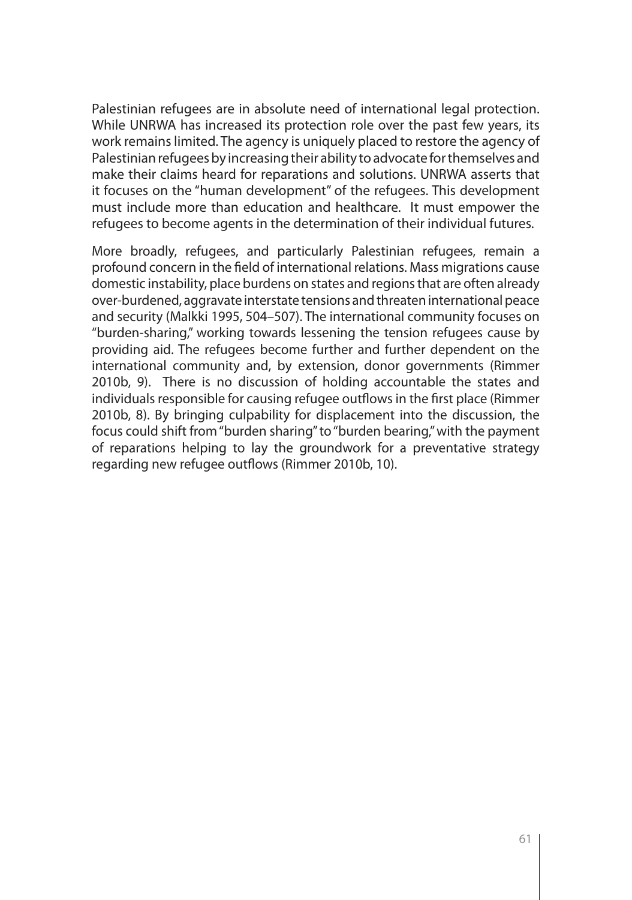Palestinian refugees are in absolute need of international legal protection. While UNRWA has increased its protection role over the past few years, its work remains limited. The agency is uniquely placed to restore the agency of Palestinian refugees by increasing their ability to advocate for themselves and make their claims heard for reparations and solutions. UNRWA asserts that it focuses on the "human development" of the refugees. This development must include more than education and healthcare. It must empower the refugees to become agents in the determination of their individual futures.

More broadly, refugees, and particularly Palestinian refugees, remain a profound concern in the field of international relations. Mass migrations cause domestic instability, place burdens on states and regions that are often already over-burdened, aggravate interstate tensions and threaten international peace and security (Malkki 1995, 504–507). The international community focuses on "burden-sharing," working towards lessening the tension refugees cause by providing aid. The refugees become further and further dependent on the international community and, by extension, donor governments (Rimmer 2010b, 9). There is no discussion of holding accountable the states and individuals responsible for causing refugee outflows in the first place (Rimmer 2010b, 8). By bringing culpability for displacement into the discussion, the focus could shift from "burden sharing" to "burden bearing," with the payment of reparations helping to lay the groundwork for a preventative strategy regarding new refugee outflows (Rimmer 2010b, 10).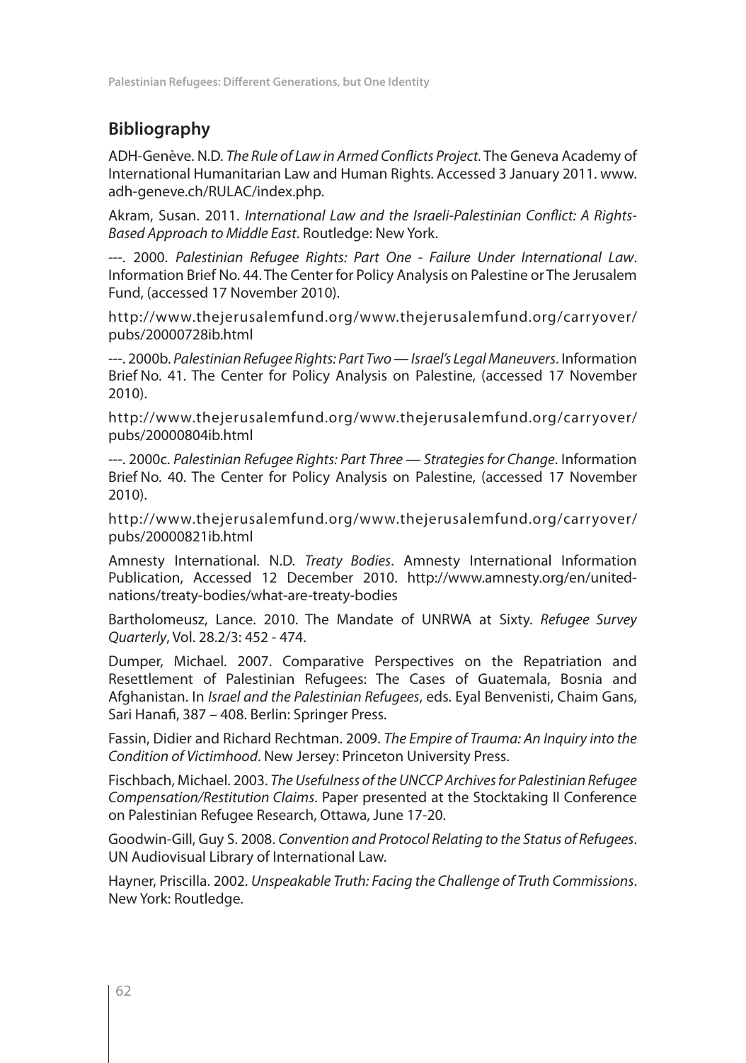## Bibliography

ADH-Genève. N.D. *The Rule of Law in Armed Conflicts Project*. The Geneva Academy of International Humanitarian Law and Human Rights. Accessed 3 January 2011. www.adh-geneve.ch/RULAC/index.php.

Akram, Susan. 2011. *International Law and the Israeli-Palestinian Conflict: A Rights-Based Approach to Middle East*. Routledge: New York.

---. 2000. *Palestinian Refugee Rights: Part One - Failure Under International Law*. Information Brief No. 44. The Center for Policy Analysis on Palestine or The Jerusalem Fund, (accessed 17 November 2010).

http://www.thejerusalemfund.org/www.thejerusalemfund.org/carryover/pubs/20000728ib.html

---. 2000b. *Palestinian Refugee Rights: Part Two — Israel's Legal Maneuvers*. Information Brief No. 41. The Center for Policy Analysis on Palestine, (accessed 17 November 2010).

http://www.thejerusalemfund.org/www.thejerusalemfund.org/carryover/pubs/20000804ib.html

---. 2000c. *Palestinian Refugee Rights: Part Three — Strategies for Change*. Information Brief No. 40. The Center for Policy Analysis on Palestine, (accessed 17 November 2010).

http://www.thejerusalemfund.org/www.thejerusalemfund.org/carryover/pubs/20000821ib.html

Amnesty International. N.D. *Treaty Bodies*. Amnesty International Information Publication, Accessed 12 December 2010. http://www.amnesty.org/en/united-nations/treaty-bodies/what-are-treaty-bodies

Bartholomeusz, Lance. 2010. The Mandate of UNRWA at Sixty. *Refugee Survey Quarterly*, Vol. 28.2/3: 452 - 474.

Dumper, Michael. 2007. Comparative Perspectives on the Repatriation and Resettlement of Palestinian Refugees: The Cases of Guatemala, Bosnia and Afghanistan. In *Israel and the Palestinian Refugees*, eds. Eyal Benvenisti, Chaim Gans, Sari Hanafi, 387 – 408. Berlin: Springer Press.

Fassin, Didier and Richard Rechtman. 2009. *The Empire of Trauma: An Inquiry into the Condition of Victimhood*. New Jersey: Princeton University Press.

Fischbach, Michael. 2003. *The Usefulness of the UNCCP Archives for Palestinian Refugee Compensation/Restitution Claims*. Paper presented at the Stocktaking II Conference on Palestinian Refugee Research, Ottawa, June 17-20.

Goodwin-Gill, Guy S. 2008. *Convention and Protocol Relating to the Status of Refugees*. UN Audiovisual Library of International Law.

Hayner, Priscilla. 2002. *Unspeakable Truth: Facing the Challenge of Truth Commissions*. New York: Routledge.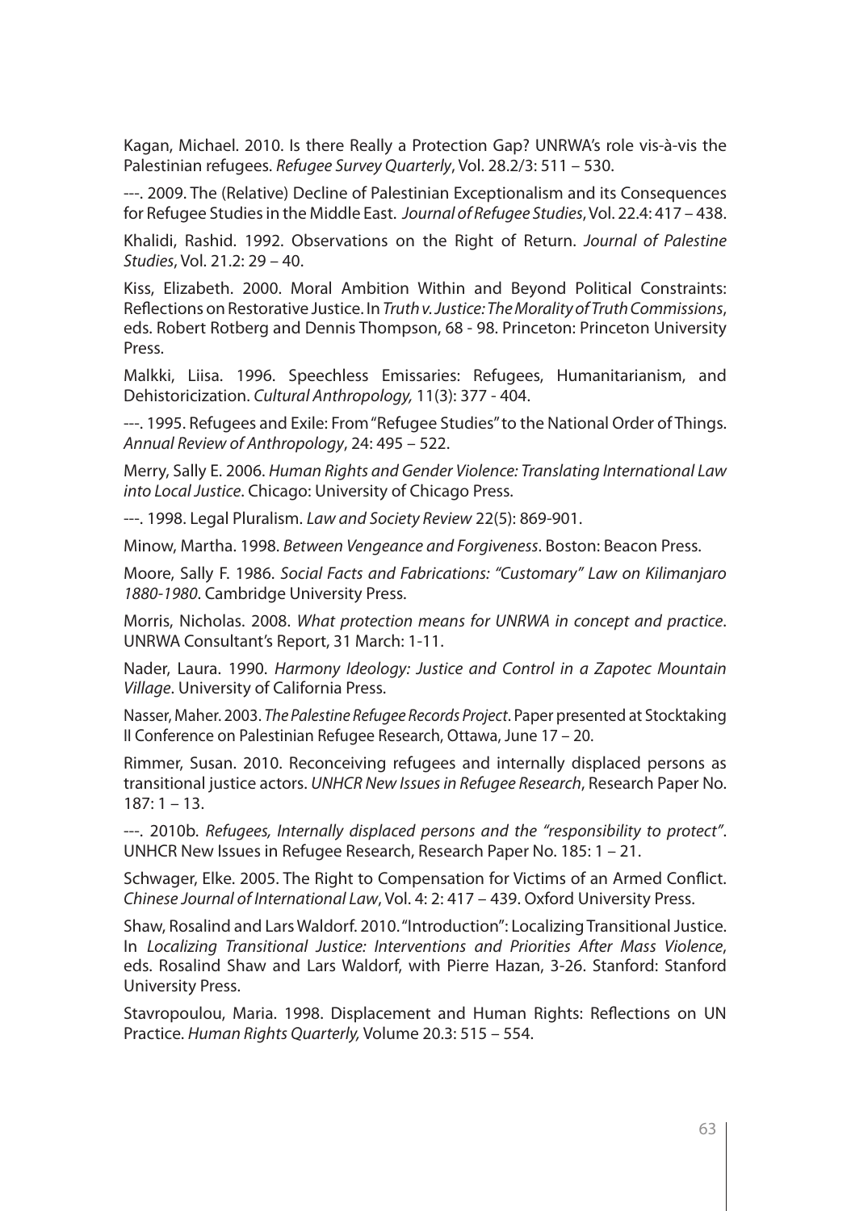Kagan, Michael. 2010. Is there Really a Protection Gap? UNRWA's role vis-à-vis the Palestinian refugees. *Refugee Survey Quarterly*, Vol. 28.2/3: 511 – 530.

---. 2009. The (Relative) Decline of Palestinian Exceptionalism and its Consequences for Refugee Studies in the Middle East. *Journal of Refugee Studies*, Vol. 22.4: 417 – 438.

Khalidi, Rashid. 1992. Observations on the Right of Return. *Journal of Palestine Studies*, Vol. 21.2: 29 – 40.

Kiss, Elizabeth. 2000. Moral Ambition Within and Beyond Political Constraints: Reflections on Restorative Justice. In *Truth v. Justice: The Morality of Truth Commissions*, eds. Robert Rotberg and Dennis Thompson, 68 - 98. Princeton: Princeton University Press.

Malkki, Liisa. 1996. Speechless Emissaries: Refugees, Humanitarianism, and Dehistoricization. *Cultural Anthropology,* 11(3): 377 - 404.

---. 1995. Refugees and Exile: From "Refugee Studies" to the National Order of Things. *Annual Review of Anthropology*, 24: 495 – 522.

Merry, Sally E. 2006. *Human Rights and Gender Violence: Translating International Law into Local Justice*. Chicago: University of Chicago Press.

---. 1998. Legal Pluralism. *Law and Society Review* 22(5): 869-901.

Minow, Martha. 1998. *Between Vengeance and Forgiveness*. Boston: Beacon Press.

Moore, Sally F. 1986. *Social Facts and Fabrications: "Customary" Law on Kilimanjaro 1880-1980*. Cambridge University Press.

Morris, Nicholas. 2008. *What protection means for UNRWA in concept and practice*. UNRWA Consultant's Report, 31 March: 1-11.

Nader, Laura. 1990. *Harmony Ideology: Justice and Control in a Zapotec Mountain Village*. University of California Press.

Nasser, Maher. 2003. *The Palestine Refugee Records Project*. Paper presented at Stocktaking II Conference on Palestinian Refugee Research, Ottawa, June 17 – 20.

Rimmer, Susan. 2010. Reconceiving refugees and internally displaced persons as transitional justice actors. *UNHCR New Issues in Refugee Research*, Research Paper No. 187: 1 – 13.

---. 2010b. *Refugees, Internally displaced persons and the "responsibility to protect"*. UNHCR New Issues in Refugee Research, Research Paper No. 185: 1 – 21.

Schwager, Elke. 2005. The Right to Compensation for Victims of an Armed Conflict. *Chinese Journal of International Law*, Vol. 4: 2: 417 – 439. Oxford University Press.

Shaw, Rosalind and Lars Waldorf. 2010. "Introduction": Localizing Transitional Justice. In *Localizing Transitional Justice: Interventions and Priorities After Mass Violence*, eds. Rosalind Shaw and Lars Waldorf, with Pierre Hazan, 3-26. Stanford: Stanford University Press.

Stavropoulou, Maria. 1998. Displacement and Human Rights: Reflections on UN Practice. *Human Rights Quarterly,* Volume 20.3: 515 – 554.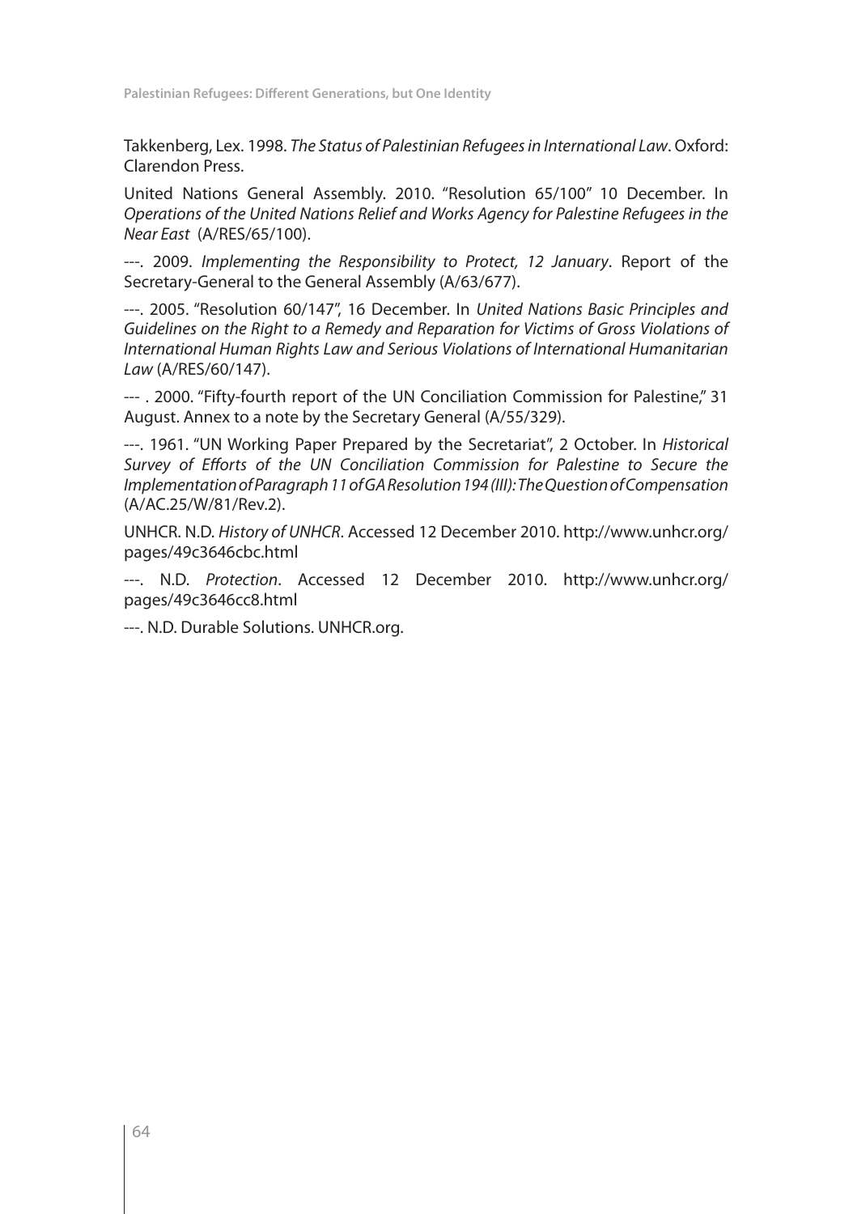Takkenberg, Lex. 1998. *The Status of Palestinian Refugees in International Law*. Oxford: Clarendon Press.

United Nations General Assembly. 2010. "Resolution 65/100" 10 December. In *Operations of the United Nations Relief and Works Agency for Palestine Refugees in the Near East* (A/RES/65/100).

---. 2009. *Implementing the Responsibility to Protect, 12 January*. Report of the Secretary-General to the General Assembly (A/63/677).

---. 2005. "Resolution 60/147", 16 December. In *United Nations Basic Principles and Guidelines on the Right to a Remedy and Reparation for Victims of Gross Violations of International Human Rights Law and Serious Violations of International Humanitarian Law* (A/RES/60/147).

--- . 2000. "Fifty-fourth report of the UN Conciliation Commission for Palestine," 31 August. Annex to a note by the Secretary General (A/55/329).

---. 1961. "UN Working Paper Prepared by the Secretariat", 2 October. In *Historical Survey of Efforts of the UN Conciliation Commission for Palestine to Secure the Implementation of Paragraph 11 of GA Resolution 194 (III): The Question of Compensation* (A/AC.25/W/81/Rev.2).

UNHCR. N.D. *History of UNHCR*. Accessed 12 December 2010. http://www.unhcr.org/pages/49c3646cbc.html

---. N.D. *Protection*. Accessed 12 December 2010. http://www.unhcr.org/pages/49c3646cc8.html

---. N.D. Durable Solutions. UNHCR.org.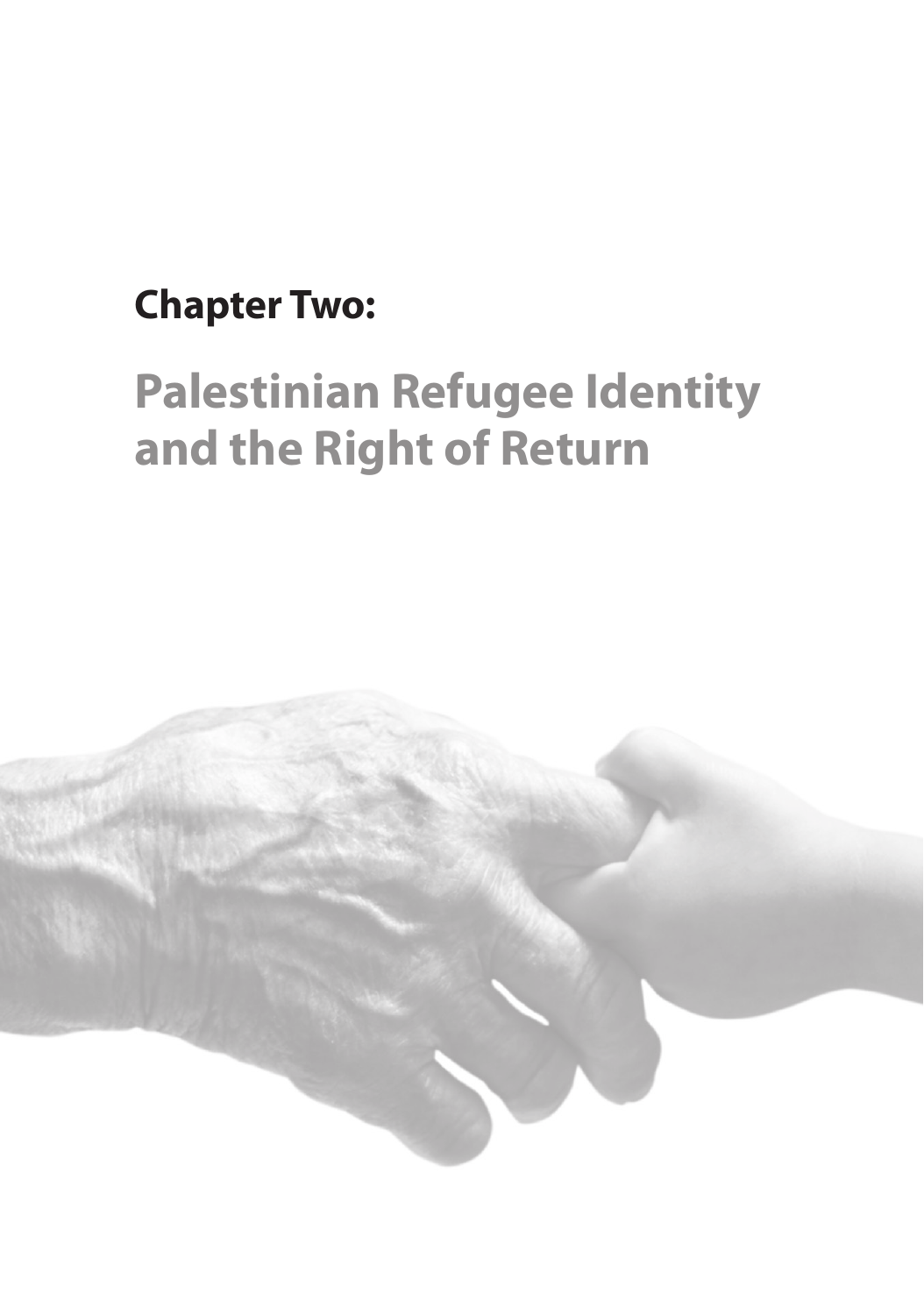**Chapter Two:**

# Palestinian Refugee Identity and the Right of Return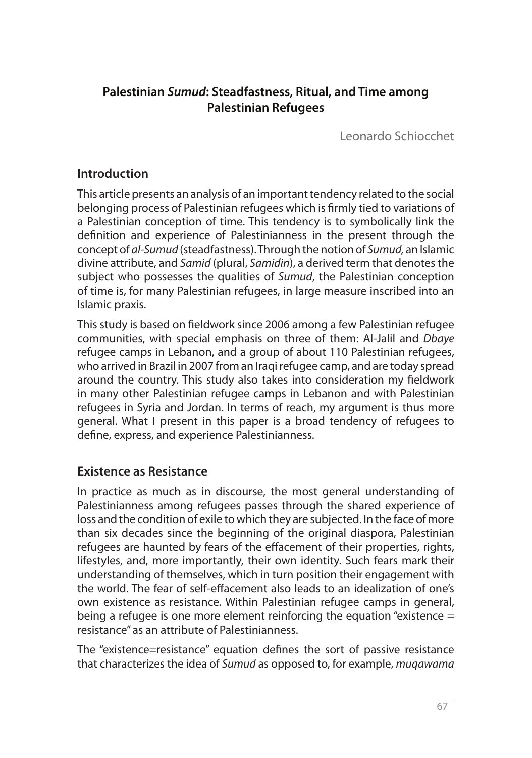## Palestinian *Sumud*: Steadfastness, Ritual, and Time among Palestinian Refugees

Leonardo Schiocchet

### Introduction

This article presents an analysis of an important tendency related to the social belonging process of Palestinian refugees which is firmly tied to variations of a Palestinian conception of time. This tendency is to symbolically link the definition and experience of Palestinianness in the present through the concept of *al-Sumud* (steadfastness). Through the notion of *Sumud,* an Islamic divine attribute, and *Samid* (plural, *Samidin*), a derived term that denotes the subject who possesses the qualities of *Sumud*, the Palestinian conception of time is, for many Palestinian refugees, in large measure inscribed into an Islamic praxis.

This study is based on fieldwork since 2006 among a few Palestinian refugee communities, with special emphasis on three of them: Al-Jalil and *Dbaye* refugee camps in Lebanon, and a group of about 110 Palestinian refugees, who arrived in Brazil in 2007 from an Iraqi refugee camp, and are today spread around the country. This study also takes into consideration my fieldwork in many other Palestinian refugee camps in Lebanon and with Palestinian refugees in Syria and Jordan. In terms of reach, my argument is thus more general. What I present in this paper is a broad tendency of refugees to define, express, and experience Palestinianness.

### Existence as Resistance

In practice as much as in discourse, the most general understanding of Palestinianness among refugees passes through the shared experience of loss and the condition of exile to which they are subjected. In the face of more than six decades since the beginning of the original diaspora, Palestinian refugees are haunted by fears of the effacement of their properties, rights, lifestyles, and, more importantly, their own identity. Such fears mark their understanding of themselves, which in turn position their engagement with the world. The fear of self-effacement also leads to an idealization of one's own existence as resistance. Within Palestinian refugee camps in general, being a refugee is one more element reinforcing the equation "existence = resistance" as an attribute of Palestinianness.

The "existence=resistance" equation defines the sort of passive resistance that characterizes the idea of *Sumud* as opposed to, for example, *muqawama*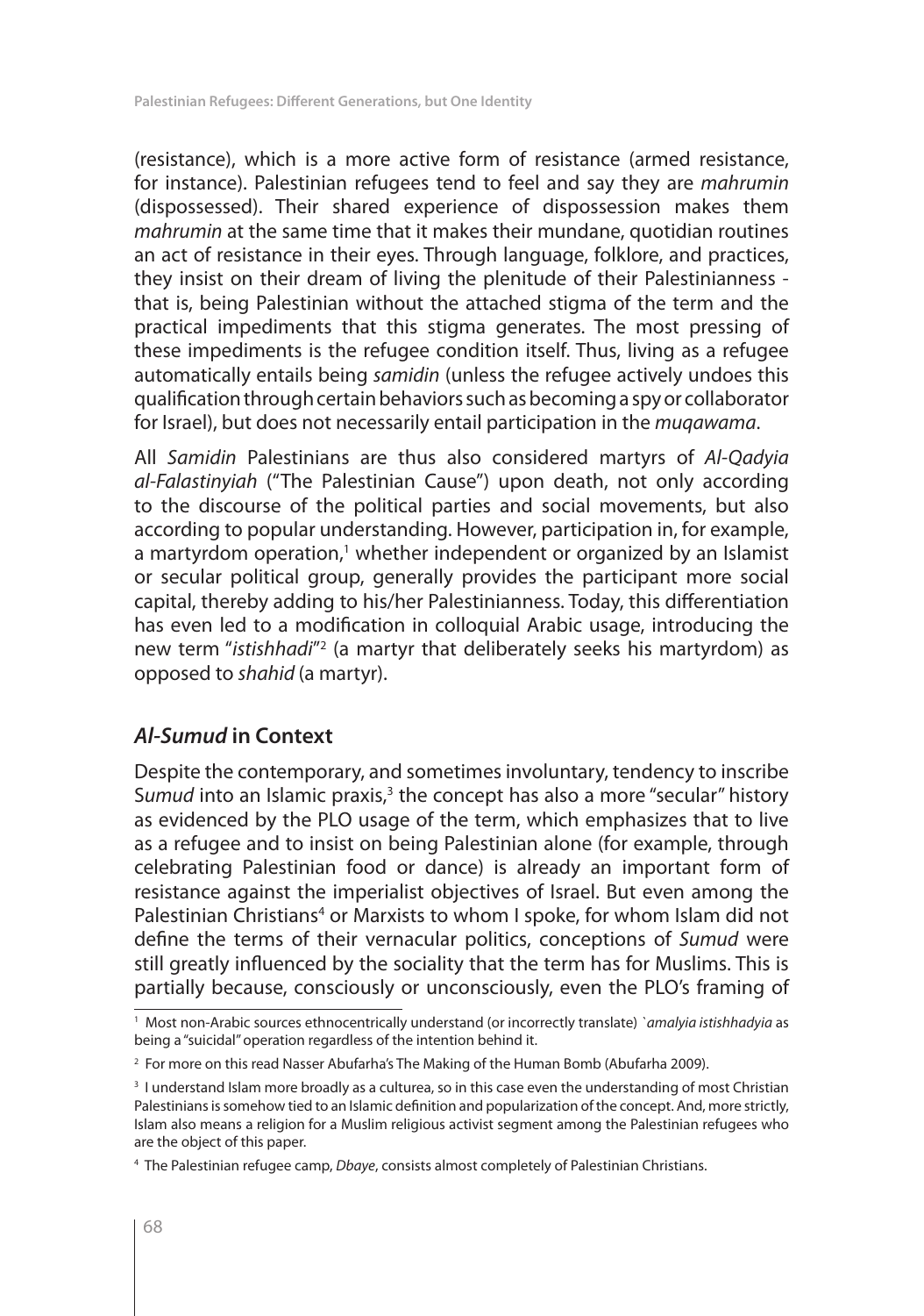(resistance), which is a more active form of resistance (armed resistance, for instance). Palestinian refugees tend to feel and say they are *mahrumin* (dispossessed). Their shared experience of dispossession makes them *mahrumin* at the same time that it makes their mundane, quotidian routines an act of resistance in their eyes. Through language, folklore, and practices, they insist on their dream of living the plenitude of their Palestinianness - that is, being Palestinian without the attached stigma of the term and the practical impediments that this stigma generates. The most pressing of these impediments is the refugee condition itself. Thus, living as a refugee automatically entails being *samidin* (unless the refugee actively undoes this qualification through certain behaviors such as becoming a spy or collaborator for Israel), but does not necessarily entail participation in the *muqawama*.

All *Samidin* Palestinians are thus also considered martyrs of *Al-Qadyia al-Falastinyiah* ("The Palestinian Cause") upon death, not only according to the discourse of the political parties and social movements, but also according to popular understanding. However, participation in, for example, a martyrdom operation,[1] whether independent or organized by an Islamist or secular political group, generally provides the participant more social capital, thereby adding to his/her Palestinianness. Today, this differentiation has even led to a modification in colloquial Arabic usage, introducing the new term "*istishhadi*"[2] (a martyr that deliberately seeks his martyrdom) as opposed to *shahid* (a martyr).

## *Al-Sumud* in Context

Despite the contemporary, and sometimes involuntary, tendency to inscribe S*umud* into an Islamic praxis,[3] the concept has also a more "secular" history as evidenced by the PLO usage of the term, which emphasizes that to live as a refugee and to insist on being Palestinian alone (for example, through celebrating Palestinian food or dance) is already an important form of resistance against the imperialist objectives of Israel. But even among the Palestinian Christians[4] or Marxists to whom I spoke, for whom Islam did not define the terms of their vernacular politics, conceptions of *Sumud* were still greatly influenced by the sociality that the term has for Muslims. This is partially because, consciously or unconsciously, even the PLO's framing of

---

[1] Most non-Arabic sources ethnocentrically understand (or incorrectly translate) `*amalyia istishhadyia* as being a "suicidal" operation regardless of the intention behind it.

[2] For more on this read Nasser Abufarha's The Making of the Human Bomb (Abufarha 2009).

[3] I understand Islam more broadly as a culturea, so in this case even the understanding of most Christian Palestinians is somehow tied to an Islamic definition and popularization of the concept. And, more strictly, Islam also means a religion for a Muslim religious activist segment among the Palestinian refugees who are the object of this paper.

[4] The Palestinian refugee camp, *Dbaye*, consists almost completely of Palestinian Christians.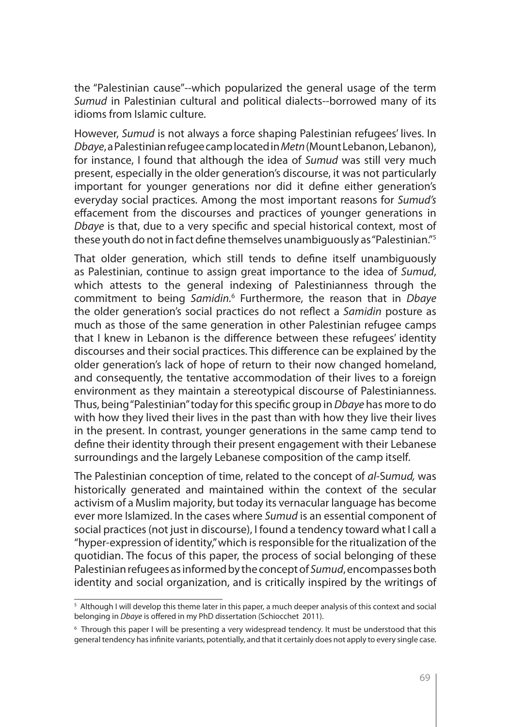the "Palestinian cause"--which popularized the general usage of the term *Sumud* in Palestinian cultural and political dialects--borrowed many of its idioms from Islamic culture.

However, *Sumud* is not always a force shaping Palestinian refugees' lives. In *Dbaye*, a Palestinian refugee camp located in *Metn* (Mount Lebanon, Lebanon), for instance, I found that although the idea of *Sumud* was still very much present, especially in the older generation's discourse, it was not particularly important for younger generations nor did it define either generation's everyday social practices. Among the most important reasons for *Sumud's* effacement from the discourses and practices of younger generations in *Dbaye* is that, due to a very specific and special historical context, most of these youth do not in fact define themselves unambiguously as "Palestinian."[5]

That older generation, which still tends to define itself unambiguously as Palestinian, continue to assign great importance to the idea of *Sumud*, which attests to the general indexing of Palestinianness through the commitment to being *Samidin*.[6] Furthermore, the reason that in *Dbaye* the older generation's social practices do not reflect a *Samidin* posture as much as those of the same generation in other Palestinian refugee camps that I knew in Lebanon is the difference between these refugees' identity discourses and their social practices. This difference can be explained by the older generation's lack of hope of return to their now changed homeland, and consequently, the tentative accommodation of their lives to a foreign environment as they maintain a stereotypical discourse of Palestinianness. Thus, being "Palestinian" today for this specific group in *Dbaye* has more to do with how they lived their lives in the past than with how they live their lives in the present. In contrast, younger generations in the same camp tend to define their identity through their present engagement with their Lebanese surroundings and the largely Lebanese composition of the camp itself.

The Palestinian conception of time, related to the concept of *al-Sumud,* was historically generated and maintained within the context of the secular activism of a Muslim majority, but today its vernacular language has become ever more Islamized. In the cases where *Sumud* is an essential component of social practices (not just in discourse), I found a tendency toward what I call a "hyper-expression of identity," which is responsible for the ritualization of the quotidian. The focus of this paper, the process of social belonging of these Palestinian refugees as informed by the concept of *Sumud*, encompasses both identity and social organization, and is critically inspired by the writings of

---

[5] Although I will develop this theme later in this paper, a much deeper analysis of this context and social belonging in *Dbaye* is offered in my PhD dissertation (Schiocchet 2011).

[6] Through this paper I will be presenting a very widespread tendency. It must be understood that this general tendency has infinite variants, potentially, and that it certainly does not apply to every single case.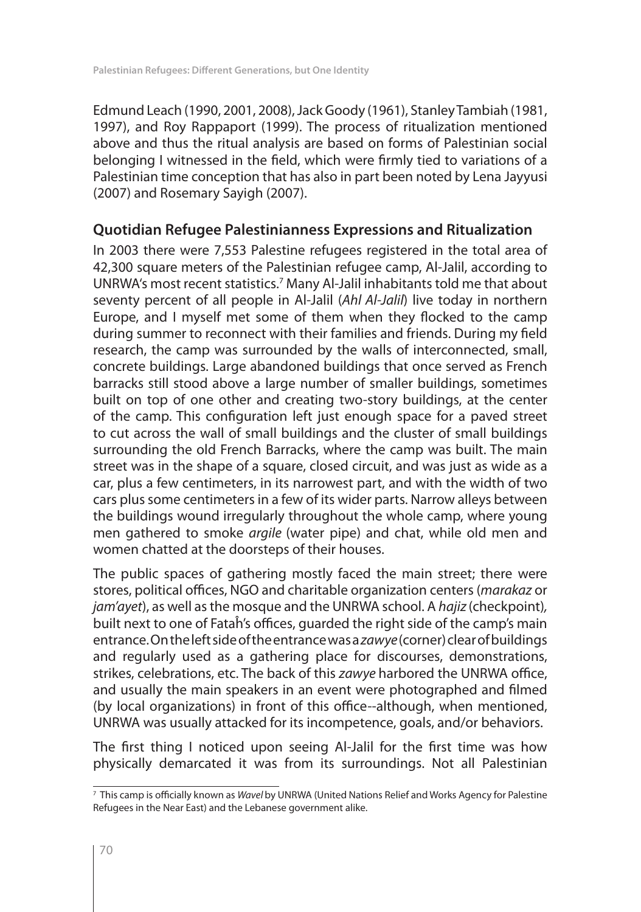Edmund Leach (1990, 2001, 2008), Jack Goody (1961), Stanley Tambiah (1981, 1997), and Roy Rappaport (1999). The process of ritualization mentioned above and thus the ritual analysis are based on forms of Palestinian social belonging I witnessed in the field, which were firmly tied to variations of a Palestinian time conception that has also in part been noted by Lena Jayyusi (2007) and Rosemary Sayigh (2007).

## Quotidian Refugee Palestinianness Expressions and Ritualization

In 2003 there were 7,553 Palestine refugees registered in the total area of 42,300 square meters of the Palestinian refugee camp, Al-Jalil, according to UNRWA's most recent statistics.[7] Many Al-Jalil inhabitants told me that about seventy percent of all people in Al-Jalil (*Ahl Al-Jalil*) live today in northern Europe, and I myself met some of them when they flocked to the camp during summer to reconnect with their families and friends. During my field research, the camp was surrounded by the walls of interconnected, small, concrete buildings. Large abandoned buildings that once served as French barracks still stood above a large number of smaller buildings, sometimes built on top of one other and creating two-story buildings, at the center of the camp. This configuration left just enough space for a paved street to cut across the wall of small buildings and the cluster of small buildings surrounding the old French Barracks, where the camp was built. The main street was in the shape of a square, closed circuit, and was just as wide as a car, plus a few centimeters, in its narrowest part, and with the width of two cars plus some centimeters in a few of its wider parts. Narrow alleys between the buildings wound irregularly throughout the whole camp, where young men gathered to smoke *argile* (water pipe) and chat, while old men and women chatted at the doorsteps of their houses.

The public spaces of gathering mostly faced the main street; there were stores, political offices, NGO and charitable organization centers (*marakaz* or *jam'ayet*), as well as the mosque and the UNRWA school. A *hajiz* (checkpoint), built next to one of Fataĥ's offices, guarded the right side of the camp's main entrance. On the left side of the entrance was a *zawye* (corner) clear of buildings and regularly used as a gathering place for discourses, demonstrations, strikes, celebrations, etc. The back of this *zawye* harbored the UNRWA office, and usually the main speakers in an event were photographed and filmed (by local organizations) in front of this office--although, when mentioned, UNRWA was usually attacked for its incompetence, goals, and/or behaviors.

The first thing I noticed upon seeing Al-Jalil for the first time was how physically demarcated it was from its surroundings. Not all Palestinian

[7] This camp is officially known as *Wavel* by UNRWA (United Nations Relief and Works Agency for Palestine Refugees in the Near East) and the Lebanese government alike.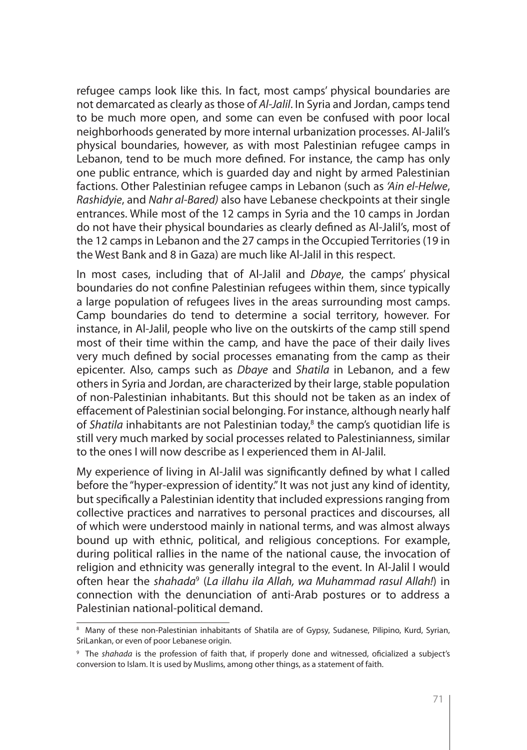refugee camps look like this. In fact, most camps' physical boundaries are not demarcated as clearly as those of *Al-Jalil*. In Syria and Jordan, camps tend to be much more open, and some can even be confused with poor local neighborhoods generated by more internal urbanization processes. Al-Jalil's physical boundaries, however, as with most Palestinian refugee camps in Lebanon, tend to be much more defined. For instance, the camp has only one public entrance, which is guarded day and night by armed Palestinian factions. Other Palestinian refugee camps in Lebanon (such as *'Ain el-Helwe*, *Rashidyie*, and *Nahr al-Bared)* also have Lebanese checkpoints at their single entrances. While most of the 12 camps in Syria and the 10 camps in Jordan do not have their physical boundaries as clearly defined as Al-Jalil's, most of the 12 camps in Lebanon and the 27 camps in the Occupied Territories (19 in the West Bank and 8 in Gaza) are much like Al-Jalil in this respect.

In most cases, including that of Al-Jalil and *Dbaye*, the camps' physical boundaries do not confine Palestinian refugees within them, since typically a large population of refugees lives in the areas surrounding most camps. Camp boundaries do tend to determine a social territory, however. For instance, in Al-Jalil, people who live on the outskirts of the camp still spend most of their time within the camp, and have the pace of their daily lives very much defined by social processes emanating from the camp as their epicenter. Also, camps such as *Dbaye* and *Shatila* in Lebanon, and a few others in Syria and Jordan, are characterized by their large, stable population of non-Palestinian inhabitants. But this should not be taken as an index of effacement of Palestinian social belonging. For instance, although nearly half of *Shatila* inhabitants are not Palestinian today,[8] the camp's quotidian life is still very much marked by social processes related to Palestinianness, similar to the ones I will now describe as I experienced them in Al-Jalil.

My experience of living in Al-Jalil was significantly defined by what I called before the "hyper-expression of identity." It was not just any kind of identity, but specifically a Palestinian identity that included expressions ranging from collective practices and narratives to personal practices and discourses, all of which were understood mainly in national terms, and was almost always bound up with ethnic, political, and religious conceptions. For example, during political rallies in the name of the national cause, the invocation of religion and ethnicity was generally integral to the event. In Al-Jalil I would often hear the *shahada*[9] (*La illahu ila Allah, wa Muhammad rasul Allah!*) in connection with the denunciation of anti-Arab postures or to address a Palestinian national-political demand.

[8] Many of these non-Palestinian inhabitants of Shatila are of Gypsy, Sudanese, Pilipino, Kurd, Syrian, SriLankan, or even of poor Lebanese origin.

[9] The *shahada* is the profession of faith that, if properly done and witnessed, oficialized a subject's conversion to Islam. It is used by Muslims, among other things, as a statement of faith.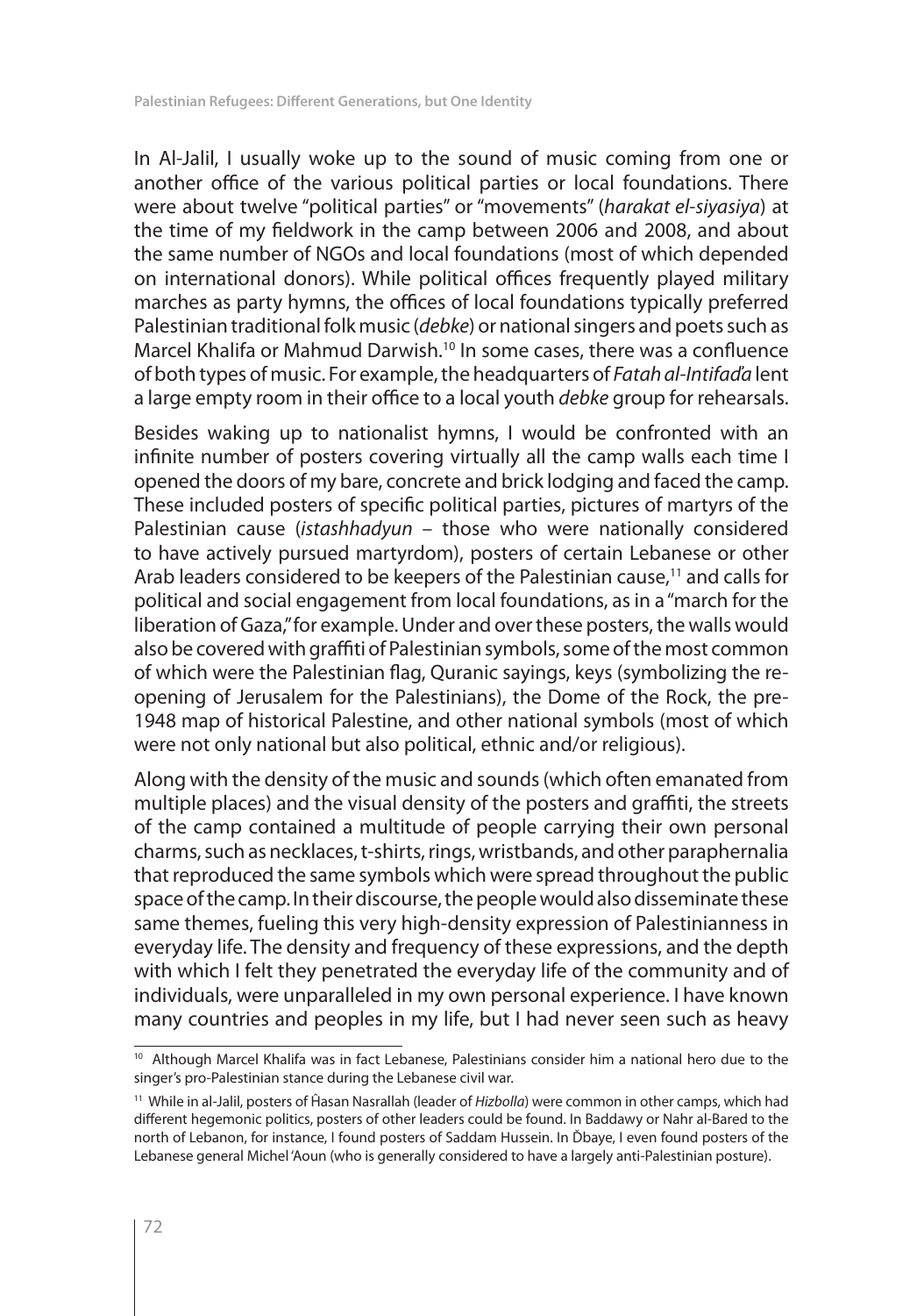In Al-Jalil, I usually woke up to the sound of music coming from one or another office of the various political parties or local foundations. There were about twelve "political parties" or "movements" (*harakat el-siyasiya*) at the time of my fieldwork in the camp between 2006 and 2008, and about the same number of NGOs and local foundations (most of which depended on international donors). While political offices frequently played military marches as party hymns, the offices of local foundations typically preferred Palestinian traditional folk music (*debke*) or national singers and poets such as Marcel Khalifa or Mahmud Darwish.[10] In some cases, there was a confluence of both types of music. For example, the headquarters of *Fatah al-Intifaďa* lent a large empty room in their office to a local youth *debke* group for rehearsals.

Besides waking up to nationalist hymns, I would be confronted with an infinite number of posters covering virtually all the camp walls each time I opened the doors of my bare, concrete and brick lodging and faced the camp. These included posters of specific political parties, pictures of martyrs of the Palestinian cause (*istashhadyun* – those who were nationally considered to have actively pursued martyrdom), posters of certain Lebanese or other Arab leaders considered to be keepers of the Palestinian cause,[11] and calls for political and social engagement from local foundations, as in a "march for the liberation of Gaza," for example. Under and over these posters, the walls would also be covered with graffiti of Palestinian symbols, some of the most common of which were the Palestinian flag, Quranic sayings, keys (symbolizing the re-opening of Jerusalem for the Palestinians), the Dome of the Rock, the pre-1948 map of historical Palestine, and other national symbols (most of which were not only national but also political, ethnic and/or religious).

Along with the density of the music and sounds (which often emanated from multiple places) and the visual density of the posters and graffiti, the streets of the camp contained a multitude of people carrying their own personal charms, such as necklaces, t-shirts, rings, wristbands, and other paraphernalia that reproduced the same symbols which were spread throughout the public space of the camp. In their discourse, the people would also disseminate these same themes, fueling this very high-density expression of Palestinianness in everyday life. The density and frequency of these expressions, and the depth with which I felt they penetrated the everyday life of the community and of individuals, were unparalleled in my own personal experience. I have known many countries and peoples in my life, but I had never seen such as heavy

---

[10] Although Marcel Khalifa was in fact Lebanese, Palestinians consider him a national hero due to the singer's pro-Palestinian stance during the Lebanese civil war.

[11] While in al-Jalil, posters of Ḣasan Nasrallah (leader of *Hizbolla*) were common in other camps, which had different hegemonic politics, posters of other leaders could be found. In Baddawy or Nahr al-Bared to the north of Lebanon, for instance, I found posters of Saddam Hussein. In Ďbaye, I even found posters of the Lebanese general Michel 'Aoun (who is generally considered to have a largely anti-Palestinian posture).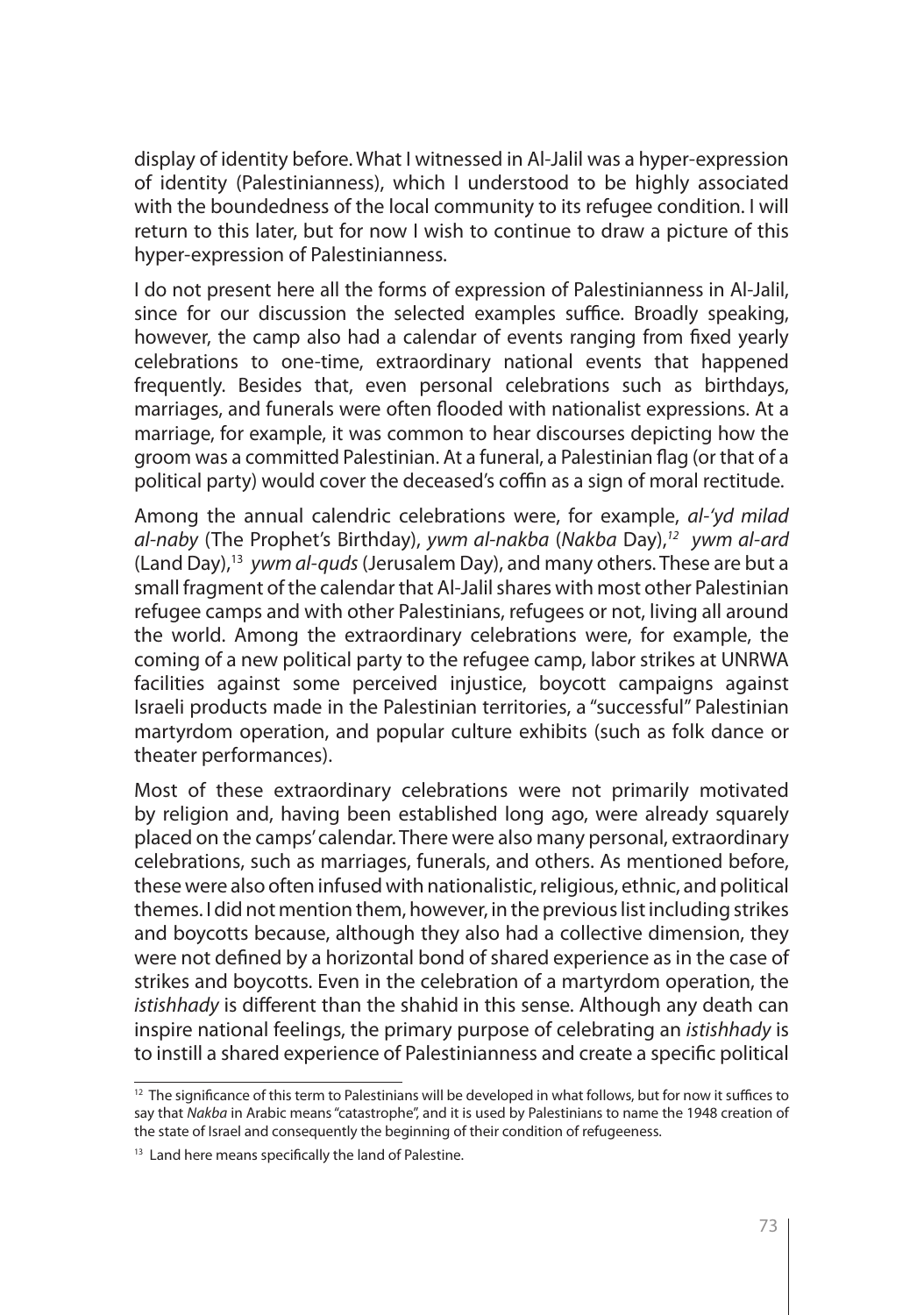display of identity before. What I witnessed in Al-Jalil was a hyper-expression of identity (Palestinianness), which I understood to be highly associated with the boundedness of the local community to its refugee condition. I will return to this later, but for now I wish to continue to draw a picture of this hyper-expression of Palestinianness.

I do not present here all the forms of expression of Palestinianness in Al-Jalil, since for our discussion the selected examples suffice. Broadly speaking, however, the camp also had a calendar of events ranging from fixed yearly celebrations to one-time, extraordinary national events that happened frequently. Besides that, even personal celebrations such as birthdays, marriages, and funerals were often flooded with nationalist expressions. At a marriage, for example, it was common to hear discourses depicting how the groom was a committed Palestinian. At a funeral, a Palestinian flag (or that of a political party) would cover the deceased's coffin as a sign of moral rectitude.

Among the annual calendric celebrations were, for example, *al-'yd milad al-naby* (The Prophet's Birthday), *ywm al-nakba* (*Nakba* Day),[12] *ywm al-ard* (Land Day),[13] *ywm al-quds* (Jerusalem Day), and many others. These are but a small fragment of the calendar that Al-Jalil shares with most other Palestinian refugee camps and with other Palestinians, refugees or not, living all around the world. Among the extraordinary celebrations were, for example, the coming of a new political party to the refugee camp, labor strikes at UNRWA facilities against some perceived injustice, boycott campaigns against Israeli products made in the Palestinian territories, a "successful" Palestinian martyrdom operation, and popular culture exhibits (such as folk dance or theater performances).

Most of these extraordinary celebrations were not primarily motivated by religion and, having been established long ago, were already squarely placed on the camps' calendar. There were also many personal, extraordinary celebrations, such as marriages, funerals, and others. As mentioned before, these were also often infused with nationalistic, religious, ethnic, and political themes. I did not mention them, however, in the previous list including strikes and boycotts because, although they also had a collective dimension, they were not defined by a horizontal bond of shared experience as in the case of strikes and boycotts. Even in the celebration of a martyrdom operation, the *istishhady* is different than the shahid in this sense. Although any death can inspire national feelings, the primary purpose of celebrating an *istishhady* is to instill a shared experience of Palestinianness and create a specific political

---

[12] The significance of this term to Palestinians will be developed in what follows, but for now it suffices to say that *Nakba* in Arabic means "catastrophe", and it is used by Palestinians to name the 1948 creation of the state of Israel and consequently the beginning of their condition of refugeeness.

[13] Land here means specifically the land of Palestine.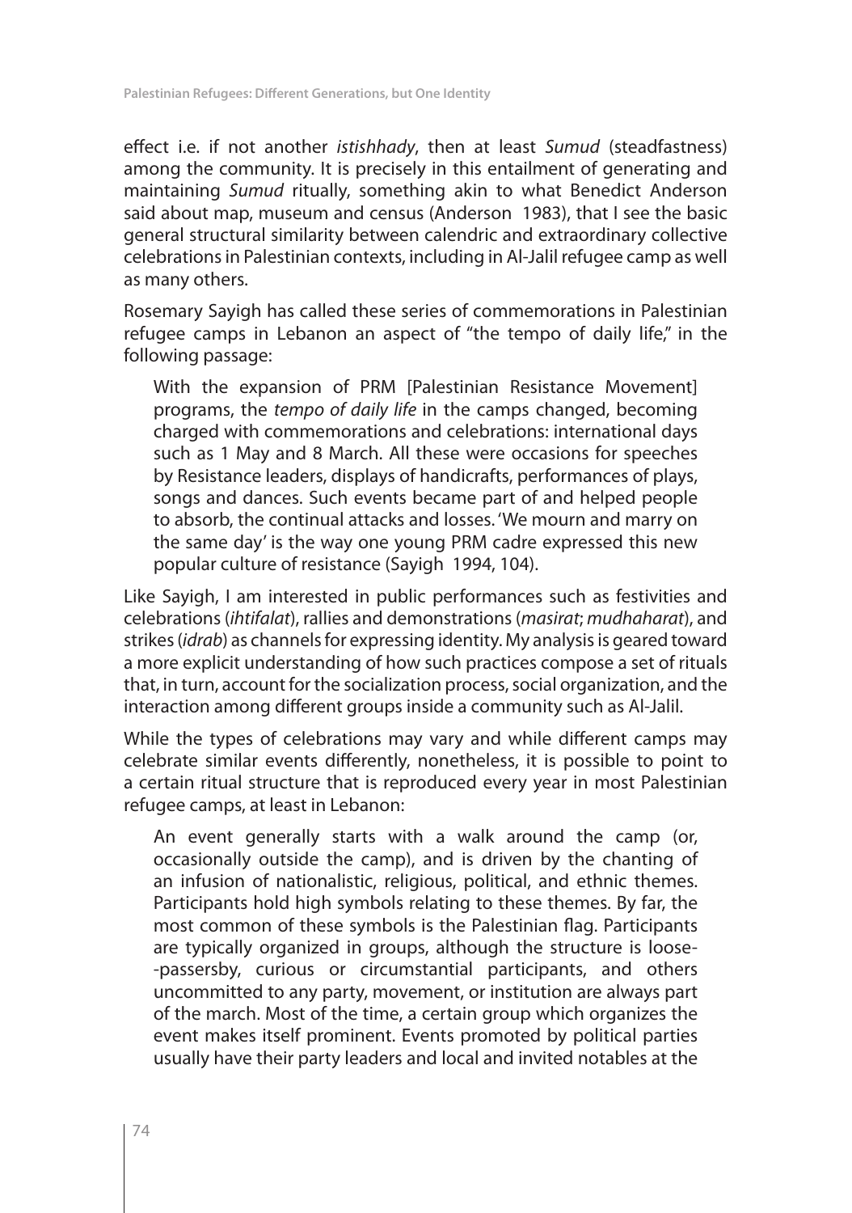effect i.e. if not another *istishhady*, then at least *Sumud* (steadfastness) among the community. It is precisely in this entailment of generating and maintaining *Sumud* ritually, something akin to what Benedict Anderson said about map, museum and census (Anderson 1983), that I see the basic general structural similarity between calendric and extraordinary collective celebrations in Palestinian contexts, including in Al-Jalil refugee camp as well as many others.

Rosemary Sayigh has called these series of commemorations in Palestinian refugee camps in Lebanon an aspect of "the tempo of daily life," in the following passage:

> With the expansion of PRM [Palestinian Resistance Movement] programs, the *tempo of daily life* in the camps changed, becoming charged with commemorations and celebrations: international days such as 1 May and 8 March. All these were occasions for speeches by Resistance leaders, displays of handicrafts, performances of plays, songs and dances. Such events became part of and helped people to absorb, the continual attacks and losses. 'We mourn and marry on the same day' is the way one young PRM cadre expressed this new popular culture of resistance (Sayigh 1994, 104).

Like Sayigh, I am interested in public performances such as festivities and celebrations (*ihtifalat*), rallies and demonstrations (*masirat*; *mudhaharat*), and strikes (*idrab*) as channels for expressing identity. My analysis is geared toward a more explicit understanding of how such practices compose a set of rituals that, in turn, account for the socialization process, social organization, and the interaction among different groups inside a community such as Al-Jalil.

While the types of celebrations may vary and while different camps may celebrate similar events differently, nonetheless, it is possible to point to a certain ritual structure that is reproduced every year in most Palestinian refugee camps, at least in Lebanon:

> An event generally starts with a walk around the camp (or, occasionally outside the camp), and is driven by the chanting of an infusion of nationalistic, religious, political, and ethnic themes. Participants hold high symbols relating to these themes. By far, the most common of these symbols is the Palestinian flag. Participants are typically organized in groups, although the structure is loose--passersby, curious or circumstantial participants, and others uncommitted to any party, movement, or institution are always part of the march. Most of the time, a certain group which organizes the event makes itself prominent. Events promoted by political parties usually have their party leaders and local and invited notables at the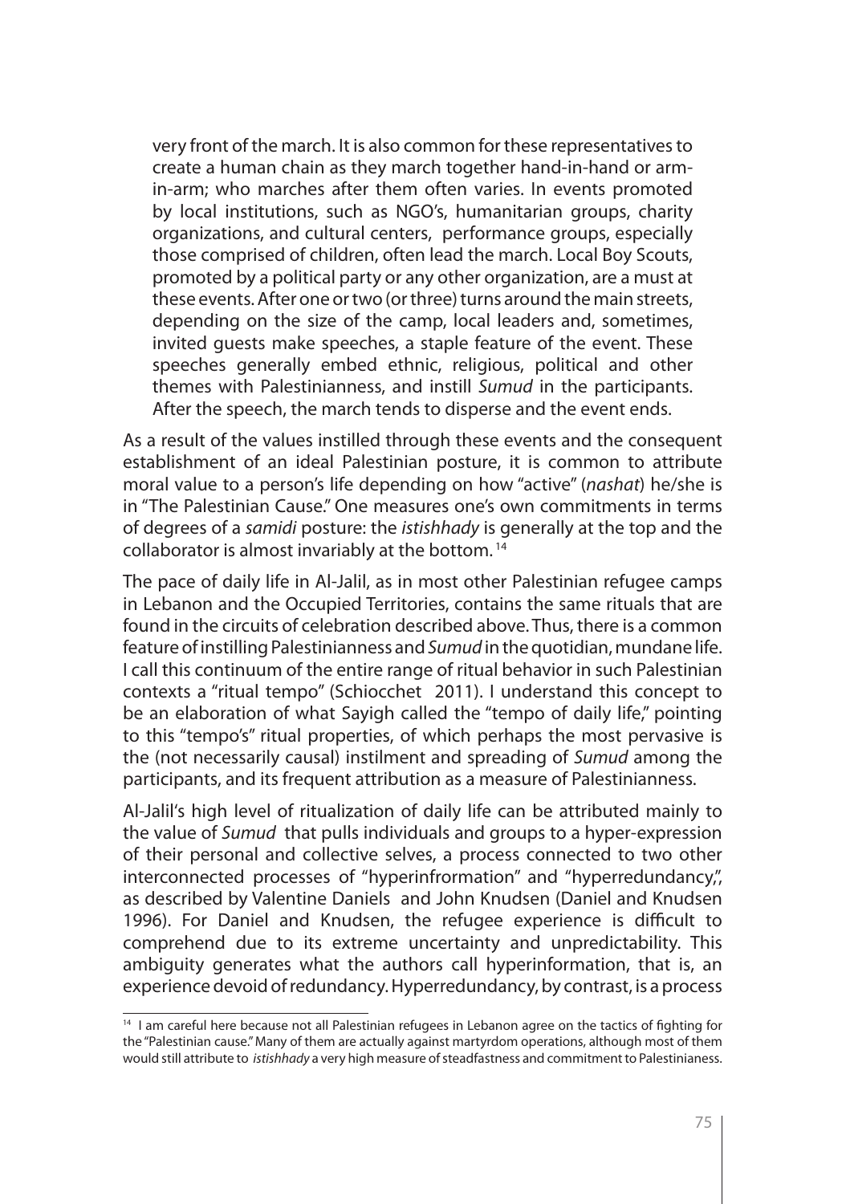very front of the march. It is also common for these representatives to create a human chain as they march together hand-in-hand or arm-in-arm; who marches after them often varies. In events promoted by local institutions, such as NGO's, humanitarian groups, charity organizations, and cultural centers, performance groups, especially those comprised of children, often lead the march. Local Boy Scouts, promoted by a political party or any other organization, are a must at these events. After one or two (or three) turns around the main streets, depending on the size of the camp, local leaders and, sometimes, invited guests make speeches, a staple feature of the event. These speeches generally embed ethnic, religious, political and other themes with Palestinianness, and instill *Sumud* in the participants. After the speech, the march tends to disperse and the event ends.

As a result of the values instilled through these events and the consequent establishment of an ideal Palestinian posture, it is common to attribute moral value to a person's life depending on how "active" (*nashat*) he/she is in "The Palestinian Cause." One measures one's own commitments in terms of degrees of a *samidi* posture: the *istishhady* is generally at the top and the collaborator is almost invariably at the bottom.[14]

The pace of daily life in Al-Jalil, as in most other Palestinian refugee camps in Lebanon and the Occupied Territories, contains the same rituals that are found in the circuits of celebration described above. Thus, there is a common feature of instilling Palestinianness and *Sumud* in the quotidian, mundane life. I call this continuum of the entire range of ritual behavior in such Palestinian contexts a "ritual tempo" (Schiocchet 2011). I understand this concept to be an elaboration of what Sayigh called the "tempo of daily life," pointing to this "tempo's" ritual properties, of which perhaps the most pervasive is the (not necessarily causal) instilment and spreading of *Sumud* among the participants, and its frequent attribution as a measure of Palestinianness.

Al-Jalil's high level of ritualization of daily life can be attributed mainly to the value of *Sumud* that pulls individuals and groups to a hyper-expression of their personal and collective selves, a process connected to two other interconnected processes of "hyperinfrormation" and "hyperredundancy,", as described by Valentine Daniels and John Knudsen (Daniel and Knudsen 1996). For Daniel and Knudsen, the refugee experience is difficult to comprehend due to its extreme uncertainty and unpredictability. This ambiguity generates what the authors call hyperinformation, that is, an experience devoid of redundancy. Hyperredundancy, by contrast, is a process

[14] I am careful here because not all Palestinian refugees in Lebanon agree on the tactics of fighting for the "Palestinian cause." Many of them are actually against martyrdom operations, although most of them would still attribute to *istishhady* a very high measure of steadfastness and commitment to Palestinianess.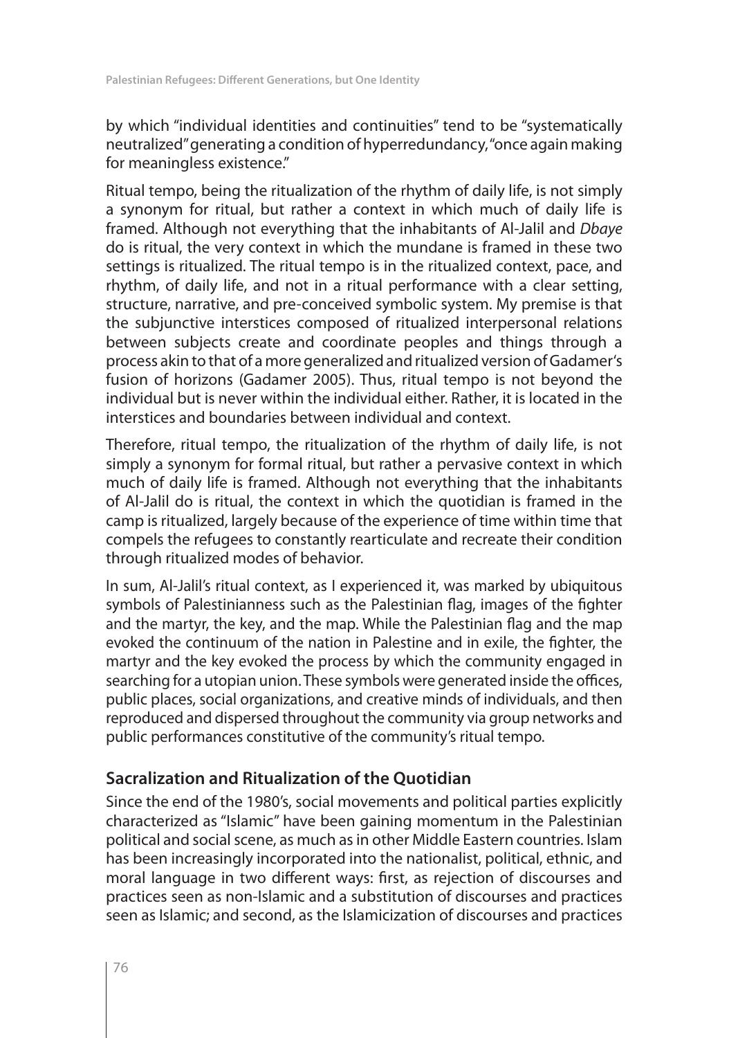by which "individual identities and continuities" tend to be "systematically neutralized" generating a condition of hyperredundancy, "once again making for meaningless existence."

Ritual tempo, being the ritualization of the rhythm of daily life, is not simply a synonym for ritual, but rather a context in which much of daily life is framed. Although not everything that the inhabitants of Al-Jalil and *Dbaye* do is ritual, the very context in which the mundane is framed in these two settings is ritualized. The ritual tempo is in the ritualized context, pace, and rhythm, of daily life, and not in a ritual performance with a clear setting, structure, narrative, and pre-conceived symbolic system. My premise is that the subjunctive interstices composed of ritualized interpersonal relations between subjects create and coordinate peoples and things through a process akin to that of a more generalized and ritualized version of Gadamer's fusion of horizons (Gadamer 2005). Thus, ritual tempo is not beyond the individual but is never within the individual either. Rather, it is located in the interstices and boundaries between individual and context.

Therefore, ritual tempo, the ritualization of the rhythm of daily life, is not simply a synonym for formal ritual, but rather a pervasive context in which much of daily life is framed. Although not everything that the inhabitants of Al-Jalil do is ritual, the context in which the quotidian is framed in the camp is ritualized, largely because of the experience of time within time that compels the refugees to constantly rearticulate and recreate their condition through ritualized modes of behavior.

In sum, Al-Jalil's ritual context, as I experienced it, was marked by ubiquitous symbols of Palestinianness such as the Palestinian flag, images of the fighter and the martyr, the key, and the map. While the Palestinian flag and the map evoked the continuum of the nation in Palestine and in exile, the fighter, the martyr and the key evoked the process by which the community engaged in searching for a utopian union. These symbols were generated inside the offices, public places, social organizations, and creative minds of individuals, and then reproduced and dispersed throughout the community via group networks and public performances constitutive of the community's ritual tempo.

## Sacralization and Ritualization of the Quotidian

Since the end of the 1980's, social movements and political parties explicitly characterized as "Islamic" have been gaining momentum in the Palestinian political and social scene, as much as in other Middle Eastern countries. Islam has been increasingly incorporated into the nationalist, political, ethnic, and moral language in two different ways: first, as rejection of discourses and practices seen as non-Islamic and a substitution of discourses and practices seen as Islamic; and second, as the Islamicization of discourses and practices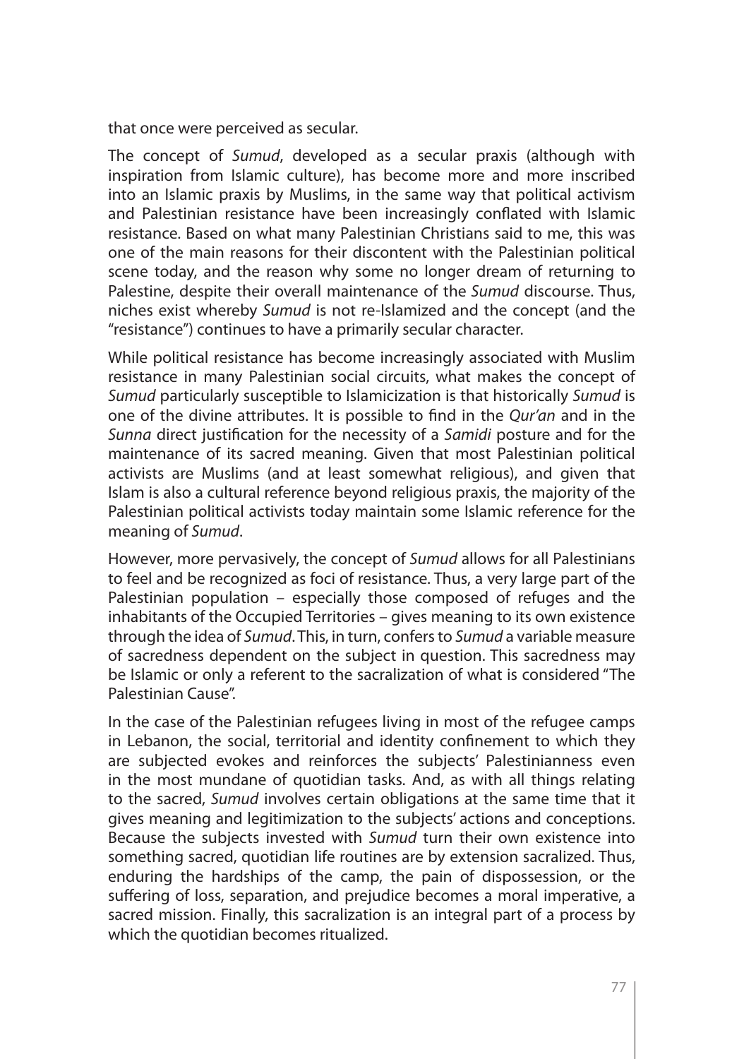that once were perceived as secular.

The concept of *Sumud*, developed as a secular praxis (although with inspiration from Islamic culture), has become more and more inscribed into an Islamic praxis by Muslims, in the same way that political activism and Palestinian resistance have been increasingly conflated with Islamic resistance. Based on what many Palestinian Christians said to me, this was one of the main reasons for their discontent with the Palestinian political scene today, and the reason why some no longer dream of returning to Palestine, despite their overall maintenance of the *Sumud* discourse. Thus, niches exist whereby *Sumud* is not re-Islamized and the concept (and the "resistance") continues to have a primarily secular character.

While political resistance has become increasingly associated with Muslim resistance in many Palestinian social circuits, what makes the concept of *Sumud* particularly susceptible to Islamicization is that historically *Sumud* is one of the divine attributes. It is possible to find in the *Qur'an* and in the *Sunna* direct justification for the necessity of a *Samidi* posture and for the maintenance of its sacred meaning. Given that most Palestinian political activists are Muslims (and at least somewhat religious), and given that Islam is also a cultural reference beyond religious praxis, the majority of the Palestinian political activists today maintain some Islamic reference for the meaning of *Sumud*.

However, more pervasively, the concept of *Sumud* allows for all Palestinians to feel and be recognized as foci of resistance. Thus, a very large part of the Palestinian population – especially those composed of refuges and the inhabitants of the Occupied Territories – gives meaning to its own existence through the idea of *Sumud*. This, in turn, confers to *Sumud* a variable measure of sacredness dependent on the subject in question. This sacredness may be Islamic or only a referent to the sacralization of what is considered "The Palestinian Cause".

In the case of the Palestinian refugees living in most of the refugee camps in Lebanon, the social, territorial and identity confinement to which they are subjected evokes and reinforces the subjects' Palestinianness even in the most mundane of quotidian tasks. And, as with all things relating to the sacred, *Sumud* involves certain obligations at the same time that it gives meaning and legitimization to the subjects' actions and conceptions. Because the subjects invested with *Sumud* turn their own existence into something sacred, quotidian life routines are by extension sacralized. Thus, enduring the hardships of the camp, the pain of dispossession, or the suffering of loss, separation, and prejudice becomes a moral imperative, a sacred mission. Finally, this sacralization is an integral part of a process by which the quotidian becomes ritualized.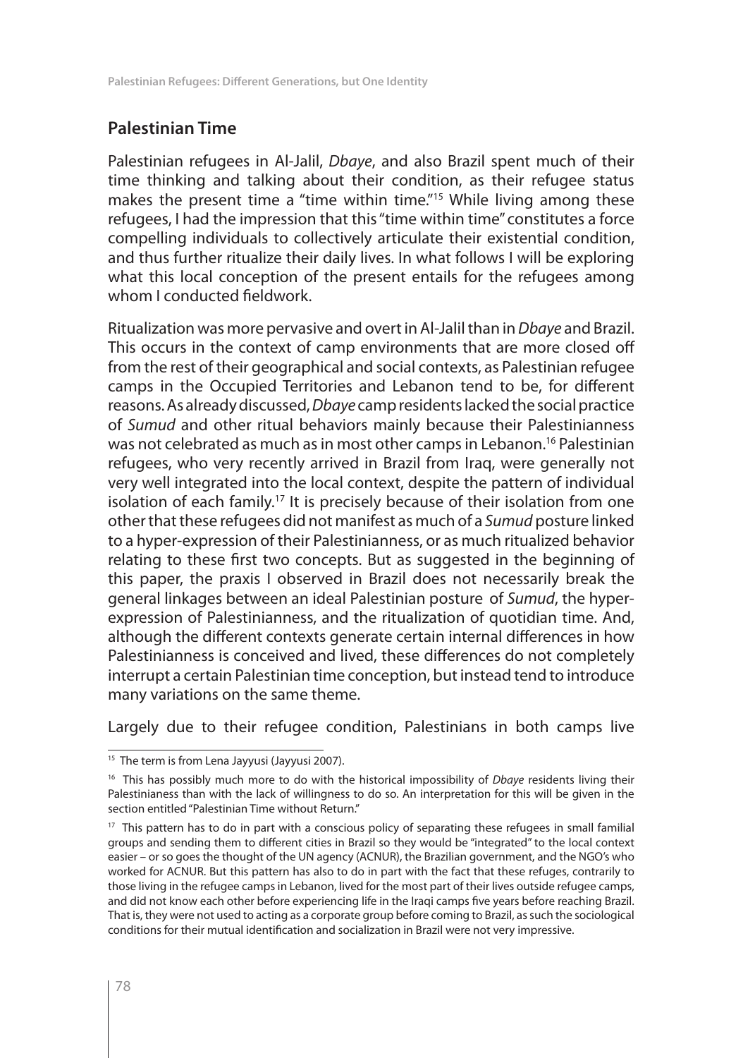## Palestinian Time

Palestinian refugees in Al-Jalil, *Dbaye*, and also Brazil spent much of their time thinking and talking about their condition, as their refugee status makes the present time a "time within time."[15] While living among these refugees, I had the impression that this "time within time" constitutes a force compelling individuals to collectively articulate their existential condition, and thus further ritualize their daily lives. In what follows I will be exploring what this local conception of the present entails for the refugees among whom I conducted fieldwork.

Ritualization was more pervasive and overt in Al-Jalil than in *Dbaye* and Brazil. This occurs in the context of camp environments that are more closed off from the rest of their geographical and social contexts, as Palestinian refugee camps in the Occupied Territories and Lebanon tend to be, for different reasons. As already discussed, *Dbaye* camp residents lacked the social practice of *Sumud* and other ritual behaviors mainly because their Palestinianness was not celebrated as much as in most other camps in Lebanon.[16] Palestinian refugees, who very recently arrived in Brazil from Iraq, were generally not very well integrated into the local context, despite the pattern of individual isolation of each family.[17] It is precisely because of their isolation from one other that these refugees did not manifest as much of a *Sumud* posture linked to a hyper-expression of their Palestinianness, or as much ritualized behavior relating to these first two concepts. But as suggested in the beginning of this paper, the praxis I observed in Brazil does not necessarily break the general linkages between an ideal Palestinian posture of *Sumud*, the hyper-expression of Palestinianness, and the ritualization of quotidian time. And, although the different contexts generate certain internal differences in how Palestinianness is conceived and lived, these differences do not completely interrupt a certain Palestinian time conception, but instead tend to introduce many variations on the same theme.

Largely due to their refugee condition, Palestinians in both camps live

---

[15] The term is from Lena Jayyusi (Jayyusi 2007).

[16] This has possibly much more to do with the historical impossibility of *Dbaye* residents living their Palestinianess than with the lack of willingness to do so. An interpretation for this will be given in the section entitled "Palestinian Time without Return."

[17] This pattern has to do in part with a conscious policy of separating these refugees in small familial groups and sending them to different cities in Brazil so they would be "integrated" to the local context easier – or so goes the thought of the UN agency (ACNUR), the Brazilian government, and the NGO's who worked for ACNUR. But this pattern has also to do in part with the fact that these refuges, contrarily to those living in the refugee camps in Lebanon, lived for the most part of their lives outside refugee camps, and did not know each other before experiencing life in the Iraqi camps five years before reaching Brazil. That is, they were not used to acting as a corporate group before coming to Brazil, as such the sociological conditions for their mutual identification and socialization in Brazil were not very impressive.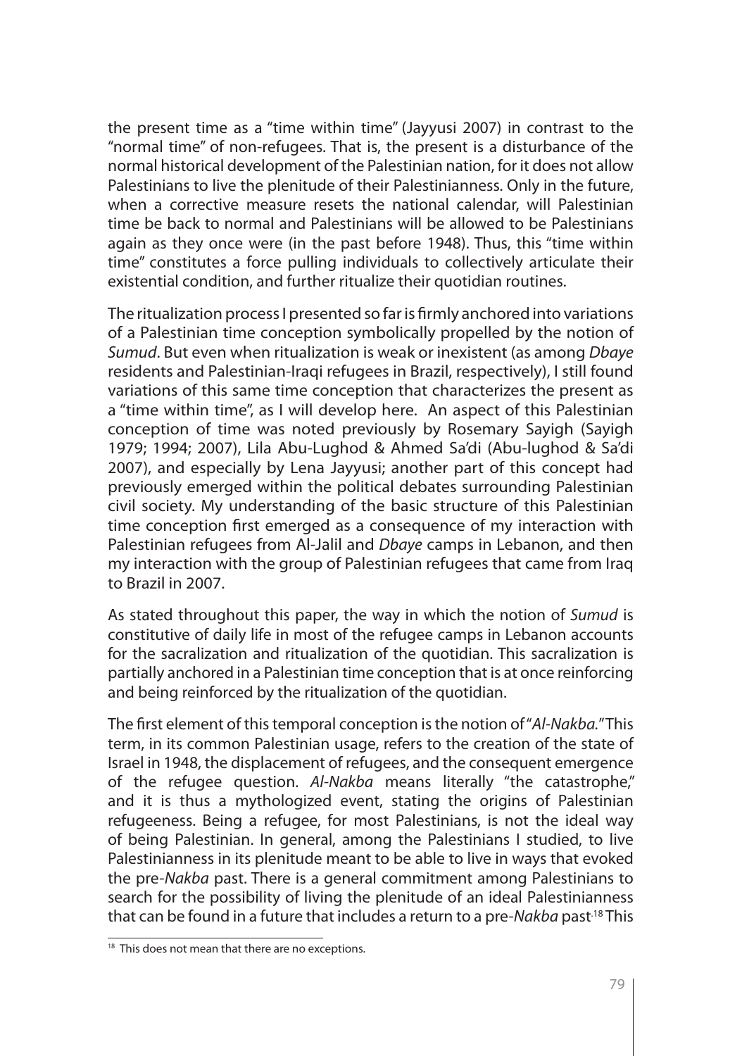the present time as a "time within time" (Jayyusi 2007) in contrast to the "normal time" of non-refugees. That is, the present is a disturbance of the normal historical development of the Palestinian nation, for it does not allow Palestinians to live the plenitude of their Palestinianness. Only in the future, when a corrective measure resets the national calendar, will Palestinian time be back to normal and Palestinians will be allowed to be Palestinians again as they once were (in the past before 1948). Thus, this "time within time" constitutes a force pulling individuals to collectively articulate their existential condition, and further ritualize their quotidian routines.

The ritualization process I presented so far is firmly anchored into variations of a Palestinian time conception symbolically propelled by the notion of *Sumud*. But even when ritualization is weak or inexistent (as among *Dbaye* residents and Palestinian-Iraqi refugees in Brazil, respectively), I still found variations of this same time conception that characterizes the present as a "time within time", as I will develop here. An aspect of this Palestinian conception of time was noted previously by Rosemary Sayigh (Sayigh 1979; 1994; 2007), Lila Abu-Lughod & Ahmed Sa'di (Abu-lughod & Sa'di 2007), and especially by Lena Jayyusi; another part of this concept had previously emerged within the political debates surrounding Palestinian civil society. My understanding of the basic structure of this Palestinian time conception first emerged as a consequence of my interaction with Palestinian refugees from Al-Jalil and *Dbaye* camps in Lebanon, and then my interaction with the group of Palestinian refugees that came from Iraq to Brazil in 2007.

As stated throughout this paper, the way in which the notion of *Sumud* is constitutive of daily life in most of the refugee camps in Lebanon accounts for the sacralization and ritualization of the quotidian. This sacralization is partially anchored in a Palestinian time conception that is at once reinforcing and being reinforced by the ritualization of the quotidian.

The first element of this temporal conception is the notion of "*Al-Nakba.*" This term, in its common Palestinian usage, refers to the creation of the state of Israel in 1948, the displacement of refugees, and the consequent emergence of the refugee question. *Al-Nakba* means literally "the catastrophe," and it is thus a mythologized event, stating the origins of Palestinian refugeeness. Being a refugee, for most Palestinians, is not the ideal way of being Palestinian. In general, among the Palestinians I studied, to live Palestinianness in its plenitude meant to be able to live in ways that evoked the pre-*Nakba* past. There is a general commitment among Palestinians to search for the possibility of living the plenitude of an ideal Palestinianness that can be found in a future that includes a return to a pre-*Nakba* past.[18] This

[18] This does not mean that there are no exceptions.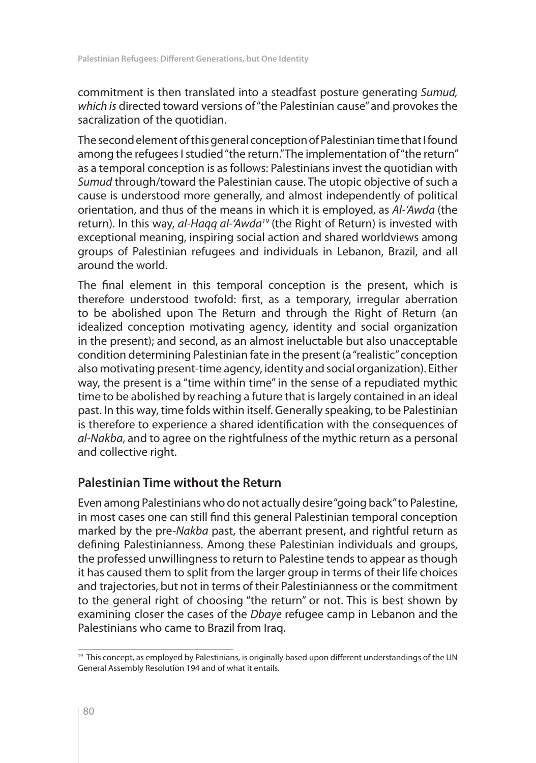commitment is then translated into a steadfast posture generating *Sumud, which is* directed toward versions of "the Palestinian cause" and provokes the sacralization of the quotidian.

The second element of this general conception of Palestinian time that I found among the refugees I studied "the return." The implementation of "the return" as a temporal conception is as follows: Palestinians invest the quotidian with *Sumud* through/toward the Palestinian cause. The utopic objective of such a cause is understood more generally, and almost independently of political orientation, and thus of the means in which it is employed, as *Al-'Awda* (the return). In this way, *al-Haqq al-'Awda*[19] (the Right of Return) is invested with exceptional meaning, inspiring social action and shared worldviews among groups of Palestinian refugees and individuals in Lebanon, Brazil, and all around the world.

The final element in this temporal conception is the present, which is therefore understood twofold: first, as a temporary, irregular aberration to be abolished upon The Return and through the Right of Return (an idealized conception motivating agency, identity and social organization in the present); and second, as an almost ineluctable but also unacceptable condition determining Palestinian fate in the present (a "realistic" conception also motivating present-time agency, identity and social organization). Either way, the present is a "time within time" in the sense of a repudiated mythic time to be abolished by reaching a future that is largely contained in an ideal past. In this way, time folds within itself. Generally speaking, to be Palestinian is therefore to experience a shared identification with the consequences of *al-Nakba*, and to agree on the rightfulness of the mythic return as a personal and collective right.

## Palestinian Time without the Return

Even among Palestinians who do not actually desire "going back" to Palestine, in most cases one can still find this general Palestinian temporal conception marked by the pre-*Nakba* past, the aberrant present, and rightful return as defining Palestinianness. Among these Palestinian individuals and groups, the professed unwillingness to return to Palestine tends to appear as though it has caused them to split from the larger group in terms of their life choices and trajectories, but not in terms of their Palestinianness or the commitment to the general right of choosing "the return" or not. This is best shown by examining closer the cases of the *Dbaye* refugee camp in Lebanon and the Palestinians who came to Brazil from Iraq.

[19] This concept, as employed by Palestinians, is originally based upon different understandings of the UN General Assembly Resolution 194 and of what it entails.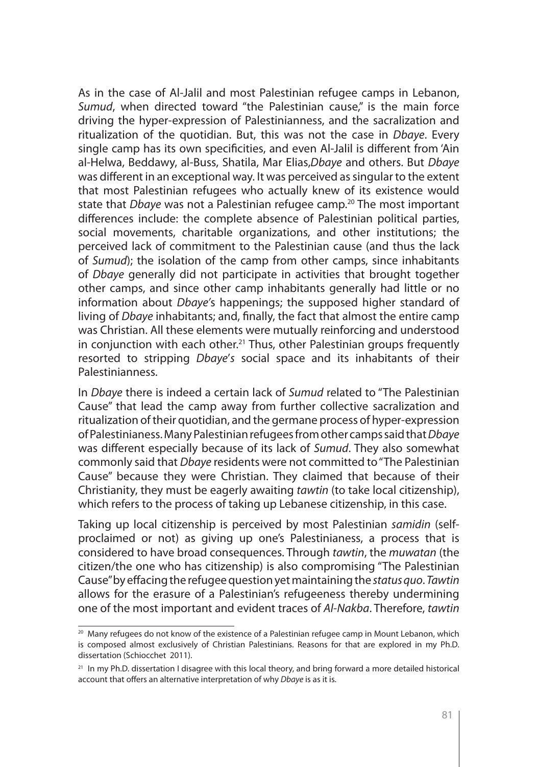As in the case of Al-Jalil and most Palestinian refugee camps in Lebanon, *Sumud*, when directed toward "the Palestinian cause," is the main force driving the hyper-expression of Palestinianness, and the sacralization and ritualization of the quotidian. But, this was not the case in *Dbaye*. Every single camp has its own specificities, and even Al-Jalil is different from 'Ain al-Helwa, Beddawy, al-Buss, Shatila, Mar Elias,*Dbaye* and others. But *Dbaye* was different in an exceptional way. It was perceived as singular to the extent that most Palestinian refugees who actually knew of its existence would state that *Dbaye* was not a Palestinian refugee camp.[20] The most important differences include: the complete absence of Palestinian political parties, social movements, charitable organizations, and other institutions; the perceived lack of commitment to the Palestinian cause (and thus the lack of *Sumud*); the isolation of the camp from other camps, since inhabitants of *Dbaye* generally did not participate in activities that brought together other camps, and since other camp inhabitants generally had little or no information about *Dbaye*'s happenings; the supposed higher standard of living of *Dbaye* inhabitants; and, finally, the fact that almost the entire camp was Christian. All these elements were mutually reinforcing and understood in conjunction with each other.[21] Thus, other Palestinian groups frequently resorted to stripping *Dbaye*'s social space and its inhabitants of their Palestinianness.

In *Dbaye* there is indeed a certain lack of *Sumud* related to "The Palestinian Cause" that lead the camp away from further collective sacralization and ritualization of their quotidian, and the germane process of hyper-expression of Palestinianess. Many Palestinian refugees from other camps said that *Dbaye* was different especially because of its lack of *Sumud*. They also somewhat commonly said that *Dbaye* residents were not committed to "The Palestinian Cause" because they were Christian. They claimed that because of their Christianity, they must be eagerly awaiting *tawtin* (to take local citizenship), which refers to the process of taking up Lebanese citizenship, in this case.

Taking up local citizenship is perceived by most Palestinian *samidin* (self-proclaimed or not) as giving up one's Palestinianess, a process that is considered to have broad consequences. Through *tawtin*, the *muwatan* (the citizen/the one who has citizenship) is also compromising "The Palestinian Cause" by effacing the refugee question yet maintaining the *status quo*. *Tawtin* allows for the erasure of a Palestinian's refugeeness thereby undermining one of the most important and evident traces of *Al-Nakba*. Therefore, *tawtin*

---

[20] Many refugees do not know of the existence of a Palestinian refugee camp in Mount Lebanon, which is composed almost exclusively of Christian Palestinians. Reasons for that are explored in my Ph.D. dissertation (Schiocchet 2011).

[21] In my Ph.D. dissertation I disagree with this local theory, and bring forward a more detailed historical account that offers an alternative interpretation of why *Dbaye* is as it is.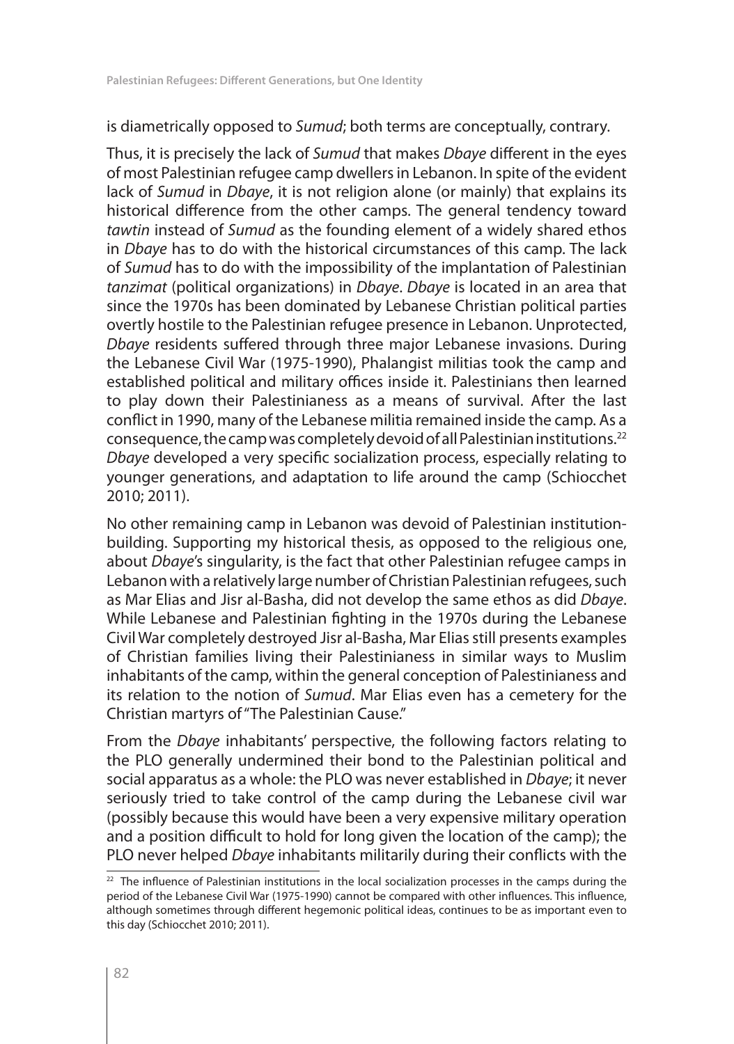is diametrically opposed to *Sumud*; both terms are conceptually, contrary.

Thus, it is precisely the lack of *Sumud* that makes *Dbaye* different in the eyes of most Palestinian refugee camp dwellers in Lebanon. In spite of the evident lack of *Sumud* in *Dbaye*, it is not religion alone (or mainly) that explains its historical difference from the other camps. The general tendency toward *tawtin* instead of *Sumud* as the founding element of a widely shared ethos in *Dbaye* has to do with the historical circumstances of this camp. The lack of *Sumud* has to do with the impossibility of the implantation of Palestinian *tanzimat* (political organizations) in *Dbaye*. *Dbaye* is located in an area that since the 1970s has been dominated by Lebanese Christian political parties overtly hostile to the Palestinian refugee presence in Lebanon. Unprotected, *Dbaye* residents suffered through three major Lebanese invasions. During the Lebanese Civil War (1975-1990), Phalangist militias took the camp and established political and military offices inside it. Palestinians then learned to play down their Palestinianess as a means of survival. After the last conflict in 1990, many of the Lebanese militia remained inside the camp. As a consequence, the camp was completely devoid of all Palestinian institutions.[22] *Dbaye* developed a very specific socialization process, especially relating to younger generations, and adaptation to life around the camp (Schiocchet 2010; 2011).

No other remaining camp in Lebanon was devoid of Palestinian institution-building. Supporting my historical thesis, as opposed to the religious one, about *Dbaye*'s singularity, is the fact that other Palestinian refugee camps in Lebanon with a relatively large number of Christian Palestinian refugees, such as Mar Elias and Jisr al-Basha, did not develop the same ethos as did *Dbaye*. While Lebanese and Palestinian fighting in the 1970s during the Lebanese Civil War completely destroyed Jisr al-Basha, Mar Elias still presents examples of Christian families living their Palestinianess in similar ways to Muslim inhabitants of the camp, within the general conception of Palestinianess and its relation to the notion of *Sumud*. Mar Elias even has a cemetery for the Christian martyrs of "The Palestinian Cause."

From the *Dbaye* inhabitants' perspective, the following factors relating to the PLO generally undermined their bond to the Palestinian political and social apparatus as a whole: the PLO was never established in *Dbaye*; it never seriously tried to take control of the camp during the Lebanese civil war (possibly because this would have been a very expensive military operation and a position difficult to hold for long given the location of the camp); the PLO never helped *Dbaye* inhabitants militarily during their conflicts with the

---

[22] The influence of Palestinian institutions in the local socialization processes in the camps during the period of the Lebanese Civil War (1975-1990) cannot be compared with other influences. This influence, although sometimes through different hegemonic political ideas, continues to be as important even to this day (Schiocchet 2010; 2011).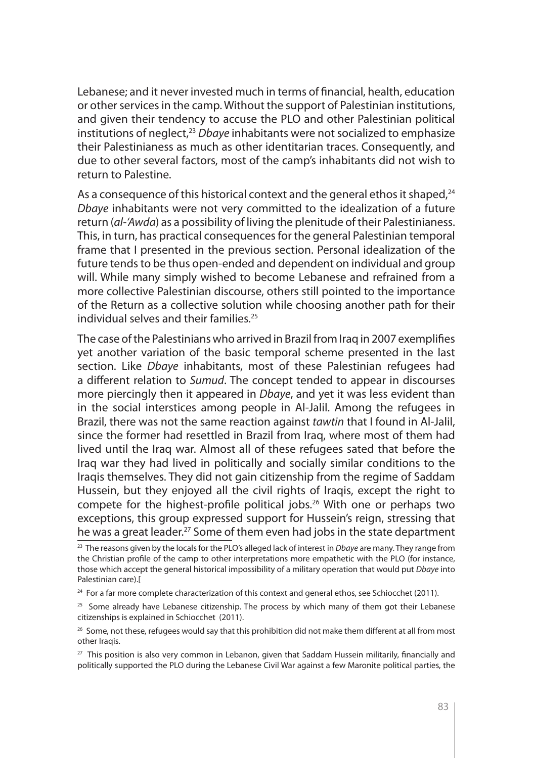Lebanese; and it never invested much in terms of financial, health, education or other services in the camp. Without the support of Palestinian institutions, and given their tendency to accuse the PLO and other Palestinian political institutions of neglect,[23] *Dbaye* inhabitants were not socialized to emphasize their Palestinianess as much as other identitarian traces. Consequently, and due to other several factors, most of the camp's inhabitants did not wish to return to Palestine.

As a consequence of this historical context and the general ethos it shaped,[24] *Dbaye* inhabitants were not very committed to the idealization of a future return (*al-'Awda*) as a possibility of living the plenitude of their Palestinianess. This, in turn, has practical consequences for the general Palestinian temporal frame that I presented in the previous section. Personal idealization of the future tends to be thus open-ended and dependent on individual and group will. While many simply wished to become Lebanese and refrained from a more collective Palestinian discourse, others still pointed to the importance of the Return as a collective solution while choosing another path for their individual selves and their families.[25]

The case of the Palestinians who arrived in Brazil from Iraq in 2007 exemplifies yet another variation of the basic temporal scheme presented in the last section. Like *Dbaye* inhabitants, most of these Palestinian refugees had a different relation to *Sumud*. The concept tended to appear in discourses more piercingly then it appeared in *Dbaye*, and yet it was less evident than in the social interstices among people in Al-Jalil. Among the refugees in Brazil, there was not the same reaction against *tawtin* that I found in Al-Jalil, since the former had resettled in Brazil from Iraq, where most of them had lived until the Iraq war. Almost all of these refugees sated that before the Iraq war they had lived in politically and socially similar conditions to the Iraqis themselves. They did not gain citizenship from the regime of Saddam Hussein, but they enjoyed all the civil rights of Iraqis, except the right to compete for the highest-profile political jobs.[26] With one or perhaps two exceptions, this group expressed support for Hussein's reign, stressing that he was a great leader.[27] Some of them even had jobs in the state department

---

[23] The reasons given by the locals for the PLO's alleged lack of interest in *Dbaye* are many. They range from the Christian profile of the camp to other interpretations more empathetic with the PLO (for instance, those which accept the general historical impossibility of a military operation that would put *Dbaye* into Palestinian care).[

[24] For a far more complete characterization of this context and general ethos, see Schiocchet (2011).

[25] Some already have Lebanese citizenship. The process by which many of them got their Lebanese citizenships is explained in Schiocchet (2011).

[26] Some, not these, refugees would say that this prohibition did not make them different at all from most other Iraqis.

[27] This position is also very common in Lebanon, given that Saddam Hussein militarily, financially and politically supported the PLO during the Lebanese Civil War against a few Maronite political parties, the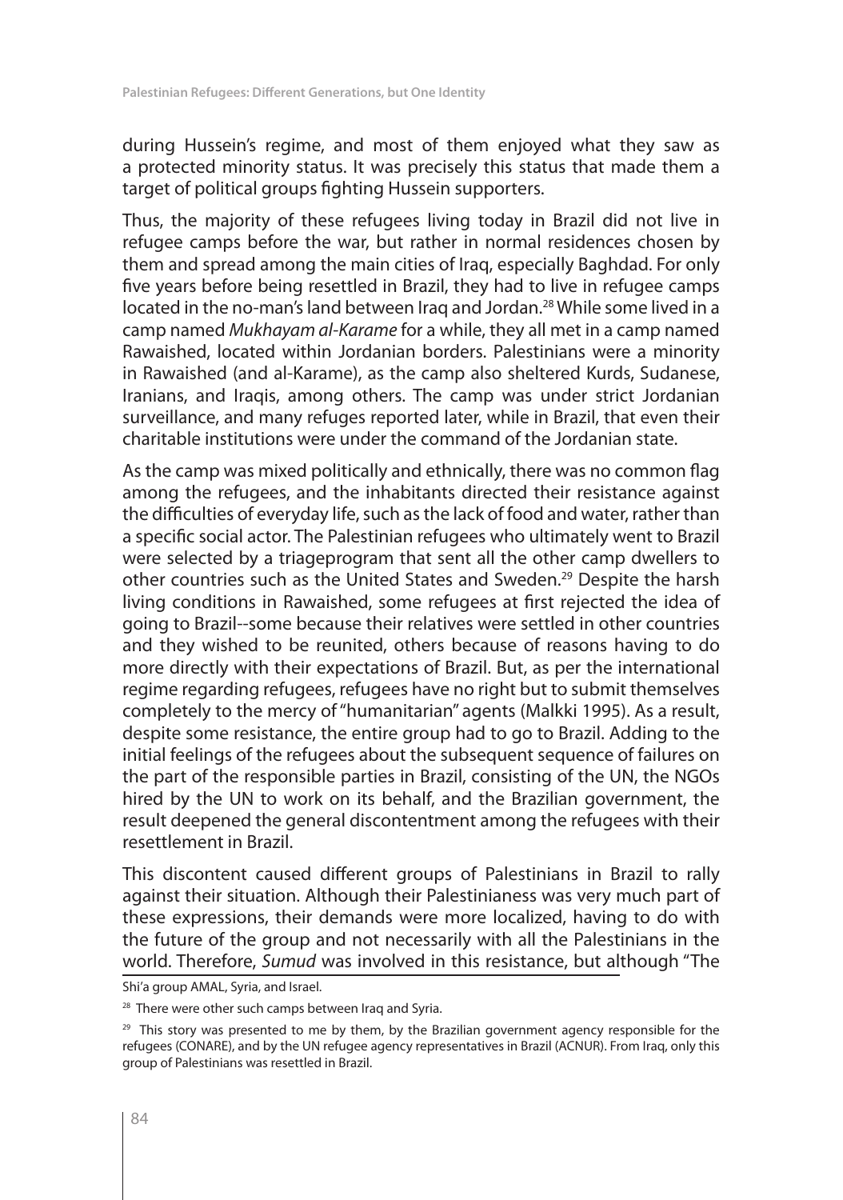during Hussein's regime, and most of them enjoyed what they saw as a protected minority status. It was precisely this status that made them a target of political groups fighting Hussein supporters.

Thus, the majority of these refugees living today in Brazil did not live in refugee camps before the war, but rather in normal residences chosen by them and spread among the main cities of Iraq, especially Baghdad. For only five years before being resettled in Brazil, they had to live in refugee camps located in the no-man's land between Iraq and Jordan.[28] While some lived in a camp named *Mukhayam al-Karame* for a while, they all met in a camp named Rawaished, located within Jordanian borders. Palestinians were a minority in Rawaished (and al-Karame), as the camp also sheltered Kurds, Sudanese, Iranians, and Iraqis, among others. The camp was under strict Jordanian surveillance, and many refuges reported later, while in Brazil, that even their charitable institutions were under the command of the Jordanian state.

As the camp was mixed politically and ethnically, there was no common flag among the refugees, and the inhabitants directed their resistance against the difficulties of everyday life, such as the lack of food and water, rather than a specific social actor. The Palestinian refugees who ultimately went to Brazil were selected by a triageprogram that sent all the other camp dwellers to other countries such as the United States and Sweden.[29] Despite the harsh living conditions in Rawaished, some refugees at first rejected the idea of going to Brazil--some because their relatives were settled in other countries and they wished to be reunited, others because of reasons having to do more directly with their expectations of Brazil. But, as per the international regime regarding refugees, refugees have no right but to submit themselves completely to the mercy of "humanitarian" agents (Malkki 1995). As a result, despite some resistance, the entire group had to go to Brazil. Adding to the initial feelings of the refugees about the subsequent sequence of failures on the part of the responsible parties in Brazil, consisting of the UN, the NGOs hired by the UN to work on its behalf, and the Brazilian government, the result deepened the general discontentment among the refugees with their resettlement in Brazil.

This discontent caused different groups of Palestinians in Brazil to rally against their situation. Although their Palestinianess was very much part of these expressions, their demands were more localized, having to do with the future of the group and not necessarily with all the Palestinians in the world. Therefore, *Sumud* was involved in this resistance, but although "The

---

Shi'a group AMAL, Syria, and Israel.

[28] There were other such camps between Iraq and Syria.

[29] This story was presented to me by them, by the Brazilian government agency responsible for the refugees (CONARE), and by the UN refugee agency representatives in Brazil (ACNUR). From Iraq, only this group of Palestinians was resettled in Brazil.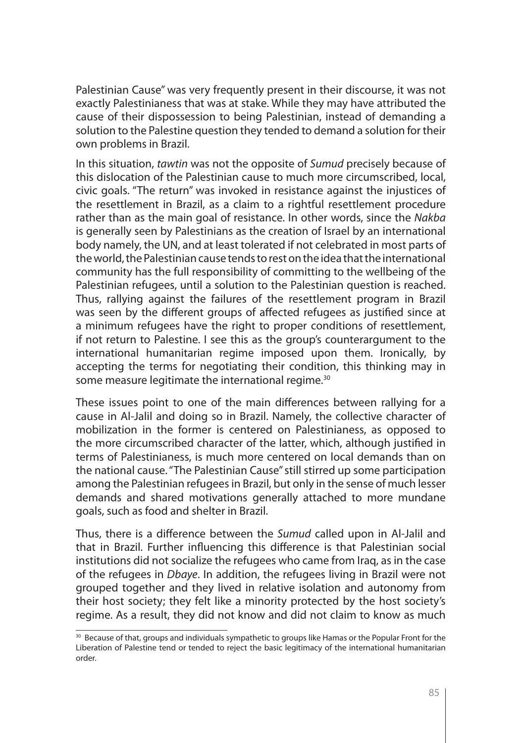Palestinian Cause" was very frequently present in their discourse, it was not exactly Palestinianess that was at stake. While they may have attributed the cause of their dispossession to being Palestinian, instead of demanding a solution to the Palestine question they tended to demand a solution for their own problems in Brazil.

In this situation, *tawtin* was not the opposite of *Sumud* precisely because of this dislocation of the Palestinian cause to much more circumscribed, local, civic goals. "The return" was invoked in resistance against the injustices of the resettlement in Brazil, as a claim to a rightful resettlement procedure rather than as the main goal of resistance. In other words, since the *Nakba* is generally seen by Palestinians as the creation of Israel by an international body namely, the UN, and at least tolerated if not celebrated in most parts of the world, the Palestinian cause tends to rest on the idea that the international community has the full responsibility of committing to the wellbeing of the Palestinian refugees, until a solution to the Palestinian question is reached. Thus, rallying against the failures of the resettlement program in Brazil was seen by the different groups of affected refugees as justified since at a minimum refugees have the right to proper conditions of resettlement, if not return to Palestine. I see this as the group's counterargument to the international humanitarian regime imposed upon them. Ironically, by accepting the terms for negotiating their condition, this thinking may in some measure legitimate the international regime.[30]

These issues point to one of the main differences between rallying for a cause in Al-Jalil and doing so in Brazil. Namely, the collective character of mobilization in the former is centered on Palestinianess, as opposed to the more circumscribed character of the latter, which, although justified in terms of Palestinianess, is much more centered on local demands than on the national cause. "The Palestinian Cause" still stirred up some participation among the Palestinian refugees in Brazil, but only in the sense of much lesser demands and shared motivations generally attached to more mundane goals, such as food and shelter in Brazil.

Thus, there is a difference between the *Sumud* called upon in Al-Jalil and that in Brazil. Further influencing this difference is that Palestinian social institutions did not socialize the refugees who came from Iraq, as in the case of the refugees in *Dbaye*. In addition, the refugees living in Brazil were not grouped together and they lived in relative isolation and autonomy from their host society; they felt like a minority protected by the host society's regime. As a result, they did not know and did not claim to know as much

[30] Because of that, groups and individuals sympathetic to groups like Hamas or the Popular Front for the Liberation of Palestine tend or tended to reject the basic legitimacy of the international humanitarian order.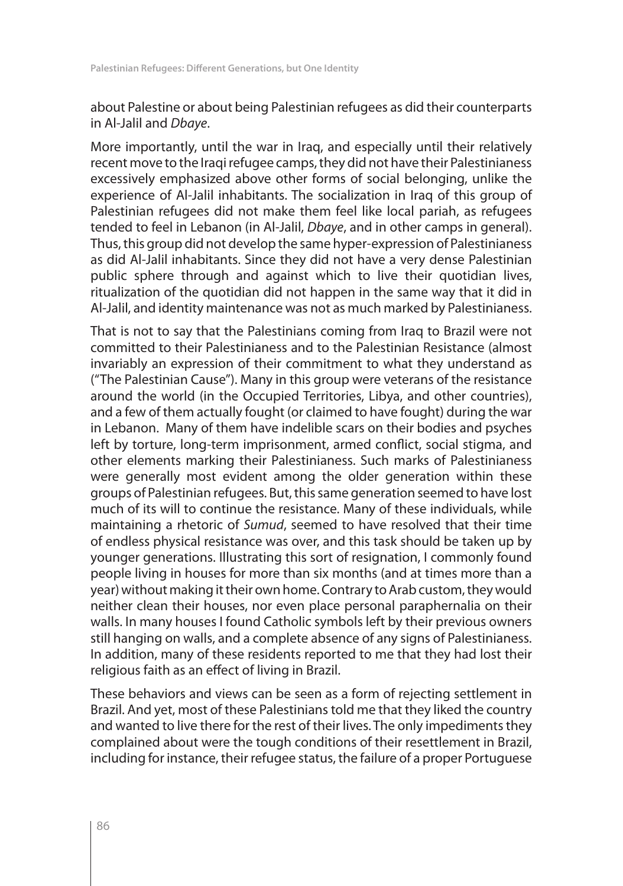about Palestine or about being Palestinian refugees as did their counterparts in Al-Jalil and *Dbaye*.

More importantly, until the war in Iraq, and especially until their relatively recent move to the Iraqi refugee camps, they did not have their Palestinianess excessively emphasized above other forms of social belonging, unlike the experience of Al-Jalil inhabitants. The socialization in Iraq of this group of Palestinian refugees did not make them feel like local pariah, as refugees tended to feel in Lebanon (in Al-Jalil, *Dbaye*, and in other camps in general). Thus, this group did not develop the same hyper-expression of Palestinianess as did Al-Jalil inhabitants. Since they did not have a very dense Palestinian public sphere through and against which to live their quotidian lives, ritualization of the quotidian did not happen in the same way that it did in Al-Jalil, and identity maintenance was not as much marked by Palestinianess.

That is not to say that the Palestinians coming from Iraq to Brazil were not committed to their Palestinianess and to the Palestinian Resistance (almost invariably an expression of their commitment to what they understand as ("The Palestinian Cause"). Many in this group were veterans of the resistance around the world (in the Occupied Territories, Libya, and other countries), and a few of them actually fought (or claimed to have fought) during the war in Lebanon. Many of them have indelible scars on their bodies and psyches left by torture, long-term imprisonment, armed conflict, social stigma, and other elements marking their Palestinianess. Such marks of Palestinianess were generally most evident among the older generation within these groups of Palestinian refugees. But, this same generation seemed to have lost much of its will to continue the resistance. Many of these individuals, while maintaining a rhetoric of *Sumud*, seemed to have resolved that their time of endless physical resistance was over, and this task should be taken up by younger generations. Illustrating this sort of resignation, I commonly found people living in houses for more than six months (and at times more than a year) without making it their own home. Contrary to Arab custom, they would neither clean their houses, nor even place personal paraphernalia on their walls. In many houses I found Catholic symbols left by their previous owners still hanging on walls, and a complete absence of any signs of Palestinianess. In addition, many of these residents reported to me that they had lost their religious faith as an effect of living in Brazil.

These behaviors and views can be seen as a form of rejecting settlement in Brazil. And yet, most of these Palestinians told me that they liked the country and wanted to live there for the rest of their lives. The only impediments they complained about were the tough conditions of their resettlement in Brazil, including for instance, their refugee status, the failure of a proper Portuguese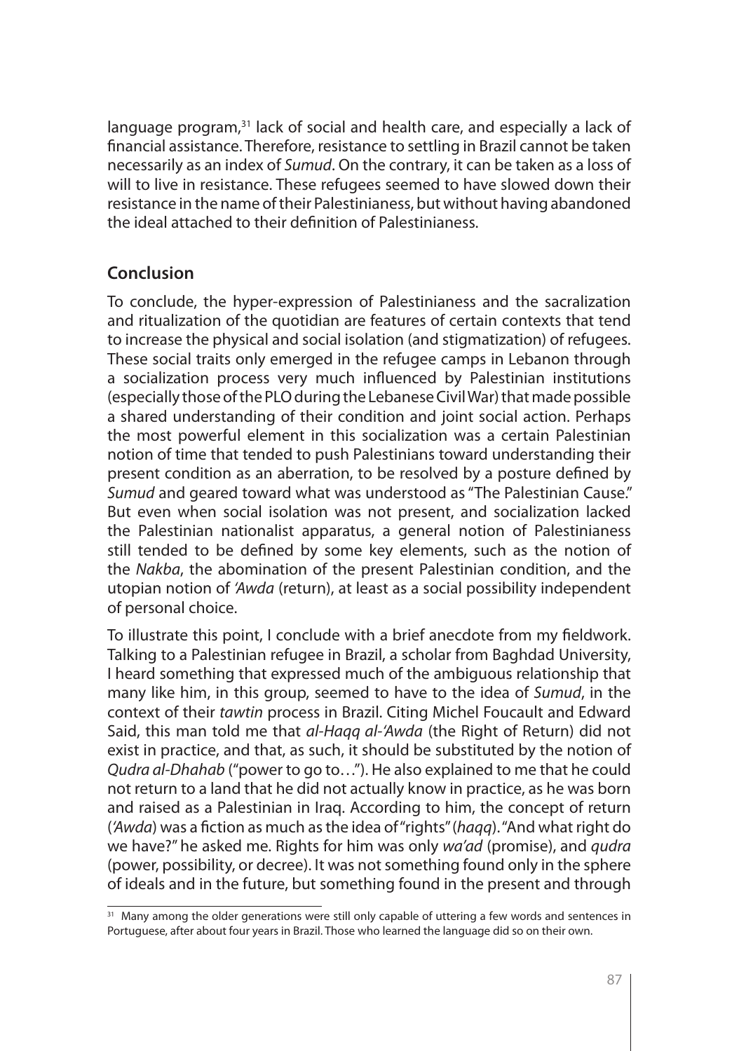language program,[31] lack of social and health care, and especially a lack of financial assistance. Therefore, resistance to settling in Brazil cannot be taken necessarily as an index of *Sumud*. On the contrary, it can be taken as a loss of will to live in resistance. These refugees seemed to have slowed down their resistance in the name of their Palestinianess, but without having abandoned the ideal attached to their definition of Palestinianess.

## Conclusion

To conclude, the hyper-expression of Palestinianess and the sacralization and ritualization of the quotidian are features of certain contexts that tend to increase the physical and social isolation (and stigmatization) of refugees. These social traits only emerged in the refugee camps in Lebanon through a socialization process very much influenced by Palestinian institutions (especially those of the PLO during the Lebanese Civil War) that made possible a shared understanding of their condition and joint social action. Perhaps the most powerful element in this socialization was a certain Palestinian notion of time that tended to push Palestinians toward understanding their present condition as an aberration, to be resolved by a posture defined by *Sumud* and geared toward what was understood as "The Palestinian Cause." But even when social isolation was not present, and socialization lacked the Palestinian nationalist apparatus, a general notion of Palestinianess still tended to be defined by some key elements, such as the notion of the *Nakba*, the abomination of the present Palestinian condition, and the utopian notion of *'Awda* (return), at least as a social possibility independent of personal choice.

To illustrate this point, I conclude with a brief anecdote from my fieldwork. Talking to a Palestinian refugee in Brazil, a scholar from Baghdad University, I heard something that expressed much of the ambiguous relationship that many like him, in this group, seemed to have to the idea of *Sumud*, in the context of their *tawtin* process in Brazil. Citing Michel Foucault and Edward Said, this man told me that *al-Haqq al-'Awda* (the Right of Return) did not exist in practice, and that, as such, it should be substituted by the notion of *Qudra al-Dhahab* ("power to go to…"). He also explained to me that he could not return to a land that he did not actually know in practice, as he was born and raised as a Palestinian in Iraq. According to him, the concept of return (*'Awda*) was a fiction as much as the idea of "rights" (*haqq*). "And what right do we have?" he asked me. Rights for him was only *wa'ad* (promise), and *qudra* (power, possibility, or decree). It was not something found only in the sphere of ideals and in the future, but something found in the present and through

[31] Many among the older generations were still only capable of uttering a few words and sentences in Portuguese, after about four years in Brazil. Those who learned the language did so on their own.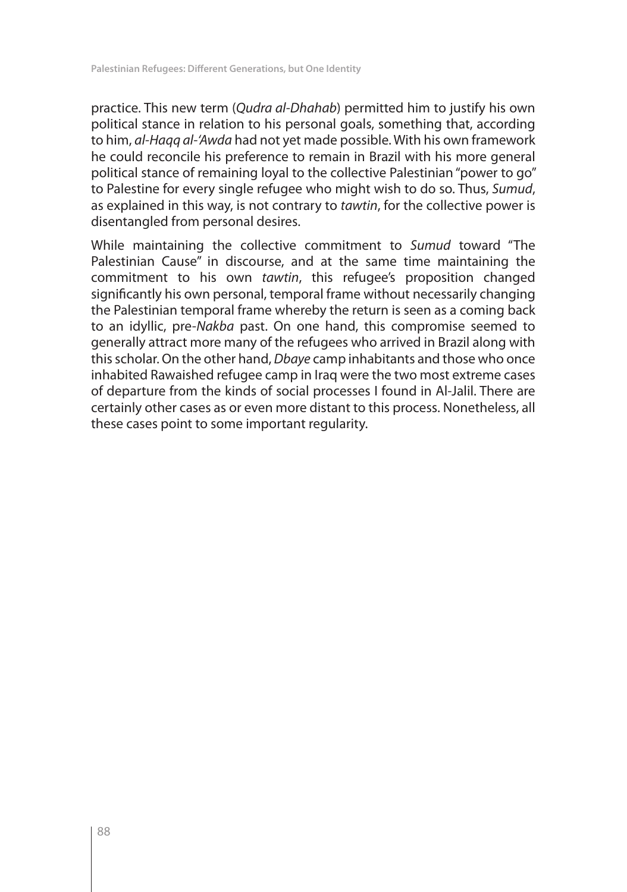practice. This new term (*Qudra al-Dhahab*) permitted him to justify his own political stance in relation to his personal goals, something that, according to him, *al-Haqq al-'Awda* had not yet made possible. With his own framework he could reconcile his preference to remain in Brazil with his more general political stance of remaining loyal to the collective Palestinian "power to go" to Palestine for every single refugee who might wish to do so. Thus, *Sumud*, as explained in this way, is not contrary to *tawtin*, for the collective power is disentangled from personal desires.

While maintaining the collective commitment to *Sumud* toward "The Palestinian Cause" in discourse, and at the same time maintaining the commitment to his own *tawtin*, this refugee's proposition changed significantly his own personal, temporal frame without necessarily changing the Palestinian temporal frame whereby the return is seen as a coming back to an idyllic, pre-*Nakba* past. On one hand, this compromise seemed to generally attract more many of the refugees who arrived in Brazil along with this scholar. On the other hand, *Dbaye* camp inhabitants and those who once inhabited Rawaished refugee camp in Iraq were the two most extreme cases of departure from the kinds of social processes I found in Al-Jalil. There are certainly other cases as or even more distant to this process. Nonetheless, all these cases point to some important regularity.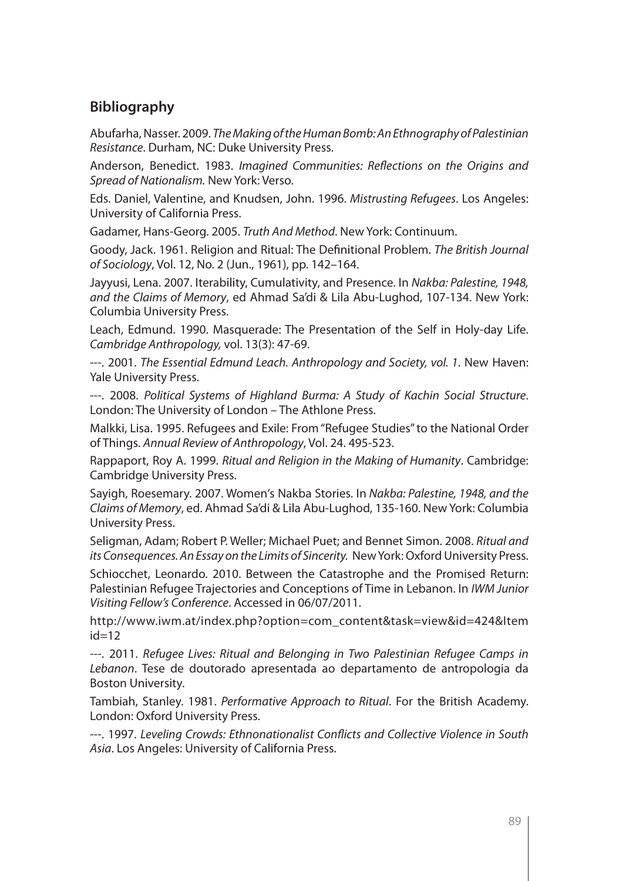## Bibliography

Abufarha, Nasser. 2009. *The Making of the Human Bomb: An Ethnography of Palestinian Resistance*. Durham, NC: Duke University Press.

Anderson, Benedict. 1983. *Imagined Communities: Reflections on the Origins and Spread of Nationalism.* New York: Verso.

Eds. Daniel, Valentine, and Knudsen, John. 1996. *Mistrusting Refugees*. Los Angeles: University of California Press.

Gadamer, Hans-Georg. 2005. *Truth And Method*. New York: Continuum.

Goody, Jack. 1961. Religion and Ritual: The Definitional Problem. *The British Journal of Sociology*, Vol. 12, No. 2 (Jun., 1961), pp. 142–164.

Jayyusi, Lena. 2007. Iterability, Cumulativity, and Presence. In *Nakba: Palestine, 1948, and the Claims of Memory*, ed Ahmad Sa'di & Lila Abu-Lughod, 107-134. New York: Columbia University Press.

Leach, Edmund. 1990. Masquerade: The Presentation of the Self in Holy-day Life. *Cambridge Anthropology,* vol. 13(3): 47-69.

---. 2001. *The Essential Edmund Leach. Anthropology and Society, vol. 1*. New Haven: Yale University Press.

---. 2008. *Political Systems of Highland Burma: A Study of Kachin Social Structure*. London: The University of London – The Athlone Press.

Malkki, Lisa. 1995. Refugees and Exile: From "Refugee Studies" to the National Order of Things. *Annual Review of Anthropology*, Vol. 24. 495-523.

Rappaport, Roy A. 1999. *Ritual and Religion in the Making of Humanity*. Cambridge: Cambridge University Press.

Sayigh, Roesemary. 2007. Women's Nakba Stories. In *Nakba: Palestine, 1948, and the Claims of Memory*, ed. Ahmad Sa'di & Lila Abu-Lughod, 135-160. New York: Columbia University Press.

Seligman, Adam; Robert P. Weller; Michael Puet; and Bennet Simon. 2008. *Ritual and its Consequences. An Essay on the Limits of Sincerity.* New York: Oxford University Press.

Schiocchet, Leonardo. 2010. Between the Catastrophe and the Promised Return: Palestinian Refugee Trajectories and Conceptions of Time in Lebanon. In *IWM Junior Visiting Fellow's Conference*. Accessed in 06/07/2011.

http://www.iwm.at/index.php?option=com_content&task=view&id=424&Itemid=12

---. 2011. *Refugee Lives: Ritual and Belonging in Two Palestinian Refugee Camps in Lebanon*. Tese de doutorado apresentada ao departamento de antropologia da Boston University.

Tambiah, Stanley. 1981. *Performative Approach to Ritual*. For the British Academy. London: Oxford University Press.

---. 1997. *Leveling Crowds: Ethnonationalist Conflicts and Collective Violence in South Asia*. Los Angeles: University of California Press.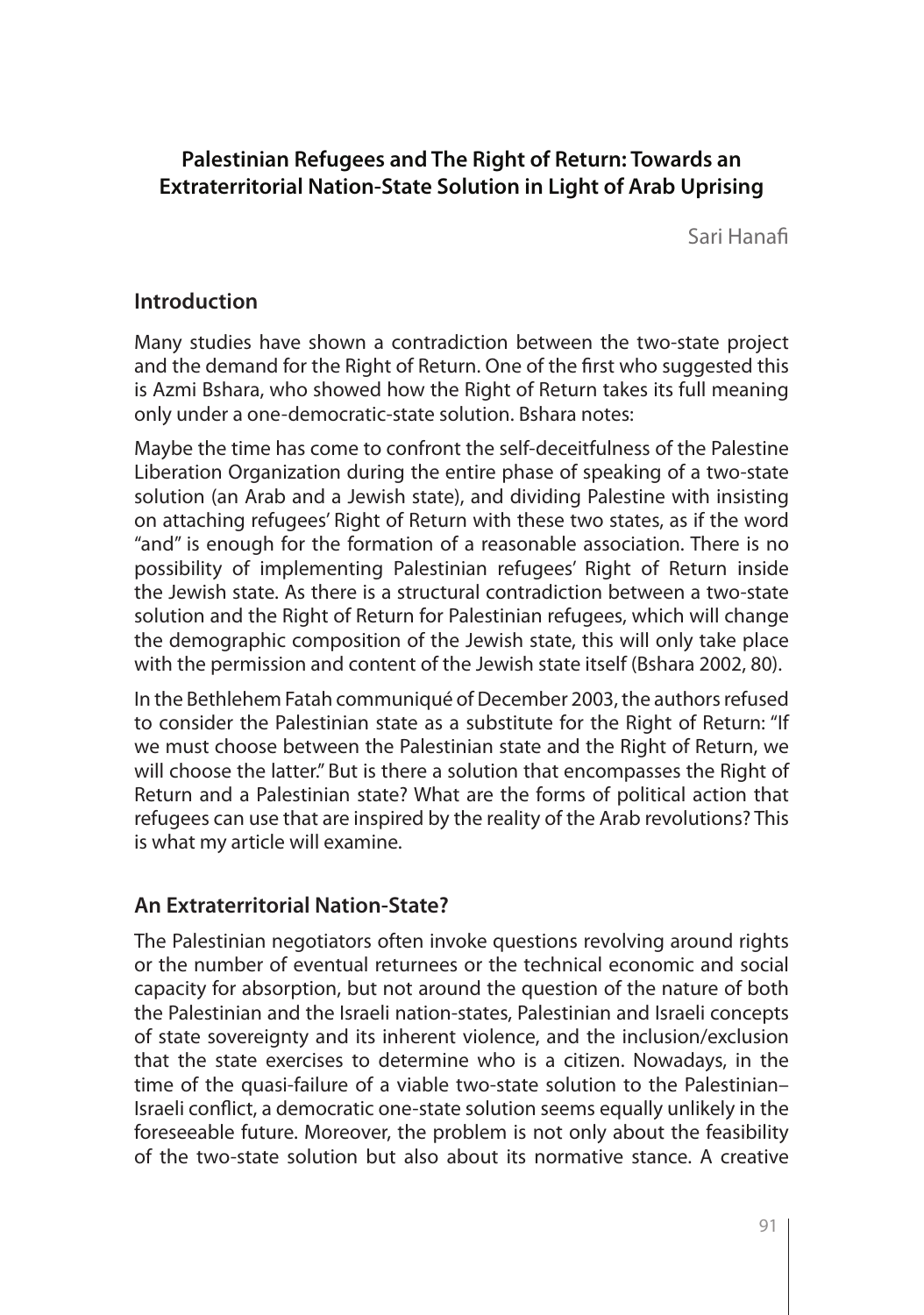## Palestinian Refugees and The Right of Return: Towards an Extraterritorial Nation-State Solution in Light of Arab Uprising

Sari Hanafi

### Introduction

Many studies have shown a contradiction between the two-state project and the demand for the Right of Return. One of the first who suggested this is Azmi Bshara, who showed how the Right of Return takes its full meaning only under a one-democratic-state solution. Bshara notes:

Maybe the time has come to confront the self-deceitfulness of the Palestine Liberation Organization during the entire phase of speaking of a two-state solution (an Arab and a Jewish state), and dividing Palestine with insisting on attaching refugees' Right of Return with these two states, as if the word "and" is enough for the formation of a reasonable association. There is no possibility of implementing Palestinian refugees' Right of Return inside the Jewish state. As there is a structural contradiction between a two-state solution and the Right of Return for Palestinian refugees, which will change the demographic composition of the Jewish state, this will only take place with the permission and content of the Jewish state itself (Bshara 2002, 80).

In the Bethlehem Fatah communiqué of December 2003, the authors refused to consider the Palestinian state as a substitute for the Right of Return: "If we must choose between the Palestinian state and the Right of Return, we will choose the latter." But is there a solution that encompasses the Right of Return and a Palestinian state? What are the forms of political action that refugees can use that are inspired by the reality of the Arab revolutions? This is what my article will examine.

### An Extraterritorial Nation-State?

The Palestinian negotiators often invoke questions revolving around rights or the number of eventual returnees or the technical economic and social capacity for absorption, but not around the question of the nature of both the Palestinian and the Israeli nation-states, Palestinian and Israeli concepts of state sovereignty and its inherent violence, and the inclusion/exclusion that the state exercises to determine who is a citizen. Nowadays, in the time of the quasi-failure of a viable two-state solution to the Palestinian–Israeli conflict, a democratic one-state solution seems equally unlikely in the foreseeable future. Moreover, the problem is not only about the feasibility of the two-state solution but also about its normative stance. A creative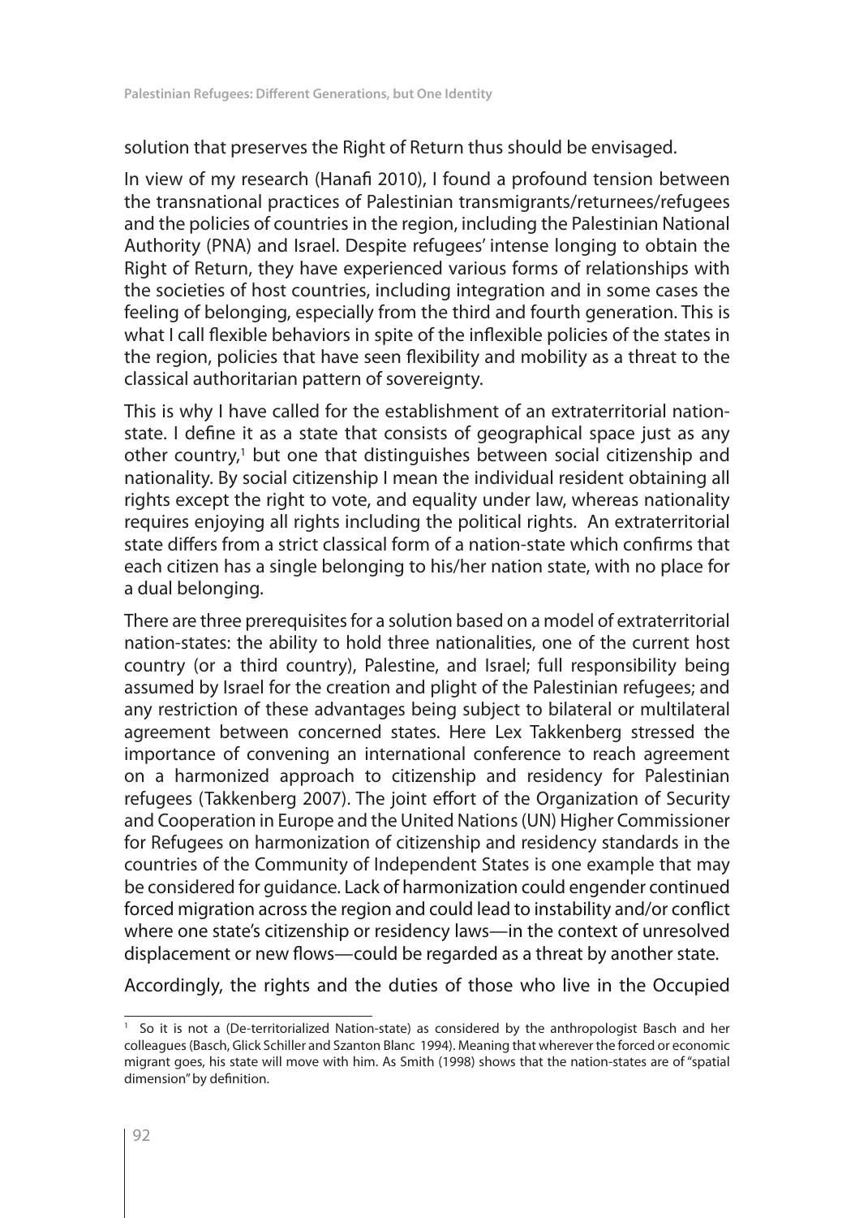solution that preserves the Right of Return thus should be envisaged.

In view of my research (Hanafi 2010), I found a profound tension between the transnational practices of Palestinian transmigrants/returnees/refugees and the policies of countries in the region, including the Palestinian National Authority (PNA) and Israel. Despite refugees' intense longing to obtain the Right of Return, they have experienced various forms of relationships with the societies of host countries, including integration and in some cases the feeling of belonging, especially from the third and fourth generation. This is what I call flexible behaviors in spite of the inflexible policies of the states in the region, policies that have seen flexibility and mobility as a threat to the classical authoritarian pattern of sovereignty.

This is why I have called for the establishment of an extraterritorial nation-state. I define it as a state that consists of geographical space just as any other country,[1] but one that distinguishes between social citizenship and nationality. By social citizenship I mean the individual resident obtaining all rights except the right to vote, and equality under law, whereas nationality requires enjoying all rights including the political rights. An extraterritorial state differs from a strict classical form of a nation-state which confirms that each citizen has a single belonging to his/her nation state, with no place for a dual belonging.

There are three prerequisites for a solution based on a model of extraterritorial nation-states: the ability to hold three nationalities, one of the current host country (or a third country), Palestine, and Israel; full responsibility being assumed by Israel for the creation and plight of the Palestinian refugees; and any restriction of these advantages being subject to bilateral or multilateral agreement between concerned states. Here Lex Takkenberg stressed the importance of convening an international conference to reach agreement on a harmonized approach to citizenship and residency for Palestinian refugees (Takkenberg 2007). The joint effort of the Organization of Security and Cooperation in Europe and the United Nations (UN) Higher Commissioner for Refugees on harmonization of citizenship and residency standards in the countries of the Community of Independent States is one example that may be considered for guidance. Lack of harmonization could engender continued forced migration across the region and could lead to instability and/or conflict where one state's citizenship or residency laws—in the context of unresolved displacement or new flows—could be regarded as a threat by another state.

Accordingly, the rights and the duties of those who live in the Occupied

---

[1] So it is not a (De-territorialized Nation-state) as considered by the anthropologist Basch and her colleagues (Basch, Glick Schiller and Szanton Blanc 1994). Meaning that wherever the forced or economic migrant goes, his state will move with him. As Smith (1998) shows that the nation-states are of "spatial dimension" by definition.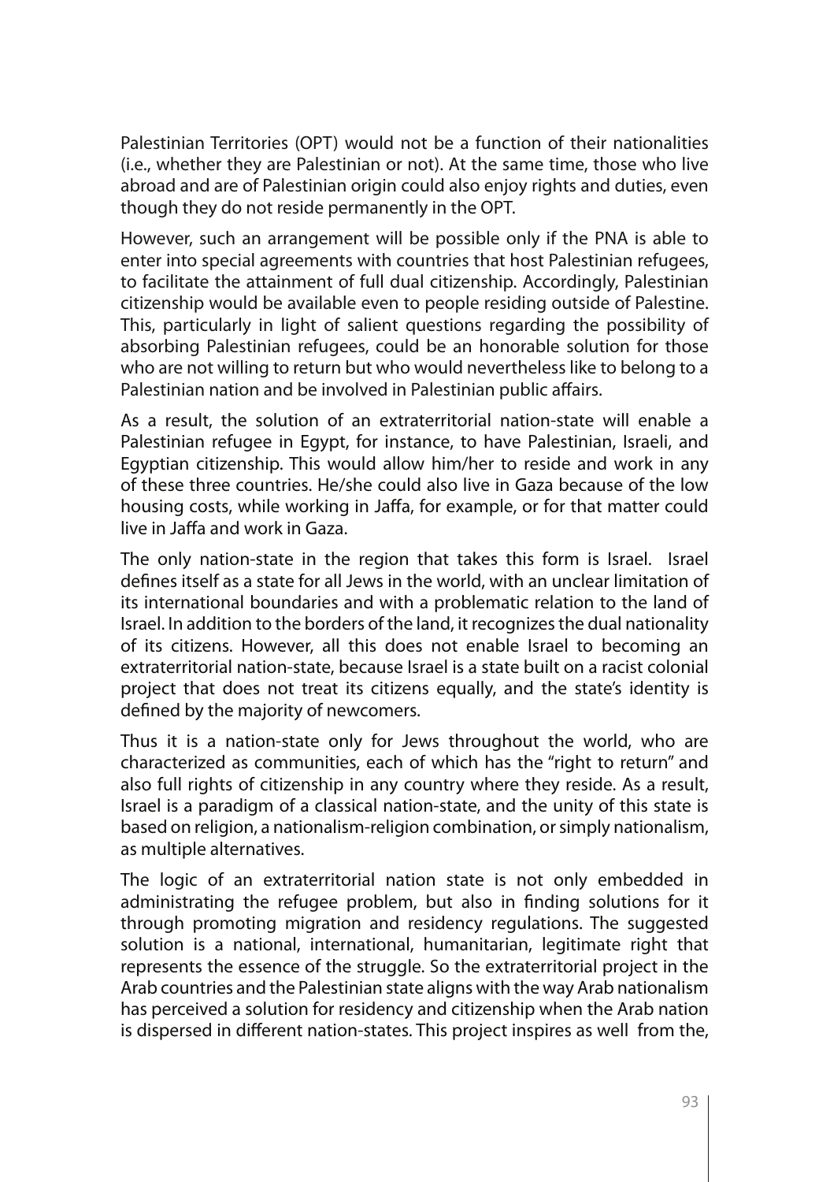Palestinian Territories (OPT) would not be a function of their nationalities (i.e., whether they are Palestinian or not). At the same time, those who live abroad and are of Palestinian origin could also enjoy rights and duties, even though they do not reside permanently in the OPT.

However, such an arrangement will be possible only if the PNA is able to enter into special agreements with countries that host Palestinian refugees, to facilitate the attainment of full dual citizenship. Accordingly, Palestinian citizenship would be available even to people residing outside of Palestine. This, particularly in light of salient questions regarding the possibility of absorbing Palestinian refugees, could be an honorable solution for those who are not willing to return but who would nevertheless like to belong to a Palestinian nation and be involved in Palestinian public affairs.

As a result, the solution of an extraterritorial nation-state will enable a Palestinian refugee in Egypt, for instance, to have Palestinian, Israeli, and Egyptian citizenship. This would allow him/her to reside and work in any of these three countries. He/she could also live in Gaza because of the low housing costs, while working in Jaffa, for example, or for that matter could live in Jaffa and work in Gaza.

The only nation-state in the region that takes this form is Israel. Israel defines itself as a state for all Jews in the world, with an unclear limitation of its international boundaries and with a problematic relation to the land of Israel. In addition to the borders of the land, it recognizes the dual nationality of its citizens. However, all this does not enable Israel to becoming an extraterritorial nation-state, because Israel is a state built on a racist colonial project that does not treat its citizens equally, and the state's identity is defined by the majority of newcomers.

Thus it is a nation-state only for Jews throughout the world, who are characterized as communities, each of which has the "right to return" and also full rights of citizenship in any country where they reside. As a result, Israel is a paradigm of a classical nation-state, and the unity of this state is based on religion, a nationalism-religion combination, or simply nationalism, as multiple alternatives.

The logic of an extraterritorial nation state is not only embedded in administrating the refugee problem, but also in finding solutions for it through promoting migration and residency regulations. The suggested solution is a national, international, humanitarian, legitimate right that represents the essence of the struggle. So the extraterritorial project in the Arab countries and the Palestinian state aligns with the way Arab nationalism has perceived a solution for residency and citizenship when the Arab nation is dispersed in different nation-states. This project inspires as well from the,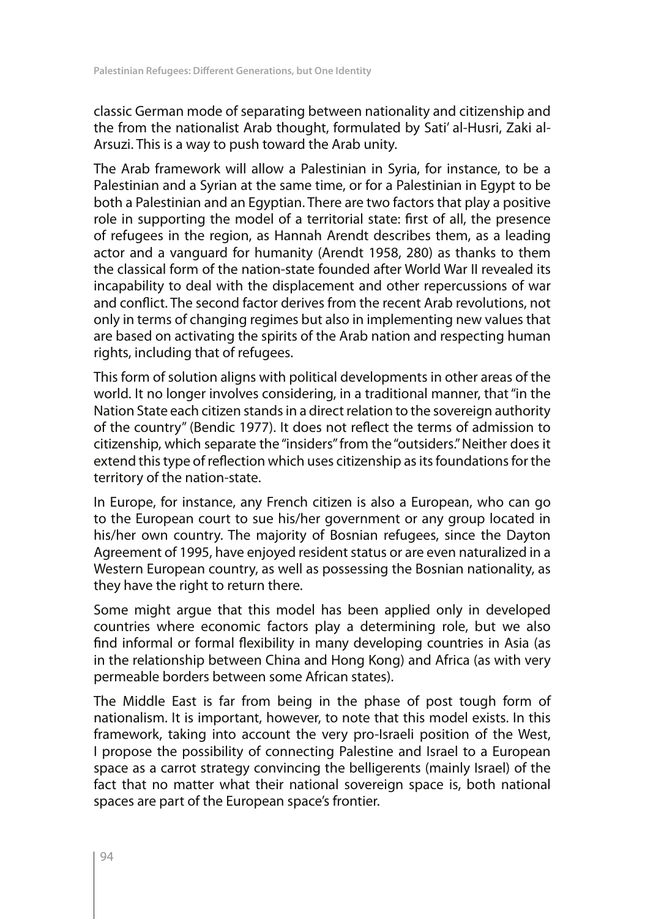classic German mode of separating between nationality and citizenship and the from the nationalist Arab thought, formulated by Sati' al-Husri, Zaki al-Arsuzi. This is a way to push toward the Arab unity.

The Arab framework will allow a Palestinian in Syria, for instance, to be a Palestinian and a Syrian at the same time, or for a Palestinian in Egypt to be both a Palestinian and an Egyptian. There are two factors that play a positive role in supporting the model of a territorial state: first of all, the presence of refugees in the region, as Hannah Arendt describes them, as a leading actor and a vanguard for humanity (Arendt 1958, 280) as thanks to them the classical form of the nation-state founded after World War II revealed its incapability to deal with the displacement and other repercussions of war and conflict. The second factor derives from the recent Arab revolutions, not only in terms of changing regimes but also in implementing new values that are based on activating the spirits of the Arab nation and respecting human rights, including that of refugees.

This form of solution aligns with political developments in other areas of the world. It no longer involves considering, in a traditional manner, that "in the Nation State each citizen stands in a direct relation to the sovereign authority of the country" (Bendic 1977). It does not reflect the terms of admission to citizenship, which separate the "insiders" from the "outsiders." Neither does it extend this type of reflection which uses citizenship as its foundations for the territory of the nation-state.

In Europe, for instance, any French citizen is also a European, who can go to the European court to sue his/her government or any group located in his/her own country. The majority of Bosnian refugees, since the Dayton Agreement of 1995, have enjoyed resident status or are even naturalized in a Western European country, as well as possessing the Bosnian nationality, as they have the right to return there.

Some might argue that this model has been applied only in developed countries where economic factors play a determining role, but we also find informal or formal flexibility in many developing countries in Asia (as in the relationship between China and Hong Kong) and Africa (as with very permeable borders between some African states).

The Middle East is far from being in the phase of post tough form of nationalism. It is important, however, to note that this model exists. In this framework, taking into account the very pro-Israeli position of the West, I propose the possibility of connecting Palestine and Israel to a European space as a carrot strategy convincing the belligerents (mainly Israel) of the fact that no matter what their national sovereign space is, both national spaces are part of the European space's frontier.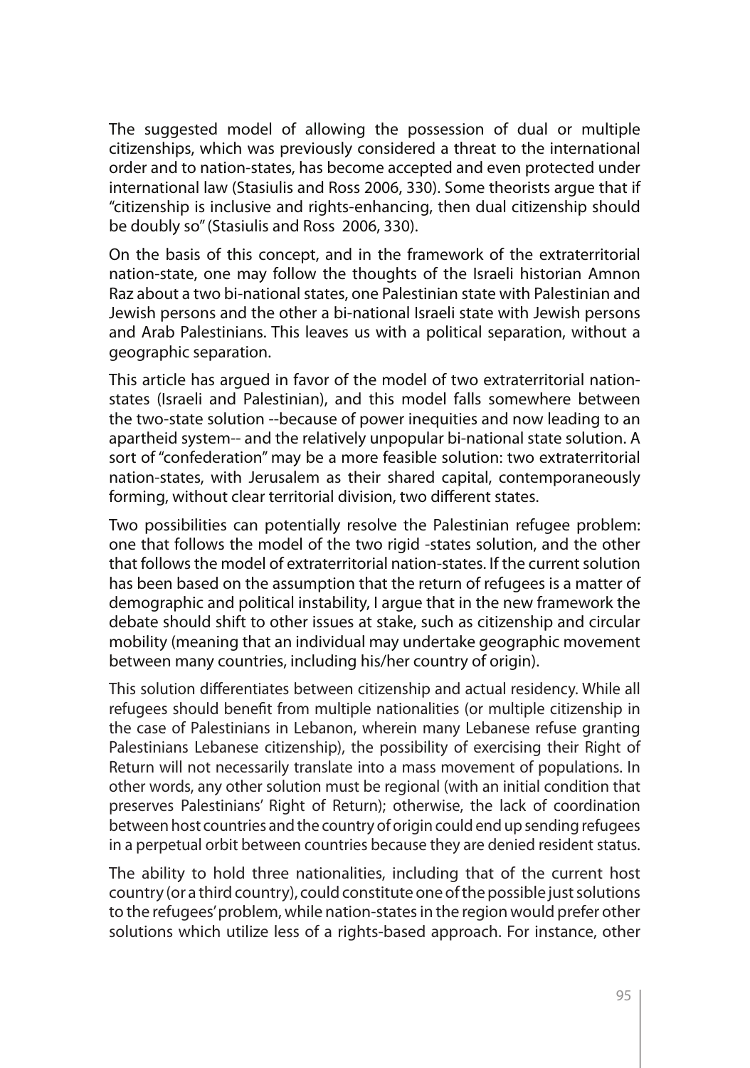The suggested model of allowing the possession of dual or multiple citizenships, which was previously considered a threat to the international order and to nation-states, has become accepted and even protected under international law (Stasiulis and Ross 2006, 330). Some theorists argue that if "citizenship is inclusive and rights-enhancing, then dual citizenship should be doubly so" (Stasiulis and Ross 2006, 330).

On the basis of this concept, and in the framework of the extraterritorial nation-state, one may follow the thoughts of the Israeli historian Amnon Raz about a two bi-national states, one Palestinian state with Palestinian and Jewish persons and the other a bi-national Israeli state with Jewish persons and Arab Palestinians. This leaves us with a political separation, without a geographic separation.

This article has argued in favor of the model of two extraterritorial nation-states (Israeli and Palestinian), and this model falls somewhere between the two-state solution --because of power inequities and now leading to an apartheid system-- and the relatively unpopular bi-national state solution. A sort of "confederation" may be a more feasible solution: two extraterritorial nation-states, with Jerusalem as their shared capital, contemporaneously forming, without clear territorial division, two different states.

Two possibilities can potentially resolve the Palestinian refugee problem: one that follows the model of the two rigid -states solution, and the other that follows the model of extraterritorial nation-states. If the current solution has been based on the assumption that the return of refugees is a matter of demographic and political instability, I argue that in the new framework the debate should shift to other issues at stake, such as citizenship and circular mobility (meaning that an individual may undertake geographic movement between many countries, including his/her country of origin).

This solution differentiates between citizenship and actual residency. While all refugees should benefit from multiple nationalities (or multiple citizenship in the case of Palestinians in Lebanon, wherein many Lebanese refuse granting Palestinians Lebanese citizenship), the possibility of exercising their Right of Return will not necessarily translate into a mass movement of populations. In other words, any other solution must be regional (with an initial condition that preserves Palestinians' Right of Return); otherwise, the lack of coordination between host countries and the country of origin could end up sending refugees in a perpetual orbit between countries because they are denied resident status.

The ability to hold three nationalities, including that of the current host country (or a third country), could constitute one of the possible just solutions to the refugees' problem, while nation-states in the region would prefer other solutions which utilize less of a rights-based approach. For instance, other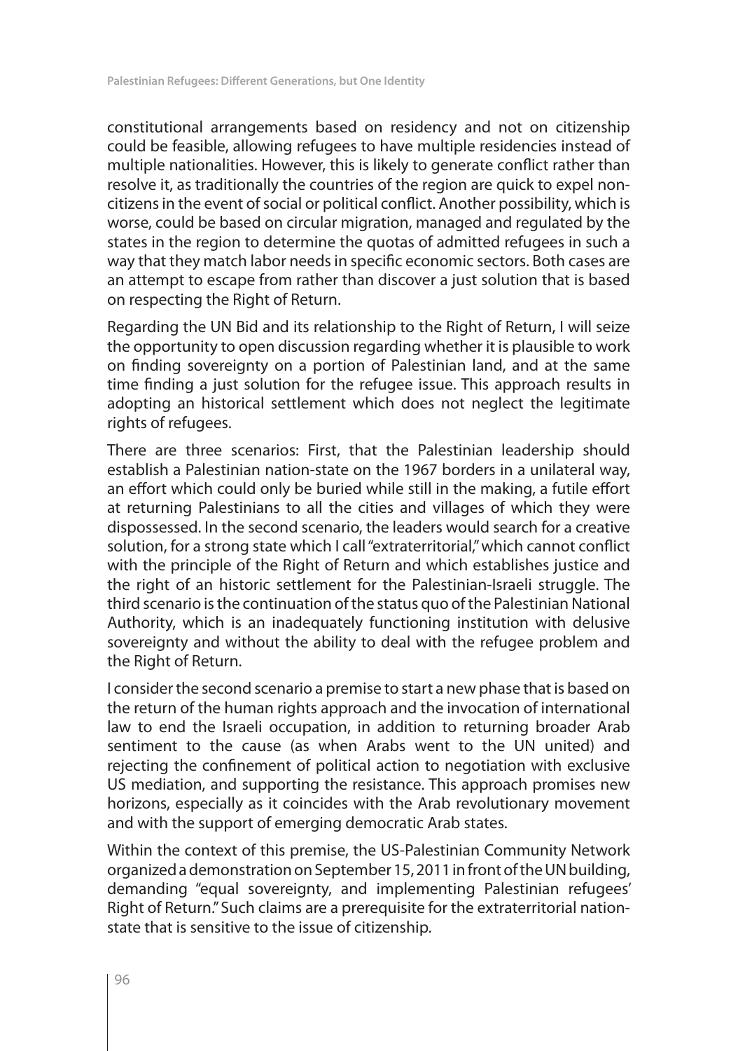constitutional arrangements based on residency and not on citizenship could be feasible, allowing refugees to have multiple residencies instead of multiple nationalities. However, this is likely to generate conflict rather than resolve it, as traditionally the countries of the region are quick to expel non-citizens in the event of social or political conflict. Another possibility, which is worse, could be based on circular migration, managed and regulated by the states in the region to determine the quotas of admitted refugees in such a way that they match labor needs in specific economic sectors. Both cases are an attempt to escape from rather than discover a just solution that is based on respecting the Right of Return.

Regarding the UN Bid and its relationship to the Right of Return, I will seize the opportunity to open discussion regarding whether it is plausible to work on finding sovereignty on a portion of Palestinian land, and at the same time finding a just solution for the refugee issue. This approach results in adopting an historical settlement which does not neglect the legitimate rights of refugees.

There are three scenarios: First, that the Palestinian leadership should establish a Palestinian nation-state on the 1967 borders in a unilateral way, an effort which could only be buried while still in the making, a futile effort at returning Palestinians to all the cities and villages of which they were dispossessed. In the second scenario, the leaders would search for a creative solution, for a strong state which I call "extraterritorial," which cannot conflict with the principle of the Right of Return and which establishes justice and the right of an historic settlement for the Palestinian-Israeli struggle. The third scenario is the continuation of the status quo of the Palestinian National Authority, which is an inadequately functioning institution with delusive sovereignty and without the ability to deal with the refugee problem and the Right of Return.

I consider the second scenario a premise to start a new phase that is based on the return of the human rights approach and the invocation of international law to end the Israeli occupation, in addition to returning broader Arab sentiment to the cause (as when Arabs went to the UN united) and rejecting the confinement of political action to negotiation with exclusive US mediation, and supporting the resistance. This approach promises new horizons, especially as it coincides with the Arab revolutionary movement and with the support of emerging democratic Arab states.

Within the context of this premise, the US-Palestinian Community Network organized a demonstration on September 15, 2011 in front of the UN building, demanding "equal sovereignty, and implementing Palestinian refugees' Right of Return." Such claims are a prerequisite for the extraterritorial nation-state that is sensitive to the issue of citizenship.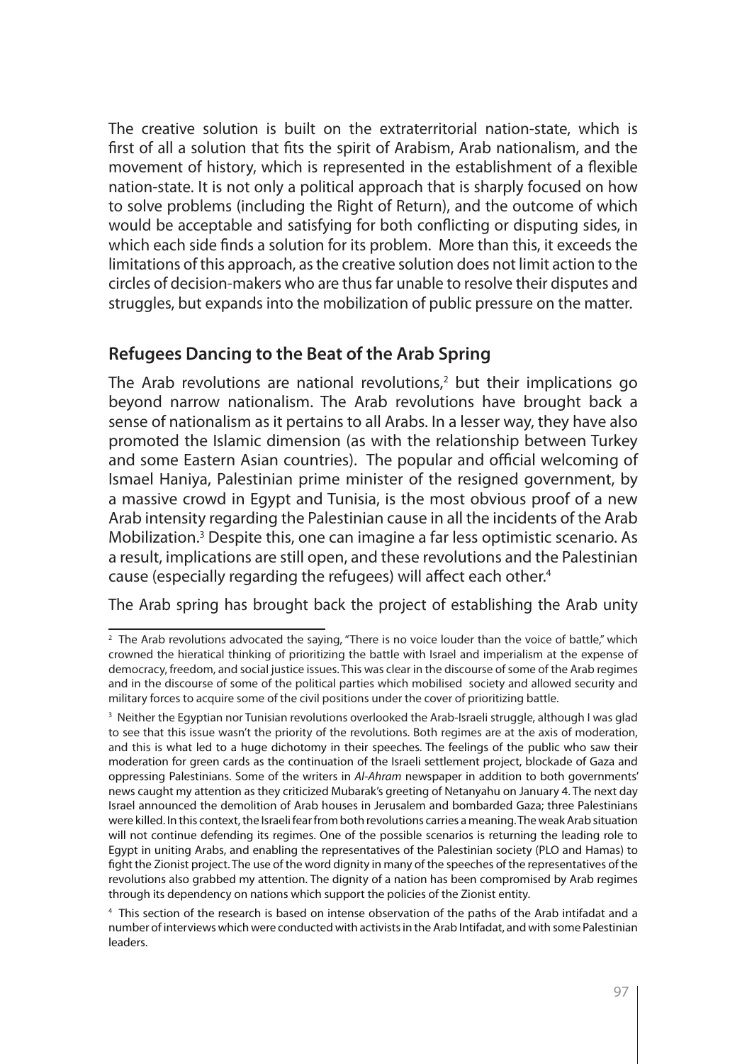The creative solution is built on the extraterritorial nation-state, which is first of all a solution that fits the spirit of Arabism, Arab nationalism, and the movement of history, which is represented in the establishment of a flexible nation-state. It is not only a political approach that is sharply focused on how to solve problems (including the Right of Return), and the outcome of which would be acceptable and satisfying for both conflicting or disputing sides, in which each side finds a solution for its problem. More than this, it exceeds the limitations of this approach, as the creative solution does not limit action to the circles of decision-makers who are thus far unable to resolve their disputes and struggles, but expands into the mobilization of public pressure on the matter.

## Refugees Dancing to the Beat of the Arab Spring

The Arab revolutions are national revolutions,[2] but their implications go beyond narrow nationalism. The Arab revolutions have brought back a sense of nationalism as it pertains to all Arabs. In a lesser way, they have also promoted the Islamic dimension (as with the relationship between Turkey and some Eastern Asian countries). The popular and official welcoming of Ismael Haniya, Palestinian prime minister of the resigned government, by a massive crowd in Egypt and Tunisia, is the most obvious proof of a new Arab intensity regarding the Palestinian cause in all the incidents of the Arab Mobilization.[3] Despite this, one can imagine a far less optimistic scenario. As a result, implications are still open, and these revolutions and the Palestinian cause (especially regarding the refugees) will affect each other.[4]

The Arab spring has brought back the project of establishing the Arab unity

---

[2] The Arab revolutions advocated the saying, "There is no voice louder than the voice of battle," which crowned the hieratical thinking of prioritizing the battle with Israel and imperialism at the expense of democracy, freedom, and social justice issues. This was clear in the discourse of some of the Arab regimes and in the discourse of some of the political parties which mobilised society and allowed security and military forces to acquire some of the civil positions under the cover of prioritizing battle.

[3] Neither the Egyptian nor Tunisian revolutions overlooked the Arab-Israeli struggle, although I was glad to see that this issue wasn't the priority of the revolutions. Both regimes are at the axis of moderation, and this is what led to a huge dichotomy in their speeches. The feelings of the public who saw their moderation for green cards as the continuation of the Israeli settlement project, blockade of Gaza and oppressing Palestinians. Some of the writers in *Al-Ahram* newspaper in addition to both governments' news caught my attention as they criticized Mubarak's greeting of Netanyahu on January 4. The next day Israel announced the demolition of Arab houses in Jerusalem and bombarded Gaza; three Palestinians were killed. In this context, the Israeli fear from both revolutions carries a meaning. The weak Arab situation will not continue defending its regimes. One of the possible scenarios is returning the leading role to Egypt in uniting Arabs, and enabling the representatives of the Palestinian society (PLO and Hamas) to fight the Zionist project. The use of the word dignity in many of the speeches of the representatives of the revolutions also grabbed my attention. The dignity of a nation has been compromised by Arab regimes through its dependency on nations which support the policies of the Zionist entity.

[4] This section of the research is based on intense observation of the paths of the Arab intifadat and a number of interviews which were conducted with activists in the Arab Intifadat, and with some Palestinian leaders.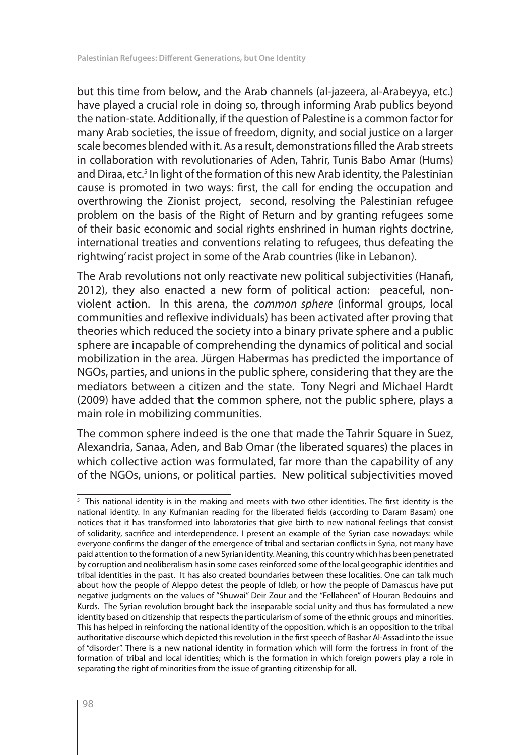but this time from below, and the Arab channels (al-jazeera, al-Arabeyya, etc.) have played a crucial role in doing so, through informing Arab publics beyond the nation-state. Additionally, if the question of Palestine is a common factor for many Arab societies, the issue of freedom, dignity, and social justice on a larger scale becomes blended with it. As a result, demonstrations filled the Arab streets in collaboration with revolutionaries of Aden, Tahrir, Tunis Babo Amar (Hums) and Diraa, etc.[5] In light of the formation of this new Arab identity, the Palestinian cause is promoted in two ways: first, the call for ending the occupation and overthrowing the Zionist project, second, resolving the Palestinian refugee problem on the basis of the Right of Return and by granting refugees some of their basic economic and social rights enshrined in human rights doctrine, international treaties and conventions relating to refugees, thus defeating the rightwing' racist project in some of the Arab countries (like in Lebanon).

The Arab revolutions not only reactivate new political subjectivities (Hanafi, 2012), they also enacted a new form of political action: peaceful, non-violent action. In this arena, the *common sphere* (informal groups, local communities and reflexive individuals) has been activated after proving that theories which reduced the society into a binary private sphere and a public sphere are incapable of comprehending the dynamics of political and social mobilization in the area. Jürgen Habermas has predicted the importance of NGOs, parties, and unions in the public sphere, considering that they are the mediators between a citizen and the state. Tony Negri and Michael Hardt (2009) have added that the common sphere, not the public sphere, plays a main role in mobilizing communities.

The common sphere indeed is the one that made the Tahrir Square in Suez, Alexandria, Sanaa, Aden, and Bab Omar (the liberated squares) the places in which collective action was formulated, far more than the capability of any of the NGOs, unions, or political parties. New political subjectivities moved

---

[5] This national identity is in the making and meets with two other identities. The first identity is the national identity. In any Kufmanian reading for the liberated fields (according to Daram Basam) one notices that it has transformed into laboratories that give birth to new national feelings that consist of solidarity, sacrifice and interdependence. I present an example of the Syrian case nowadays: while everyone confirms the danger of the emergence of tribal and sectarian conflicts in Syria, not many have paid attention to the formation of a new Syrian identity. Meaning, this country which has been penetrated by corruption and neoliberalism has in some cases reinforced some of the local geographic identities and tribal identities in the past. It has also created boundaries between these localities. One can talk much about how the people of Aleppo detest the people of Idleb, or how the people of Damascus have put negative judgments on the values of "Shuwai" Deir Zour and the "Fellaheen" of Houran Bedouins and Kurds. The Syrian revolution brought back the inseparable social unity and thus has formulated a new identity based on citizenship that respects the particularism of some of the ethnic groups and minorities. This has helped in reinforcing the national identity of the opposition, which is an opposition to the tribal authoritative discourse which depicted this revolution in the first speech of Bashar Al-Assad into the issue of "disorder". There is a new national identity in formation which will form the fortress in front of the formation of tribal and local identities; which is the formation in which foreign powers play a role in separating the right of minorities from the issue of granting citizenship for all.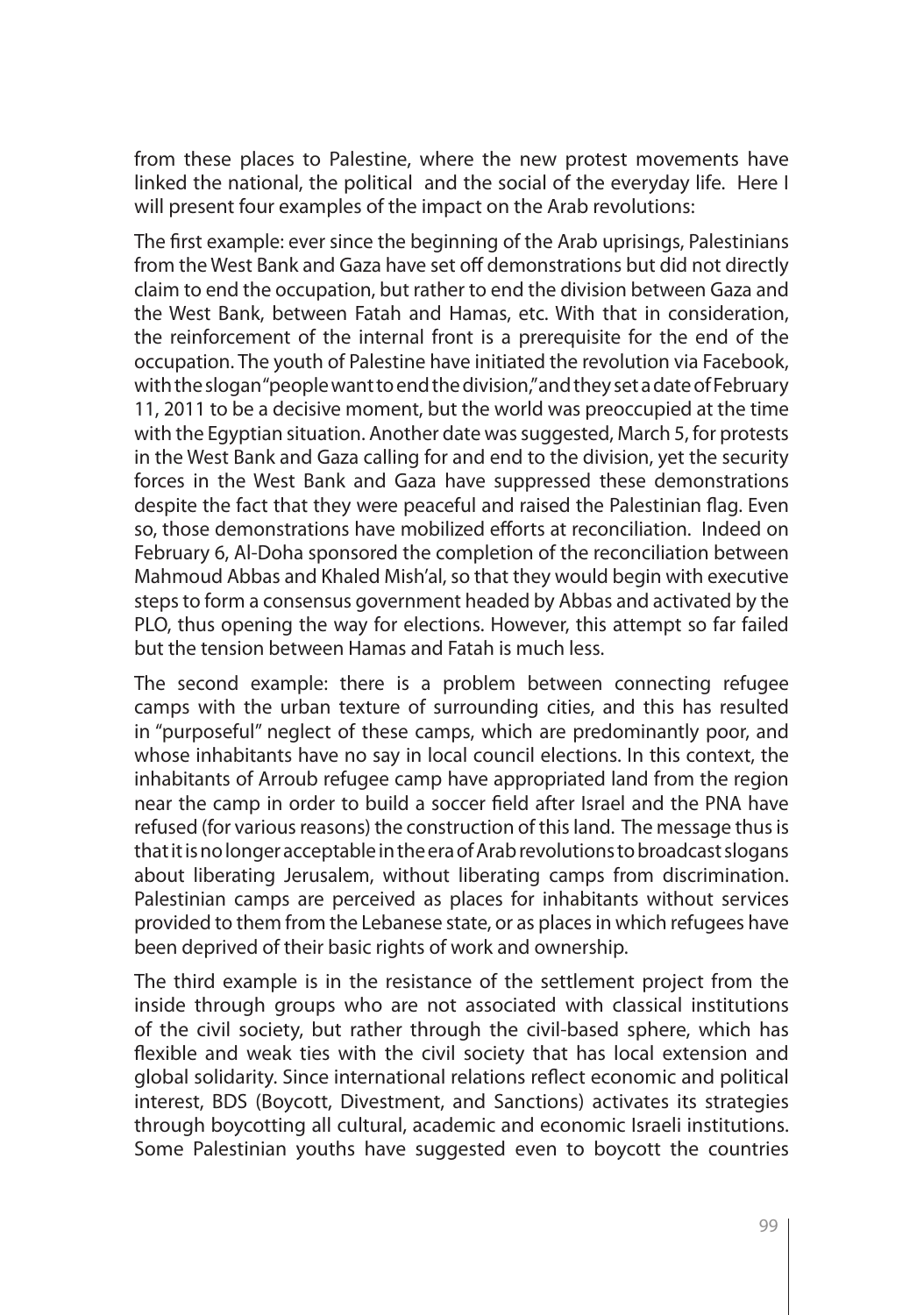from these places to Palestine, where the new protest movements have linked the national, the political and the social of the everyday life. Here I will present four examples of the impact on the Arab revolutions:

The first example: ever since the beginning of the Arab uprisings, Palestinians from the West Bank and Gaza have set off demonstrations but did not directly claim to end the occupation, but rather to end the division between Gaza and the West Bank, between Fatah and Hamas, etc. With that in consideration, the reinforcement of the internal front is a prerequisite for the end of the occupation. The youth of Palestine have initiated the revolution via Facebook, with the slogan "people want to end the division," and they set a date of February 11, 2011 to be a decisive moment, but the world was preoccupied at the time with the Egyptian situation. Another date was suggested, March 5, for protests in the West Bank and Gaza calling for and end to the division, yet the security forces in the West Bank and Gaza have suppressed these demonstrations despite the fact that they were peaceful and raised the Palestinian flag. Even so, those demonstrations have mobilized efforts at reconciliation. Indeed on February 6, Al-Doha sponsored the completion of the reconciliation between Mahmoud Abbas and Khaled Mish'al, so that they would begin with executive steps to form a consensus government headed by Abbas and activated by the PLO, thus opening the way for elections. However, this attempt so far failed but the tension between Hamas and Fatah is much less.

The second example: there is a problem between connecting refugee camps with the urban texture of surrounding cities, and this has resulted in "purposeful" neglect of these camps, which are predominantly poor, and whose inhabitants have no say in local council elections. In this context, the inhabitants of Arroub refugee camp have appropriated land from the region near the camp in order to build a soccer field after Israel and the PNA have refused (for various reasons) the construction of this land. The message thus is that it is no longer acceptable in the era of Arab revolutions to broadcast slogans about liberating Jerusalem, without liberating camps from discrimination. Palestinian camps are perceived as places for inhabitants without services provided to them from the Lebanese state, or as places in which refugees have been deprived of their basic rights of work and ownership.

The third example is in the resistance of the settlement project from the inside through groups who are not associated with classical institutions of the civil society, but rather through the civil-based sphere, which has flexible and weak ties with the civil society that has local extension and global solidarity. Since international relations reflect economic and political interest, BDS (Boycott, Divestment, and Sanctions) activates its strategies through boycotting all cultural, academic and economic Israeli institutions. Some Palestinian youths have suggested even to boycott the countries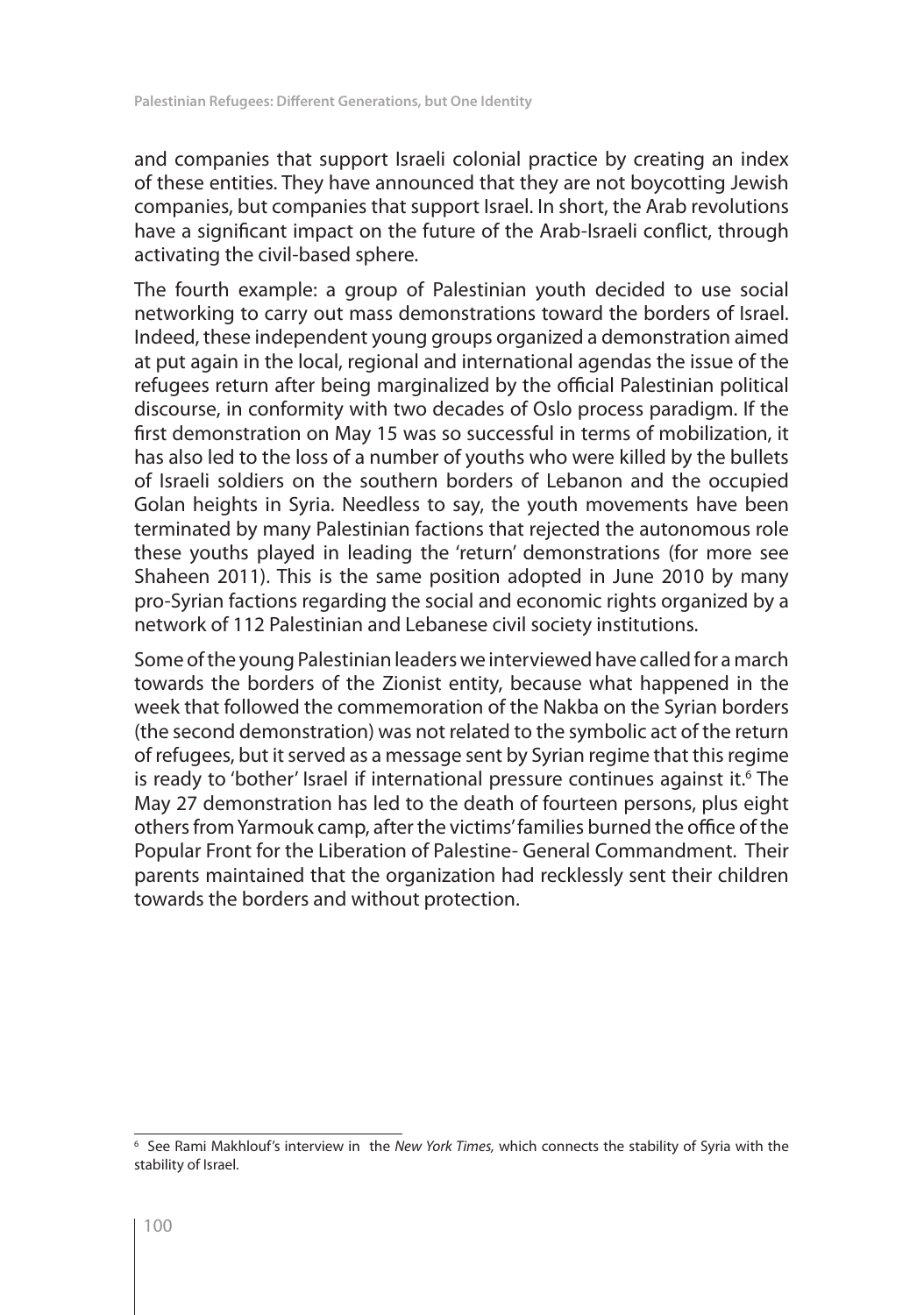and companies that support Israeli colonial practice by creating an index of these entities. They have announced that they are not boycotting Jewish companies, but companies that support Israel. In short, the Arab revolutions have a significant impact on the future of the Arab-Israeli conflict, through activating the civil-based sphere.

The fourth example: a group of Palestinian youth decided to use social networking to carry out mass demonstrations toward the borders of Israel. Indeed, these independent young groups organized a demonstration aimed at put again in the local, regional and international agendas the issue of the refugees return after being marginalized by the official Palestinian political discourse, in conformity with two decades of Oslo process paradigm. If the first demonstration on May 15 was so successful in terms of mobilization, it has also led to the loss of a number of youths who were killed by the bullets of Israeli soldiers on the southern borders of Lebanon and the occupied Golan heights in Syria. Needless to say, the youth movements have been terminated by many Palestinian factions that rejected the autonomous role these youths played in leading the 'return' demonstrations (for more see Shaheen 2011). This is the same position adopted in June 2010 by many pro-Syrian factions regarding the social and economic rights organized by a network of 112 Palestinian and Lebanese civil society institutions.

Some of the young Palestinian leaders we interviewed have called for a march towards the borders of the Zionist entity, because what happened in the week that followed the commemoration of the Nakba on the Syrian borders (the second demonstration) was not related to the symbolic act of the return of refugees, but it served as a message sent by Syrian regime that this regime is ready to 'bother' Israel if international pressure continues against it.[6] The May 27 demonstration has led to the death of fourteen persons, plus eight others from Yarmouk camp, after the victims' families burned the office of the Popular Front for the Liberation of Palestine- General Commandment. Their parents maintained that the organization had recklessly sent their children towards the borders and without protection.

---

[6] See Rami Makhlouf's interview in the *New York Times,* which connects the stability of Syria with the stability of Israel.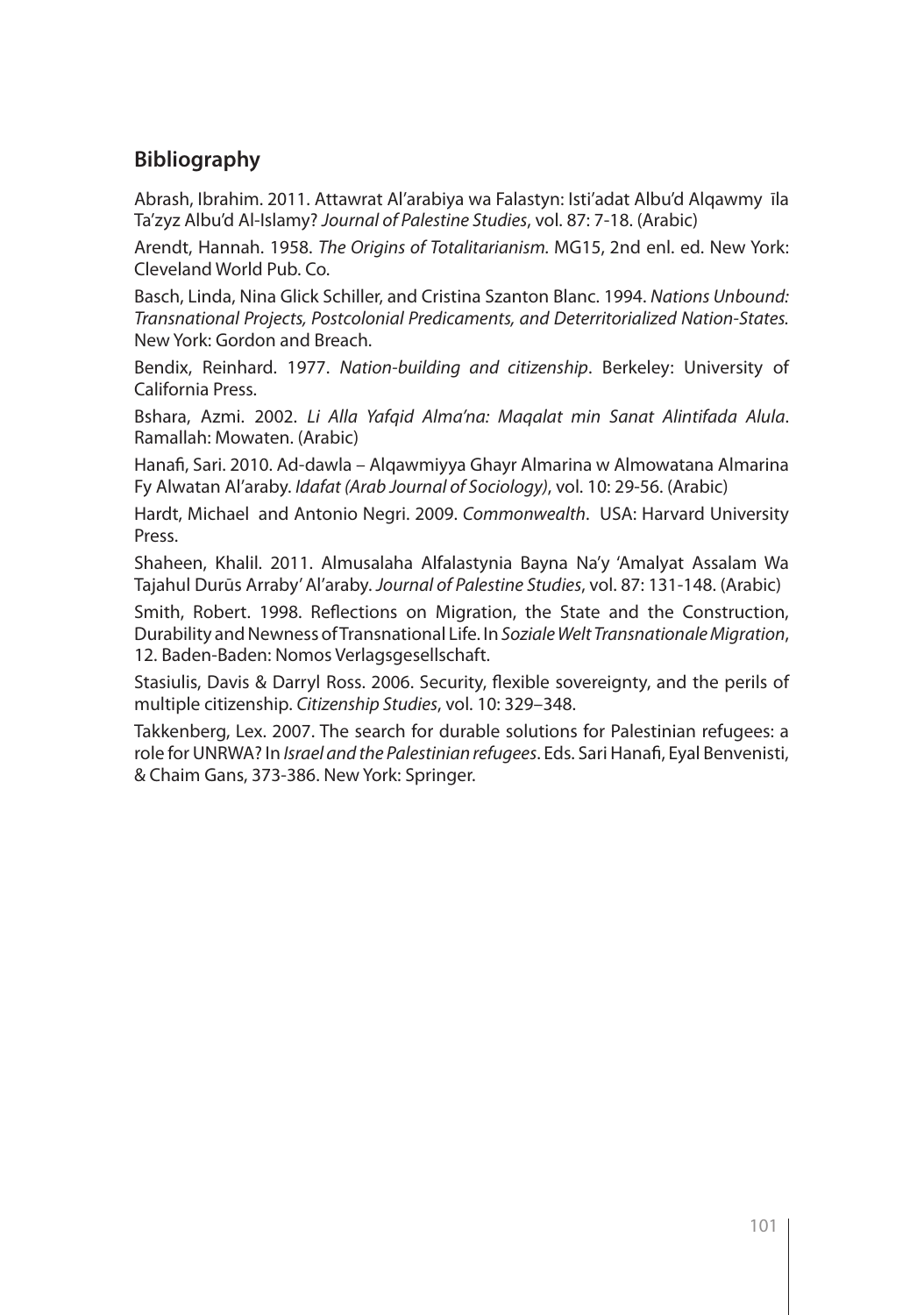## Bibliography

Abrash, Ibrahim. 2011. Attawrat Al'arabiya wa Falastyn: Isti'adat Albu'd Alqawmy īla Ta'zyz Albu'd Al-Islamy? *Journal of Palestine Studies*, vol. 87: 7-18. (Arabic)

Arendt, Hannah. 1958. *The Origins of Totalitarianism.* MG15, 2nd enl. ed. New York: Cleveland World Pub. Co.

Basch, Linda, Nina Glick Schiller, and Cristina Szanton Blanc. 1994. *Nations Unbound: Transnational Projects, Postcolonial Predicaments, and Deterritorialized Nation-States.* New York: Gordon and Breach.

Bendix, Reinhard. 1977. *Nation-building and citizenship*. Berkeley: University of California Press.

Bshara, Azmi. 2002. *Li Alla Yafqid Alma'na: Maqalat min Sanat Alintifada Alula*. Ramallah: Mowaten. (Arabic)

Hanafi, Sari. 2010. Ad-dawla – Alqawmiyya Ghayr Almarina w Almowatana Almarina Fy Alwatan Al'araby. *Idafat (Arab Journal of Sociology)*, vol. 10: 29-56. (Arabic)

Hardt, Michael and Antonio Negri. 2009. *Commonwealth*. USA: Harvard University Press.

Shaheen, Khalil. 2011. Almusalaha Alfalastynia Bayna Na'y 'Amalyat Assalam Wa Tajahul Durūs Arraby' Al'araby. *Journal of Palestine Studies*, vol. 87: 131-148. (Arabic)

Smith, Robert. 1998. Reflections on Migration, the State and the Construction, Durability and Newness of Transnational Life. In *Soziale Welt Transnationale Migration*, 12. Baden-Baden: Nomos Verlagsgesellschaft.

Stasiulis, Davis & Darryl Ross. 2006. Security, flexible sovereignty, and the perils of multiple citizenship. *Citizenship Studies*, vol. 10: 329–348.

Takkenberg, Lex. 2007. The search for durable solutions for Palestinian refugees: a role for UNRWA? In *Israel and the Palestinian refugees*. Eds. Sari Hanafi, Eyal Benvenisti, & Chaim Gans, 373-386. New York: Springer.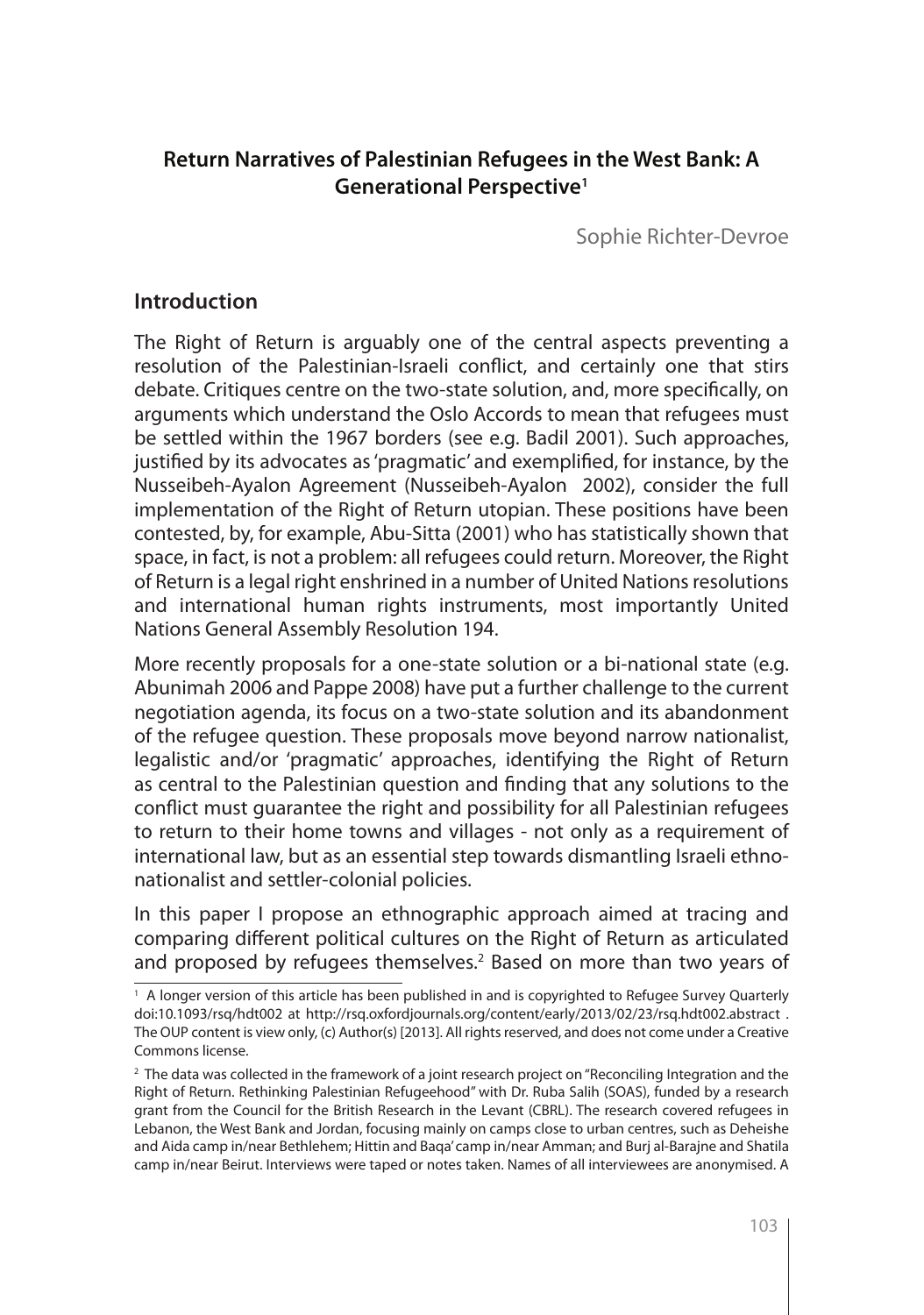## Return Narratives of Palestinian Refugees in the West Bank: A Generational Perspective[1]

Sophie Richter-Devroe

### Introduction

The Right of Return is arguably one of the central aspects preventing a resolution of the Palestinian-Israeli conflict, and certainly one that stirs debate. Critiques centre on the two-state solution, and, more specifically, on arguments which understand the Oslo Accords to mean that refugees must be settled within the 1967 borders (see e.g. Badil 2001). Such approaches, justified by its advocates as 'pragmatic' and exemplified, for instance, by the Nusseibeh-Ayalon Agreement (Nusseibeh-Ayalon 2002), consider the full implementation of the Right of Return utopian. These positions have been contested, by, for example, Abu-Sitta (2001) who has statistically shown that space, in fact, is not a problem: all refugees could return. Moreover, the Right of Return is a legal right enshrined in a number of United Nations resolutions and international human rights instruments, most importantly United Nations General Assembly Resolution 194.

More recently proposals for a one-state solution or a bi-national state (e.g. Abunimah 2006 and Pappe 2008) have put a further challenge to the current negotiation agenda, its focus on a two-state solution and its abandonment of the refugee question. These proposals move beyond narrow nationalist, legalistic and/or 'pragmatic' approaches, identifying the Right of Return as central to the Palestinian question and finding that any solutions to the conflict must guarantee the right and possibility for all Palestinian refugees to return to their home towns and villages - not only as a requirement of international law, but as an essential step towards dismantling Israeli ethno-nationalist and settler-colonial policies.

In this paper I propose an ethnographic approach aimed at tracing and comparing different political cultures on the Right of Return as articulated and proposed by refugees themselves.[2] Based on more than two years of

---

[1] A longer version of this article has been published in and is copyrighted to Refugee Survey Quarterly doi:10.1093/rsq/hdt002 at http://rsq.oxfordjournals.org/content/early/2013/02/23/rsq.hdt002.abstract . The OUP content is view only, (c) Author(s) [2013]. All rights reserved, and does not come under a Creative Commons license.

[2] The data was collected in the framework of a joint research project on "Reconciling Integration and the Right of Return. Rethinking Palestinian Refugeehood" with Dr. Ruba Salih (SOAS), funded by a research grant from the Council for the British Research in the Levant (CBRL). The research covered refugees in Lebanon, the West Bank and Jordan, focusing mainly on camps close to urban centres, such as Deheishe and Aida camp in/near Bethlehem; Hittin and Baqa' camp in/near Amman; and Burj al-Barajne and Shatila camp in/near Beirut. Interviews were taped or notes taken. Names of all interviewees are anonymised. A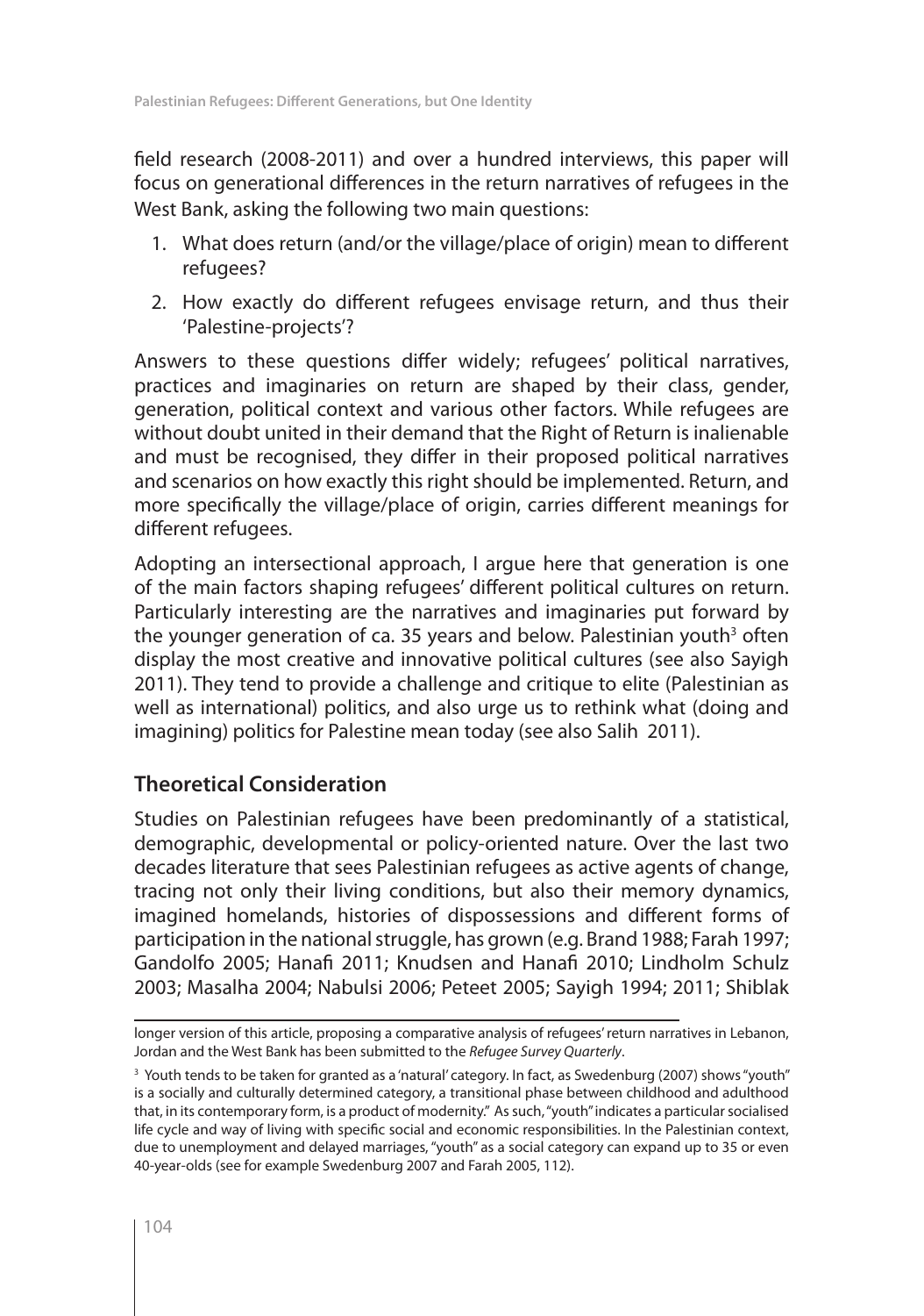field research (2008-2011) and over a hundred interviews, this paper will focus on generational differences in the return narratives of refugees in the West Bank, asking the following two main questions:

1. What does return (and/or the village/place of origin) mean to different refugees?
2. How exactly do different refugees envisage return, and thus their 'Palestine-projects'?

Answers to these questions differ widely; refugees' political narratives, practices and imaginaries on return are shaped by their class, gender, generation, political context and various other factors. While refugees are without doubt united in their demand that the Right of Return is inalienable and must be recognised, they differ in their proposed political narratives and scenarios on how exactly this right should be implemented. Return, and more specifically the village/place of origin, carries different meanings for different refugees.

Adopting an intersectional approach, I argue here that generation is one of the main factors shaping refugees' different political cultures on return. Particularly interesting are the narratives and imaginaries put forward by the younger generation of ca. 35 years and below. Palestinian youth[3] often display the most creative and innovative political cultures (see also Sayigh 2011). They tend to provide a challenge and critique to elite (Palestinian as well as international) politics, and also urge us to rethink what (doing and imagining) politics for Palestine mean today (see also Salih 2011).

## Theoretical Consideration

Studies on Palestinian refugees have been predominantly of a statistical, demographic, developmental or policy-oriented nature. Over the last two decades literature that sees Palestinian refugees as active agents of change, tracing not only their living conditions, but also their memory dynamics, imagined homelands, histories of dispossessions and different forms of participation in the national struggle, has grown (e.g. Brand 1988; Farah 1997; Gandolfo 2005; Hanafi 2011; Knudsen and Hanafi 2010; Lindholm Schulz 2003; Masalha 2004; Nabulsi 2006; Peteet 2005; Sayigh 1994; 2011; Shiblak

---

longer version of this article, proposing a comparative analysis of refugees' return narratives in Lebanon, Jordan and the West Bank has been submitted to the *Refugee Survey Quarterly*.

[3] Youth tends to be taken for granted as a 'natural' category. In fact, as Swedenburg (2007) shows "youth" is a socially and culturally determined category, a transitional phase between childhood and adulthood that, in its contemporary form, is a product of modernity." As such, "youth" indicates a particular socialised life cycle and way of living with specific social and economic responsibilities. In the Palestinian context, due to unemployment and delayed marriages, "youth" as a social category can expand up to 35 or even 40-year-olds (see for example Swedenburg 2007 and Farah 2005, 112).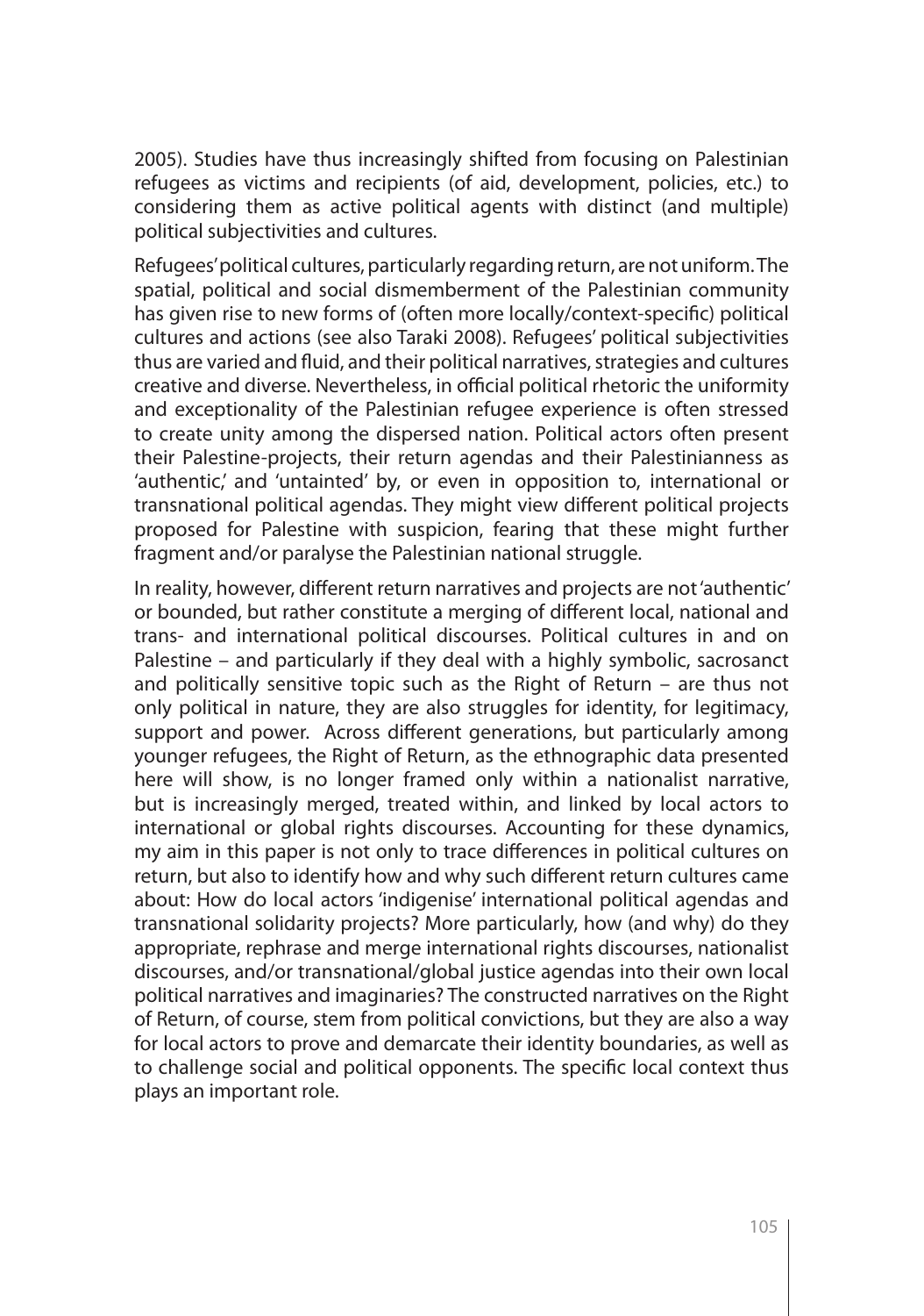2005). Studies have thus increasingly shifted from focusing on Palestinian refugees as victims and recipients (of aid, development, policies, etc.) to considering them as active political agents with distinct (and multiple) political subjectivities and cultures.

Refugees' political cultures, particularly regarding return, are not uniform. The spatial, political and social dismemberment of the Palestinian community has given rise to new forms of (often more locally/context-specific) political cultures and actions (see also Taraki 2008). Refugees' political subjectivities thus are varied and fluid, and their political narratives, strategies and cultures creative and diverse. Nevertheless, in official political rhetoric the uniformity and exceptionality of the Palestinian refugee experience is often stressed to create unity among the dispersed nation. Political actors often present their Palestine-projects, their return agendas and their Palestinianness as 'authentic,' and 'untainted' by, or even in opposition to, international or transnational political agendas. They might view different political projects proposed for Palestine with suspicion, fearing that these might further fragment and/or paralyse the Palestinian national struggle.

In reality, however, different return narratives and projects are not 'authentic' or bounded, but rather constitute a merging of different local, national and trans- and international political discourses. Political cultures in and on Palestine – and particularly if they deal with a highly symbolic, sacrosanct and politically sensitive topic such as the Right of Return – are thus not only political in nature, they are also struggles for identity, for legitimacy, support and power. Across different generations, but particularly among younger refugees, the Right of Return, as the ethnographic data presented here will show, is no longer framed only within a nationalist narrative, but is increasingly merged, treated within, and linked by local actors to international or global rights discourses. Accounting for these dynamics, my aim in this paper is not only to trace differences in political cultures on return, but also to identify how and why such different return cultures came about: How do local actors 'indigenise' international political agendas and transnational solidarity projects? More particularly, how (and why) do they appropriate, rephrase and merge international rights discourses, nationalist discourses, and/or transnational/global justice agendas into their own local political narratives and imaginaries? The constructed narratives on the Right of Return, of course, stem from political convictions, but they are also a way for local actors to prove and demarcate their identity boundaries, as well as to challenge social and political opponents. The specific local context thus plays an important role.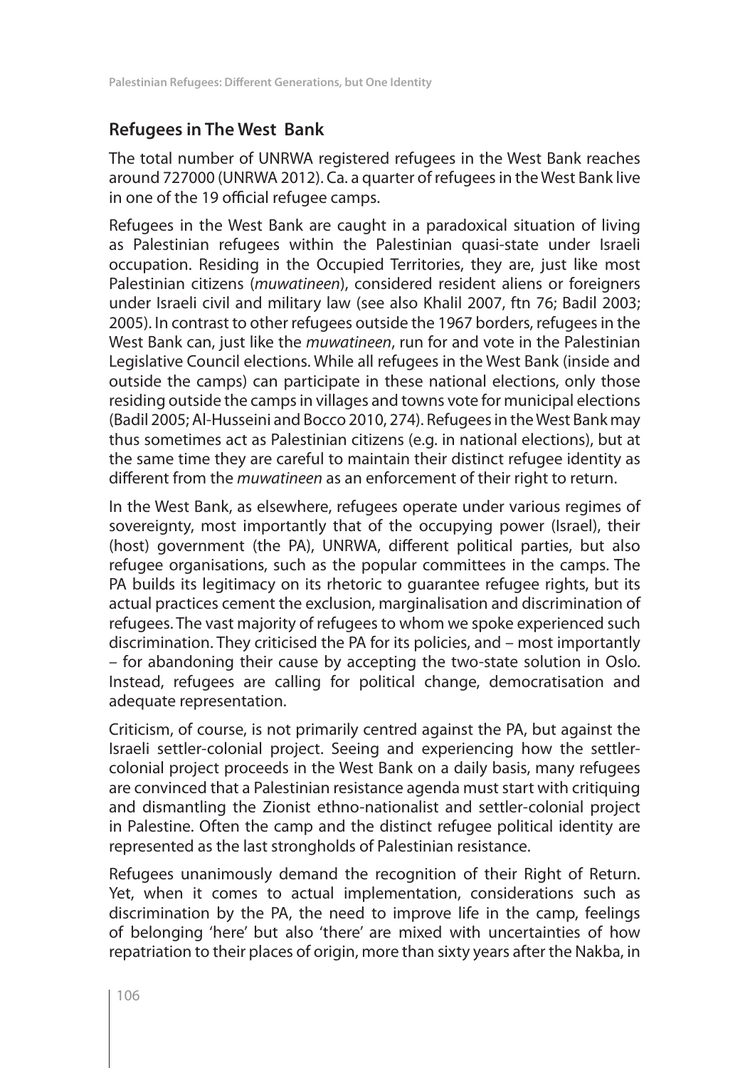## Refugees in The West Bank

The total number of UNRWA registered refugees in the West Bank reaches around 727000 (UNRWA 2012). Ca. a quarter of refugees in the West Bank live in one of the 19 official refugee camps.

Refugees in the West Bank are caught in a paradoxical situation of living as Palestinian refugees within the Palestinian quasi-state under Israeli occupation. Residing in the Occupied Territories, they are, just like most Palestinian citizens (*muwatineen*), considered resident aliens or foreigners under Israeli civil and military law (see also Khalil 2007, ftn 76; Badil 2003; 2005). In contrast to other refugees outside the 1967 borders, refugees in the West Bank can, just like the *muwatineen*, run for and vote in the Palestinian Legislative Council elections. While all refugees in the West Bank (inside and outside the camps) can participate in these national elections, only those residing outside the camps in villages and towns vote for municipal elections (Badil 2005; Al-Husseini and Bocco 2010, 274). Refugees in the West Bank may thus sometimes act as Palestinian citizens (e.g. in national elections), but at the same time they are careful to maintain their distinct refugee identity as different from the *muwatineen* as an enforcement of their right to return.

In the West Bank, as elsewhere, refugees operate under various regimes of sovereignty, most importantly that of the occupying power (Israel), their (host) government (the PA), UNRWA, different political parties, but also refugee organisations, such as the popular committees in the camps. The PA builds its legitimacy on its rhetoric to guarantee refugee rights, but its actual practices cement the exclusion, marginalisation and discrimination of refugees. The vast majority of refugees to whom we spoke experienced such discrimination. They criticised the PA for its policies, and – most importantly – for abandoning their cause by accepting the two-state solution in Oslo. Instead, refugees are calling for political change, democratisation and adequate representation.

Criticism, of course, is not primarily centred against the PA, but against the Israeli settler-colonial project. Seeing and experiencing how the settler-colonial project proceeds in the West Bank on a daily basis, many refugees are convinced that a Palestinian resistance agenda must start with critiquing and dismantling the Zionist ethno-nationalist and settler-colonial project in Palestine. Often the camp and the distinct refugee political identity are represented as the last strongholds of Palestinian resistance.

Refugees unanimously demand the recognition of their Right of Return. Yet, when it comes to actual implementation, considerations such as discrimination by the PA, the need to improve life in the camp, feelings of belonging 'here' but also 'there' are mixed with uncertainties of how repatriation to their places of origin, more than sixty years after the Nakba, in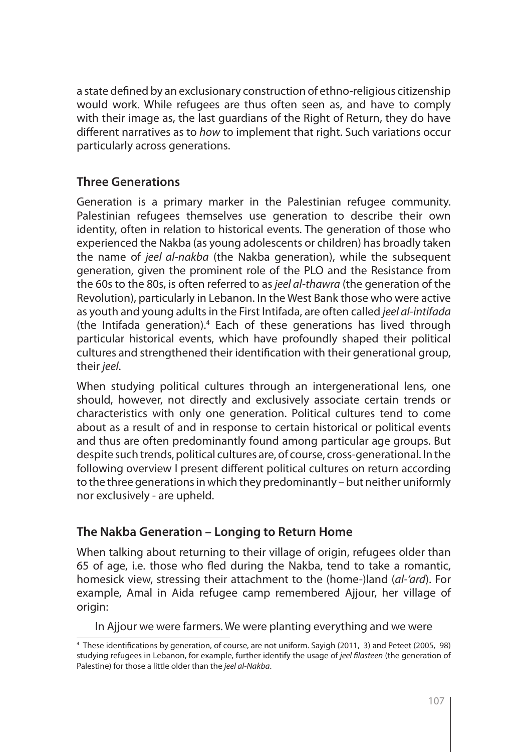a state defined by an exclusionary construction of ethno-religious citizenship would work. While refugees are thus often seen as, and have to comply with their image as, the last guardians of the Right of Return, they do have different narratives as to *how* to implement that right. Such variations occur particularly across generations.

## Three Generations

Generation is a primary marker in the Palestinian refugee community. Palestinian refugees themselves use generation to describe their own identity, often in relation to historical events. The generation of those who experienced the Nakba (as young adolescents or children) has broadly taken the name of *jeel al-nakba* (the Nakba generation), while the subsequent generation, given the prominent role of the PLO and the Resistance from the 60s to the 80s, is often referred to as *jeel al-thawra* (the generation of the Revolution), particularly in Lebanon. In the West Bank those who were active as youth and young adults in the First Intifada, are often called *jeel al-intifada* (the Intifada generation).[4] Each of these generations has lived through particular historical events, which have profoundly shaped their political cultures and strengthened their identification with their generational group, their *jeel*.

When studying political cultures through an intergenerational lens, one should, however, not directly and exclusively associate certain trends or characteristics with only one generation. Political cultures tend to come about as a result of and in response to certain historical or political events and thus are often predominantly found among particular age groups. But despite such trends, political cultures are, of course, cross-generational. In the following overview I present different political cultures on return according to the three generations in which they predominantly – but neither uniformly nor exclusively - are upheld.

## The Nakba Generation – Longing to Return Home

When talking about returning to their village of origin, refugees older than 65 of age, i.e. those who fled during the Nakba, tend to take a romantic, homesick view, stressing their attachment to the (home-)land (*al-'ard*). For example, Amal in Aida refugee camp remembered Ajjour, her village of origin:

> In Ajjour we were farmers. We were planting everything and we were

[4] These identifications by generation, of course, are not uniform. Sayigh (2011, 3) and Peteet (2005, 98) studying refugees in Lebanon, for example, further identify the usage of *jeel filasteen* (the generation of Palestine) for those a little older than the *jeel al-Nakba*.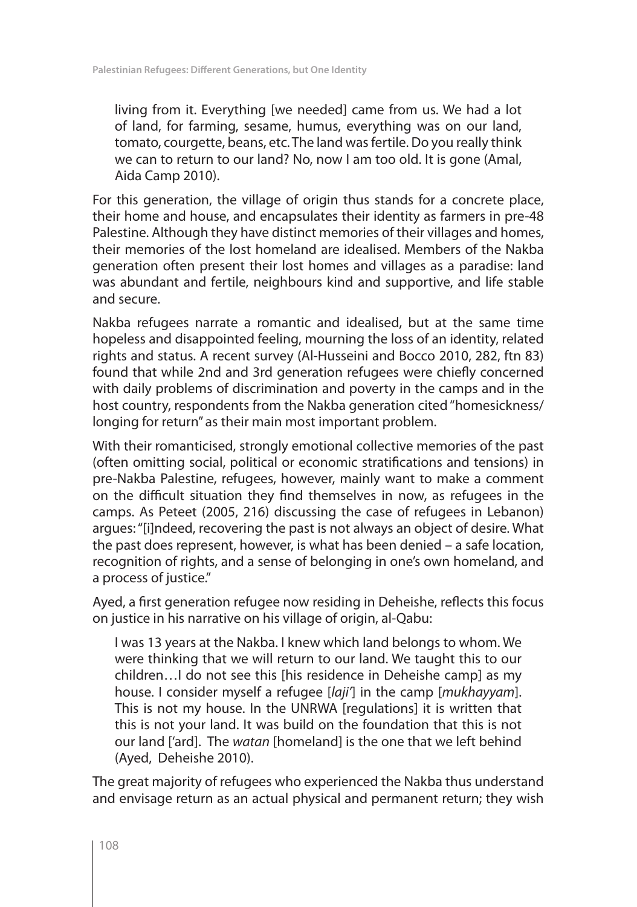> living from it. Everything [we needed] came from us. We had a lot of land, for farming, sesame, humus, everything was on our land, tomato, courgette, beans, etc. The land was fertile. Do you really think we can to return to our land? No, now I am too old. It is gone (Amal, Aida Camp 2010).

For this generation, the village of origin thus stands for a concrete place, their home and house, and encapsulates their identity as farmers in pre-48 Palestine. Although they have distinct memories of their villages and homes, their memories of the lost homeland are idealised. Members of the Nakba generation often present their lost homes and villages as a paradise: land was abundant and fertile, neighbours kind and supportive, and life stable and secure.

Nakba refugees narrate a romantic and idealised, but at the same time hopeless and disappointed feeling, mourning the loss of an identity, related rights and status. A recent survey (Al-Husseini and Bocco 2010, 282, ftn 83) found that while 2nd and 3rd generation refugees were chiefly concerned with daily problems of discrimination and poverty in the camps and in the host country, respondents from the Nakba generation cited "homesickness/ longing for return" as their main most important problem.

With their romanticised, strongly emotional collective memories of the past (often omitting social, political or economic stratifications and tensions) in pre-Nakba Palestine, refugees, however, mainly want to make a comment on the difficult situation they find themselves in now, as refugees in the camps. As Peteet (2005, 216) discussing the case of refugees in Lebanon) argues: "[i]ndeed, recovering the past is not always an object of desire. What the past does represent, however, is what has been denied – a safe location, recognition of rights, and a sense of belonging in one's own homeland, and a process of justice."

Ayed, a first generation refugee now residing in Deheishe, reflects this focus on justice in his narrative on his village of origin, al-Qabu:

> I was 13 years at the Nakba. I knew which land belongs to whom. We were thinking that we will return to our land. We taught this to our children…I do not see this [his residence in Deheishe camp] as my house. I consider myself a refugee [*laji'*] in the camp [*mukhayyam*]. This is not my house. In the UNRWA [regulations] it is written that this is not your land. It was build on the foundation that this is not our land ['ard]. The *watan* [homeland] is the one that we left behind (Ayed, Deheishe 2010).

The great majority of refugees who experienced the Nakba thus understand and envisage return as an actual physical and permanent return; they wish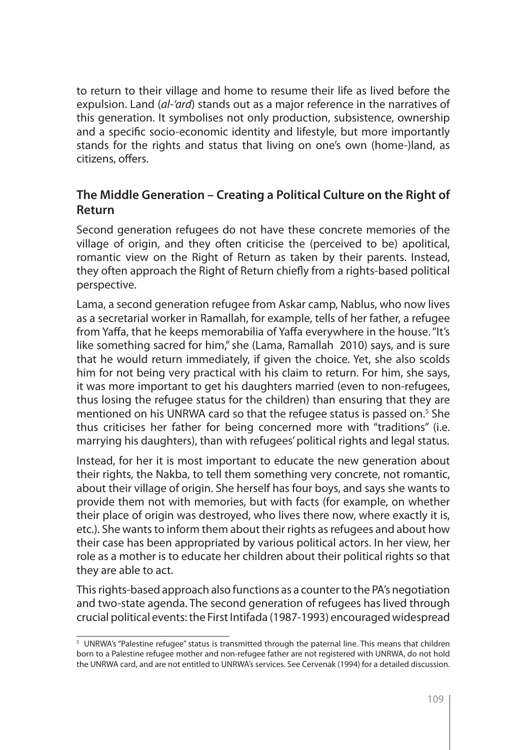to return to their village and home to resume their life as lived before the expulsion. Land (*al-'ard*) stands out as a major reference in the narratives of this generation. It symbolises not only production, subsistence, ownership and a specific socio-economic identity and lifestyle, but more importantly stands for the rights and status that living on one's own (home-)land, as citizens, offers.

## The Middle Generation – Creating a Political Culture on the Right of Return

Second generation refugees do not have these concrete memories of the village of origin, and they often criticise the (perceived to be) apolitical, romantic view on the Right of Return as taken by their parents. Instead, they often approach the Right of Return chiefly from a rights-based political perspective.

Lama, a second generation refugee from Askar camp, Nablus, who now lives as a secretarial worker in Ramallah, for example, tells of her father, a refugee from Yaffa, that he keeps memorabilia of Yaffa everywhere in the house. "It's like something sacred for him," she (Lama, Ramallah 2010) says, and is sure that he would return immediately, if given the choice. Yet, she also scolds him for not being very practical with his claim to return. For him, she says, it was more important to get his daughters married (even to non-refugees, thus losing the refugee status for the children) than ensuring that they are mentioned on his UNRWA card so that the refugee status is passed on.[5] She thus criticises her father for being concerned more with "traditions" (i.e. marrying his daughters), than with refugees' political rights and legal status.

Instead, for her it is most important to educate the new generation about their rights, the Nakba, to tell them something very concrete, not romantic, about their village of origin. She herself has four boys, and says she wants to provide them not with memories, but with facts (for example, on whether their place of origin was destroyed, who lives there now, where exactly it is, etc.). She wants to inform them about their rights as refugees and about how their case has been appropriated by various political actors. In her view, her role as a mother is to educate her children about their political rights so that they are able to act.

This rights-based approach also functions as a counter to the PA's negotiation and two-state agenda. The second generation of refugees has lived through crucial political events: the First Intifada (1987-1993) encouraged widespread

[5] UNRWA's "Palestine refugee" status is transmitted through the paternal line. This means that children born to a Palestine refugee mother and non-refugee father are not registered with UNRWA, do not hold the UNRWA card, and are not entitled to UNRWA's services. See Cervenak (1994) for a detailed discussion.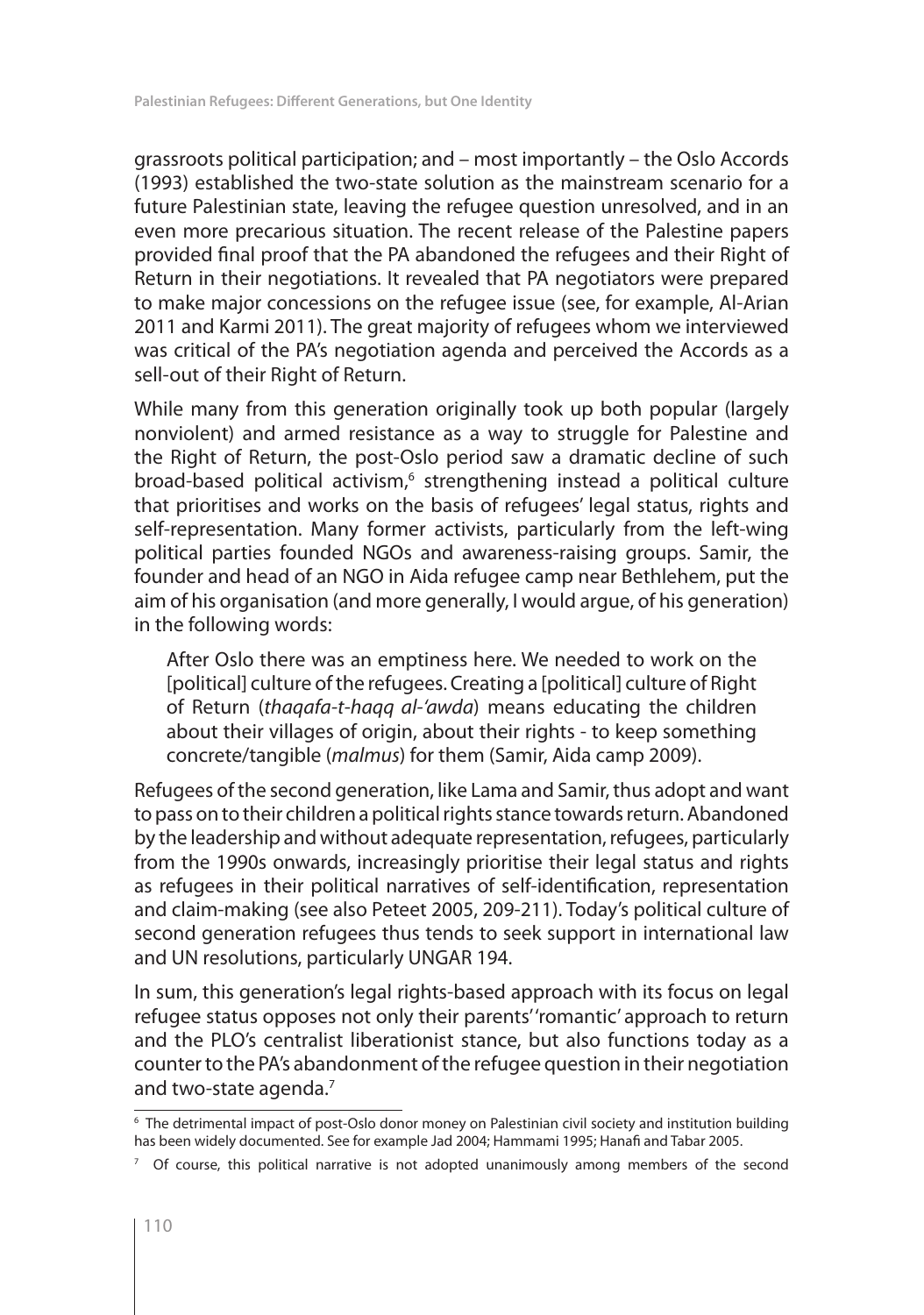grassroots political participation; and – most importantly – the Oslo Accords (1993) established the two-state solution as the mainstream scenario for a future Palestinian state, leaving the refugee question unresolved, and in an even more precarious situation. The recent release of the Palestine papers provided final proof that the PA abandoned the refugees and their Right of Return in their negotiations. It revealed that PA negotiators were prepared to make major concessions on the refugee issue (see, for example, Al-Arian 2011 and Karmi 2011). The great majority of refugees whom we interviewed was critical of the PA's negotiation agenda and perceived the Accords as a sell-out of their Right of Return.

While many from this generation originally took up both popular (largely nonviolent) and armed resistance as a way to struggle for Palestine and the Right of Return, the post-Oslo period saw a dramatic decline of such broad-based political activism,[6] strengthening instead a political culture that prioritises and works on the basis of refugees' legal status, rights and self-representation. Many former activists, particularly from the left-wing political parties founded NGOs and awareness-raising groups. Samir, the founder and head of an NGO in Aida refugee camp near Bethlehem, put the aim of his organisation (and more generally, I would argue, of his generation) in the following words:

> After Oslo there was an emptiness here. We needed to work on the [political] culture of the refugees. Creating a [political] culture of Right of Return (*thaqafa-t-haqq al-'awda*) means educating the children about their villages of origin, about their rights - to keep something concrete/tangible (*malmus*) for them (Samir, Aida camp 2009).

Refugees of the second generation, like Lama and Samir, thus adopt and want to pass on to their children a political rights stance towards return. Abandoned by the leadership and without adequate representation, refugees, particularly from the 1990s onwards, increasingly prioritise their legal status and rights as refugees in their political narratives of self-identification, representation and claim-making (see also Peteet 2005, 209-211). Today's political culture of second generation refugees thus tends to seek support in international law and UN resolutions, particularly UNGAR 194.

In sum, this generation's legal rights-based approach with its focus on legal refugee status opposes not only their parents' 'romantic' approach to return and the PLO's centralist liberationist stance, but also functions today as a counter to the PA's abandonment of the refugee question in their negotiation and two-state agenda.[7]

---

[6] The detrimental impact of post-Oslo donor money on Palestinian civil society and institution building has been widely documented. See for example Jad 2004; Hammami 1995; Hanafi and Tabar 2005.

[7] Of course, this political narrative is not adopted unanimously among members of the second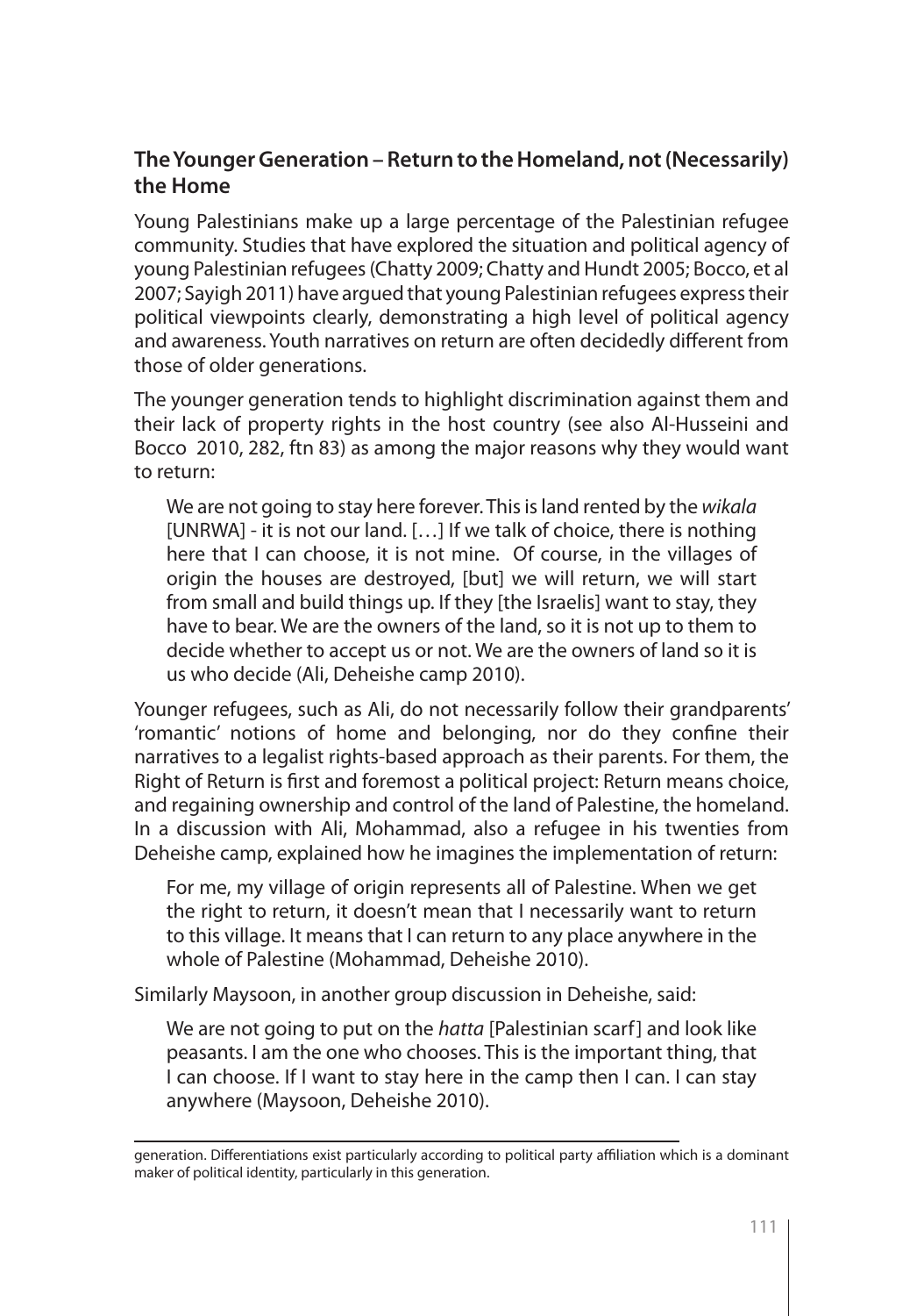## The Younger Generation – Return to the Homeland, not (Necessarily) the Home

Young Palestinians make up a large percentage of the Palestinian refugee community. Studies that have explored the situation and political agency of young Palestinian refugees (Chatty 2009; Chatty and Hundt 2005; Bocco, et al 2007; Sayigh 2011) have argued that young Palestinian refugees express their political viewpoints clearly, demonstrating a high level of political agency and awareness. Youth narratives on return are often decidedly different from those of older generations.

The younger generation tends to highlight discrimination against them and their lack of property rights in the host country (see also Al-Husseini and Bocco 2010, 282, ftn 83) as among the major reasons why they would want to return:

> We are not going to stay here forever. This is land rented by the *wikala* [UNRWA] - it is not our land. […] If we talk of choice, there is nothing here that I can choose, it is not mine. Of course, in the villages of origin the houses are destroyed, [but] we will return, we will start from small and build things up. If they [the Israelis] want to stay, they have to bear. We are the owners of the land, so it is not up to them to decide whether to accept us or not. We are the owners of land so it is us who decide (Ali, Deheishe camp 2010).

Younger refugees, such as Ali, do not necessarily follow their grandparents' 'romantic' notions of home and belonging, nor do they confine their narratives to a legalist rights-based approach as their parents. For them, the Right of Return is first and foremost a political project: Return means choice, and regaining ownership and control of the land of Palestine, the homeland. In a discussion with Ali, Mohammad, also a refugee in his twenties from Deheishe camp, explained how he imagines the implementation of return:

> For me, my village of origin represents all of Palestine. When we get the right to return, it doesn't mean that I necessarily want to return to this village. It means that I can return to any place anywhere in the whole of Palestine (Mohammad, Deheishe 2010).

Similarly Maysoon, in another group discussion in Deheishe, said:

> We are not going to put on the *hatta* [Palestinian scarf] and look like peasants. I am the one who chooses. This is the important thing, that I can choose. If I want to stay here in the camp then I can. I can stay anywhere (Maysoon, Deheishe 2010).

---

generation. Differentiations exist particularly according to political party affiliation which is a dominant maker of political identity, particularly in this generation.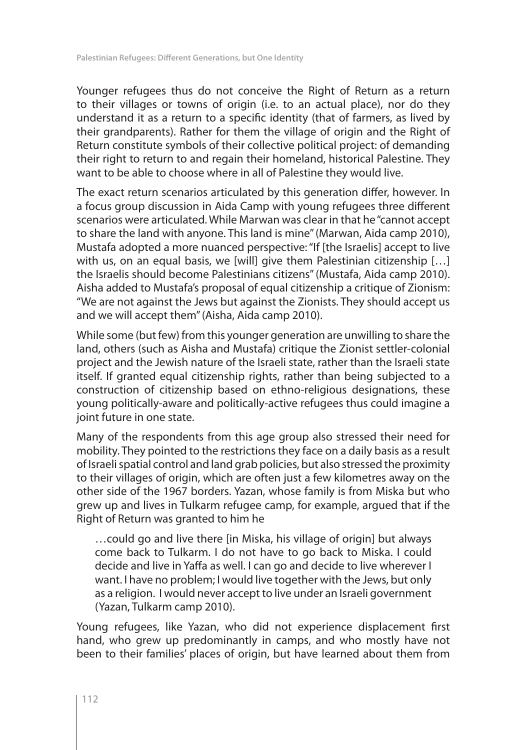Younger refugees thus do not conceive the Right of Return as a return to their villages or towns of origin (i.e. to an actual place), nor do they understand it as a return to a specific identity (that of farmers, as lived by their grandparents). Rather for them the village of origin and the Right of Return constitute symbols of their collective political project: of demanding their right to return to and regain their homeland, historical Palestine. They want to be able to choose where in all of Palestine they would live.

The exact return scenarios articulated by this generation differ, however. In a focus group discussion in Aida Camp with young refugees three different scenarios were articulated. While Marwan was clear in that he "cannot accept to share the land with anyone. This land is mine" (Marwan, Aida camp 2010), Mustafa adopted a more nuanced perspective: "If [the Israelis] accept to live with us, on an equal basis, we [will] give them Palestinian citizenship […] the Israelis should become Palestinians citizens" (Mustafa, Aida camp 2010). Aisha added to Mustafa's proposal of equal citizenship a critique of Zionism: "We are not against the Jews but against the Zionists. They should accept us and we will accept them" (Aisha, Aida camp 2010).

While some (but few) from this younger generation are unwilling to share the land, others (such as Aisha and Mustafa) critique the Zionist settler-colonial project and the Jewish nature of the Israeli state, rather than the Israeli state itself. If granted equal citizenship rights, rather than being subjected to a construction of citizenship based on ethno-religious designations, these young politically-aware and politically-active refugees thus could imagine a joint future in one state.

Many of the respondents from this age group also stressed their need for mobility. They pointed to the restrictions they face on a daily basis as a result of Israeli spatial control and land grab policies, but also stressed the proximity to their villages of origin, which are often just a few kilometres away on the other side of the 1967 borders. Yazan, whose family is from Miska but who grew up and lives in Tulkarm refugee camp, for example, argued that if the Right of Return was granted to him he

> …could go and live there [in Miska, his village of origin] but always come back to Tulkarm. I do not have to go back to Miska. I could decide and live in Yaffa as well. I can go and decide to live wherever I want. I have no problem; I would live together with the Jews, but only as a religion. I would never accept to live under an Israeli government (Yazan, Tulkarm camp 2010).

Young refugees, like Yazan, who did not experience displacement first hand, who grew up predominantly in camps, and who mostly have not been to their families' places of origin, but have learned about them from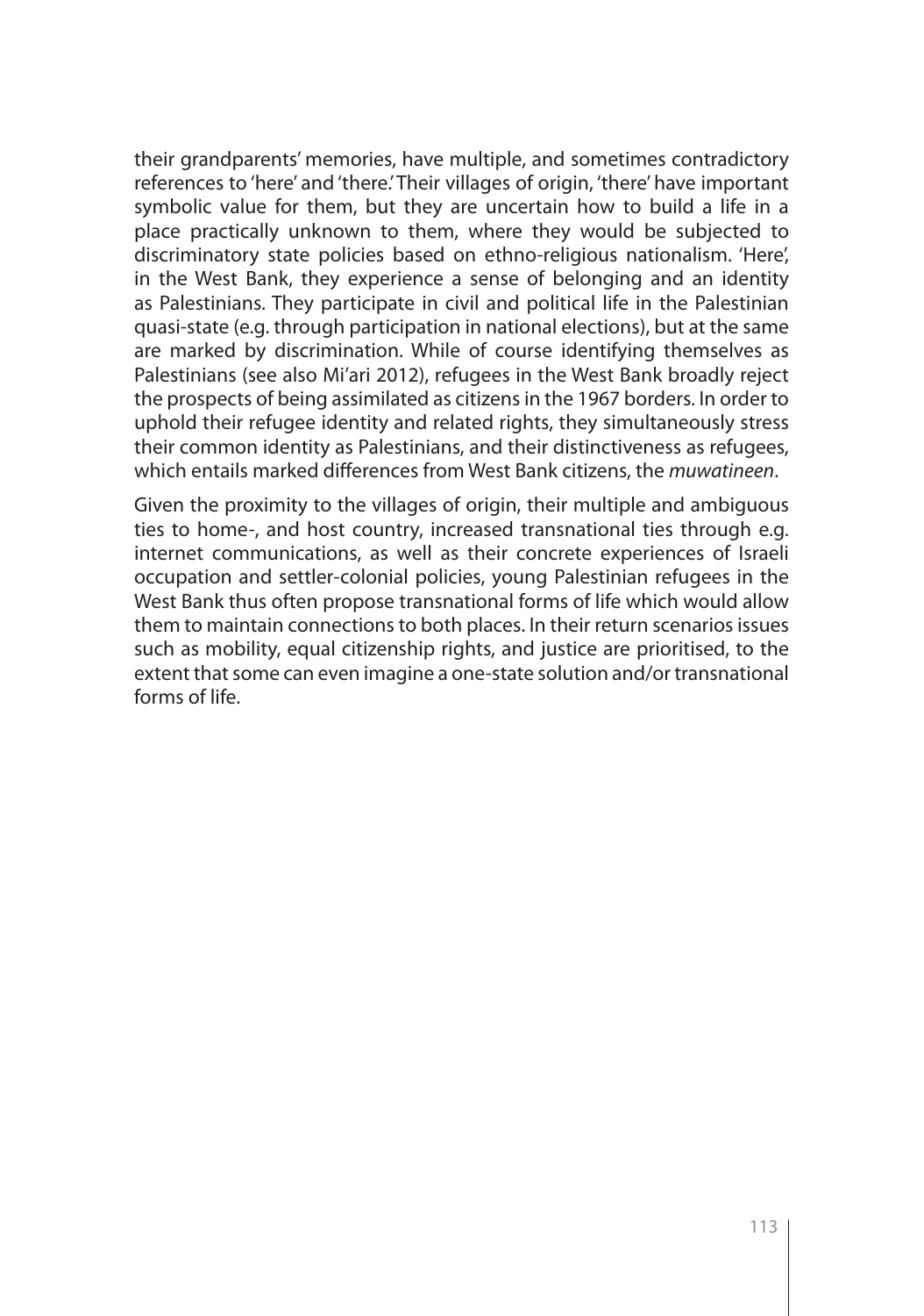their grandparents' memories, have multiple, and sometimes contradictory references to 'here' and 'there.' Their villages of origin, 'there' have important symbolic value for them, but they are uncertain how to build a life in a place practically unknown to them, where they would be subjected to discriminatory state policies based on ethno-religious nationalism. 'Here', in the West Bank, they experience a sense of belonging and an identity as Palestinians. They participate in civil and political life in the Palestinian quasi-state (e.g. through participation in national elections), but at the same are marked by discrimination. While of course identifying themselves as Palestinians (see also Mi'ari 2012), refugees in the West Bank broadly reject the prospects of being assimilated as citizens in the 1967 borders. In order to uphold their refugee identity and related rights, they simultaneously stress their common identity as Palestinians, and their distinctiveness as refugees, which entails marked differences from West Bank citizens, the *muwatineen*.

Given the proximity to the villages of origin, their multiple and ambiguous ties to home-, and host country, increased transnational ties through e.g. internet communications, as well as their concrete experiences of Israeli occupation and settler-colonial policies, young Palestinian refugees in the West Bank thus often propose transnational forms of life which would allow them to maintain connections to both places. In their return scenarios issues such as mobility, equal citizenship rights, and justice are prioritised, to the extent that some can even imagine a one-state solution and/or transnational forms of life.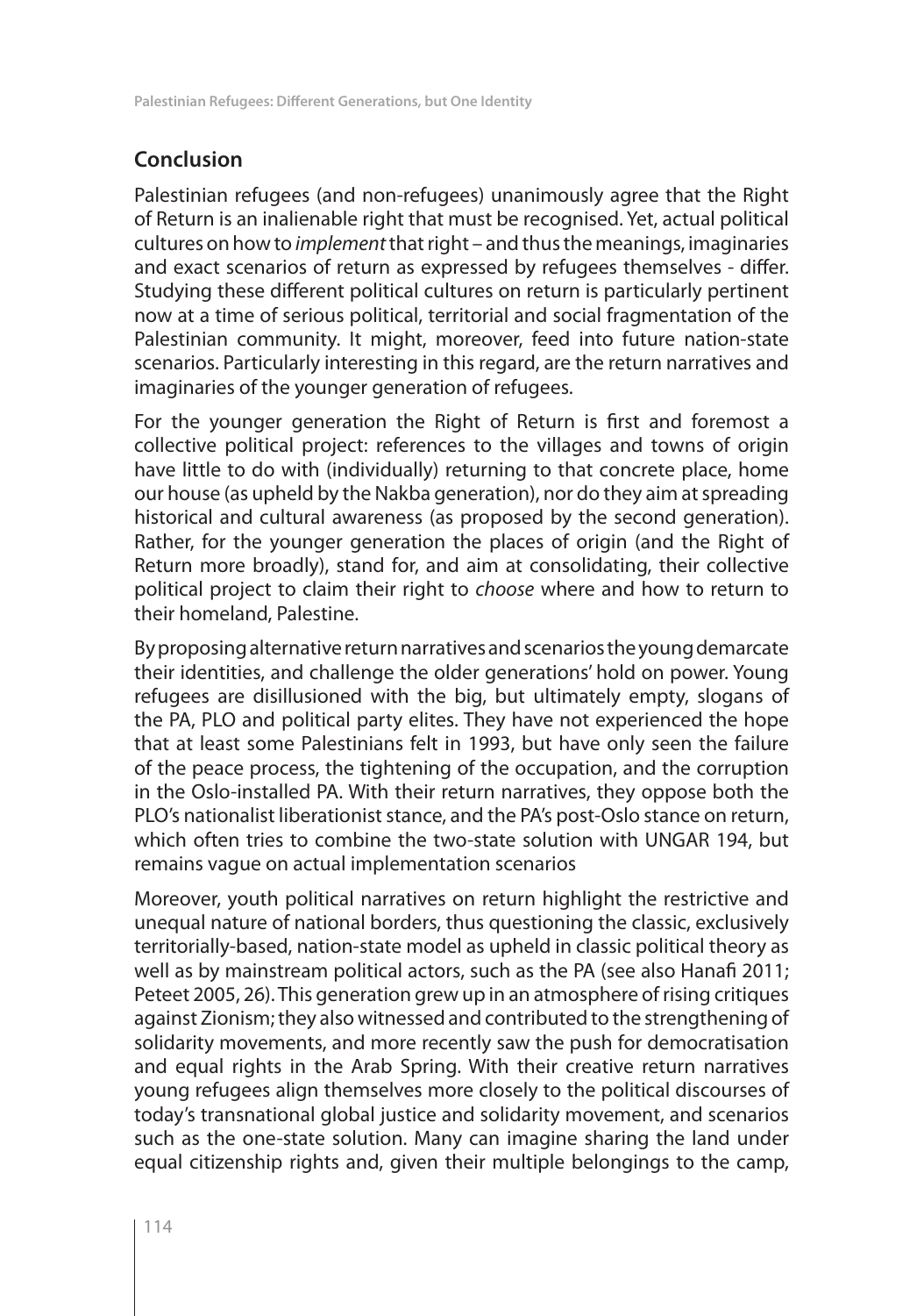## Conclusion

Palestinian refugees (and non-refugees) unanimously agree that the Right of Return is an inalienable right that must be recognised. Yet, actual political cultures on how to *implement* that right – and thus the meanings, imaginaries and exact scenarios of return as expressed by refugees themselves - differ. Studying these different political cultures on return is particularly pertinent now at a time of serious political, territorial and social fragmentation of the Palestinian community. It might, moreover, feed into future nation-state scenarios. Particularly interesting in this regard, are the return narratives and imaginaries of the younger generation of refugees.

For the younger generation the Right of Return is first and foremost a collective political project: references to the villages and towns of origin have little to do with (individually) returning to that concrete place, home our house (as upheld by the Nakba generation), nor do they aim at spreading historical and cultural awareness (as proposed by the second generation). Rather, for the younger generation the places of origin (and the Right of Return more broadly), stand for, and aim at consolidating, their collective political project to claim their right to *choose* where and how to return to their homeland, Palestine.

By proposing alternative return narratives and scenarios the young demarcate their identities, and challenge the older generations' hold on power. Young refugees are disillusioned with the big, but ultimately empty, slogans of the PA, PLO and political party elites. They have not experienced the hope that at least some Palestinians felt in 1993, but have only seen the failure of the peace process, the tightening of the occupation, and the corruption in the Oslo-installed PA. With their return narratives, they oppose both the PLO's nationalist liberationist stance, and the PA's post-Oslo stance on return, which often tries to combine the two-state solution with UNGAR 194, but remains vague on actual implementation scenarios

Moreover, youth political narratives on return highlight the restrictive and unequal nature of national borders, thus questioning the classic, exclusively territorially-based, nation-state model as upheld in classic political theory as well as by mainstream political actors, such as the PA (see also Hanafi 2011; Peteet 2005, 26). This generation grew up in an atmosphere of rising critiques against Zionism; they also witnessed and contributed to the strengthening of solidarity movements, and more recently saw the push for democratisation and equal rights in the Arab Spring. With their creative return narratives young refugees align themselves more closely to the political discourses of today's transnational global justice and solidarity movement, and scenarios such as the one-state solution. Many can imagine sharing the land under equal citizenship rights and, given their multiple belongings to the camp,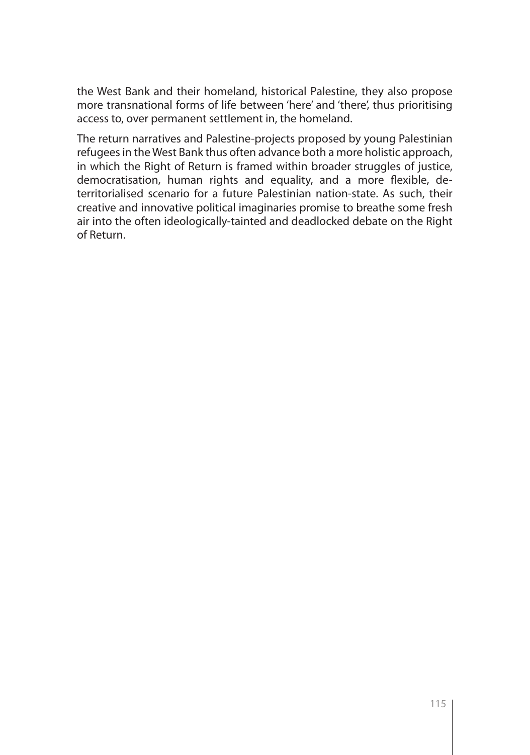the West Bank and their homeland, historical Palestine, they also propose more transnational forms of life between 'here' and 'there', thus prioritising access to, over permanent settlement in, the homeland.

The return narratives and Palestine-projects proposed by young Palestinian refugees in the West Bank thus often advance both a more holistic approach, in which the Right of Return is framed within broader struggles of justice, democratisation, human rights and equality, and a more flexible, de-territorialised scenario for a future Palestinian nation-state. As such, their creative and innovative political imaginaries promise to breathe some fresh air into the often ideologically-tainted and deadlocked debate on the Right of Return.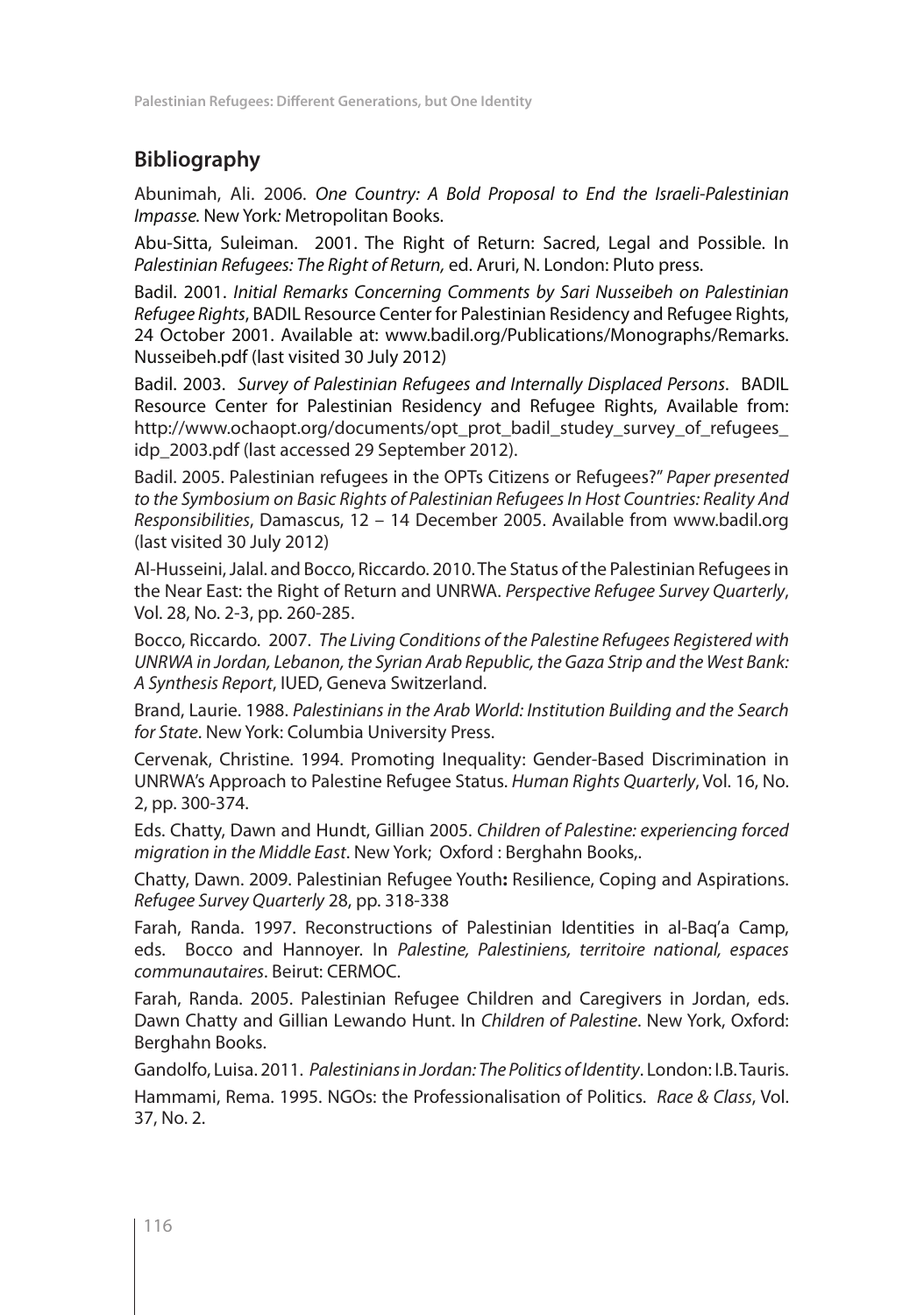## Bibliography

Abunimah, Ali. 2006. *One Country: A Bold Proposal to End the Israeli-Palestinian Impasse.* New York*:* Metropolitan Books.

Abu-Sitta, Suleiman. 2001. The Right of Return: Sacred, Legal and Possible. In *Palestinian Refugees: The Right of Return,* ed. Aruri, N. London: Pluto press.

Badil. 2001. *Initial Remarks Concerning Comments by Sari Nusseibeh on Palestinian Refugee Rights*, BADIL Resource Center for Palestinian Residency and Refugee Rights, 24 October 2001. Available at: www.badil.org/Publications/Monographs/Remarks.Nusseibeh.pdf (last visited 30 July 2012)

Badil. 2003. *Survey of Palestinian Refugees and Internally Displaced Persons*. BADIL Resource Center for Palestinian Residency and Refugee Rights, Available from: http://www.ochaopt.org/documents/opt_prot_badil_studey_survey_of_refugees_idp_2003.pdf (last accessed 29 September 2012).

Badil. 2005. Palestinian refugees in the OPTs Citizens or Refugees?" *Paper presented to the Symbosium on Basic Rights of Palestinian Refugees In Host Countries: Reality And Responsibilities*, Damascus, 12 – 14 December 2005. Available from www.badil.org (last visited 30 July 2012)

Al-Husseini, Jalal. and Bocco, Riccardo. 2010. The Status of the Palestinian Refugees in the Near East: the Right of Return and UNRWA. *Perspective Refugee Survey Quarterly*, Vol. 28, No. 2-3, pp. 260-285.

Bocco, Riccardo. 2007. *The Living Conditions of the Palestine Refugees Registered with UNRWA in Jordan, Lebanon, the Syrian Arab Republic, the Gaza Strip and the West Bank: A Synthesis Report*, IUED, Geneva Switzerland.

Brand, Laurie. 1988. *Palestinians in the Arab World: Institution Building and the Search for State*. New York: Columbia University Press.

Cervenak, Christine. 1994. Promoting Inequality: Gender-Based Discrimination in UNRWA's Approach to Palestine Refugee Status. *Human Rights Quarterly*, Vol. 16, No. 2, pp. 300-374.

Eds. Chatty, Dawn and Hundt, Gillian 2005. *Children of Palestine: experiencing forced migration in the Middle East*. New York; Oxford : Berghahn Books,.

Chatty, Dawn. 2009. Palestinian Refugee Youth**:** Resilience, Coping and Aspirations. *Refugee Survey Quarterly* 28, pp. 318-338

Farah, Randa. 1997. Reconstructions of Palestinian Identities in al-Baq'a Camp, eds. Bocco and Hannoyer. In *Palestine, Palestiniens, territoire national, espaces communautaires*. Beirut: CERMOC.

Farah, Randa. 2005. Palestinian Refugee Children and Caregivers in Jordan, eds. Dawn Chatty and Gillian Lewando Hunt. In *Children of Palestine*. New York, Oxford: Berghahn Books.

Gandolfo, Luisa. 2011. *Palestinians in Jordan: The Politics of Identity*. London: I.B. Tauris.

Hammami, Rema. 1995. NGOs: the Professionalisation of Politics. *Race & Class*, Vol. 37, No. 2.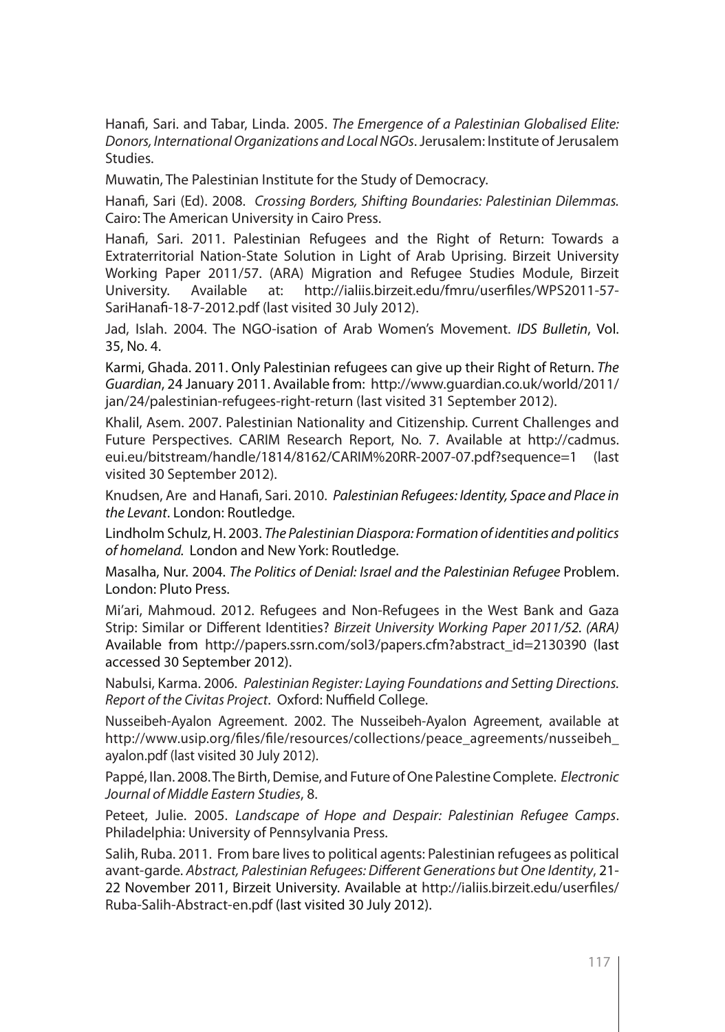Hanafi, Sari. and Tabar, Linda. 2005. *The Emergence of a Palestinian Globalised Elite: Donors, International Organizations and Local NGOs*. Jerusalem: Institute of Jerusalem Studies.

Muwatin, The Palestinian Institute for the Study of Democracy.

Hanafi, Sari (Ed). 2008. *Crossing Borders, Shifting Boundaries: Palestinian Dilemmas.* Cairo: The American University in Cairo Press.

Hanafi, Sari. 2011. Palestinian Refugees and the Right of Return: Towards a Extraterritorial Nation-State Solution in Light of Arab Uprising. Birzeit University Working Paper 2011/57. (ARA) Migration and Refugee Studies Module, Birzeit University. Available at: http://ialiis.birzeit.edu/fmru/userfiles/WPS2011-57-SariHanafi-18-7-2012.pdf (last visited 30 July 2012).

Jad, Islah. 2004. The NGO-isation of Arab Women's Movement. *IDS Bulletin*, Vol. 35, No. 4.

Karmi, Ghada. 2011. Only Palestinian refugees can give up their Right of Return. *The Guardian*, 24 January 2011. Available from: http://www.guardian.co.uk/world/2011/jan/24/palestinian-refugees-right-return (last visited 31 September 2012).

Khalil, Asem. 2007. Palestinian Nationality and Citizenship. Current Challenges and Future Perspectives. CARIM Research Report, No. 7. Available at http://cadmus.eui.eu/bitstream/handle/1814/8162/CARIM%20RR-2007-07.pdf?sequence=1 (last visited 30 September 2012).

Knudsen, Are and Hanafi, Sari. 2010. *Palestinian Refugees: Identity, Space and Place in the Levant*. London: Routledge.

Lindholm Schulz, H. 2003. *The Palestinian Diaspora: Formation of identities and politics of homeland.* London and New York: Routledge.

Masalha, Nur. 2004. *The Politics of Denial: Israel and the Palestinian Refugee* Problem. London: Pluto Press.

Mi'ari, Mahmoud. 2012. Refugees and Non-Refugees in the West Bank and Gaza Strip: Similar or Different Identities? *Birzeit University Working Paper 2011/52. (ARA)* Available from http://papers.ssrn.com/sol3/papers.cfm?abstract_id=2130390 (last accessed 30 September 2012).

Nabulsi, Karma. 2006. *Palestinian Register: Laying Foundations and Setting Directions. Report of the Civitas Project*. Oxford: Nuffield College.

Nusseibeh-Ayalon Agreement. 2002. The Nusseibeh-Ayalon Agreement, available at http://www.usip.org/files/file/resources/collections/peace_agreements/nusseibeh_ayalon.pdf (last visited 30 July 2012).

Pappé, Ilan. 2008. The Birth, Demise, and Future of One Palestine Complete. *Electronic Journal of Middle Eastern Studies*, 8.

Peteet, Julie. 2005. *Landscape of Hope and Despair: Palestinian Refugee Camps*. Philadelphia: University of Pennsylvania Press.

Salih, Ruba. 2011. From bare lives to political agents: Palestinian refugees as political avant-garde. *Abstract, Palestinian Refugees: Different Generations but One Identity*, 21-22 November 2011, Birzeit University. Available at http://ialiis.birzeit.edu/userfiles/Ruba-Salih-Abstract-en.pdf (last visited 30 July 2012).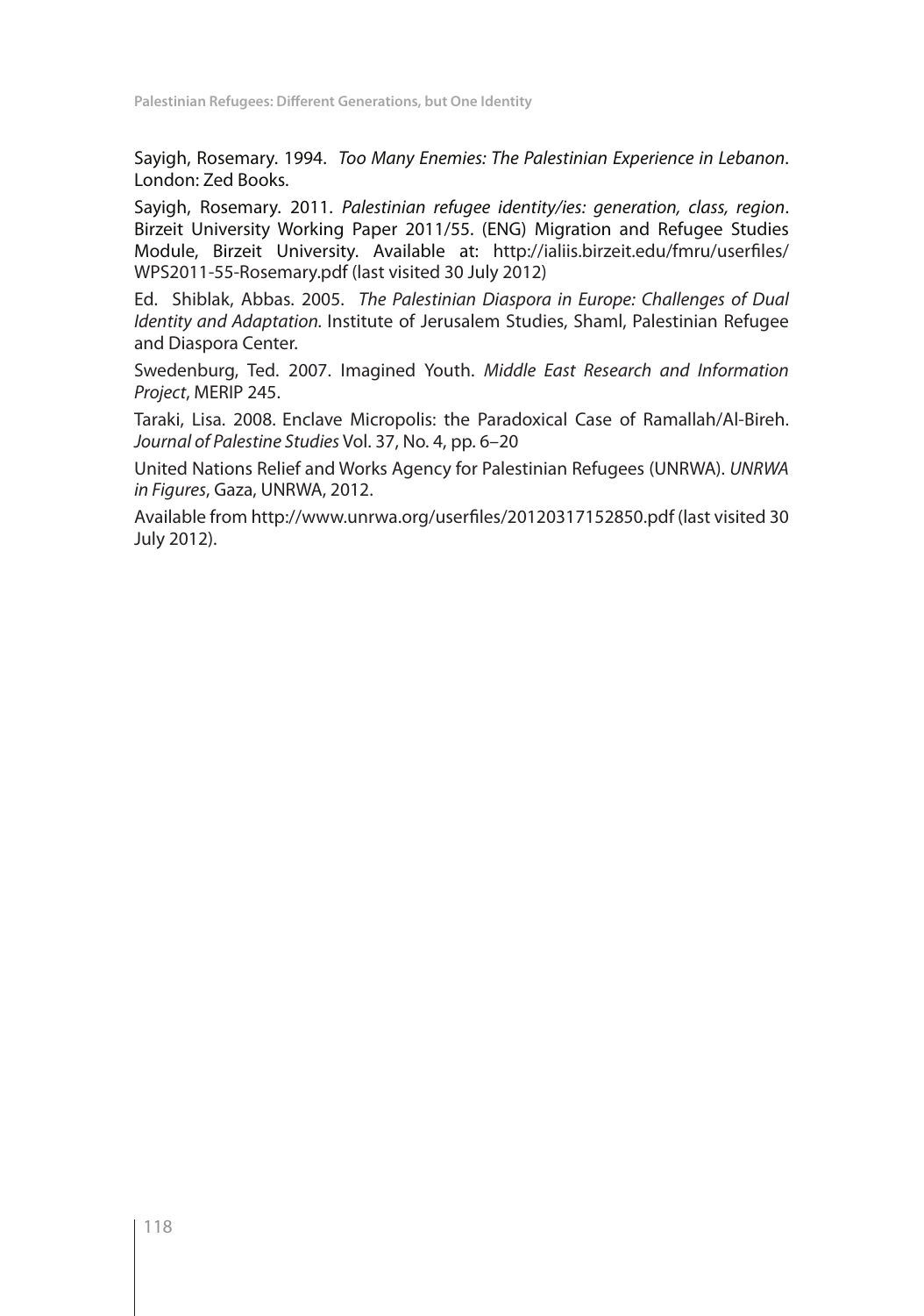Sayigh, Rosemary. 1994. *Too Many Enemies: The Palestinian Experience in Lebanon*. London: Zed Books.

Sayigh, Rosemary. 2011. *Palestinian refugee identity/ies: generation, class, region*. Birzeit University Working Paper 2011/55. (ENG) Migration and Refugee Studies Module, Birzeit University. Available at: http://ialiis.birzeit.edu/fmru/userfiles/WPS2011-55-Rosemary.pdf (last visited 30 July 2012)

Ed. Shiblak, Abbas. 2005. *The Palestinian Diaspora in Europe: Challenges of Dual Identity and Adaptation.* Institute of Jerusalem Studies, Shaml, Palestinian Refugee and Diaspora Center.

Swedenburg, Ted. 2007. Imagined Youth. *Middle East Research and Information Project*, MERIP 245.

Taraki, Lisa. 2008. Enclave Micropolis: the Paradoxical Case of Ramallah/Al-Bireh. *Journal of Palestine Studies* Vol. 37, No. 4, pp. 6–20

United Nations Relief and Works Agency for Palestinian Refugees (UNRWA). *UNRWA in Figures*, Gaza, UNRWA, 2012.

Available from http://www.unrwa.org/userfiles/20120317152850.pdf (last visited 30 July 2012).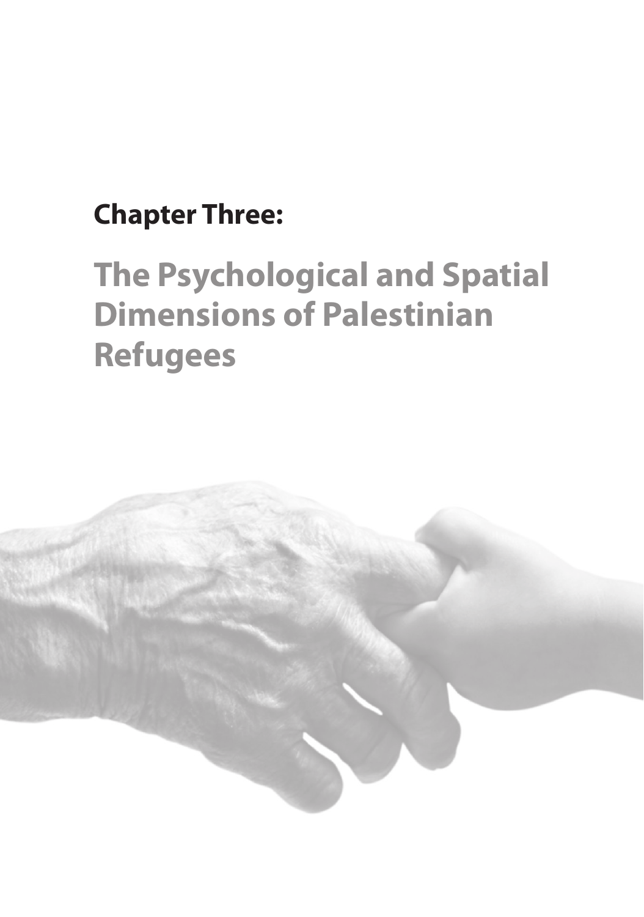**Chapter Three:**

# The Psychological and Spatial Dimensions of Palestinian Refugees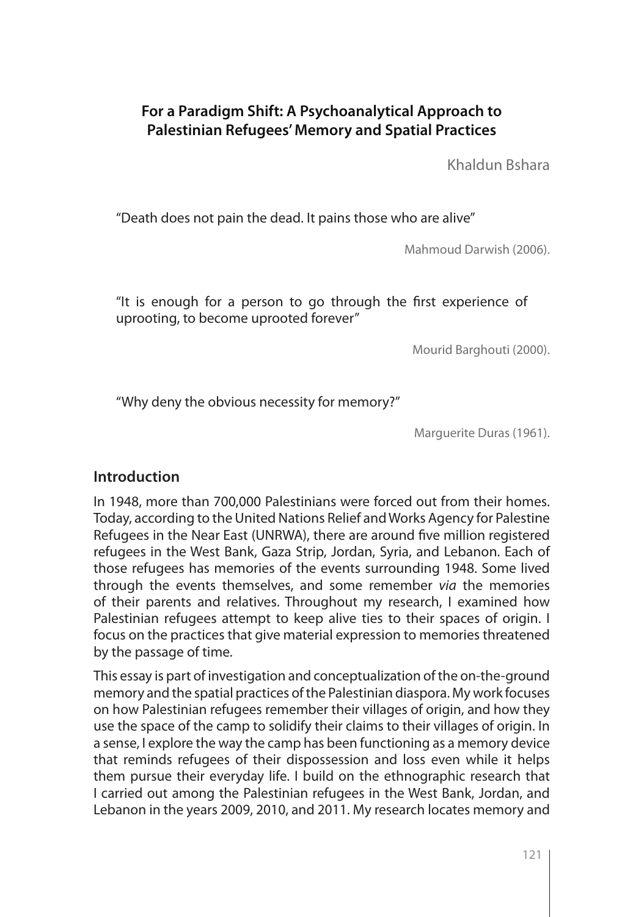## For a Paradigm Shift: A Psychoanalytical Approach to Palestinian Refugees' Memory and Spatial Practices

Khaldun Bshara

> "Death does not pain the dead. It pains those who are alive"
>
> Mahmoud Darwish (2006).

> "It is enough for a person to go through the first experience of uprooting, to become uprooted forever"
>
> Mourid Barghouti (2000).

> "Why deny the obvious necessity for memory?"
>
> Marguerite Duras (1961).

### Introduction

In 1948, more than 700,000 Palestinians were forced out from their homes. Today, according to the United Nations Relief and Works Agency for Palestine Refugees in the Near East (UNRWA), there are around five million registered refugees in the West Bank, Gaza Strip, Jordan, Syria, and Lebanon. Each of those refugees has memories of the events surrounding 1948. Some lived through the events themselves, and some remember *via* the memories of their parents and relatives. Throughout my research, I examined how Palestinian refugees attempt to keep alive ties to their spaces of origin. I focus on the practices that give material expression to memories threatened by the passage of time.

This essay is part of investigation and conceptualization of the on-the-ground memory and the spatial practices of the Palestinian diaspora. My work focuses on how Palestinian refugees remember their villages of origin, and how they use the space of the camp to solidify their claims to their villages of origin. In a sense, I explore the way the camp has been functioning as a memory device that reminds refugees of their dispossession and loss even while it helps them pursue their everyday life. I build on the ethnographic research that I carried out among the Palestinian refugees in the West Bank, Jordan, and Lebanon in the years 2009, 2010, and 2011. My research locates memory and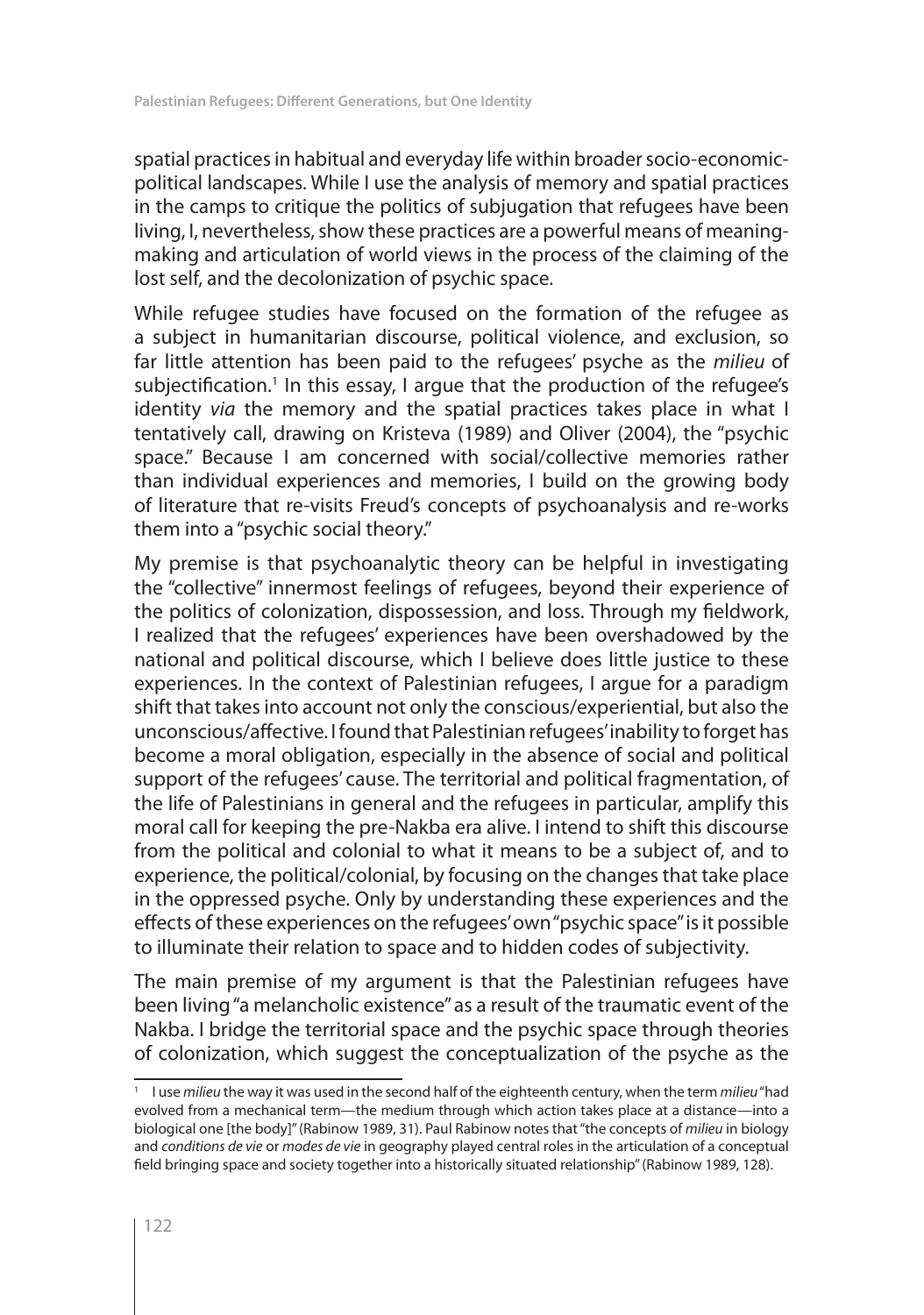spatial practices in habitual and everyday life within broader socio-economic-political landscapes. While I use the analysis of memory and spatial practices in the camps to critique the politics of subjugation that refugees have been living, I, nevertheless, show these practices are a powerful means of meaning-making and articulation of world views in the process of the claiming of the lost self, and the decolonization of psychic space.

While refugee studies have focused on the formation of the refugee as a subject in humanitarian discourse, political violence, and exclusion, so far little attention has been paid to the refugees' psyche as the *milieu* of subjectification.[1] In this essay, I argue that the production of the refugee's identity *via* the memory and the spatial practices takes place in what I tentatively call, drawing on Kristeva (1989) and Oliver (2004), the "psychic space." Because I am concerned with social/collective memories rather than individual experiences and memories, I build on the growing body of literature that re-visits Freud's concepts of psychoanalysis and re-works them into a "psychic social theory."

My premise is that psychoanalytic theory can be helpful in investigating the "collective" innermost feelings of refugees, beyond their experience of the politics of colonization, dispossession, and loss. Through my fieldwork, I realized that the refugees' experiences have been overshadowed by the national and political discourse, which I believe does little justice to these experiences. In the context of Palestinian refugees, I argue for a paradigm shift that takes into account not only the conscious/experiential, but also the unconscious/affective. I found that Palestinian refugees' inability to forget has become a moral obligation, especially in the absence of social and political support of the refugees' cause. The territorial and political fragmentation, of the life of Palestinians in general and the refugees in particular, amplify this moral call for keeping the pre-Nakba era alive. I intend to shift this discourse from the political and colonial to what it means to be a subject of, and to experience, the political/colonial, by focusing on the changes that take place in the oppressed psyche. Only by understanding these experiences and the effects of these experiences on the refugees' own "psychic space" is it possible to illuminate their relation to space and to hidden codes of subjectivity.

The main premise of my argument is that the Palestinian refugees have been living "a melancholic existence" as a result of the traumatic event of the Nakba. I bridge the territorial space and the psychic space through theories of colonization, which suggest the conceptualization of the psyche as the

---

[1] I use *milieu* the way it was used in the second half of the eighteenth century, when the term *milieu* "had evolved from a mechanical term—the medium through which action takes place at a distance—into a biological one [the body]" (Rabinow 1989, 31). Paul Rabinow notes that "the concepts of *milieu* in biology and *conditions de vie* or *modes de vie* in geography played central roles in the articulation of a conceptual field bringing space and society together into a historically situated relationship" (Rabinow 1989, 128).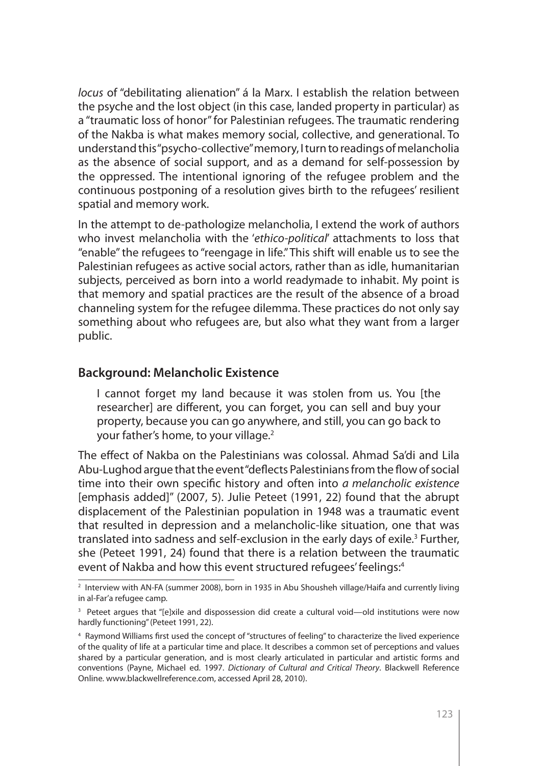*locus* of "debilitating alienation" á la Marx. I establish the relation between the psyche and the lost object (in this case, landed property in particular) as a "traumatic loss of honor" for Palestinian refugees. The traumatic rendering of the Nakba is what makes memory social, collective, and generational. To understand this "psycho-collective" memory, I turn to readings of melancholia as the absence of social support, and as a demand for self-possession by the oppressed. The intentional ignoring of the refugee problem and the continuous postponing of a resolution gives birth to the refugees' resilient spatial and memory work.

In the attempt to de-pathologize melancholia, I extend the work of authors who invest melancholia with the '*ethico-political*' attachments to loss that "enable" the refugees to "reengage in life." This shift will enable us to see the Palestinian refugees as active social actors, rather than as idle, humanitarian subjects, perceived as born into a world readymade to inhabit. My point is that memory and spatial practices are the result of the absence of a broad channeling system for the refugee dilemma. These practices do not only say something about who refugees are, but also what they want from a larger public.

## Background: Melancholic Existence

> I cannot forget my land because it was stolen from us. You [the researcher] are different, you can forget, you can sell and buy your property, because you can go anywhere, and still, you can go back to your father's home, to your village.[2]

The effect of Nakba on the Palestinians was colossal. Ahmad Sa'di and Lila Abu-Lughod argue that the event "deflects Palestinians from the flow of social time into their own specific history and often into *a melancholic existence* [emphasis added]" (2007, 5). Julie Peteet (1991, 22) found that the abrupt displacement of the Palestinian population in 1948 was a traumatic event that resulted in depression and a melancholic-like situation, one that was translated into sadness and self-exclusion in the early days of exile.[3] Further, she (Peteet 1991, 24) found that there is a relation between the traumatic event of Nakba and how this event structured refugees' feelings:[4]

---

[2] Interview with AN-FA (summer 2008), born in 1935 in Abu Shousheh village/Haifa and currently living in al-Far'a refugee camp.

[3] Peteet argues that "[e]xile and dispossession did create a cultural void—old institutions were now hardly functioning" (Peteet 1991, 22).

[4] Raymond Williams first used the concept of "structures of feeling" to characterize the lived experience of the quality of life at a particular time and place. It describes a common set of perceptions and values shared by a particular generation, and is most clearly articulated in particular and artistic forms and conventions (Payne, Michael ed. 1997. *Dictionary of Cultural and Critical Theory*. Blackwell Reference Online. www.blackwellreference.com, accessed April 28, 2010).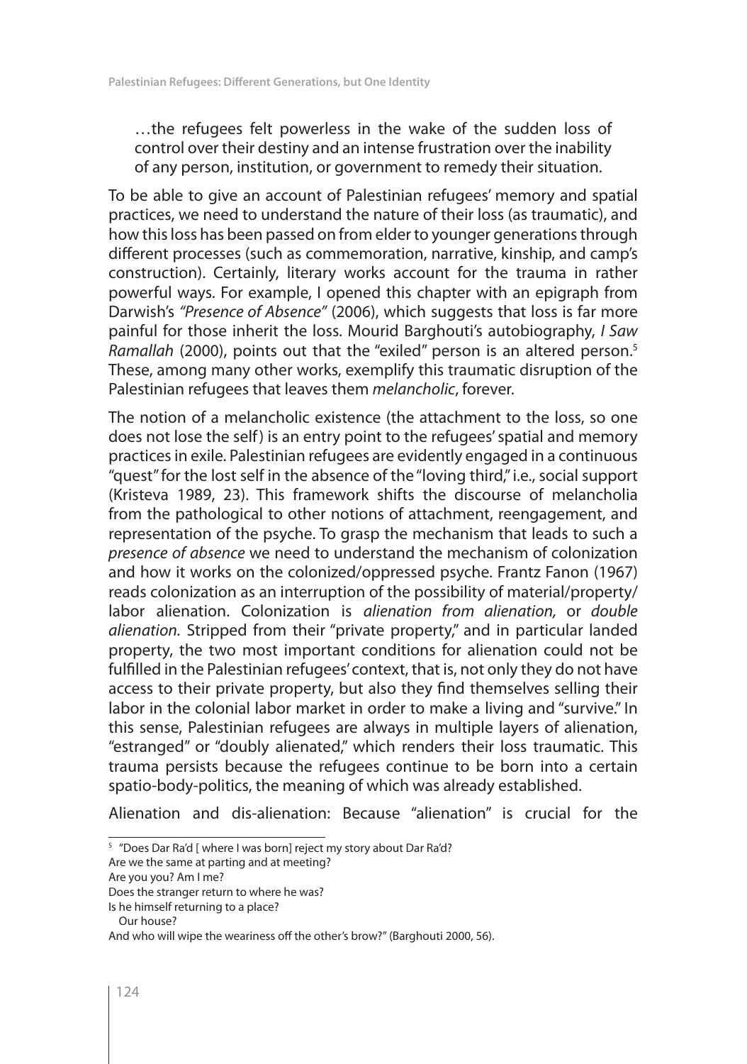…the refugees felt powerless in the wake of the sudden loss of control over their destiny and an intense frustration over the inability of any person, institution, or government to remedy their situation.

To be able to give an account of Palestinian refugees' memory and spatial practices, we need to understand the nature of their loss (as traumatic), and how this loss has been passed on from elder to younger generations through different processes (such as commemoration, narrative, kinship, and camp's construction). Certainly, literary works account for the trauma in rather powerful ways. For example, I opened this chapter with an epigraph from Darwish's *"Presence of Absence"* (2006), which suggests that loss is far more painful for those inherit the loss. Mourid Barghouti's autobiography, *I Saw Ramallah* (2000), points out that the "exiled" person is an altered person.[5] These, among many other works, exemplify this traumatic disruption of the Palestinian refugees that leaves them *melancholic*, forever.

The notion of a melancholic existence (the attachment to the loss, so one does not lose the self) is an entry point to the refugees' spatial and memory practices in exile. Palestinian refugees are evidently engaged in a continuous "quest" for the lost self in the absence of the "loving third," i.e., social support (Kristeva 1989, 23). This framework shifts the discourse of melancholia from the pathological to other notions of attachment, reengagement, and representation of the psyche. To grasp the mechanism that leads to such a *presence of absence* we need to understand the mechanism of colonization and how it works on the colonized/oppressed psyche. Frantz Fanon (1967) reads colonization as an interruption of the possibility of material/property/labor alienation. Colonization is *alienation from alienation,* or *double alienation.* Stripped from their "private property," and in particular landed property, the two most important conditions for alienation could not be fulfilled in the Palestinian refugees' context, that is, not only they do not have access to their private property, but also they find themselves selling their labor in the colonial labor market in order to make a living and "survive." In this sense, Palestinian refugees are always in multiple layers of alienation, "estranged" or "doubly alienated," which renders their loss traumatic. This trauma persists because the refugees continue to be born into a certain spatio-body-politics, the meaning of which was already established.

Alienation and dis-alienation: Because "alienation" is crucial for the

---

[5] "Does Dar Ra'd [ where I was born] reject my story about Dar Ra'd?
Are we the same at parting and at meeting?
Are you you? Am I me?
Does the stranger return to where he was?
Is he himself returning to a place?
 Our house?
And who will wipe the weariness off the other's brow?" (Barghouti 2000, 56).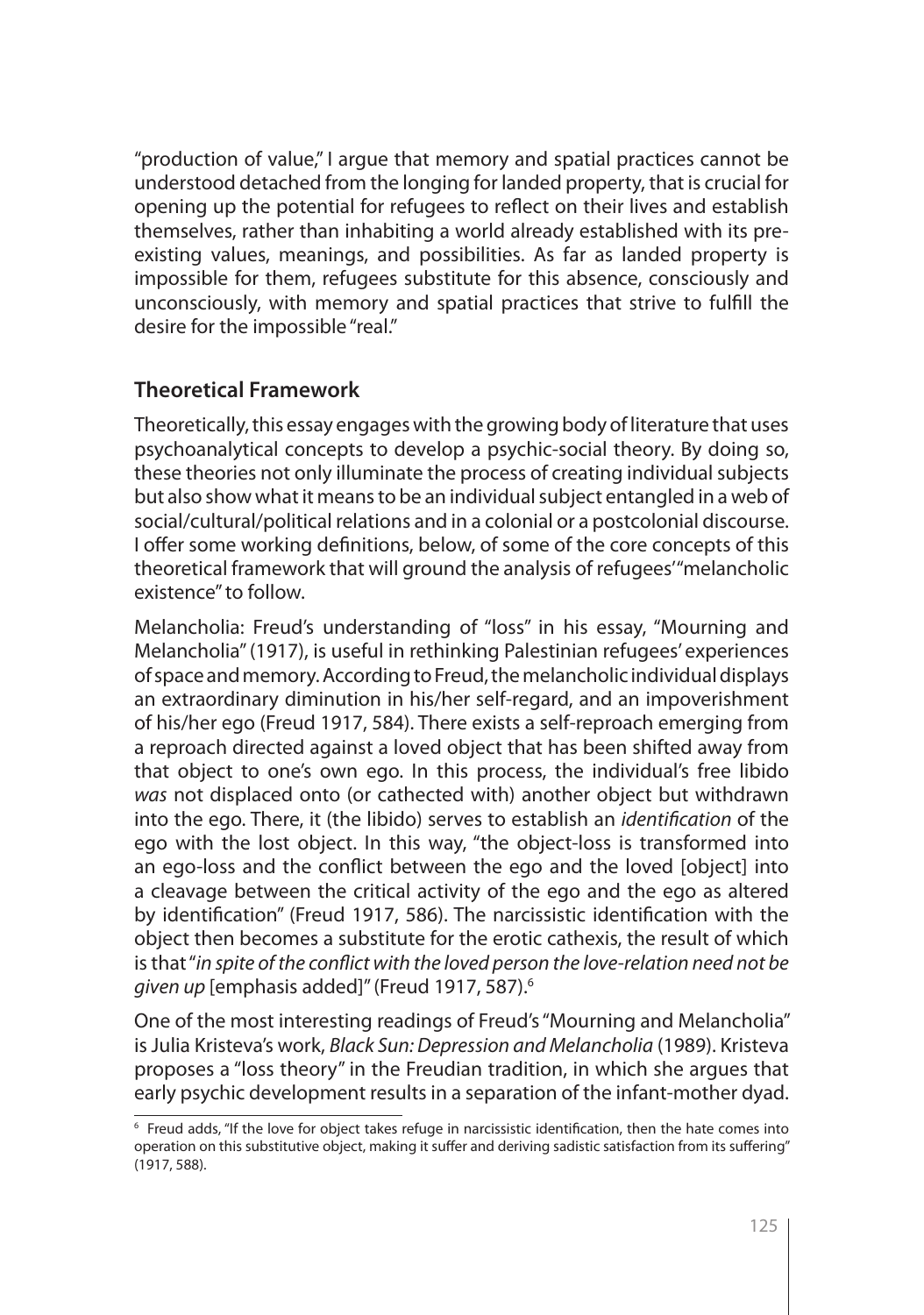"production of value," I argue that memory and spatial practices cannot be understood detached from the longing for landed property, that is crucial for opening up the potential for refugees to reflect on their lives and establish themselves, rather than inhabiting a world already established with its pre-existing values, meanings, and possibilities. As far as landed property is impossible for them, refugees substitute for this absence, consciously and unconsciously, with memory and spatial practices that strive to fulfill the desire for the impossible "real."

## Theoretical Framework

Theoretically, this essay engages with the growing body of literature that uses psychoanalytical concepts to develop a psychic-social theory. By doing so, these theories not only illuminate the process of creating individual subjects but also show what it means to be an individual subject entangled in a web of social/cultural/political relations and in a colonial or a postcolonial discourse. I offer some working definitions, below, of some of the core concepts of this theoretical framework that will ground the analysis of refugees' "melancholic existence" to follow.

Melancholia: Freud's understanding of "loss" in his essay, "Mourning and Melancholia" (1917), is useful in rethinking Palestinian refugees' experiences of space and memory. According to Freud, the melancholic individual displays an extraordinary diminution in his/her self-regard, and an impoverishment of his/her ego (Freud 1917, 584). There exists a self-reproach emerging from a reproach directed against a loved object that has been shifted away from that object to one's own ego. In this process, the individual's free libido *was* not displaced onto (or cathected with) another object but withdrawn into the ego. There, it (the libido) serves to establish an *identification* of the ego with the lost object. In this way, "the object-loss is transformed into an ego-loss and the conflict between the ego and the loved [object] into a cleavage between the critical activity of the ego and the ego as altered by identification" (Freud 1917, 586). The narcissistic identification with the object then becomes a substitute for the erotic cathexis, the result of which is that "*in spite of the conflict with the loved person the love-relation need not be given up* [emphasis added]" (Freud 1917, 587).[6]

One of the most interesting readings of Freud's "Mourning and Melancholia" is Julia Kristeva's work, *Black Sun: Depression and Melancholia* (1989). Kristeva proposes a "loss theory" in the Freudian tradition, in which she argues that early psychic development results in a separation of the infant-mother dyad.

---

[6] Freud adds, "If the love for object takes refuge in narcissistic identification, then the hate comes into operation on this substitutive object, making it suffer and deriving sadistic satisfaction from its suffering" (1917, 588).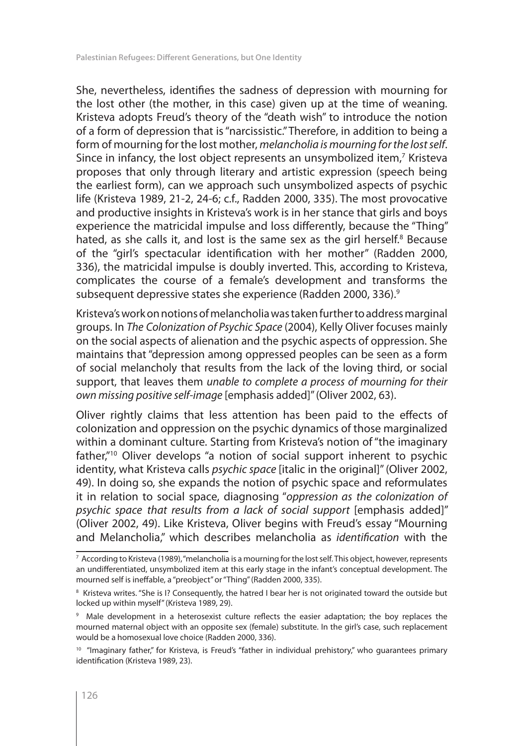She, nevertheless, identifies the sadness of depression with mourning for the lost other (the mother, in this case) given up at the time of weaning. Kristeva adopts Freud's theory of the "death wish" to introduce the notion of a form of depression that is "narcissistic." Therefore, in addition to being a form of mourning for the lost mother, *melancholia is mourning for the lost self*. Since in infancy, the lost object represents an unsymbolized item,[7] Kristeva proposes that only through literary and artistic expression (speech being the earliest form), can we approach such unsymbolized aspects of psychic life (Kristeva 1989, 21-2, 24-6; c.f., Radden 2000, 335). The most provocative and productive insights in Kristeva's work is in her stance that girls and boys experience the matricidal impulse and loss differently, because the "Thing" hated, as she calls it, and lost is the same sex as the girl herself.[8] Because of the "girl's spectacular identification with her mother" (Radden 2000, 336), the matricidal impulse is doubly inverted. This, according to Kristeva, complicates the course of a female's development and transforms the subsequent depressive states she experience (Radden 2000, 336).[9]

Kristeva's work on notions of melancholia was taken further to address marginal groups. In *The Colonization of Psychic Space* (2004), Kelly Oliver focuses mainly on the social aspects of alienation and the psychic aspects of oppression. She maintains that "depression among oppressed peoples can be seen as a form of social melancholy that results from the lack of the loving third, or social support, that leaves them *unable to complete a process of mourning for their own missing positive self-image* [emphasis added]" (Oliver 2002, 63).

Oliver rightly claims that less attention has been paid to the effects of colonization and oppression on the psychic dynamics of those marginalized within a dominant culture. Starting from Kristeva's notion of "the imaginary father,"[10] Oliver develops "a notion of social support inherent to psychic identity, what Kristeva calls *psychic space* [italic in the original]" (Oliver 2002, 49). In doing so, she expands the notion of psychic space and reformulates it in relation to social space, diagnosing "*oppression as the colonization of psychic space that results from a lack of social support* [emphasis added]" (Oliver 2002, 49). Like Kristeva, Oliver begins with Freud's essay "Mourning and Melancholia," which describes melancholia as *identification* with the

---

[7] According to Kristeva (1989), "melancholia is a mourning for the lost self. This object, however, represents an undifferentiated, unsymbolized item at this early stage in the infant's conceptual development. The mourned self is ineffable, a "preobject" or "Thing" (Radden 2000, 335).

[8] Kristeva writes. "She is I? Consequently, the hatred I bear her is not originated toward the outside but locked up within myself" (Kristeva 1989, 29).

[9] Male development in a heterosexist culture reflects the easier adaptation; the boy replaces the mourned maternal object with an opposite sex (female) substitute. In the girl's case, such replacement would be a homosexual love choice (Radden 2000, 336).

[10] "Imaginary father," for Kristeva, is Freud's "father in individual prehistory," who guarantees primary identification (Kristeva 1989, 23).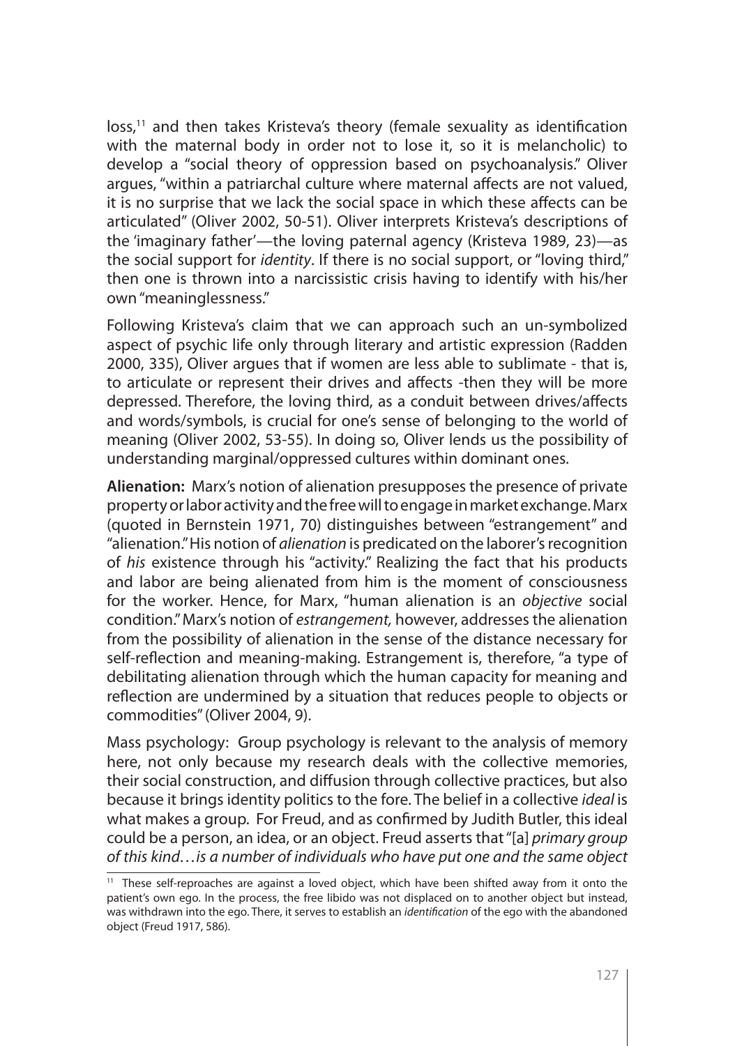loss,[11] and then takes Kristeva's theory (female sexuality as identification with the maternal body in order not to lose it, so it is melancholic) to develop a "social theory of oppression based on psychoanalysis." Oliver argues, "within a patriarchal culture where maternal affects are not valued, it is no surprise that we lack the social space in which these affects can be articulated" (Oliver 2002, 50-51). Oliver interprets Kristeva's descriptions of the 'imaginary father'—the loving paternal agency (Kristeva 1989, 23)—as the social support for *identity*. If there is no social support, or "loving third," then one is thrown into a narcissistic crisis having to identify with his/her own "meaninglessness."

Following Kristeva's claim that we can approach such an un-symbolized aspect of psychic life only through literary and artistic expression (Radden 2000, 335), Oliver argues that if women are less able to sublimate - that is, to articulate or represent their drives and affects -then they will be more depressed. Therefore, the loving third, as a conduit between drives/affects and words/symbols, is crucial for one's sense of belonging to the world of meaning (Oliver 2002, 53-55). In doing so, Oliver lends us the possibility of understanding marginal/oppressed cultures within dominant ones.

**Alienation:** Marx's notion of alienation presupposes the presence of private property or labor activity and the free will to engage in market exchange. Marx (quoted in Bernstein 1971, 70) distinguishes between "estrangement" and "alienation." His notion of *alienation* is predicated on the laborer's recognition of *his* existence through his "activity." Realizing the fact that his products and labor are being alienated from him is the moment of consciousness for the worker. Hence, for Marx, "human alienation is an *objective* social condition." Marx's notion of *estrangement,* however, addresses the alienation from the possibility of alienation in the sense of the distance necessary for self-reflection and meaning-making. Estrangement is, therefore, "a type of debilitating alienation through which the human capacity for meaning and reflection are undermined by a situation that reduces people to objects or commodities" (Oliver 2004, 9).

Mass psychology: Group psychology is relevant to the analysis of memory here, not only because my research deals with the collective memories, their social construction, and diffusion through collective practices, but also because it brings identity politics to the fore. The belief in a collective *ideal* is what makes a group. For Freud, and as confirmed by Judith Butler, this ideal could be a person, an idea, or an object. Freud asserts that "[a] *primary group of this kind…is a number of individuals who have put one and the same object*

[11] These self-reproaches are against a loved object, which have been shifted away from it onto the patient's own ego. In the process, the free libido was not displaced on to another object but instead, was withdrawn into the ego. There, it serves to establish an *identification* of the ego with the abandoned object (Freud 1917, 586).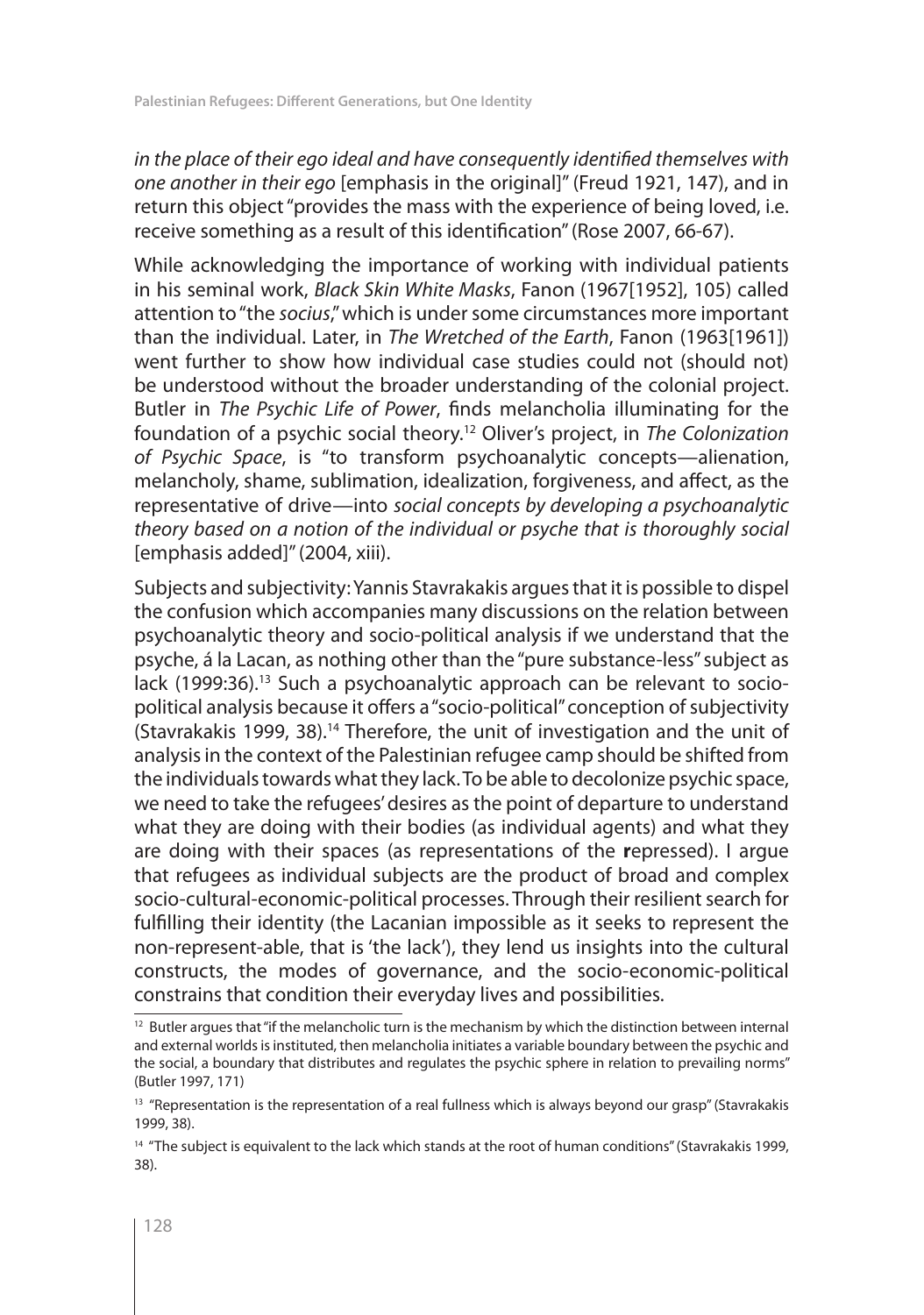*in the place of their ego ideal and have consequently identified themselves with one another in their ego* [emphasis in the original]" (Freud 1921, 147), and in return this object "provides the mass with the experience of being loved, i.e. receive something as a result of this identification" (Rose 2007, 66-67).

While acknowledging the importance of working with individual patients in his seminal work, *Black Skin White Masks*, Fanon (1967[1952], 105) called attention to "the *socius*," which is under some circumstances more important than the individual. Later, in *The Wretched of the Earth*, Fanon (1963[1961]) went further to show how individual case studies could not (should not) be understood without the broader understanding of the colonial project. Butler in *The Psychic Life of Power*, finds melancholia illuminating for the foundation of a psychic social theory.[12] Oliver's project, in *The Colonization of Psychic Space*, is "to transform psychoanalytic concepts—alienation, melancholy, shame, sublimation, idealization, forgiveness, and affect, as the representative of drive—into *social concepts by developing a psychoanalytic theory based on a notion of the individual or psyche that is thoroughly social* [emphasis added]" (2004, xiii).

Subjects and subjectivity: Yannis Stavrakakis argues that it is possible to dispel the confusion which accompanies many discussions on the relation between psychoanalytic theory and socio-political analysis if we understand that the psyche, á la Lacan, as nothing other than the "pure substance-less" subject as lack (1999:36).[13] Such a psychoanalytic approach can be relevant to socio-political analysis because it offers a "socio-political" conception of subjectivity (Stavrakakis 1999, 38).[14] Therefore, the unit of investigation and the unit of analysis in the context of the Palestinian refugee camp should be shifted from the individuals towards what they lack. To be able to decolonize psychic space, we need to take the refugees' desires as the point of departure to understand what they are doing with their bodies (as individual agents) and what they are doing with their spaces (as representations of the **r**epressed). I argue that refugees as individual subjects are the product of broad and complex socio-cultural-economic-political processes. Through their resilient search for fulfilling their identity (the Lacanian impossible as it seeks to represent the non-represent-able, that is 'the lack'), they lend us insights into the cultural constructs, the modes of governance, and the socio-economic-political constrains that condition their everyday lives and possibilities.

---

[12] Butler argues that "if the melancholic turn is the mechanism by which the distinction between internal and external worlds is instituted, then melancholia initiates a variable boundary between the psychic and the social, a boundary that distributes and regulates the psychic sphere in relation to prevailing norms" (Butler 1997, 171)

[13] "Representation is the representation of a real fullness which is always beyond our grasp" (Stavrakakis 1999, 38).

[14] "The subject is equivalent to the lack which stands at the root of human conditions" (Stavrakakis 1999, 38).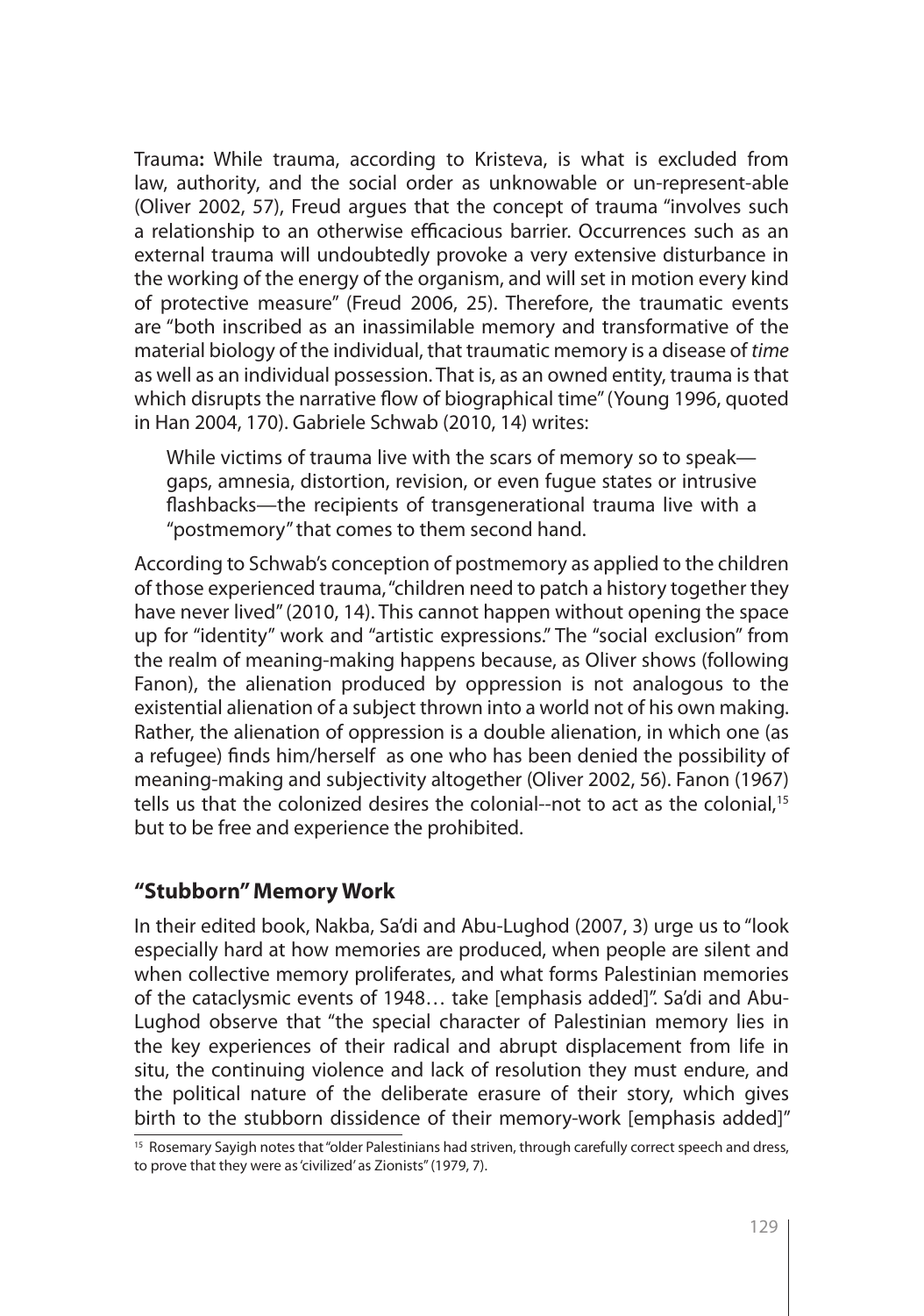Trauma**:** While trauma, according to Kristeva, is what is excluded from law, authority, and the social order as unknowable or un-represent-able (Oliver 2002, 57), Freud argues that the concept of trauma "involves such a relationship to an otherwise efficacious barrier. Occurrences such as an external trauma will undoubtedly provoke a very extensive disturbance in the working of the energy of the organism, and will set in motion every kind of protective measure" (Freud 2006, 25). Therefore, the traumatic events are "both inscribed as an inassimilable memory and transformative of the material biology of the individual, that traumatic memory is a disease of *time* as well as an individual possession. That is, as an owned entity, trauma is that which disrupts the narrative flow of biographical time" (Young 1996, quoted in Han 2004, 170). Gabriele Schwab (2010, 14) writes:

> While victims of trauma live with the scars of memory so to speak—gaps, amnesia, distortion, revision, or even fugue states or intrusive flashbacks—the recipients of transgenerational trauma live with a "postmemory" that comes to them second hand.

According to Schwab's conception of postmemory as applied to the children of those experienced trauma, "children need to patch a history together they have never lived" (2010, 14). This cannot happen without opening the space up for "identity" work and "artistic expressions." The "social exclusion" from the realm of meaning-making happens because, as Oliver shows (following Fanon), the alienation produced by oppression is not analogous to the existential alienation of a subject thrown into a world not of his own making. Rather, the alienation of oppression is a double alienation, in which one (as a refugee) finds him/herself as one who has been denied the possibility of meaning-making and subjectivity altogether (Oliver 2002, 56). Fanon (1967) tells us that the colonized desires the colonial--not to act as the colonial,[15] but to be free and experience the prohibited.

## "Stubborn" Memory Work

In their edited book, Nakba, Sa'di and Abu-Lughod (2007, 3) urge us to "look especially hard at how memories are produced, when people are silent and when collective memory proliferates, and what forms Palestinian memories of the cataclysmic events of 1948… take [emphasis added]". Sa'di and Abu-Lughod observe that "the special character of Palestinian memory lies in the key experiences of their radical and abrupt displacement from life in situ, the continuing violence and lack of resolution they must endure, and the political nature of the deliberate erasure of their story, which gives birth to the stubborn dissidence of their memory-work [emphasis added]"

[15] Rosemary Sayigh notes that "older Palestinians had striven, through carefully correct speech and dress, to prove that they were as 'civilized' as Zionists" (1979, 7).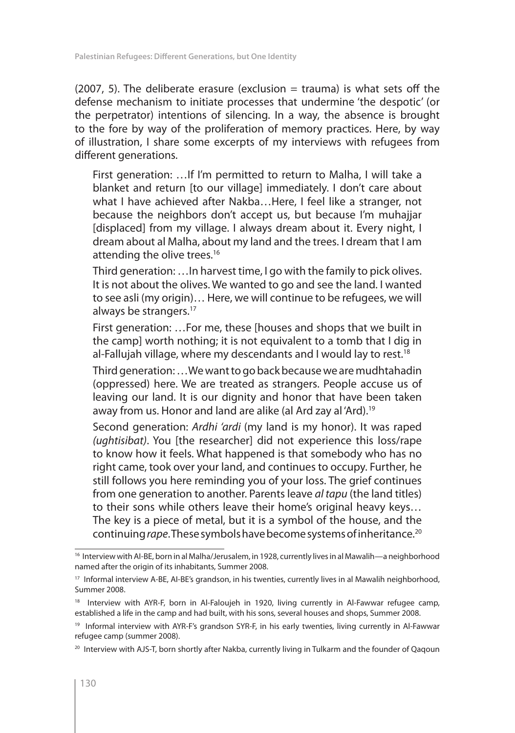(2007, 5). The deliberate erasure (exclusion = trauma) is what sets off the defense mechanism to initiate processes that undermine 'the despotic' (or the perpetrator) intentions of silencing. In a way, the absence is brought to the fore by way of the proliferation of memory practices. Here, by way of illustration, I share some excerpts of my interviews with refugees from different generations.

> First generation: …If I'm permitted to return to Malha, I will take a blanket and return [to our village] immediately. I don't care about what I have achieved after Nakba…Here, I feel like a stranger, not because the neighbors don't accept us, but because I'm muhajjar [displaced] from my village. I always dream about it. Every night, I dream about al Malha, about my land and the trees. I dream that I am attending the olive trees.[16]
>
> Third generation: …In harvest time, I go with the family to pick olives. It is not about the olives. We wanted to go and see the land. I wanted to see asli (my origin)… Here, we will continue to be refugees, we will always be strangers.[17]
>
> First generation: …For me, these [houses and shops that we built in the camp] worth nothing; it is not equivalent to a tomb that I dig in al-Fallujah village, where my descendants and I would lay to rest.[18]
>
> Third generation: …We want to go back because we are mudhtahadin (oppressed) here. We are treated as strangers. People accuse us of leaving our land. It is our dignity and honor that have been taken away from us. Honor and land are alike (al Ard zay al 'Ard).[19]
>
> Second generation: *Ardhi 'ardi* (my land is my honor). It was raped *(ughtisibat)*. You [the researcher] did not experience this loss/rape to know how it feels. What happened is that somebody who has no right came, took over your land, and continues to occupy. Further, he still follows you here reminding you of your loss. The grief continues from one generation to another. Parents leave *al tapu* (the land titles) to their sons while others leave their home's original heavy keys… The key is a piece of metal, but it is a symbol of the house, and the continuing *rape*. These symbols have become systems of inheritance.[20]

---

[16] Interview with AI-BE, born in al Malha/Jerusalem, in 1928, currently lives in al Mawalih—a neighborhood named after the origin of its inhabitants, Summer 2008.

[17] Informal interview A-BE, AI-BE's grandson, in his twenties, currently lives in al Mawalih neighborhood, Summer 2008.

[18] Interview with AYR-F, born in Al-Faloujeh in 1920, living currently in Al-Fawwar refugee camp, established a life in the camp and had built, with his sons, several houses and shops, Summer 2008.

[19] Informal interview with AYR-F's grandson SYR-F, in his early twenties, living currently in Al-Fawwar refugee camp (summer 2008).

[20] Interview with AJS-T, born shortly after Nakba, currently living in Tulkarm and the founder of Qaqoun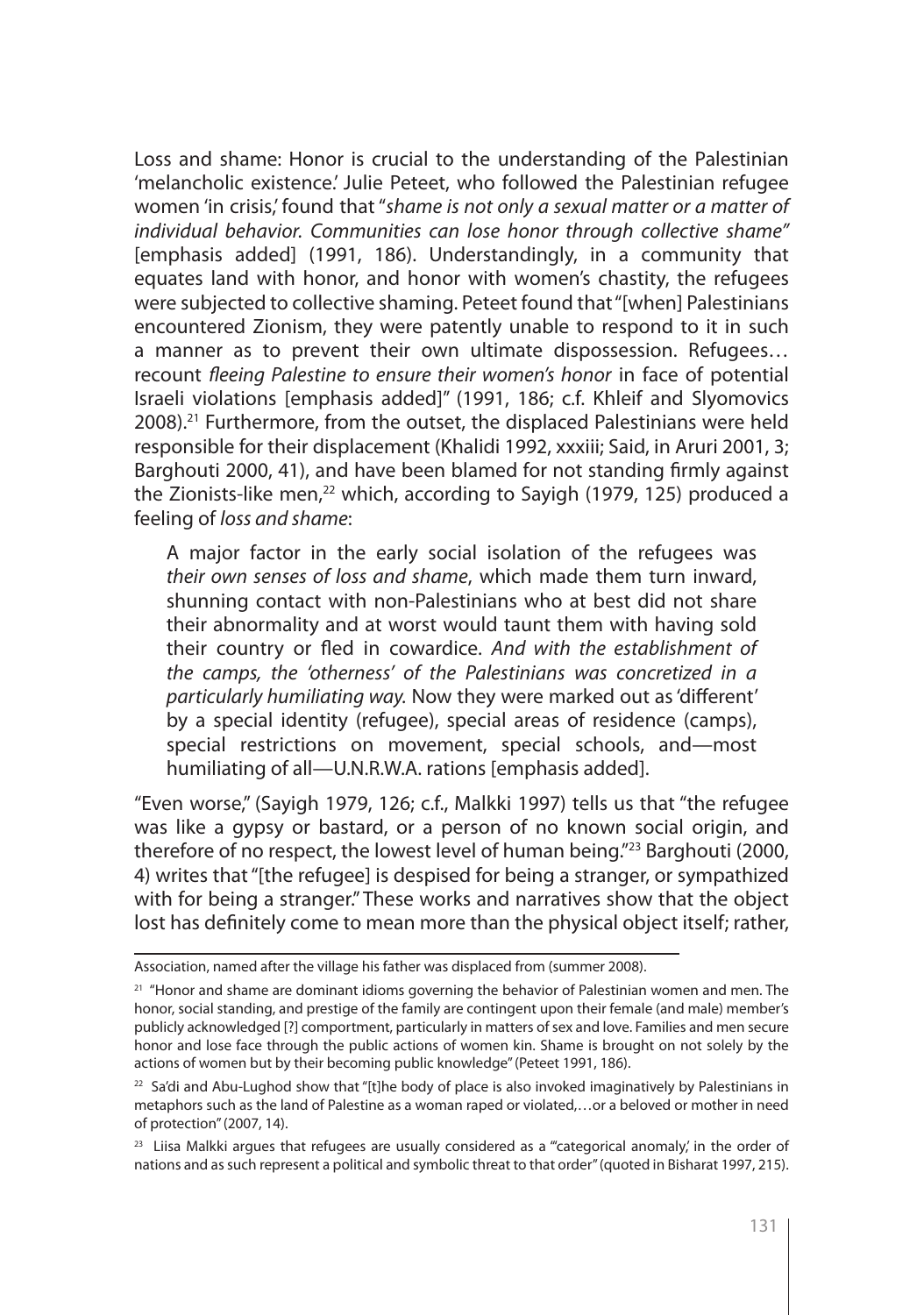Loss and shame: Honor is crucial to the understanding of the Palestinian 'melancholic existence.' Julie Peteet, who followed the Palestinian refugee women 'in crisis,' found that "*shame is not only a sexual matter or a matter of individual behavior. Communities can lose honor through collective shame"* [emphasis added] (1991, 186). Understandingly, in a community that equates land with honor, and honor with women's chastity, the refugees were subjected to collective shaming. Peteet found that "[when] Palestinians encountered Zionism, they were patently unable to respond to it in such a manner as to prevent their own ultimate dispossession. Refugees… recount *fleeing Palestine to ensure their women's honor* in face of potential Israeli violations [emphasis added]" (1991, 186; c.f. Khleif and Slyomovics 2008).[21] Furthermore, from the outset, the displaced Palestinians were held responsible for their displacement (Khalidi 1992, xxxiii; Said, in Aruri 2001, 3; Barghouti 2000, 41), and have been blamed for not standing firmly against the Zionists-like men,[22] which, according to Sayigh (1979, 125) produced a feeling of *loss and shame*:

> A major factor in the early social isolation of the refugees was *their own senses of loss and shame*, which made them turn inward, shunning contact with non-Palestinians who at best did not share their abnormality and at worst would taunt them with having sold their country or fled in cowardice. *And with the establishment of the camps, the 'otherness' of the Palestinians was concretized in a particularly humiliating way.* Now they were marked out as 'different' by a special identity (refugee), special areas of residence (camps), special restrictions on movement, special schools, and—most humiliating of all—U.N.R.W.A. rations [emphasis added].

"Even worse," (Sayigh 1979, 126; c.f., Malkki 1997) tells us that "the refugee was like a gypsy or bastard, or a person of no known social origin, and therefore of no respect, the lowest level of human being."[23] Barghouti (2000, 4) writes that "[the refugee] is despised for being a stranger, or sympathized with for being a stranger." These works and narratives show that the object lost has definitely come to mean more than the physical object itself; rather,

---

Association, named after the village his father was displaced from (summer 2008).

[21] "Honor and shame are dominant idioms governing the behavior of Palestinian women and men. The honor, social standing, and prestige of the family are contingent upon their female (and male) member's publicly acknowledged [?] comportment, particularly in matters of sex and love. Families and men secure honor and lose face through the public actions of women kin. Shame is brought on not solely by the actions of women but by their becoming public knowledge" (Peteet 1991, 186).

[22] Sa'di and Abu-Lughod show that "[t]he body of place is also invoked imaginatively by Palestinians in metaphors such as the land of Palestine as a woman raped or violated,…or a beloved or mother in need of protection" (2007, 14).

[23] Liisa Malkki argues that refugees are usually considered as a "'categorical anomaly,' in the order of nations and as such represent a political and symbolic threat to that order" (quoted in Bisharat 1997, 215).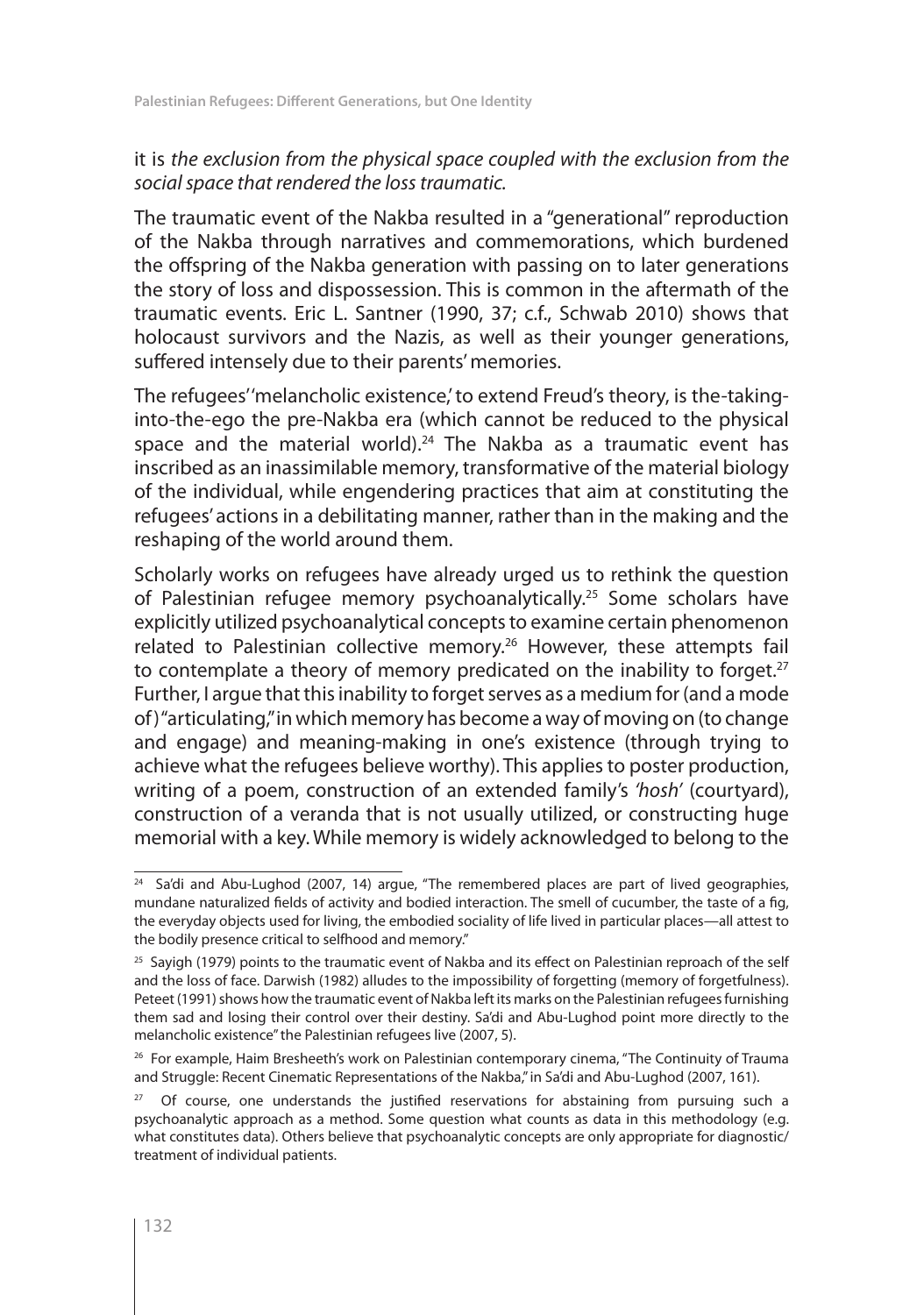it is *the exclusion from the physical space coupled with the exclusion from the social space that rendered the loss traumatic.*

The traumatic event of the Nakba resulted in a "generational" reproduction of the Nakba through narratives and commemorations, which burdened the offspring of the Nakba generation with passing on to later generations the story of loss and dispossession. This is common in the aftermath of the traumatic events. Eric L. Santner (1990, 37; c.f., Schwab 2010) shows that holocaust survivors and the Nazis, as well as their younger generations, suffered intensely due to their parents' memories.

The refugees' 'melancholic existence,' to extend Freud's theory, is the-taking-into-the-ego the pre-Nakba era (which cannot be reduced to the physical space and the material world).[24] The Nakba as a traumatic event has inscribed as an inassimilable memory, transformative of the material biology of the individual, while engendering practices that aim at constituting the refugees' actions in a debilitating manner, rather than in the making and the reshaping of the world around them.

Scholarly works on refugees have already urged us to rethink the question of Palestinian refugee memory psychoanalytically.[25] Some scholars have explicitly utilized psychoanalytical concepts to examine certain phenomenon related to Palestinian collective memory.[26] However, these attempts fail to contemplate a theory of memory predicated on the inability to forget.[27] Further, I argue that this inability to forget serves as a medium for (and a mode of) "articulating," in which memory has become a way of moving on (to change and engage) and meaning-making in one's existence (through trying to achieve what the refugees believe worthy). This applies to poster production, writing of a poem, construction of an extended family's *'hosh'* (courtyard), construction of a veranda that is not usually utilized, or constructing huge memorial with a key. While memory is widely acknowledged to belong to the

---

[24] Sa'di and Abu-Lughod (2007, 14) argue, "The remembered places are part of lived geographies, mundane naturalized fields of activity and bodied interaction. The smell of cucumber, the taste of a fig, the everyday objects used for living, the embodied sociality of life lived in particular places—all attest to the bodily presence critical to selfhood and memory."

[25] Sayigh (1979) points to the traumatic event of Nakba and its effect on Palestinian reproach of the self and the loss of face. Darwish (1982) alludes to the impossibility of forgetting (memory of forgetfulness). Peteet (1991) shows how the traumatic event of Nakba left its marks on the Palestinian refugees furnishing them sad and losing their control over their destiny. Sa'di and Abu-Lughod point more directly to the melancholic existence" the Palestinian refugees live (2007, 5).

[26] For example, Haim Bresheeth's work on Palestinian contemporary cinema, "The Continuity of Trauma and Struggle: Recent Cinematic Representations of the Nakba," in Sa'di and Abu-Lughod (2007, 161).

[27] Of course, one understands the justified reservations for abstaining from pursuing such a psychoanalytic approach as a method. Some question what counts as data in this methodology (e.g. what constitutes data). Others believe that psychoanalytic concepts are only appropriate for diagnostic/treatment of individual patients.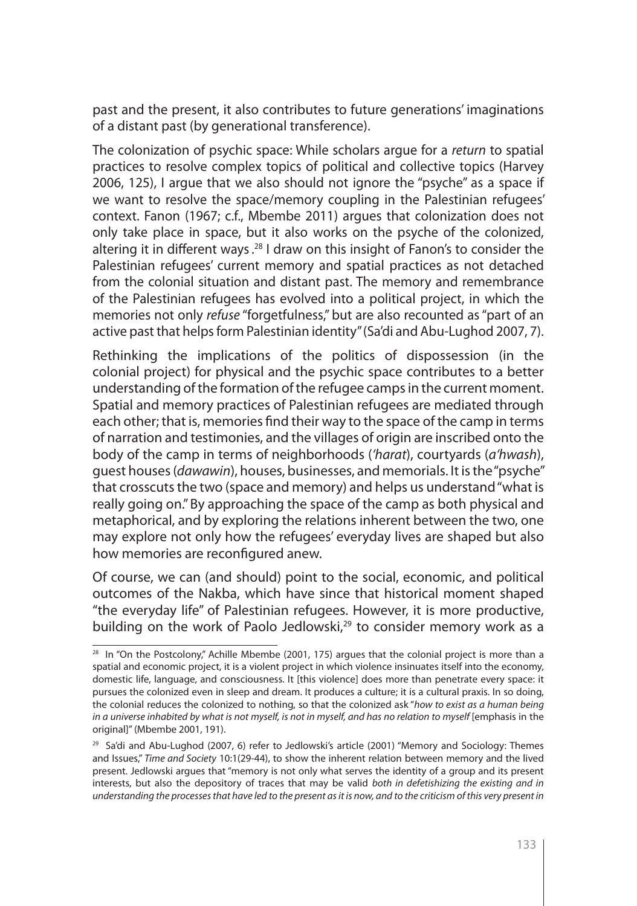past and the present, it also contributes to future generations' imaginations of a distant past (by generational transference).

The colonization of psychic space: While scholars argue for a *return* to spatial practices to resolve complex topics of political and collective topics (Harvey 2006, 125), I argue that we also should not ignore the "psyche" as a space if we want to resolve the space/memory coupling in the Palestinian refugees' context. Fanon (1967; c.f., Mbembe 2011) argues that colonization does not only take place in space, but it also works on the psyche of the colonized, altering it in different ways .[28] I draw on this insight of Fanon's to consider the Palestinian refugees' current memory and spatial practices as not detached from the colonial situation and distant past. The memory and remembrance of the Palestinian refugees has evolved into a political project, in which the memories not only *refuse* "forgetfulness," but are also recounted as "part of an active past that helps form Palestinian identity" (Sa'di and Abu-Lughod 2007, 7).

Rethinking the implications of the politics of dispossession (in the colonial project) for physical and the psychic space contributes to a better understanding of the formation of the refugee camps in the current moment. Spatial and memory practices of Palestinian refugees are mediated through each other; that is, memories find their way to the space of the camp in terms of narration and testimonies, and the villages of origin are inscribed onto the body of the camp in terms of neighborhoods (*'harat*), courtyards (*a'hwash*), guest houses (*dawawin*), houses, businesses, and memorials. It is the "psyche" that crosscuts the two (space and memory) and helps us understand "what is really going on." By approaching the space of the camp as both physical and metaphorical, and by exploring the relations inherent between the two, one may explore not only how the refugees' everyday lives are shaped but also how memories are reconfigured anew.

Of course, we can (and should) point to the social, economic, and political outcomes of the Nakba, which have since that historical moment shaped "the everyday life" of Palestinian refugees. However, it is more productive, building on the work of Paolo Jedlowski,[29] to consider memory work as a

---

[28] In "On the Postcolony," Achille Mbembe (2001, 175) argues that the colonial project is more than a spatial and economic project, it is a violent project in which violence insinuates itself into the economy, domestic life, language, and consciousness. It [this violence] does more than penetrate every space: it pursues the colonized even in sleep and dream. It produces a culture; it is a cultural praxis. In so doing, the colonial reduces the colonized to nothing, so that the colonized ask "*how to exist as a human being in a universe inhabited by what is not myself, is not in myself, and has no relation to myself* [emphasis in the original]" (Mbembe 2001, 191).

[29] Sa'di and Abu-Lughod (2007, 6) refer to Jedlowski's article (2001) "Memory and Sociology: Themes and Issues," *Time and Society* 10:1(29-44), to show the inherent relation between memory and the lived present. Jedlowski argues that "memory is not only what serves the identity of a group and its present interests, but also the depository of traces that may be valid *both in defetishizing the existing and in understanding the processes that have led to the present as it is now, and to the criticism of this very present in*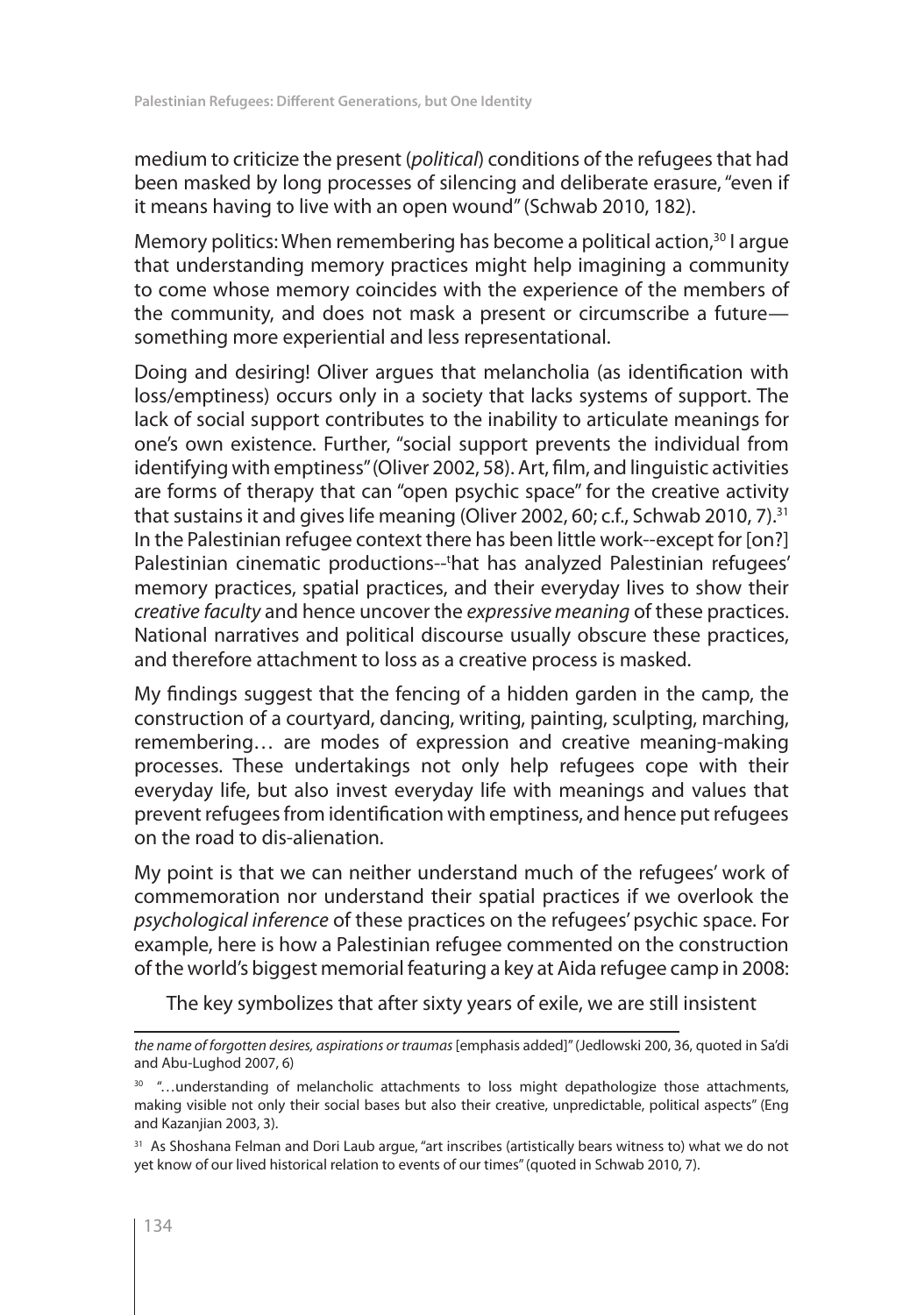medium to criticize the present (*political*) conditions of the refugees that had been masked by long processes of silencing and deliberate erasure, "even if it means having to live with an open wound" (Schwab 2010, 182).

Memory politics: When remembering has become a political action,[30] I argue that understanding memory practices might help imagining a community to come whose memory coincides with the experience of the members of the community, and does not mask a present or circumscribe a future—something more experiential and less representational.

Doing and desiring! Oliver argues that melancholia (as identification with loss/emptiness) occurs only in a society that lacks systems of support. The lack of social support contributes to the inability to articulate meanings for one's own existence. Further, "social support prevents the individual from identifying with emptiness" (Oliver 2002, 58). Art, film, and linguistic activities are forms of therapy that can "open psychic space" for the creative activity that sustains it and gives life meaning (Oliver 2002, 60; c.f., Schwab 2010, 7).[31] In the Palestinian refugee context there has been little work--except for [on?] Palestinian cinematic productions--[t]hat has analyzed Palestinian refugees' memory practices, spatial practices, and their everyday lives to show their *creative faculty* and hence uncover the *expressive meaning* of these practices. National narratives and political discourse usually obscure these practices, and therefore attachment to loss as a creative process is masked.

My findings suggest that the fencing of a hidden garden in the camp, the construction of a courtyard, dancing, writing, painting, sculpting, marching, remembering… are modes of expression and creative meaning-making processes. These undertakings not only help refugees cope with their everyday life, but also invest everyday life with meanings and values that prevent refugees from identification with emptiness, and hence put refugees on the road to dis-alienation.

My point is that we can neither understand much of the refugees' work of commemoration nor understand their spatial practices if we overlook the *psychological inference* of these practices on the refugees' psychic space. For example, here is how a Palestinian refugee commented on the construction of the world's biggest memorial featuring a key at Aida refugee camp in 2008:

> The key symbolizes that after sixty years of exile, we are still insistent

---

*the name of forgotten desires, aspirations or traumas* [emphasis added]" (Jedlowski 200, 36, quoted in Sa'di and Abu-Lughod 2007, 6)

[30] "…understanding of melancholic attachments to loss might depathologize those attachments, making visible not only their social bases but also their creative, unpredictable, political aspects" (Eng and Kazanjian 2003, 3).

[31] As Shoshana Felman and Dori Laub argue, "art inscribes (artistically bears witness to) what we do not yet know of our lived historical relation to events of our times" (quoted in Schwab 2010, 7).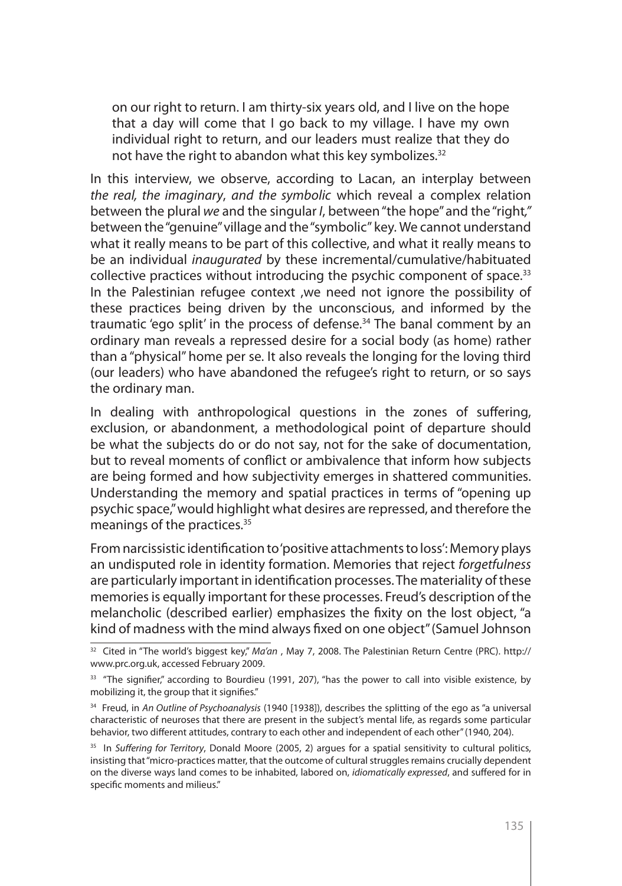> on our right to return. I am thirty-six years old, and I live on the hope that a day will come that I go back to my village. I have my own individual right to return, and our leaders must realize that they do not have the right to abandon what this key symbolizes.[32]

In this interview, we observe, according to Lacan, an interplay between *the real, the imaginary*, *and the symbolic* which reveal a complex relation between the plural *we* and the singular *I*, between "the hope" and the "right," between the "genuine" village and the "symbolic" key. We cannot understand what it really means to be part of this collective, and what it really means to be an individual *inaugurated* by these incremental/cumulative/habituated collective practices without introducing the psychic component of space.[33] In the Palestinian refugee context ,we need not ignore the possibility of these practices being driven by the unconscious, and informed by the traumatic 'ego split' in the process of defense.[34] The banal comment by an ordinary man reveals a repressed desire for a social body (as home) rather than a "physical" home per se. It also reveals the longing for the loving third (our leaders) who have abandoned the refugee's right to return, or so says the ordinary man.

In dealing with anthropological questions in the zones of suffering, exclusion, or abandonment, a methodological point of departure should be what the subjects do or do not say, not for the sake of documentation, but to reveal moments of conflict or ambivalence that inform how subjects are being formed and how subjectivity emerges in shattered communities. Understanding the memory and spatial practices in terms of "opening up psychic space," would highlight what desires are repressed, and therefore the meanings of the practices.[35]

From narcissistic identification to 'positive attachments to loss': Memory plays an undisputed role in identity formation. Memories that reject *forgetfulness* are particularly important in identification processes. The materiality of these memories is equally important for these processes. Freud's description of the melancholic (described earlier) emphasizes the fixity on the lost object, "a kind of madness with the mind always fixed on one object" (Samuel Johnson

---

[32] Cited in "The world's biggest key," *Ma'an* , May 7, 2008. The Palestinian Return Centre (PRC). http://www.prc.org.uk, accessed February 2009.

[33] "The signifier," according to Bourdieu (1991, 207), "has the power to call into visible existence, by mobilizing it, the group that it signifies."

[34] Freud, in *An Outline of Psychoanalysis* (1940 [1938]), describes the splitting of the ego as "a universal characteristic of neuroses that there are present in the subject's mental life, as regards some particular behavior, two different attitudes, contrary to each other and independent of each other" (1940, 204).

[35] In *Suffering for Territory*, Donald Moore (2005, 2) argues for a spatial sensitivity to cultural politics, insisting that "micro-practices matter, that the outcome of cultural struggles remains crucially dependent on the diverse ways land comes to be inhabited, labored on, *idiomatically expressed*, and suffered for in specific moments and milieus."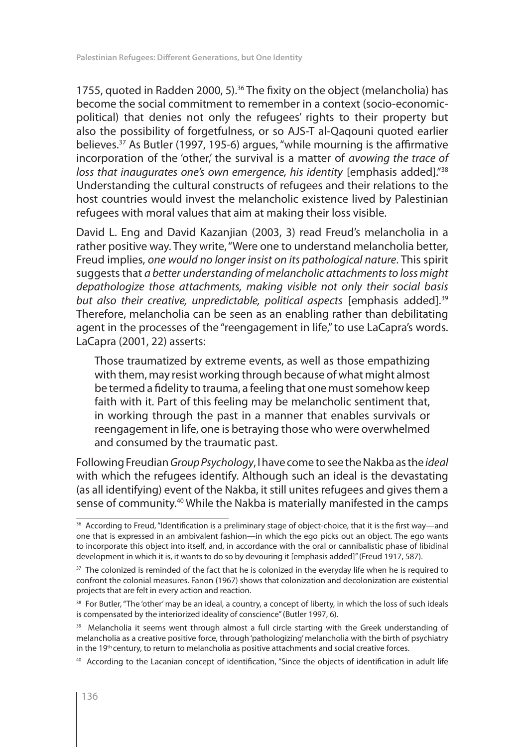1755, quoted in Radden 2000, 5).[36] The fixity on the object (melancholia) has become the social commitment to remember in a context (socio-economic-political) that denies not only the refugees' rights to their property but also the possibility of forgetfulness, or so AJS-T al-Qaqouni quoted earlier believes.[37] As Butler (1997, 195-6) argues, "while mourning is the affirmative incorporation of the 'other,' the survival is a matter of *avowing the trace of loss that inaugurates one's own emergence, his identity* [emphasis added]."[38] Understanding the cultural constructs of refugees and their relations to the host countries would invest the melancholic existence lived by Palestinian refugees with moral values that aim at making their loss visible.

David L. Eng and David Kazanjian (2003, 3) read Freud's melancholia in a rather positive way. They write, "Were one to understand melancholia better, Freud implies, *one would no longer insist on its pathological nature*. This spirit suggests that *a better understanding of melancholic attachments to loss might depathologize those attachments, making visible not only their social basis but also their creative, unpredictable, political aspects* [emphasis added].[39] Therefore, melancholia can be seen as an enabling rather than debilitating agent in the processes of the "reengagement in life," to use LaCapra's words. LaCapra (2001, 22) asserts:

> Those traumatized by extreme events, as well as those empathizing with them, may resist working through because of what might almost be termed a fidelity to trauma, a feeling that one must somehow keep faith with it. Part of this feeling may be melancholic sentiment that, in working through the past in a manner that enables survivals or reengagement in life, one is betraying those who were overwhelmed and consumed by the traumatic past.

Following Freudian *Group Psychology*, I have come to see the Nakba as the *ideal* with which the refugees identify. Although such an ideal is the devastating (as all identifying) event of the Nakba, it still unites refugees and gives them a sense of community.[40] While the Nakba is materially manifested in the camps

---

[36] According to Freud, "Identification is a preliminary stage of object-choice, that it is the first way—and one that is expressed in an ambivalent fashion—in which the ego picks out an object. The ego wants to incorporate this object into itself, and, in accordance with the oral or cannibalistic phase of libidinal development in which it is, it wants to do so by devouring it [emphasis added]" (Freud 1917, 587).

[37] The colonized is reminded of the fact that he is colonized in the everyday life when he is required to confront the colonial measures. Fanon (1967) shows that colonization and decolonization are existential projects that are felt in every action and reaction.

[38] For Butler, "The 'other' may be an ideal, a country, a concept of liberty, in which the loss of such ideals is compensated by the interiorized ideality of conscience" (Butler 1997, 6).

[39] Melancholia it seems went through almost a full circle starting with the Greek understanding of melancholia as a creative positive force, through 'pathologizing' melancholia with the birth of psychiatry in the 19th century, to return to melancholia as positive attachments and social creative forces.

[40] According to the Lacanian concept of identification, "Since the objects of identification in adult life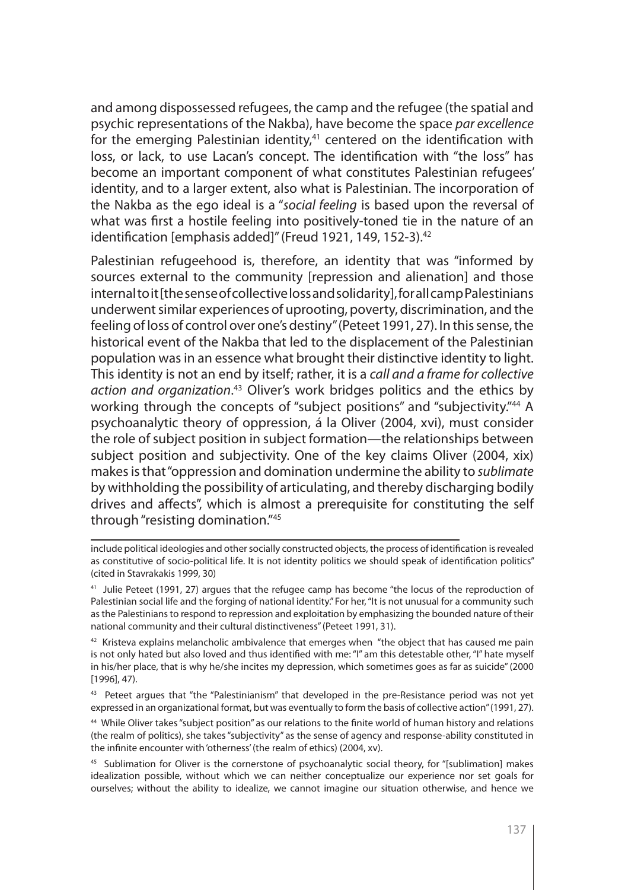and among dispossessed refugees, the camp and the refugee (the spatial and psychic representations of the Nakba), have become the space *par excellence* for the emerging Palestinian identity,[41] centered on the identification with loss, or lack, to use Lacan's concept. The identification with "the loss" has become an important component of what constitutes Palestinian refugees' identity, and to a larger extent, also what is Palestinian. The incorporation of the Nakba as the ego ideal is a "*social feeling* is based upon the reversal of what was first a hostile feeling into positively-toned tie in the nature of an identification [emphasis added]" (Freud 1921, 149, 152-3).[42]

Palestinian refugeehood is, therefore, an identity that was "informed by sources external to the community [repression and alienation] and those internal to it [the sense of collective loss and solidarity], for all camp Palestinians underwent similar experiences of uprooting, poverty, discrimination, and the feeling of loss of control over one's destiny" (Peteet 1991, 27). In this sense, the historical event of the Nakba that led to the displacement of the Palestinian population was in an essence what brought their distinctive identity to light. This identity is not an end by itself; rather, it is a *call and a frame for collective action and organization*.[43] Oliver's work bridges politics and the ethics by working through the concepts of "subject positions" and "subjectivity."[44] A psychoanalytic theory of oppression, á la Oliver (2004, xvi), must consider the role of subject position in subject formation—the relationships between subject position and subjectivity. One of the key claims Oliver (2004, xix) makes is that "oppression and domination undermine the ability to *sublimate* by withholding the possibility of articulating, and thereby discharging bodily drives and affects", which is almost a prerequisite for constituting the self through "resisting domination."[45]

---

include political ideologies and other socially constructed objects, the process of identification is revealed as constitutive of socio-political life. It is not identity politics we should speak of identification politics" (cited in Stavrakakis 1999, 30)

[41] Julie Peteet (1991, 27) argues that the refugee camp has become "the locus of the reproduction of Palestinian social life and the forging of national identity." For her, "It is not unusual for a community such as the Palestinians to respond to repression and exploitation by emphasizing the bounded nature of their national community and their cultural distinctiveness" (Peteet 1991, 31).

[42] Kristeva explains melancholic ambivalence that emerges when "the object that has caused me pain is not only hated but also loved and thus identified with me: "I" am this detestable other, "I" hate myself in his/her place, that is why he/she incites my depression, which sometimes goes as far as suicide" (2000 [1996], 47).

[43] Peteet argues that "the "Palestinianism" that developed in the pre-Resistance period was not yet expressed in an organizational format, but was eventually to form the basis of collective action" (1991, 27).

[44] While Oliver takes "subject position" as our relations to the finite world of human history and relations (the realm of politics), she takes "subjectivity" as the sense of agency and response-ability constituted in the infinite encounter with 'otherness' (the realm of ethics) (2004, xv).

[45] Sublimation for Oliver is the cornerstone of psychoanalytic social theory, for "[sublimation] makes idealization possible, without which we can neither conceptualize our experience nor set goals for ourselves; without the ability to idealize, we cannot imagine our situation otherwise, and hence we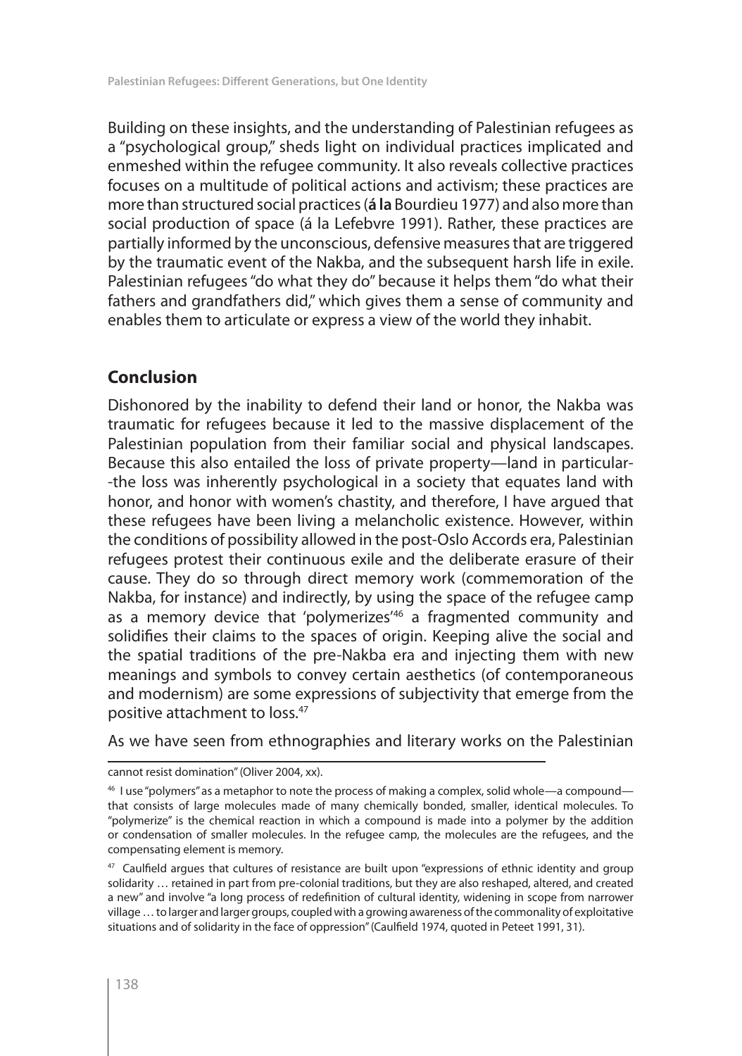Building on these insights, and the understanding of Palestinian refugees as a "psychological group," sheds light on individual practices implicated and enmeshed within the refugee community. It also reveals collective practices focuses on a multitude of political actions and activism; these practices are more than structured social practices (**á la** Bourdieu 1977) and also more than social production of space (á la Lefebvre 1991). Rather, these practices are partially informed by the unconscious, defensive measures that are triggered by the traumatic event of the Nakba, and the subsequent harsh life in exile. Palestinian refugees "do what they do" because it helps them "do what their fathers and grandfathers did," which gives them a sense of community and enables them to articulate or express a view of the world they inhabit.

## Conclusion

Dishonored by the inability to defend their land or honor, the Nakba was traumatic for refugees because it led to the massive displacement of the Palestinian population from their familiar social and physical landscapes. Because this also entailed the loss of private property—land in particular--the loss was inherently psychological in a society that equates land with honor, and honor with women's chastity, and therefore, I have argued that these refugees have been living a melancholic existence. However, within the conditions of possibility allowed in the post-Oslo Accords era, Palestinian refugees protest their continuous exile and the deliberate erasure of their cause. They do so through direct memory work (commemoration of the Nakba, for instance) and indirectly, by using the space of the refugee camp as a memory device that 'polymerizes'[46] a fragmented community and solidifies their claims to the spaces of origin. Keeping alive the social and the spatial traditions of the pre-Nakba era and injecting them with new meanings and symbols to convey certain aesthetics (of contemporaneous and modernism) are some expressions of subjectivity that emerge from the positive attachment to loss.[47]

As we have seen from ethnographies and literary works on the Palestinian

---

cannot resist domination" (Oliver 2004, xx).

[46] I use "polymers" as a metaphor to note the process of making a complex, solid whole—a compound—that consists of large molecules made of many chemically bonded, smaller, identical molecules. To "polymerize" is the chemical reaction in which a compound is made into a polymer by the addition or condensation of smaller molecules. In the refugee camp, the molecules are the refugees, and the compensating element is memory.

[47] Caulfield argues that cultures of resistance are built upon "expressions of ethnic identity and group solidarity … retained in part from pre-colonial traditions, but they are also reshaped, altered, and created a new" and involve "a long process of redefinition of cultural identity, widening in scope from narrower village … to larger and larger groups, coupled with a growing awareness of the commonality of exploitative situations and of solidarity in the face of oppression" (Caulfield 1974, quoted in Peteet 1991, 31).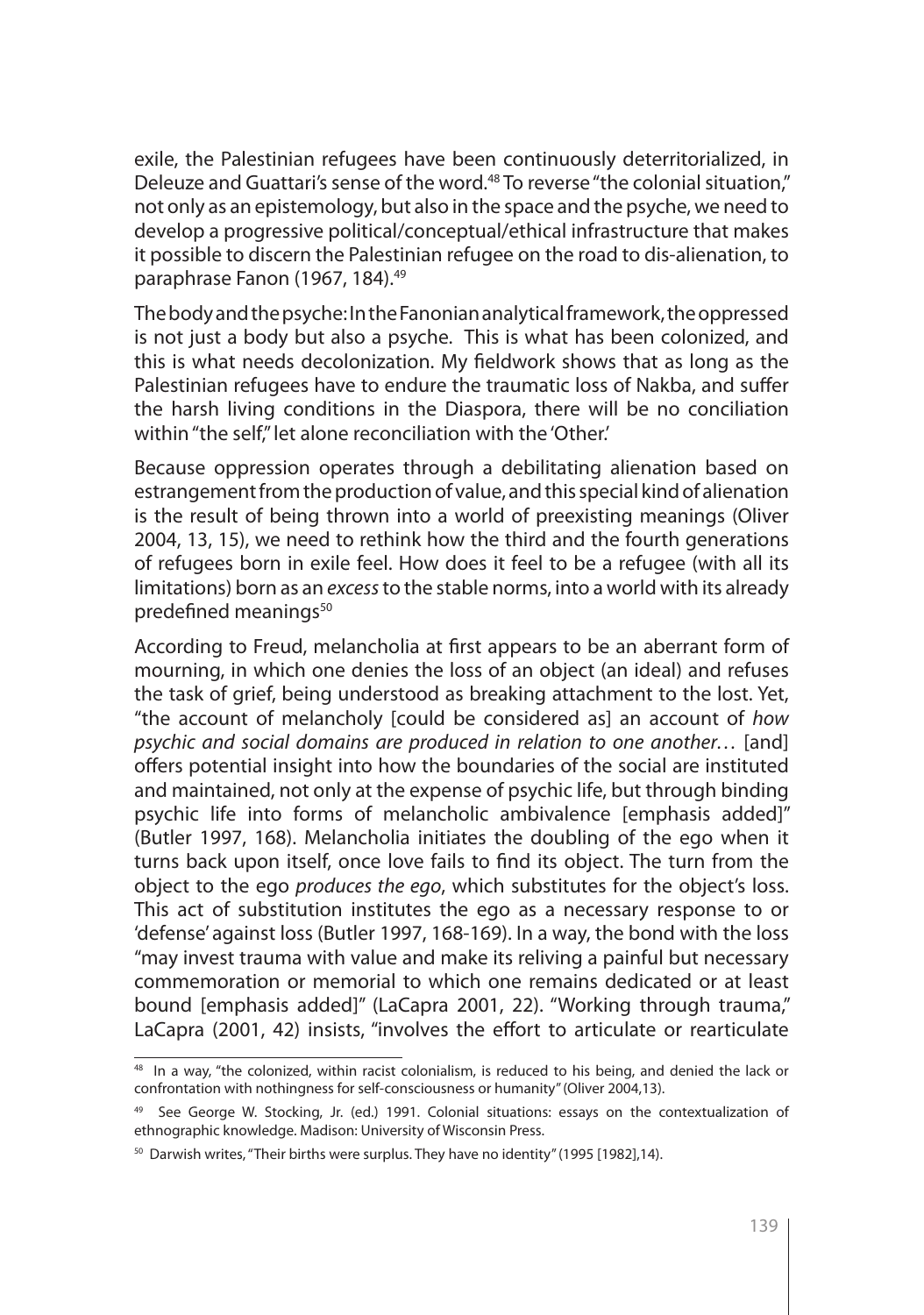exile, the Palestinian refugees have been continuously deterritorialized, in Deleuze and Guattari's sense of the word.[48] To reverse "the colonial situation," not only as an epistemology, but also in the space and the psyche, we need to develop a progressive political/conceptual/ethical infrastructure that makes it possible to discern the Palestinian refugee on the road to dis-alienation, to paraphrase Fanon (1967, 184).[49]

The body and the psyche: In the Fanonian analytical framework, the oppressed is not just a body but also a psyche. This is what has been colonized, and this is what needs decolonization. My fieldwork shows that as long as the Palestinian refugees have to endure the traumatic loss of Nakba, and suffer the harsh living conditions in the Diaspora, there will be no conciliation within "the self," let alone reconciliation with the 'Other.'

Because oppression operates through a debilitating alienation based on estrangement from the production of value, and this special kind of alienation is the result of being thrown into a world of preexisting meanings (Oliver 2004, 13, 15), we need to rethink how the third and the fourth generations of refugees born in exile feel. How does it feel to be a refugee (with all its limitations) born as an *excess* to the stable norms, into a world with its already predefined meanings[50]

According to Freud, melancholia at first appears to be an aberrant form of mourning, in which one denies the loss of an object (an ideal) and refuses the task of grief, being understood as breaking attachment to the lost. Yet, "the account of melancholy [could be considered as] an account of *how psychic and social domains are produced in relation to one another…* [and] offers potential insight into how the boundaries of the social are instituted and maintained, not only at the expense of psychic life, but through binding psychic life into forms of melancholic ambivalence [emphasis added]" (Butler 1997, 168). Melancholia initiates the doubling of the ego when it turns back upon itself, once love fails to find its object. The turn from the object to the ego *produces the ego*, which substitutes for the object's loss. This act of substitution institutes the ego as a necessary response to or 'defense' against loss (Butler 1997, 168-169). In a way, the bond with the loss "may invest trauma with value and make its reliving a painful but necessary commemoration or memorial to which one remains dedicated or at least bound [emphasis added]" (LaCapra 2001, 22). "Working through trauma," LaCapra (2001, 42) insists, "involves the effort to articulate or rearticulate

---

[48] In a way, "the colonized, within racist colonialism, is reduced to his being, and denied the lack or confrontation with nothingness for self-consciousness or humanity" (Oliver 2004,13).

[49] See George W. Stocking, Jr. (ed.) 1991. Colonial situations: essays on the contextualization of ethnographic knowledge. Madison: University of Wisconsin Press.

[50] Darwish writes, "Their births were surplus. They have no identity" (1995 [1982],14).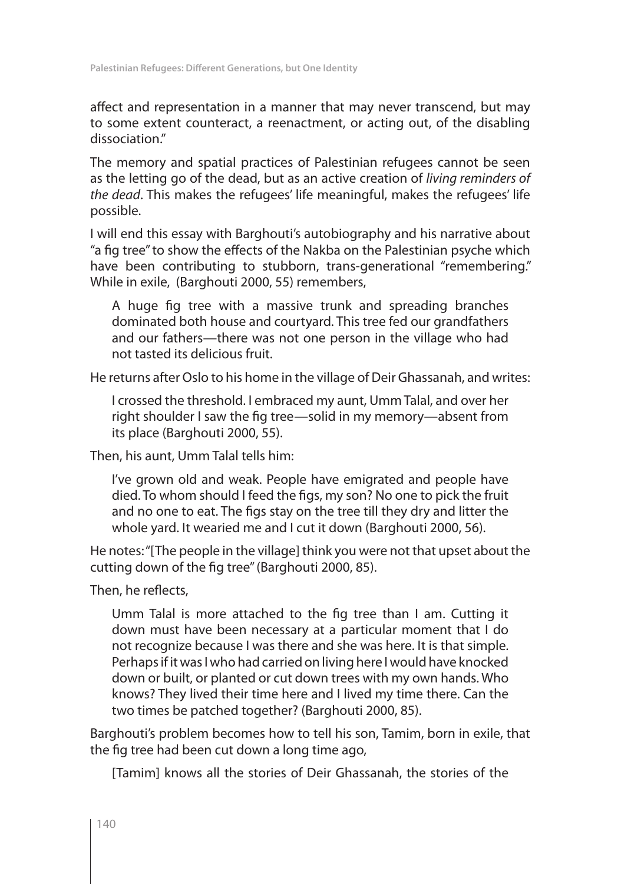affect and representation in a manner that may never transcend, but may to some extent counteract, a reenactment, or acting out, of the disabling dissociation."

The memory and spatial practices of Palestinian refugees cannot be seen as the letting go of the dead, but as an active creation of *living reminders of the dead*. This makes the refugees' life meaningful, makes the refugees' life possible.

I will end this essay with Barghouti's autobiography and his narrative about "a fig tree" to show the effects of the Nakba on the Palestinian psyche which have been contributing to stubborn, trans-generational "remembering." While in exile, (Barghouti 2000, 55) remembers,

> A huge fig tree with a massive trunk and spreading branches dominated both house and courtyard. This tree fed our grandfathers and our fathers—there was not one person in the village who had not tasted its delicious fruit.

He returns after Oslo to his home in the village of Deir Ghassanah, and writes:

> I crossed the threshold. I embraced my aunt, Umm Talal, and over her right shoulder I saw the fig tree—solid in my memory—absent from its place (Barghouti 2000, 55).

Then, his aunt, Umm Talal tells him:

> I've grown old and weak. People have emigrated and people have died. To whom should I feed the figs, my son? No one to pick the fruit and no one to eat. The figs stay on the tree till they dry and litter the whole yard. It wearied me and I cut it down (Barghouti 2000, 56).

He notes: "[The people in the village] think you were not that upset about the cutting down of the fig tree" (Barghouti 2000, 85).

Then, he reflects,

> Umm Talal is more attached to the fig tree than I am. Cutting it down must have been necessary at a particular moment that I do not recognize because I was there and she was here. It is that simple. Perhaps if it was I who had carried on living here I would have knocked down or built, or planted or cut down trees with my own hands. Who knows? They lived their time here and I lived my time there. Can the two times be patched together? (Barghouti 2000, 85).

Barghouti's problem becomes how to tell his son, Tamim, born in exile, that the fig tree had been cut down a long time ago,

> [Tamim] knows all the stories of Deir Ghassanah, the stories of the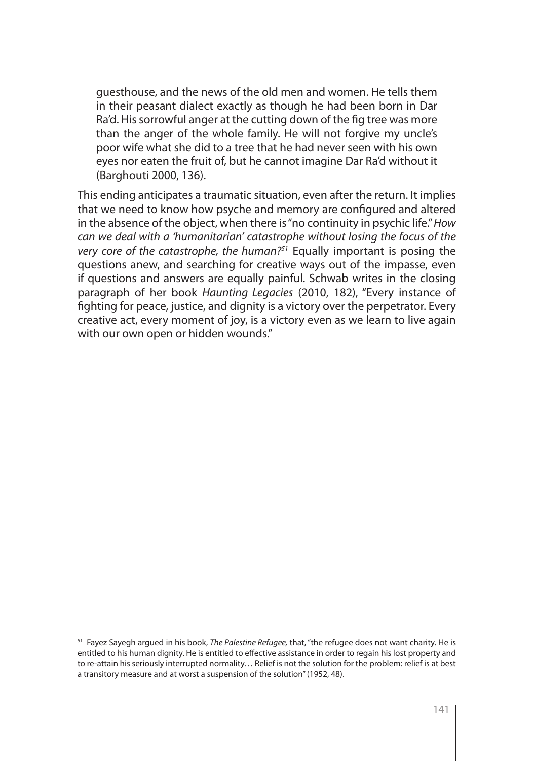> guesthouse, and the news of the old men and women. He tells them in their peasant dialect exactly as though he had been born in Dar Ra'd. His sorrowful anger at the cutting down of the fig tree was more than the anger of the whole family. He will not forgive my uncle's poor wife what she did to a tree that he had never seen with his own eyes nor eaten the fruit of, but he cannot imagine Dar Ra'd without it (Barghouti 2000, 136).

This ending anticipates a traumatic situation, even after the return. It implies that we need to know how psyche and memory are configured and altered in the absence of the object, when there is "no continuity in psychic life." *How can we deal with a 'humanitarian' catastrophe without losing the focus of the very core of the catastrophe, the human?*[51] Equally important is posing the questions anew, and searching for creative ways out of the impasse, even if questions and answers are equally painful. Schwab writes in the closing paragraph of her book *Haunting Legacies* (2010, 182), "Every instance of fighting for peace, justice, and dignity is a victory over the perpetrator. Every creative act, every moment of joy, is a victory even as we learn to live again with our own open or hidden wounds."

---

[51] Fayez Sayegh argued in his book, *The Palestine Refugee,* that, "the refugee does not want charity. He is entitled to his human dignity. He is entitled to effective assistance in order to regain his lost property and to re-attain his seriously interrupted normality… Relief is not the solution for the problem: relief is at best a transitory measure and at worst a suspension of the solution" (1952, 48).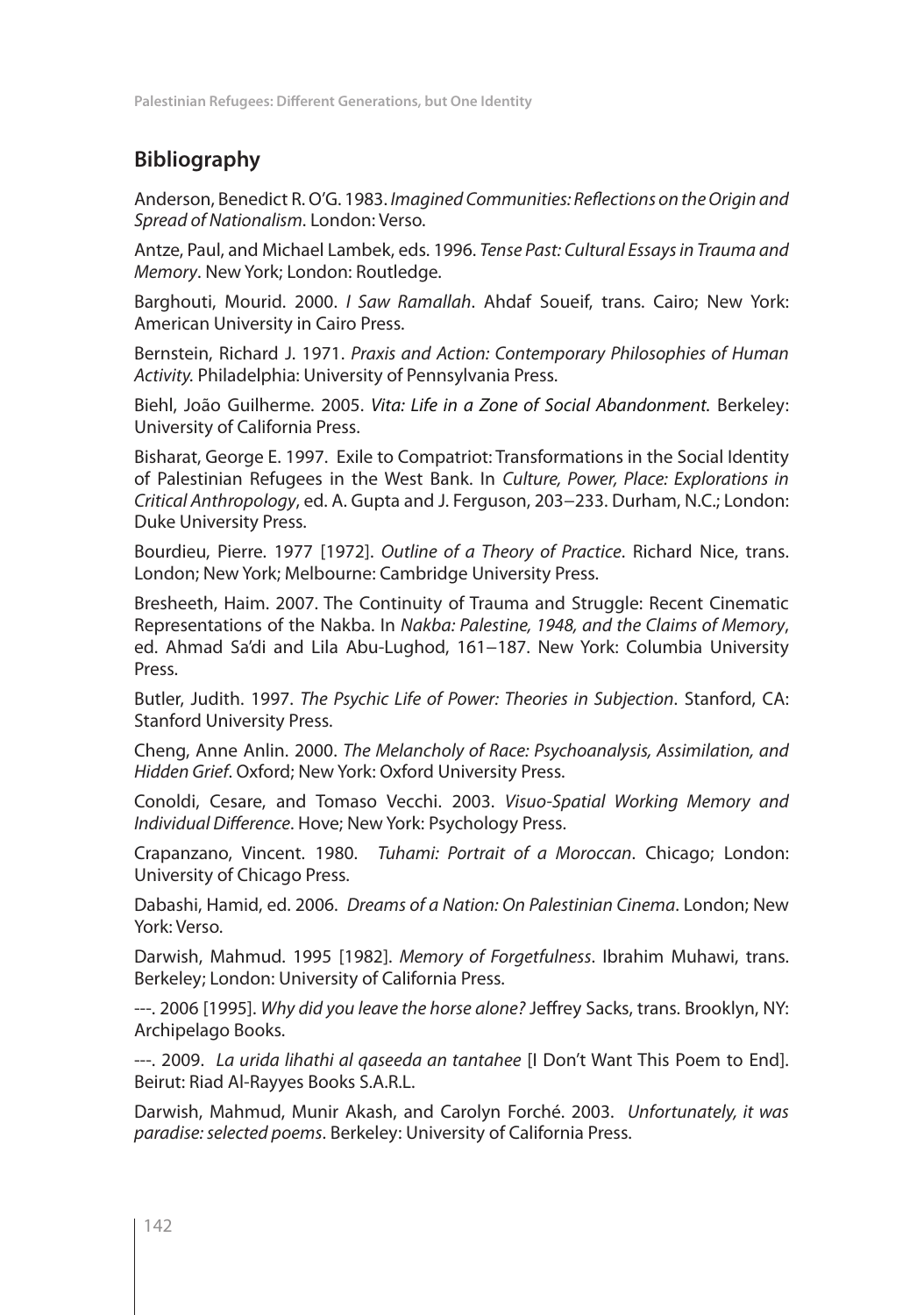## Bibliography

Anderson, Benedict R. O'G. 1983. *Imagined Communities: Reflections on the Origin and Spread of Nationalism*. London: Verso.

Antze, Paul, and Michael Lambek, eds. 1996. *Tense Past: Cultural Essays in Trauma and Memory*. New York; London: Routledge.

Barghouti, Mourid. 2000. *I Saw Ramallah*. Ahdaf Soueif, trans. Cairo; New York: American University in Cairo Press.

Bernstein, Richard J. 1971. *Praxis and Action: Contemporary Philosophies of Human Activity.* Philadelphia: University of Pennsylvania Press.

Biehl, João Guilherme. 2005. *Vita: Life in a Zone of Social Abandonment.* Berkeley: University of California Press.

Bisharat, George E. 1997. Exile to Compatriot: Transformations in the Social Identity of Palestinian Refugees in the West Bank. In *Culture, Power, Place: Explorations in Critical Anthropology*, ed. A. Gupta and J. Ferguson, 203–233. Durham, N.C.; London: Duke University Press.

Bourdieu, Pierre. 1977 [1972]. *Outline of a Theory of Practice*. Richard Nice, trans. London; New York; Melbourne: Cambridge University Press.

Bresheeth, Haim. 2007. The Continuity of Trauma and Struggle: Recent Cinematic Representations of the Nakba. In *Nakba: Palestine, 1948, and the Claims of Memory*, ed. Ahmad Sa'di and Lila Abu-Lughod, 161–187. New York: Columbia University Press.

Butler, Judith. 1997. *The Psychic Life of Power: Theories in Subjection*. Stanford, CA: Stanford University Press.

Cheng, Anne Anlin. 2000. *The Melancholy of Race: Psychoanalysis, Assimilation, and Hidden Grief*. Oxford; New York: Oxford University Press.

Conoldi, Cesare, and Tomaso Vecchi. 2003. *Visuo-Spatial Working Memory and Individual Difference*. Hove; New York: Psychology Press.

Crapanzano, Vincent. 1980. *Tuhami: Portrait of a Moroccan*. Chicago; London: University of Chicago Press.

Dabashi, Hamid, ed. 2006. *Dreams of a Nation: On Palestinian Cinema*. London; New York: Verso.

Darwish, Mahmud. 1995 [1982]. *Memory of Forgetfulness*. Ibrahim Muhawi, trans. Berkeley; London: University of California Press.

---. 2006 [1995]. *Why did you leave the horse alone?* Jeffrey Sacks, trans. Brooklyn, NY: Archipelago Books.

---. 2009. *La urida lihathi al qaseeda an tantahee* [I Don't Want This Poem to End]. Beirut: Riad Al-Rayyes Books S.A.R.L.

Darwish, Mahmud, Munir Akash, and Carolyn Forché. 2003. *Unfortunately, it was paradise: selected poems*. Berkeley: University of California Press.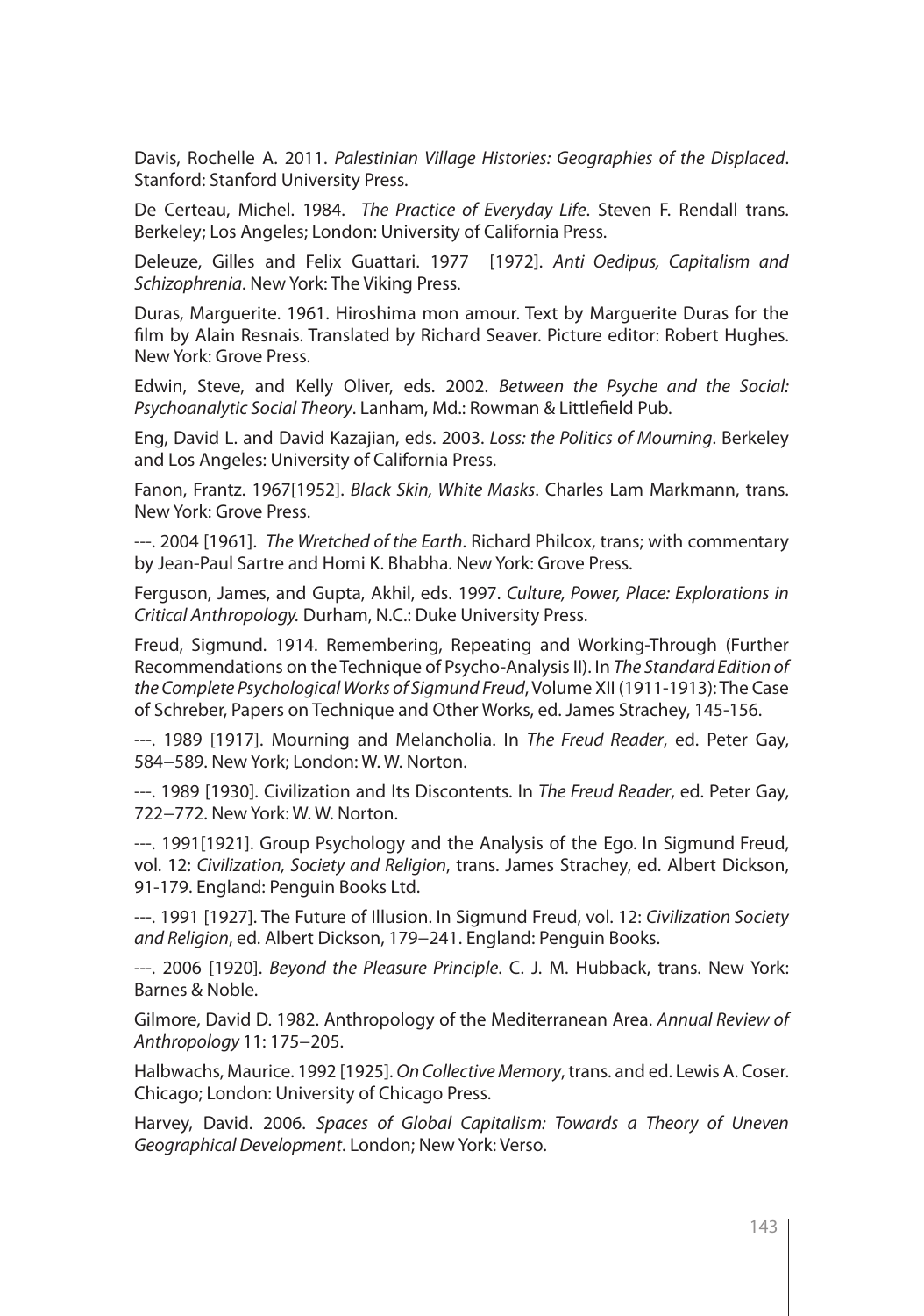Davis, Rochelle A. 2011. *Palestinian Village Histories: Geographies of the Displaced*. Stanford: Stanford University Press.

De Certeau, Michel. 1984. *The Practice of Everyday Life*. Steven F. Rendall trans. Berkeley; Los Angeles; London: University of California Press.

Deleuze, Gilles and Felix Guattari. 1977 [1972]. *Anti Oedipus, Capitalism and Schizophrenia*. New York: The Viking Press.

Duras, Marguerite. 1961. Hiroshima mon amour. Text by Marguerite Duras for the film by Alain Resnais. Translated by Richard Seaver. Picture editor: Robert Hughes. New York: Grove Press.

Edwin, Steve, and Kelly Oliver, eds. 2002. *Between the Psyche and the Social: Psychoanalytic Social Theory*. Lanham, Md.: Rowman & Littlefield Pub.

Eng, David L. and David Kazajian, eds. 2003. *Loss: the Politics of Mourning*. Berkeley and Los Angeles: University of California Press.

Fanon, Frantz. 1967[1952]. *Black Skin, White Masks*. Charles Lam Markmann, trans. New York: Grove Press.

---. 2004 [1961]. *The Wretched of the Earth*. Richard Philcox, trans; with commentary by Jean-Paul Sartre and Homi K. Bhabha. New York: Grove Press.

Ferguson, James, and Gupta, Akhil, eds. 1997. *Culture, Power, Place: Explorations in Critical Anthropology.* Durham, N.C.: Duke University Press.

Freud, Sigmund. 1914. Remembering, Repeating and Working-Through (Further Recommendations on the Technique of Psycho-Analysis II). In *The Standard Edition of the Complete Psychological Works of Sigmund Freud*, Volume XII (1911-1913): The Case of Schreber, Papers on Technique and Other Works, ed. James Strachey, 145-156.

---. 1989 [1917]. Mourning and Melancholia. In *The Freud Reader*, ed. Peter Gay, 584–589. New York; London: W. W. Norton.

---. 1989 [1930]. Civilization and Its Discontents. In *The Freud Reader*, ed. Peter Gay, 722–772. New York: W. W. Norton.

---. 1991[1921]. Group Psychology and the Analysis of the Ego. In Sigmund Freud, vol. 12: *Civilization, Society and Religion*, trans. James Strachey, ed. Albert Dickson, 91-179. England: Penguin Books Ltd.

---. 1991 [1927]. The Future of Illusion. In Sigmund Freud, vol. 12: *Civilization Society and Religion*, ed. Albert Dickson, 179–241. England: Penguin Books.

---. 2006 [1920]. *Beyond the Pleasure Principle*. C. J. M. Hubback, trans. New York: Barnes & Noble.

Gilmore, David D. 1982. Anthropology of the Mediterranean Area. *Annual Review of Anthropology* 11: 175–205.

Halbwachs, Maurice. 1992 [1925]. *On Collective Memory*, trans. and ed. Lewis A. Coser. Chicago; London: University of Chicago Press.

Harvey, David. 2006. *Spaces of Global Capitalism: Towards a Theory of Uneven Geographical Development*. London; New York: Verso.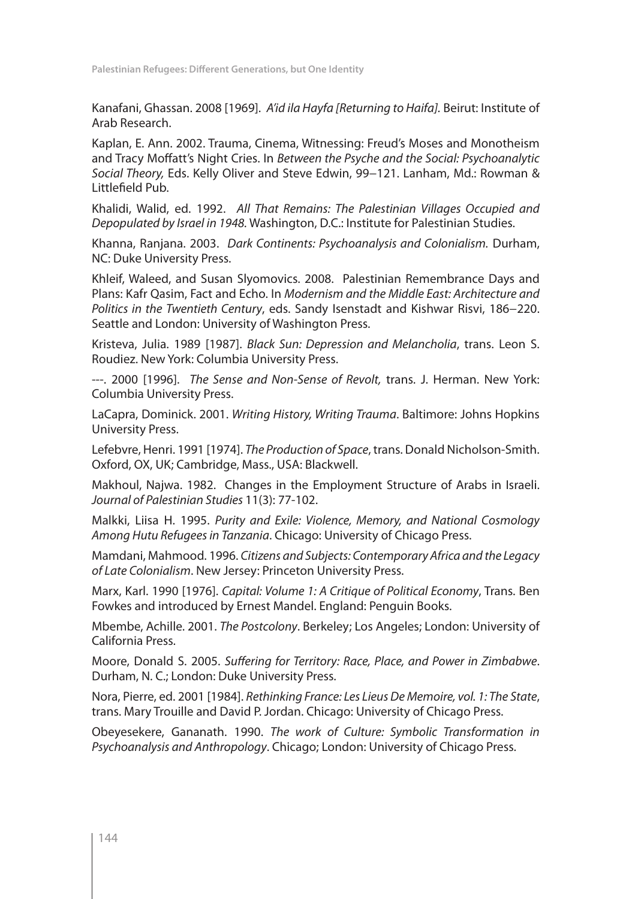Kanafani, Ghassan. 2008 [1969]. *A'id ila Hayfa [Returning to Haifa]*. Beirut: Institute of Arab Research.

Kaplan, E. Ann. 2002. Trauma, Cinema, Witnessing: Freud's Moses and Monotheism and Tracy Moffatt's Night Cries. In *Between the Psyche and the Social: Psychoanalytic Social Theory,* Eds. Kelly Oliver and Steve Edwin, 99–121. Lanham, Md.: Rowman & Littlefield Pub.

Khalidi, Walid, ed. 1992. *All That Remains: The Palestinian Villages Occupied and Depopulated by Israel in 1948*. Washington, D.C.: Institute for Palestinian Studies.

Khanna, Ranjana. 2003. *Dark Continents: Psychoanalysis and Colonialism.* Durham, NC: Duke University Press.

Khleif, Waleed, and Susan Slyomovics. 2008. Palestinian Remembrance Days and Plans: Kafr Qasim, Fact and Echo. In *Modernism and the Middle East: Architecture and Politics in the Twentieth Century*, eds. Sandy Isenstadt and Kishwar Risvi, 186–220. Seattle and London: University of Washington Press.

Kristeva, Julia. 1989 [1987]. *Black Sun: Depression and Melancholia*, trans. Leon S. Roudiez. New York: Columbia University Press.

---. 2000 [1996]. *The Sense and Non-Sense of Revolt,* trans. J. Herman. New York: Columbia University Press.

LaCapra, Dominick. 2001. *Writing History, Writing Trauma*. Baltimore: Johns Hopkins University Press.

Lefebvre, Henri. 1991 [1974]. *The Production of Space*, trans. Donald Nicholson-Smith. Oxford, OX, UK; Cambridge, Mass., USA: Blackwell.

Makhoul, Najwa. 1982. Changes in the Employment Structure of Arabs in Israeli. *Journal of Palestinian Studies* 11(3): 77-102.

Malkki, Liisa H. 1995. *Purity and Exile: Violence, Memory, and National Cosmology Among Hutu Refugees in Tanzania*. Chicago: University of Chicago Press.

Mamdani, Mahmood. 1996. *Citizens and Subjects: Contemporary Africa and the Legacy of Late Colonialism*. New Jersey: Princeton University Press.

Marx, Karl. 1990 [1976]. *Capital: Volume 1: A Critique of Political Economy*, Trans. Ben Fowkes and introduced by Ernest Mandel. England: Penguin Books.

Mbembe, Achille. 2001. *The Postcolony*. Berkeley; Los Angeles; London: University of California Press.

Moore, Donald S. 2005. *Suffering for Territory: Race, Place, and Power in Zimbabwe*. Durham, N. C.; London: Duke University Press.

Nora, Pierre, ed. 2001 [1984]. *Rethinking France: Les Lieus De Memoire, vol. 1: The State*, trans. Mary Trouille and David P. Jordan. Chicago: University of Chicago Press.

Obeyesekere, Gananath. 1990. *The work of Culture: Symbolic Transformation in Psychoanalysis and Anthropology*. Chicago; London: University of Chicago Press.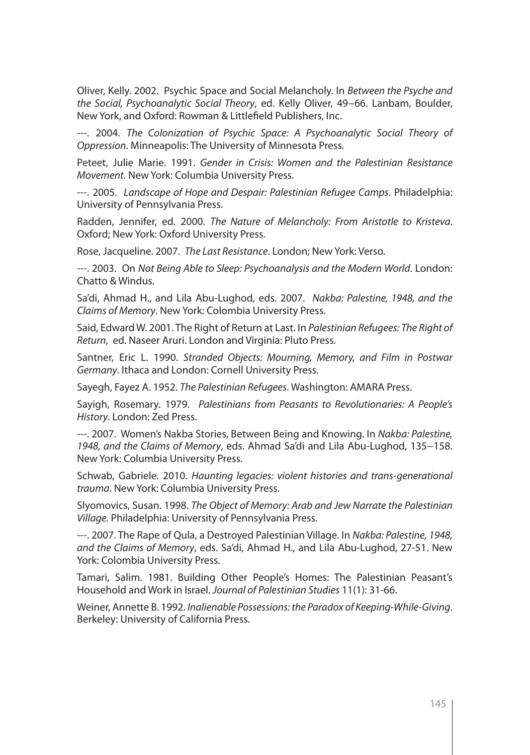Oliver, Kelly. 2002. Psychic Space and Social Melancholy. In *Between the Psyche and the Social, Psychoanalytic Social Theory*, ed. Kelly Oliver, 49–66. Lanbam, Boulder, New York, and Oxford: Rowman & Littlefield Publishers, Inc.

---. 2004. *The Colonization of Psychic Space: A Psychoanalytic Social Theory of Oppression*. Minneapolis: The University of Minnesota Press.

Peteet, Julie Marie. 1991. *Gender in Crisis: Women and the Palestinian Resistance Movement*. New York: Columbia University Press.

---. 2005. *Landscape of Hope and Despair: Palestinian Refugee Camps*. Philadelphia: University of Pennsylvania Press.

Radden, Jennifer, ed. 2000. *The Nature of Melancholy: From Aristotle to Kristeva*. Oxford; New York: Oxford University Press.

Rose, Jacqueline. 2007. *The Last Resistance*. London; New York: Verso.

---. 2003. On *Not Being Able to Sleep: Psychoanalysis and the Modern World*. London: Chatto & Windus.

Sa'di, Ahmad H., and Lila Abu-Lughod, eds. 2007. *Nakba: Palestine, 1948, and the Claims of Memory*. New York: Colombia University Press.

Said, Edward W. 2001. The Right of Return at Last. In *Palestinian Refugees: The Right of Return*, ed. Naseer Aruri. London and Virginia: Pluto Press.

Santner, Eric L. 1990. *Stranded Objects: Mourning, Memory, and Film in Postwar Germany*. Ithaca and London: Cornell University Press.

Sayegh, Fayez A. 1952. *The Palestinian Refugees*. Washington: AMARA Press.

Sayigh, Rosemary. 1979. *Palestinians from Peasants to Revolutionaries: A People's History*. London: Zed Press.

---. 2007. Women's Nakba Stories, Between Being and Knowing. In *Nakba: Palestine, 1948, and the Claims of Memory*, eds. Ahmad Sa'di and Lila Abu-Lughod, 135–158. New York: Columbia University Press.

Schwab, Gabriele. 2010. *Haunting legacies: violent histories and trans-generational trauma*. New York: Columbia University Press.

Slyomovics, Susan. 1998. *The Object of Memory: Arab and Jew Narrate the Palestinian Village.* Philadelphia: University of Pennsylvania Press.

---. 2007. The Rape of Qula, a Destroyed Palestinian Village. In *Nakba: Palestine, 1948, and the Claims of Memory*, eds. Sa'di, Ahmad H., and Lila Abu-Lughod, 27-51. New York: Colombia University Press.

Tamari, Salim. 1981. Building Other People's Homes: The Palestinian Peasant's Household and Work in Israel. *Journal of Palestinian Studies* 11(1): 31-66.

Weiner, Annette B. 1992. *Inalienable Possessions: the Paradox of Keeping-While-Giving*. Berkeley: University of California Press.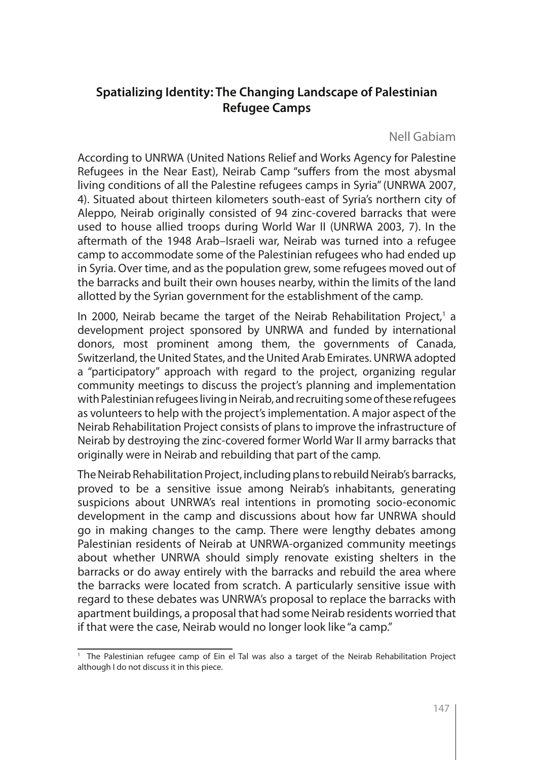## Spatializing Identity: The Changing Landscape of Palestinian Refugee Camps

Nell Gabiam

According to UNRWA (United Nations Relief and Works Agency for Palestine Refugees in the Near East), Neirab Camp "suffers from the most abysmal living conditions of all the Palestine refugees camps in Syria" (UNRWA 2007, 4). Situated about thirteen kilometers south-east of Syria's northern city of Aleppo, Neirab originally consisted of 94 zinc-covered barracks that were used to house allied troops during World War II (UNRWA 2003, 7). In the aftermath of the 1948 Arab–Israeli war, Neirab was turned into a refugee camp to accommodate some of the Palestinian refugees who had ended up in Syria. Over time, and as the population grew, some refugees moved out of the barracks and built their own houses nearby, within the limits of the land allotted by the Syrian government for the establishment of the camp.

In 2000, Neirab became the target of the Neirab Rehabilitation Project,[1] a development project sponsored by UNRWA and funded by international donors, most prominent among them, the governments of Canada, Switzerland, the United States, and the United Arab Emirates. UNRWA adopted a "participatory" approach with regard to the project, organizing regular community meetings to discuss the project's planning and implementation with Palestinian refugees living in Neirab, and recruiting some of these refugees as volunteers to help with the project's implementation. A major aspect of the Neirab Rehabilitation Project consists of plans to improve the infrastructure of Neirab by destroying the zinc-covered former World War II army barracks that originally were in Neirab and rebuilding that part of the camp.

The Neirab Rehabilitation Project, including plans to rebuild Neirab's barracks, proved to be a sensitive issue among Neirab's inhabitants, generating suspicions about UNRWA's real intentions in promoting socio-economic development in the camp and discussions about how far UNRWA should go in making changes to the camp. There were lengthy debates among Palestinian residents of Neirab at UNRWA-organized community meetings about whether UNRWA should simply renovate existing shelters in the barracks or do away entirely with the barracks and rebuild the area where the barracks were located from scratch. A particularly sensitive issue with regard to these debates was UNRWA's proposal to replace the barracks with apartment buildings, a proposal that had some Neirab residents worried that if that were the case, Neirab would no longer look like "a camp."

[1] The Palestinian refugee camp of Ein el Tal was also a target of the Neirab Rehabilitation Project although I do not discuss it in this piece.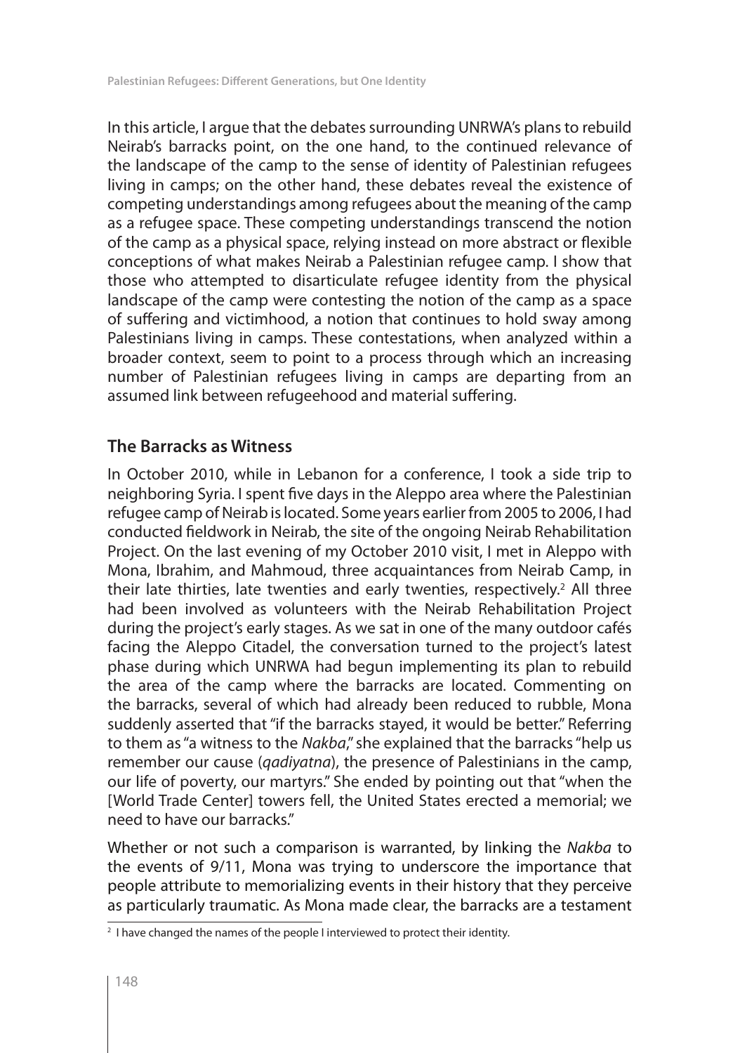In this article, I argue that the debates surrounding UNRWA's plans to rebuild Neirab's barracks point, on the one hand, to the continued relevance of the landscape of the camp to the sense of identity of Palestinian refugees living in camps; on the other hand, these debates reveal the existence of competing understandings among refugees about the meaning of the camp as a refugee space. These competing understandings transcend the notion of the camp as a physical space, relying instead on more abstract or flexible conceptions of what makes Neirab a Palestinian refugee camp. I show that those who attempted to disarticulate refugee identity from the physical landscape of the camp were contesting the notion of the camp as a space of suffering and victimhood, a notion that continues to hold sway among Palestinians living in camps. These contestations, when analyzed within a broader context, seem to point to a process through which an increasing number of Palestinian refugees living in camps are departing from an assumed link between refugeehood and material suffering.

## The Barracks as Witness

In October 2010, while in Lebanon for a conference, I took a side trip to neighboring Syria. I spent five days in the Aleppo area where the Palestinian refugee camp of Neirab is located. Some years earlier from 2005 to 2006, I had conducted fieldwork in Neirab, the site of the ongoing Neirab Rehabilitation Project. On the last evening of my October 2010 visit, I met in Aleppo with Mona, Ibrahim, and Mahmoud, three acquaintances from Neirab Camp, in their late thirties, late twenties and early twenties, respectively.[2] All three had been involved as volunteers with the Neirab Rehabilitation Project during the project's early stages. As we sat in one of the many outdoor cafés facing the Aleppo Citadel, the conversation turned to the project's latest phase during which UNRWA had begun implementing its plan to rebuild the area of the camp where the barracks are located. Commenting on the barracks, several of which had already been reduced to rubble, Mona suddenly asserted that "if the barracks stayed, it would be better." Referring to them as "a witness to the *Nakba*," she explained that the barracks "help us remember our cause (*qadiyatna*), the presence of Palestinians in the camp, our life of poverty, our martyrs." She ended by pointing out that "when the [World Trade Center] towers fell, the United States erected a memorial; we need to have our barracks."

Whether or not such a comparison is warranted, by linking the *Nakba* to the events of 9/11, Mona was trying to underscore the importance that people attribute to memorializing events in their history that they perceive as particularly traumatic. As Mona made clear, the barracks are a testament

[2] I have changed the names of the people I interviewed to protect their identity.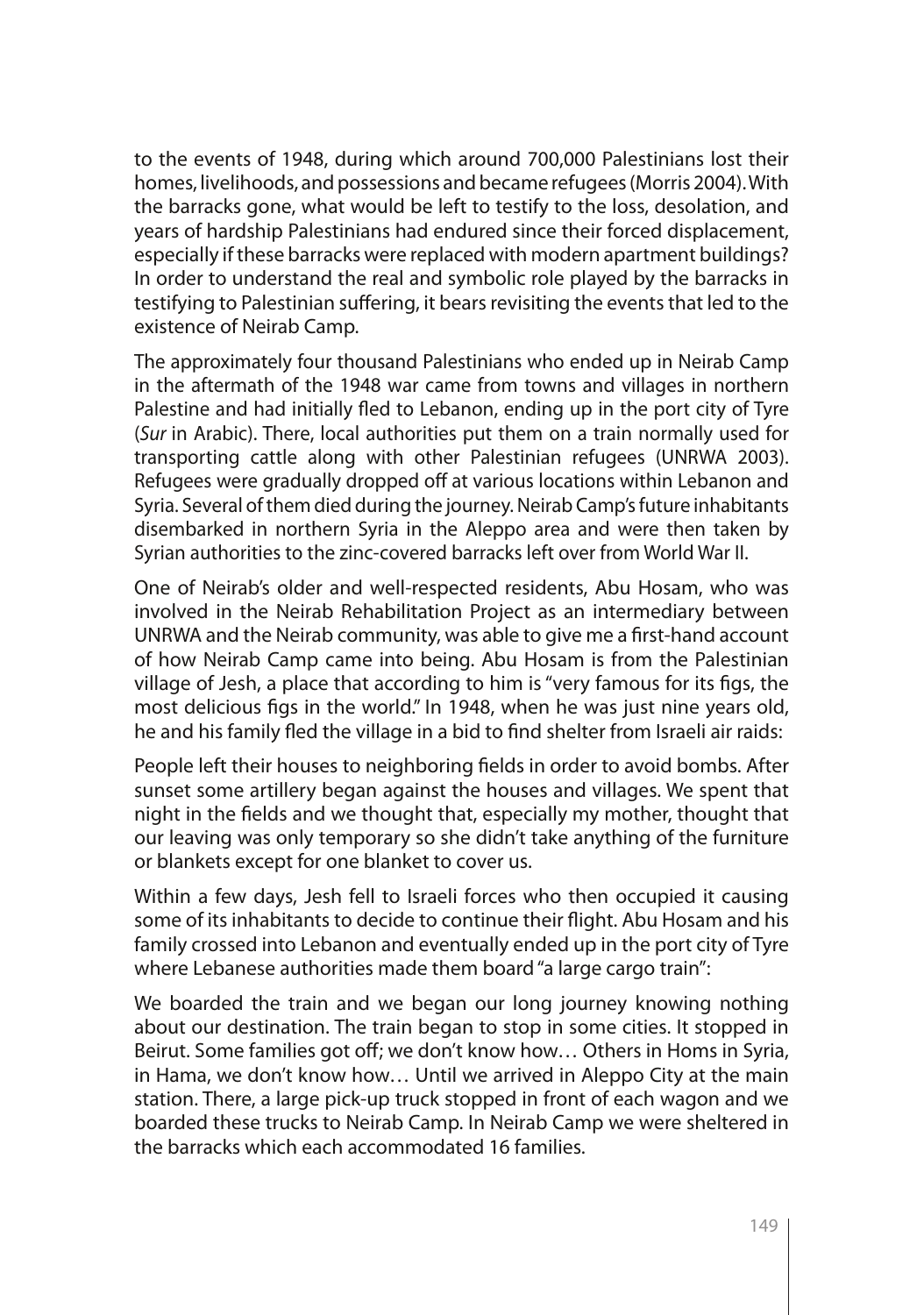to the events of 1948, during which around 700,000 Palestinians lost their homes, livelihoods, and possessions and became refugees (Morris 2004). With the barracks gone, what would be left to testify to the loss, desolation, and years of hardship Palestinians had endured since their forced displacement, especially if these barracks were replaced with modern apartment buildings? In order to understand the real and symbolic role played by the barracks in testifying to Palestinian suffering, it bears revisiting the events that led to the existence of Neirab Camp.

The approximately four thousand Palestinians who ended up in Neirab Camp in the aftermath of the 1948 war came from towns and villages in northern Palestine and had initially fled to Lebanon, ending up in the port city of Tyre (*Sur* in Arabic). There, local authorities put them on a train normally used for transporting cattle along with other Palestinian refugees (UNRWA 2003). Refugees were gradually dropped off at various locations within Lebanon and Syria. Several of them died during the journey. Neirab Camp's future inhabitants disembarked in northern Syria in the Aleppo area and were then taken by Syrian authorities to the zinc-covered barracks left over from World War II.

One of Neirab's older and well-respected residents, Abu Hosam, who was involved in the Neirab Rehabilitation Project as an intermediary between UNRWA and the Neirab community, was able to give me a first-hand account of how Neirab Camp came into being. Abu Hosam is from the Palestinian village of Jesh, a place that according to him is "very famous for its figs, the most delicious figs in the world." In 1948, when he was just nine years old, he and his family fled the village in a bid to find shelter from Israeli air raids:

> People left their houses to neighboring fields in order to avoid bombs. After sunset some artillery began against the houses and villages. We spent that night in the fields and we thought that, especially my mother, thought that our leaving was only temporary so she didn't take anything of the furniture or blankets except for one blanket to cover us.

Within a few days, Jesh fell to Israeli forces who then occupied it causing some of its inhabitants to decide to continue their flight. Abu Hosam and his family crossed into Lebanon and eventually ended up in the port city of Tyre where Lebanese authorities made them board "a large cargo train":

> We boarded the train and we began our long journey knowing nothing about our destination. The train began to stop in some cities. It stopped in Beirut. Some families got off; we don't know how… Others in Homs in Syria, in Hama, we don't know how… Until we arrived in Aleppo City at the main station. There, a large pick-up truck stopped in front of each wagon and we boarded these trucks to Neirab Camp. In Neirab Camp we were sheltered in the barracks which each accommodated 16 families.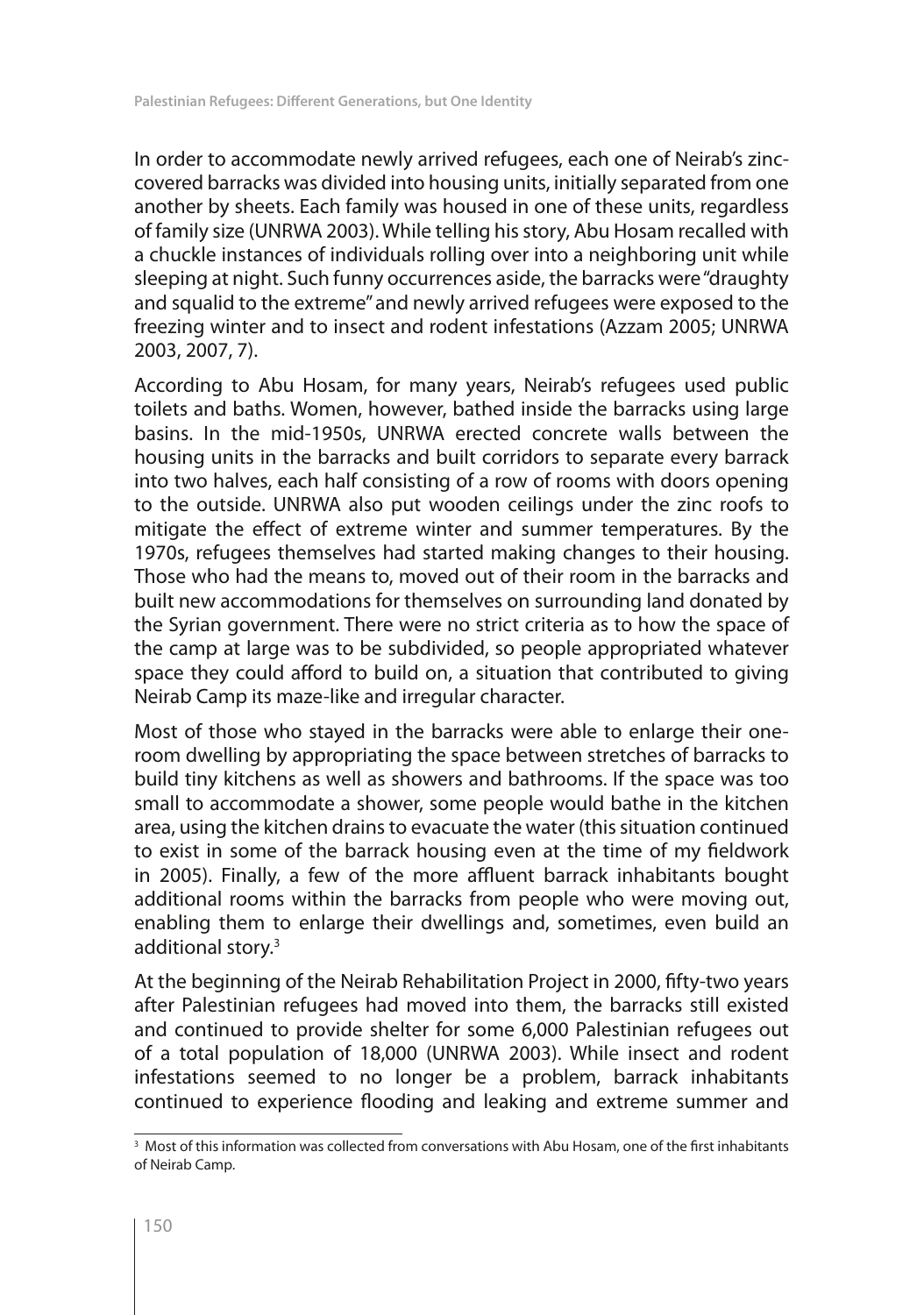In order to accommodate newly arrived refugees, each one of Neirab's zinc-covered barracks was divided into housing units, initially separated from one another by sheets. Each family was housed in one of these units, regardless of family size (UNRWA 2003). While telling his story, Abu Hosam recalled with a chuckle instances of individuals rolling over into a neighboring unit while sleeping at night. Such funny occurrences aside, the barracks were "draughty and squalid to the extreme" and newly arrived refugees were exposed to the freezing winter and to insect and rodent infestations (Azzam 2005; UNRWA 2003, 2007, 7).

According to Abu Hosam, for many years, Neirab's refugees used public toilets and baths. Women, however, bathed inside the barracks using large basins. In the mid-1950s, UNRWA erected concrete walls between the housing units in the barracks and built corridors to separate every barrack into two halves, each half consisting of a row of rooms with doors opening to the outside. UNRWA also put wooden ceilings under the zinc roofs to mitigate the effect of extreme winter and summer temperatures. By the 1970s, refugees themselves had started making changes to their housing. Those who had the means to, moved out of their room in the barracks and built new accommodations for themselves on surrounding land donated by the Syrian government. There were no strict criteria as to how the space of the camp at large was to be subdivided, so people appropriated whatever space they could afford to build on, a situation that contributed to giving Neirab Camp its maze-like and irregular character.

Most of those who stayed in the barracks were able to enlarge their one-room dwelling by appropriating the space between stretches of barracks to build tiny kitchens as well as showers and bathrooms. If the space was too small to accommodate a shower, some people would bathe in the kitchen area, using the kitchen drains to evacuate the water (this situation continued to exist in some of the barrack housing even at the time of my fieldwork in 2005). Finally, a few of the more affluent barrack inhabitants bought additional rooms within the barracks from people who were moving out, enabling them to enlarge their dwellings and, sometimes, even build an additional story.[3]

At the beginning of the Neirab Rehabilitation Project in 2000, fifty-two years after Palestinian refugees had moved into them, the barracks still existed and continued to provide shelter for some 6,000 Palestinian refugees out of a total population of 18,000 (UNRWA 2003). While insect and rodent infestations seemed to no longer be a problem, barrack inhabitants continued to experience flooding and leaking and extreme summer and

[3] Most of this information was collected from conversations with Abu Hosam, one of the first inhabitants of Neirab Camp.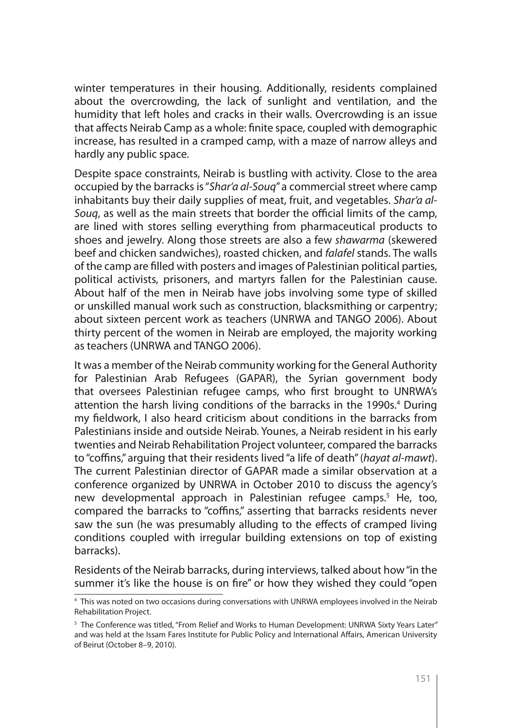winter temperatures in their housing. Additionally, residents complained about the overcrowding, the lack of sunlight and ventilation, and the humidity that left holes and cracks in their walls. Overcrowding is an issue that affects Neirab Camp as a whole: finite space, coupled with demographic increase, has resulted in a cramped camp, with a maze of narrow alleys and hardly any public space.

Despite space constraints, Neirab is bustling with activity. Close to the area occupied by the barracks is "*Shar'a al-Souq*" a commercial street where camp inhabitants buy their daily supplies of meat, fruit, and vegetables. *Shar'a al-Souq*, as well as the main streets that border the official limits of the camp, are lined with stores selling everything from pharmaceutical products to shoes and jewelry. Along those streets are also a few *shawarma* (skewered beef and chicken sandwiches), roasted chicken, and *falafel* stands. The walls of the camp are filled with posters and images of Palestinian political parties, political activists, prisoners, and martyrs fallen for the Palestinian cause. About half of the men in Neirab have jobs involving some type of skilled or unskilled manual work such as construction, blacksmithing or carpentry; about sixteen percent work as teachers (UNRWA and TANGO 2006). About thirty percent of the women in Neirab are employed, the majority working as teachers (UNRWA and TANGO 2006).

It was a member of the Neirab community working for the General Authority for Palestinian Arab Refugees (GAPAR), the Syrian government body that oversees Palestinian refugee camps, who first brought to UNRWA's attention the harsh living conditions of the barracks in the 1990s.[4] During my fieldwork, I also heard criticism about conditions in the barracks from Palestinians inside and outside Neirab. Younes, a Neirab resident in his early twenties and Neirab Rehabilitation Project volunteer, compared the barracks to "coffins," arguing that their residents lived "a life of death" (*hayat al-mawt*). The current Palestinian director of GAPAR made a similar observation at a conference organized by UNRWA in October 2010 to discuss the agency's new developmental approach in Palestinian refugee camps.[5] He, too, compared the barracks to "coffins," asserting that barracks residents never saw the sun (he was presumably alluding to the effects of cramped living conditions coupled with irregular building extensions on top of existing barracks).

Residents of the Neirab barracks, during interviews, talked about how "in the summer it's like the house is on fire" or how they wished they could "open

---

[4] This was noted on two occasions during conversations with UNRWA employees involved in the Neirab Rehabilitation Project.

[5] The Conference was titled, "From Relief and Works to Human Development: UNRWA Sixty Years Later" and was held at the Issam Fares Institute for Public Policy and International Affairs, American University of Beirut (October 8–9, 2010).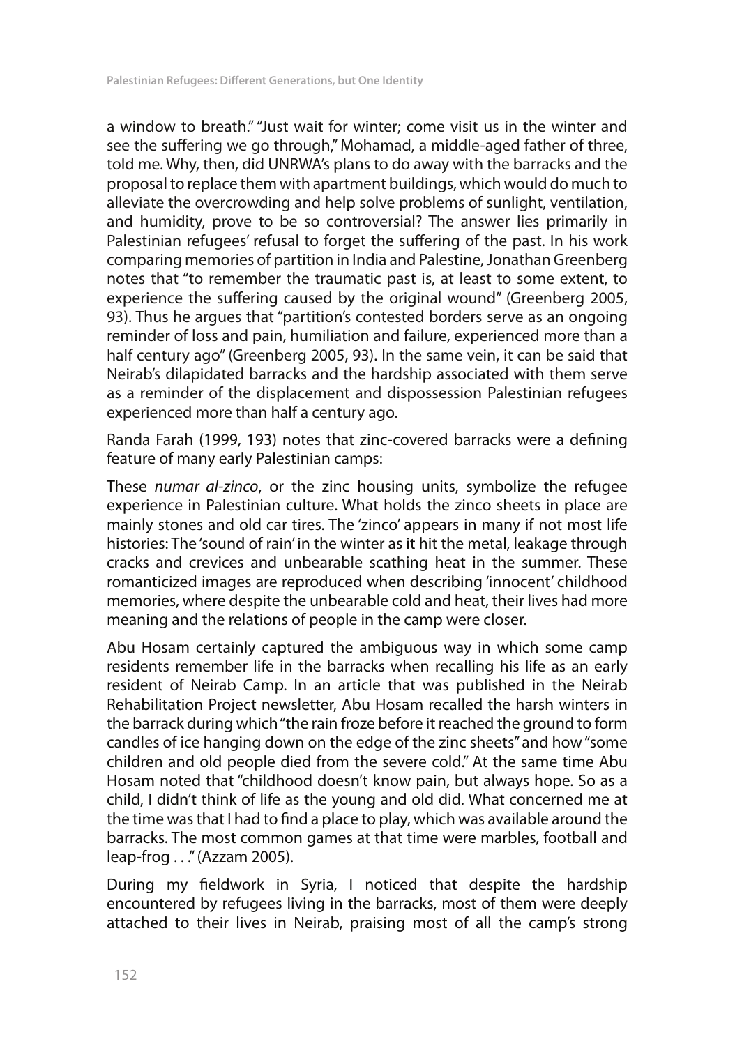a window to breath." "Just wait for winter; come visit us in the winter and see the suffering we go through," Mohamad, a middle-aged father of three, told me. Why, then, did UNRWA's plans to do away with the barracks and the proposal to replace them with apartment buildings, which would do much to alleviate the overcrowding and help solve problems of sunlight, ventilation, and humidity, prove to be so controversial? The answer lies primarily in Palestinian refugees' refusal to forget the suffering of the past. In his work comparing memories of partition in India and Palestine, Jonathan Greenberg notes that "to remember the traumatic past is, at least to some extent, to experience the suffering caused by the original wound" (Greenberg 2005, 93). Thus he argues that "partition's contested borders serve as an ongoing reminder of loss and pain, humiliation and failure, experienced more than a half century ago" (Greenberg 2005, 93). In the same vein, it can be said that Neirab's dilapidated barracks and the hardship associated with them serve as a reminder of the displacement and dispossession Palestinian refugees experienced more than half a century ago.

Randa Farah (1999, 193) notes that zinc-covered barracks were a defining feature of many early Palestinian camps:

These *numar al-zinco*, or the zinc housing units, symbolize the refugee experience in Palestinian culture. What holds the zinco sheets in place are mainly stones and old car tires. The 'zinco' appears in many if not most life histories: The 'sound of rain' in the winter as it hit the metal, leakage through cracks and crevices and unbearable scathing heat in the summer. These romanticized images are reproduced when describing 'innocent' childhood memories, where despite the unbearable cold and heat, their lives had more meaning and the relations of people in the camp were closer.

Abu Hosam certainly captured the ambiguous way in which some camp residents remember life in the barracks when recalling his life as an early resident of Neirab Camp. In an article that was published in the Neirab Rehabilitation Project newsletter, Abu Hosam recalled the harsh winters in the barrack during which "the rain froze before it reached the ground to form candles of ice hanging down on the edge of the zinc sheets" and how "some children and old people died from the severe cold." At the same time Abu Hosam noted that "childhood doesn't know pain, but always hope. So as a child, I didn't think of life as the young and old did. What concerned me at the time was that I had to find a place to play, which was available around the barracks. The most common games at that time were marbles, football and leap-frog . . ." (Azzam 2005).

During my fieldwork in Syria, I noticed that despite the hardship encountered by refugees living in the barracks, most of them were deeply attached to their lives in Neirab, praising most of all the camp's strong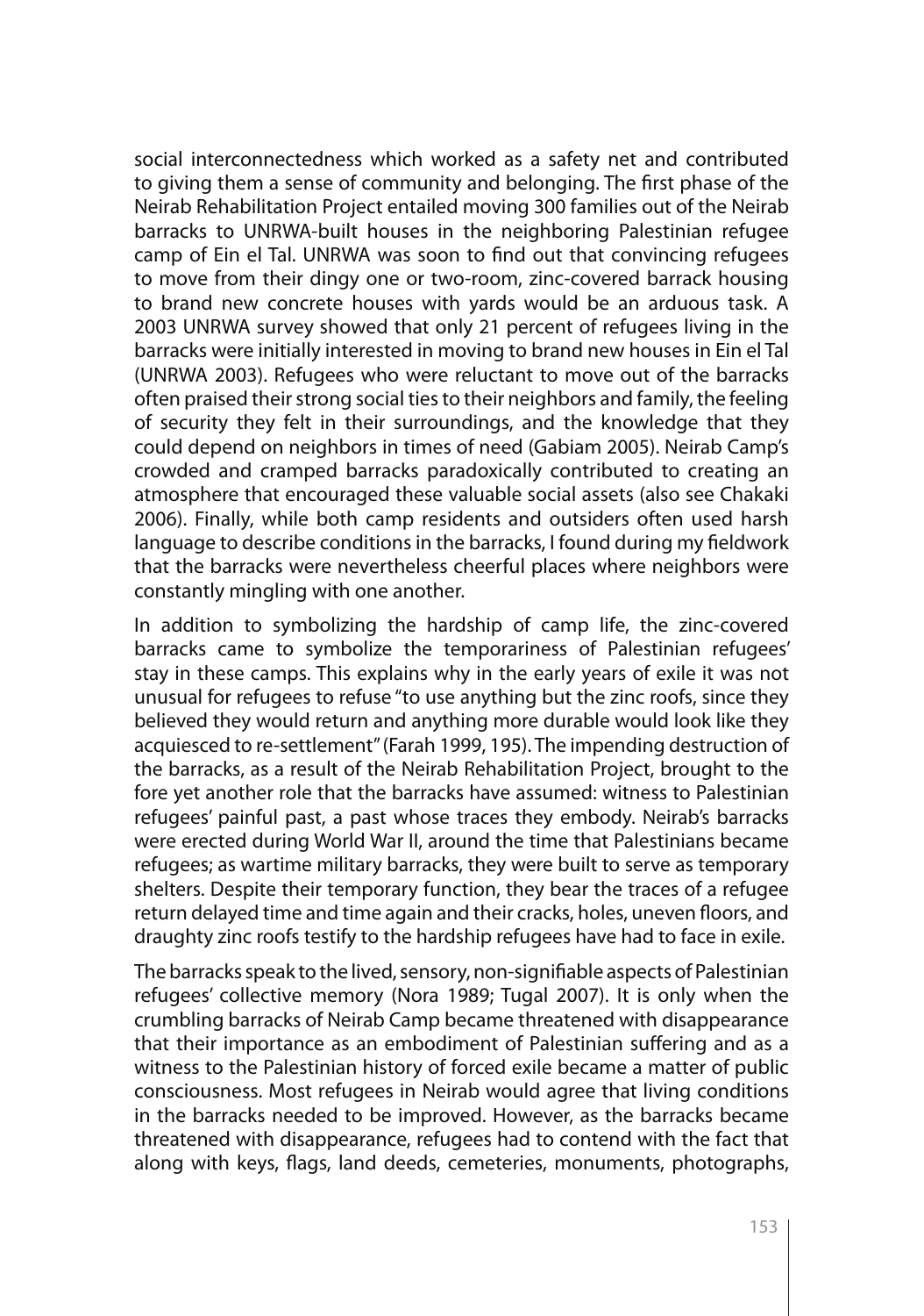social interconnectedness which worked as a safety net and contributed to giving them a sense of community and belonging. The first phase of the Neirab Rehabilitation Project entailed moving 300 families out of the Neirab barracks to UNRWA-built houses in the neighboring Palestinian refugee camp of Ein el Tal. UNRWA was soon to find out that convincing refugees to move from their dingy one or two-room, zinc-covered barrack housing to brand new concrete houses with yards would be an arduous task. A 2003 UNRWA survey showed that only 21 percent of refugees living in the barracks were initially interested in moving to brand new houses in Ein el Tal (UNRWA 2003). Refugees who were reluctant to move out of the barracks often praised their strong social ties to their neighbors and family, the feeling of security they felt in their surroundings, and the knowledge that they could depend on neighbors in times of need (Gabiam 2005). Neirab Camp's crowded and cramped barracks paradoxically contributed to creating an atmosphere that encouraged these valuable social assets (also see Chakaki 2006). Finally, while both camp residents and outsiders often used harsh language to describe conditions in the barracks, I found during my fieldwork that the barracks were nevertheless cheerful places where neighbors were constantly mingling with one another.

In addition to symbolizing the hardship of camp life, the zinc-covered barracks came to symbolize the temporariness of Palestinian refugees' stay in these camps. This explains why in the early years of exile it was not unusual for refugees to refuse "to use anything but the zinc roofs, since they believed they would return and anything more durable would look like they acquiesced to re-settlement" (Farah 1999, 195). The impending destruction of the barracks, as a result of the Neirab Rehabilitation Project, brought to the fore yet another role that the barracks have assumed: witness to Palestinian refugees' painful past, a past whose traces they embody. Neirab's barracks were erected during World War II, around the time that Palestinians became refugees; as wartime military barracks, they were built to serve as temporary shelters. Despite their temporary function, they bear the traces of a refugee return delayed time and time again and their cracks, holes, uneven floors, and draughty zinc roofs testify to the hardship refugees have had to face in exile.

The barracks speak to the lived, sensory, non-signifiable aspects of Palestinian refugees' collective memory (Nora 1989; Tugal 2007). It is only when the crumbling barracks of Neirab Camp became threatened with disappearance that their importance as an embodiment of Palestinian suffering and as a witness to the Palestinian history of forced exile became a matter of public consciousness. Most refugees in Neirab would agree that living conditions in the barracks needed to be improved. However, as the barracks became threatened with disappearance, refugees had to contend with the fact that along with keys, flags, land deeds, cemeteries, monuments, photographs,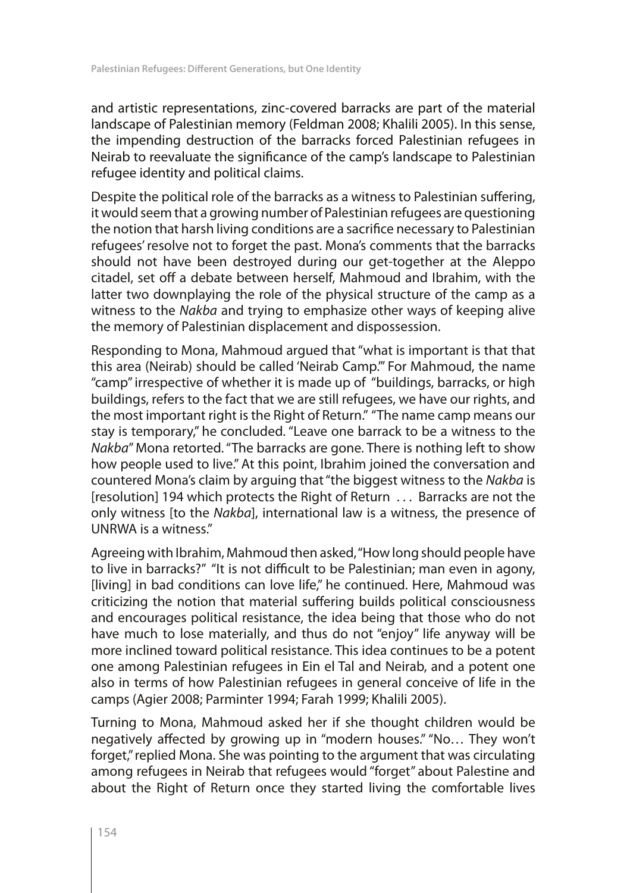and artistic representations, zinc-covered barracks are part of the material landscape of Palestinian memory (Feldman 2008; Khalili 2005). In this sense, the impending destruction of the barracks forced Palestinian refugees in Neirab to reevaluate the significance of the camp's landscape to Palestinian refugee identity and political claims.

Despite the political role of the barracks as a witness to Palestinian suffering, it would seem that a growing number of Palestinian refugees are questioning the notion that harsh living conditions are a sacrifice necessary to Palestinian refugees' resolve not to forget the past. Mona's comments that the barracks should not have been destroyed during our get-together at the Aleppo citadel, set off a debate between herself, Mahmoud and Ibrahim, with the latter two downplaying the role of the physical structure of the camp as a witness to the *Nakba* and trying to emphasize other ways of keeping alive the memory of Palestinian displacement and dispossession.

Responding to Mona, Mahmoud argued that "what is important is that that this area (Neirab) should be called 'Neirab Camp.'" For Mahmoud, the name "camp" irrespective of whether it is made up of "buildings, barracks, or high buildings, refers to the fact that we are still refugees, we have our rights, and the most important right is the Right of Return." "The name camp means our stay is temporary," he concluded. "Leave one barrack to be a witness to the *Nakba*" Mona retorted. "The barracks are gone. There is nothing left to show how people used to live." At this point, Ibrahim joined the conversation and countered Mona's claim by arguing that "the biggest witness to the *Nakba* is [resolution] 194 which protects the Right of Return ... Barracks are not the only witness [to the *Nakba*], international law is a witness, the presence of UNRWA is a witness."

Agreeing with Ibrahim, Mahmoud then asked, "How long should people have to live in barracks?" "It is not difficult to be Palestinian; man even in agony, [living] in bad conditions can love life," he continued. Here, Mahmoud was criticizing the notion that material suffering builds political consciousness and encourages political resistance, the idea being that those who do not have much to lose materially, and thus do not "enjoy" life anyway will be more inclined toward political resistance. This idea continues to be a potent one among Palestinian refugees in Ein el Tal and Neirab, and a potent one also in terms of how Palestinian refugees in general conceive of life in the camps (Agier 2008; Parminter 1994; Farah 1999; Khalili 2005).

Turning to Mona, Mahmoud asked her if she thought children would be negatively affected by growing up in "modern houses." "No… They won't forget," replied Mona. She was pointing to the argument that was circulating among refugees in Neirab that refugees would "forget" about Palestine and about the Right of Return once they started living the comfortable lives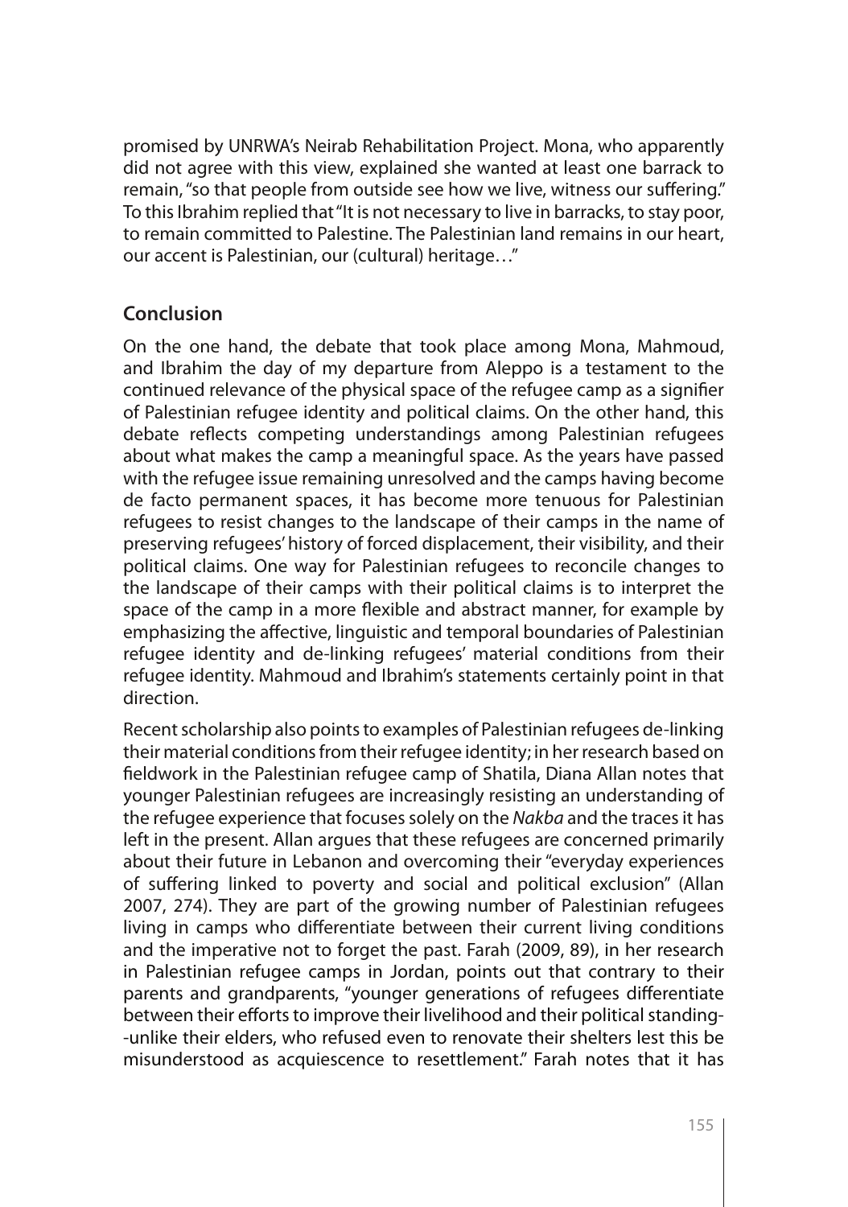promised by UNRWA's Neirab Rehabilitation Project. Mona, who apparently did not agree with this view, explained she wanted at least one barrack to remain, "so that people from outside see how we live, witness our suffering." To this Ibrahim replied that "It is not necessary to live in barracks, to stay poor, to remain committed to Palestine. The Palestinian land remains in our heart, our accent is Palestinian, our (cultural) heritage…"

## Conclusion

On the one hand, the debate that took place among Mona, Mahmoud, and Ibrahim the day of my departure from Aleppo is a testament to the continued relevance of the physical space of the refugee camp as a signifier of Palestinian refugee identity and political claims. On the other hand, this debate reflects competing understandings among Palestinian refugees about what makes the camp a meaningful space. As the years have passed with the refugee issue remaining unresolved and the camps having become de facto permanent spaces, it has become more tenuous for Palestinian refugees to resist changes to the landscape of their camps in the name of preserving refugees' history of forced displacement, their visibility, and their political claims. One way for Palestinian refugees to reconcile changes to the landscape of their camps with their political claims is to interpret the space of the camp in a more flexible and abstract manner, for example by emphasizing the affective, linguistic and temporal boundaries of Palestinian refugee identity and de-linking refugees' material conditions from their refugee identity. Mahmoud and Ibrahim's statements certainly point in that direction.

Recent scholarship also points to examples of Palestinian refugees de-linking their material conditions from their refugee identity; in her research based on fieldwork in the Palestinian refugee camp of Shatila, Diana Allan notes that younger Palestinian refugees are increasingly resisting an understanding of the refugee experience that focuses solely on the *Nakba* and the traces it has left in the present. Allan argues that these refugees are concerned primarily about their future in Lebanon and overcoming their "everyday experiences of suffering linked to poverty and social and political exclusion" (Allan 2007, 274). They are part of the growing number of Palestinian refugees living in camps who differentiate between their current living conditions and the imperative not to forget the past. Farah (2009, 89), in her research in Palestinian refugee camps in Jordan, points out that contrary to their parents and grandparents, "younger generations of refugees differentiate between their efforts to improve their livelihood and their political standing--unlike their elders, who refused even to renovate their shelters lest this be misunderstood as acquiescence to resettlement." Farah notes that it has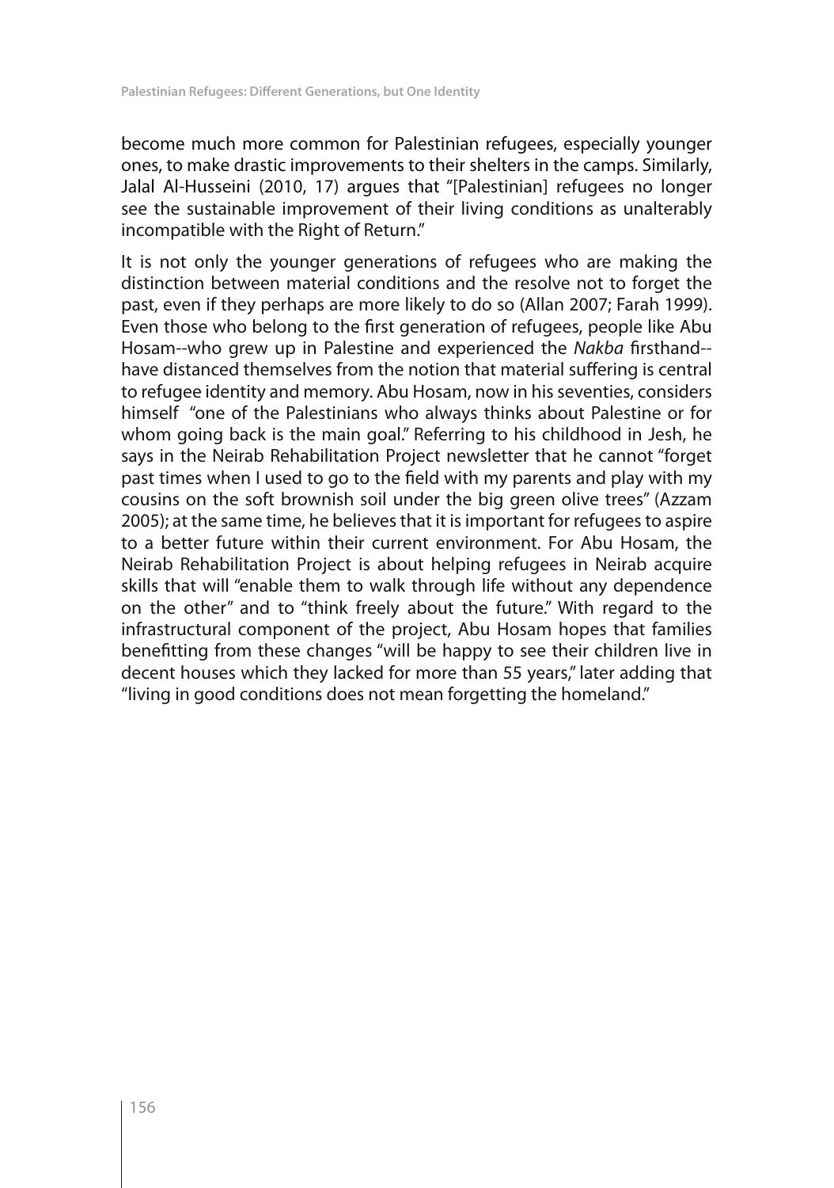become much more common for Palestinian refugees, especially younger ones, to make drastic improvements to their shelters in the camps. Similarly, Jalal Al-Husseini (2010, 17) argues that "[Palestinian] refugees no longer see the sustainable improvement of their living conditions as unalterably incompatible with the Right of Return."

It is not only the younger generations of refugees who are making the distinction between material conditions and the resolve not to forget the past, even if they perhaps are more likely to do so (Allan 2007; Farah 1999). Even those who belong to the first generation of refugees, people like Abu Hosam--who grew up in Palestine and experienced the *Nakba* firsthand--have distanced themselves from the notion that material suffering is central to refugee identity and memory. Abu Hosam, now in his seventies, considers himself "one of the Palestinians who always thinks about Palestine or for whom going back is the main goal." Referring to his childhood in Jesh, he says in the Neirab Rehabilitation Project newsletter that he cannot "forget past times when I used to go to the field with my parents and play with my cousins on the soft brownish soil under the big green olive trees" (Azzam 2005); at the same time, he believes that it is important for refugees to aspire to a better future within their current environment. For Abu Hosam, the Neirab Rehabilitation Project is about helping refugees in Neirab acquire skills that will "enable them to walk through life without any dependence on the other" and to "think freely about the future." With regard to the infrastructural component of the project, Abu Hosam hopes that families benefitting from these changes "will be happy to see their children live in decent houses which they lacked for more than 55 years," later adding that "living in good conditions does not mean forgetting the homeland."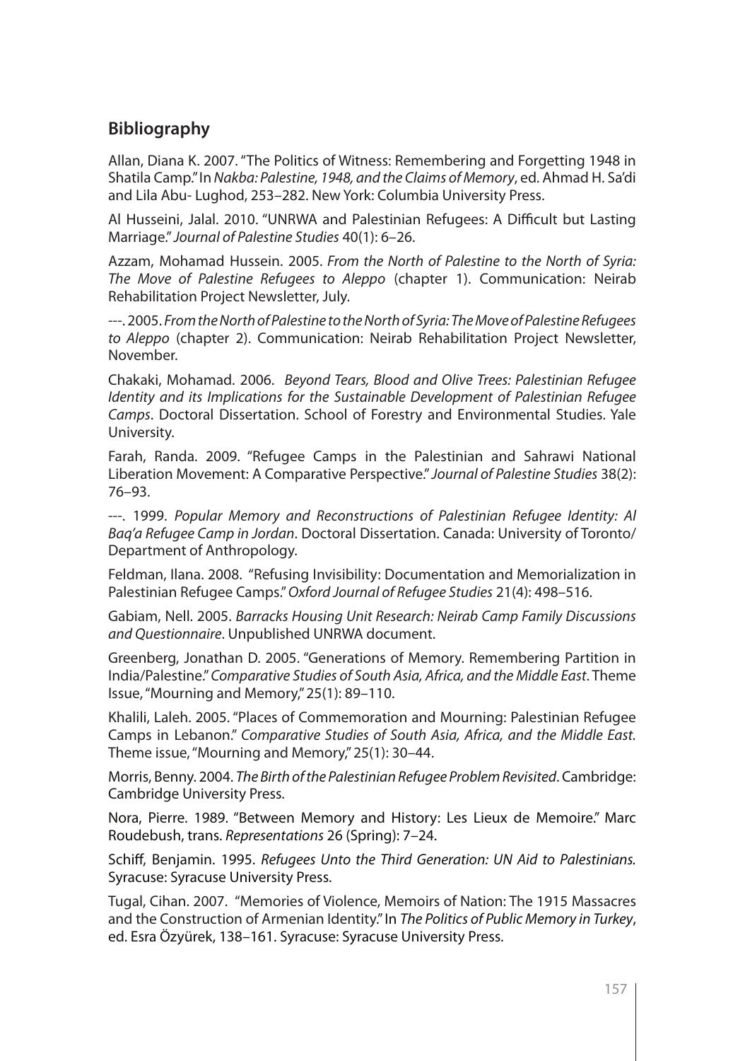## Bibliography

Allan, Diana K. 2007. "The Politics of Witness: Remembering and Forgetting 1948 in Shatila Camp." In *Nakba: Palestine, 1948, and the Claims of Memory*, ed. Ahmad H. Sa'di and Lila Abu- Lughod, 253–282. New York: Columbia University Press.

Al Husseini, Jalal. 2010. "UNRWA and Palestinian Refugees: A Difficult but Lasting Marriage." *Journal of Palestine Studies* 40(1): 6–26.

Azzam, Mohamad Hussein. 2005. *From the North of Palestine to the North of Syria: The Move of Palestine Refugees to Aleppo* (chapter 1). Communication: Neirab Rehabilitation Project Newsletter, July.

---. 2005. *From the North of Palestine to the North of Syria: The Move of Palestine Refugees to Aleppo* (chapter 2). Communication: Neirab Rehabilitation Project Newsletter, November.

Chakaki, Mohamad. 2006. *Beyond Tears, Blood and Olive Trees: Palestinian Refugee Identity and its Implications for the Sustainable Development of Palestinian Refugee Camps*. Doctoral Dissertation. School of Forestry and Environmental Studies. Yale University.

Farah, Randa. 2009. "Refugee Camps in the Palestinian and Sahrawi National Liberation Movement: A Comparative Perspective." *Journal of Palestine Studies* 38(2): 76–93.

---. 1999. *Popular Memory and Reconstructions of Palestinian Refugee Identity: Al Baq'a Refugee Camp in Jordan*. Doctoral Dissertation. Canada: University of Toronto/ Department of Anthropology.

Feldman, Ilana. 2008. "Refusing Invisibility: Documentation and Memorialization in Palestinian Refugee Camps." *Oxford Journal of Refugee Studies* 21(4): 498–516.

Gabiam, Nell. 2005. *Barracks Housing Unit Research: Neirab Camp Family Discussions and Questionnaire*. Unpublished UNRWA document.

Greenberg, Jonathan D. 2005. "Generations of Memory. Remembering Partition in India/Palestine." *Comparative Studies of South Asia, Africa, and the Middle East*. Theme Issue, "Mourning and Memory," 25(1): 89–110.

Khalili, Laleh. 2005. "Places of Commemoration and Mourning: Palestinian Refugee Camps in Lebanon." *Comparative Studies of South Asia, Africa, and the Middle East.* Theme issue, "Mourning and Memory," 25(1): 30–44.

Morris, Benny. 2004. *The Birth of the Palestinian Refugee Problem Revisited*. Cambridge: Cambridge University Press.

Nora, Pierre. 1989. "Between Memory and History: Les Lieux de Memoire." Marc Roudebush, trans. *Representations* 26 (Spring): 7–24.

Schiff, Benjamin. 1995. *Refugees Unto the Third Generation: UN Aid to Palestinians.* Syracuse: Syracuse University Press.

Tugal, Cihan. 2007. "Memories of Violence, Memoirs of Nation: The 1915 Massacres and the Construction of Armenian Identity." In *The Politics of Public Memory in Turkey*, ed. Esra Özyürek, 138–161. Syracuse: Syracuse University Press.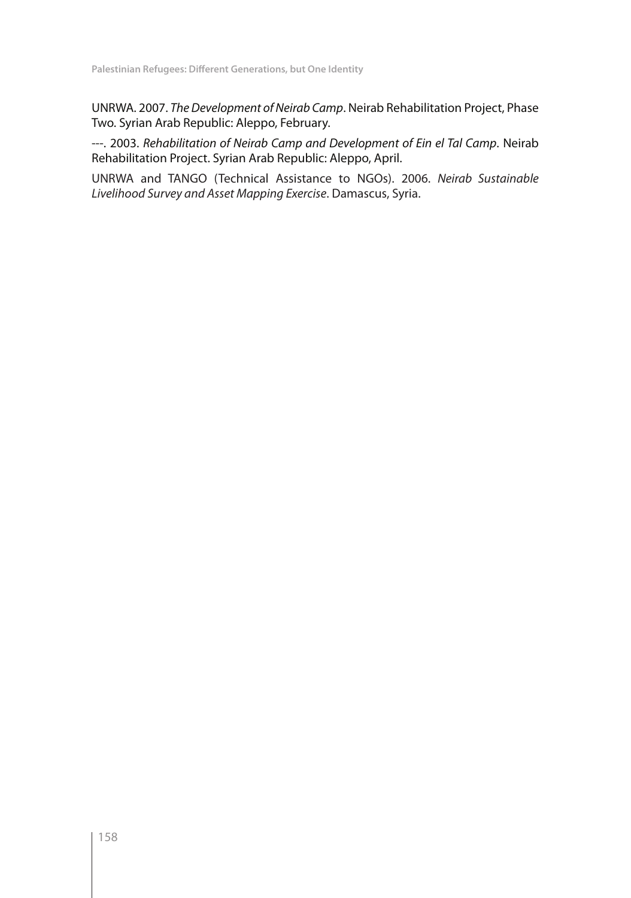UNRWA. 2007. *The Development of Neirab Camp*. Neirab Rehabilitation Project, Phase Two. Syrian Arab Republic: Aleppo, February.

---. 2003. *Rehabilitation of Neirab Camp and Development of Ein el Tal Camp*. Neirab Rehabilitation Project. Syrian Arab Republic: Aleppo, April.

UNRWA and TANGO (Technical Assistance to NGOs). 2006. *Neirab Sustainable Livelihood Survey and Asset Mapping Exercise*. Damascus, Syria.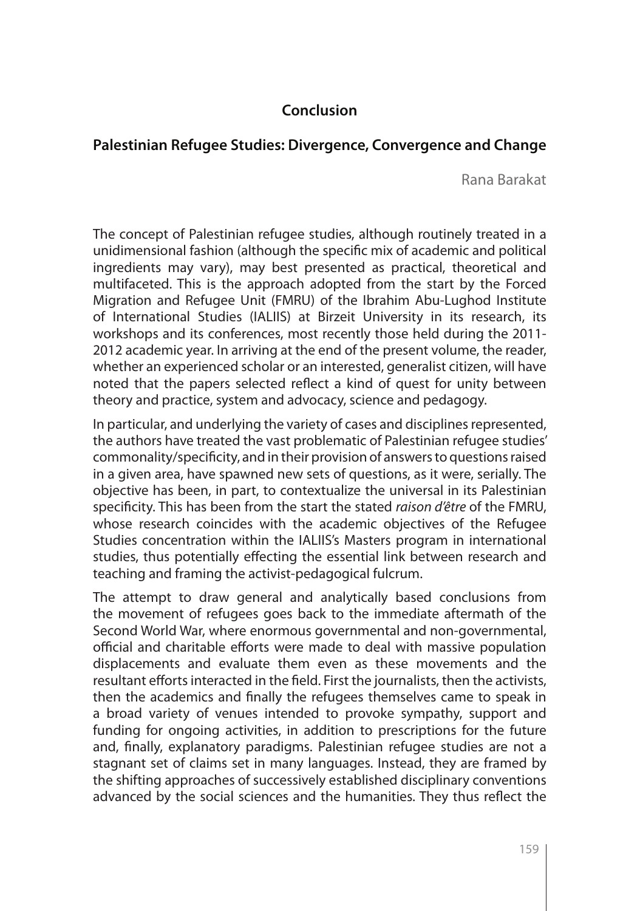# Conclusion

## Palestinian Refugee Studies: Divergence, Convergence and Change

Rana Barakat

The concept of Palestinian refugee studies, although routinely treated in a unidimensional fashion (although the specific mix of academic and political ingredients may vary), may best presented as practical, theoretical and multifaceted. This is the approach adopted from the start by the Forced Migration and Refugee Unit (FMRU) of the Ibrahim Abu-Lughod Institute of International Studies (IALIIS) at Birzeit University in its research, its workshops and its conferences, most recently those held during the 2011-2012 academic year. In arriving at the end of the present volume, the reader, whether an experienced scholar or an interested, generalist citizen, will have noted that the papers selected reflect a kind of quest for unity between theory and practice, system and advocacy, science and pedagogy.

In particular, and underlying the variety of cases and disciplines represented, the authors have treated the vast problematic of Palestinian refugee studies' commonality/specificity, and in their provision of answers to questions raised in a given area, have spawned new sets of questions, as it were, serially. The objective has been, in part, to contextualize the universal in its Palestinian specificity. This has been from the start the stated *raison d'être* of the FMRU, whose research coincides with the academic objectives of the Refugee Studies concentration within the IALIIS's Masters program in international studies, thus potentially effecting the essential link between research and teaching and framing the activist-pedagogical fulcrum.

The attempt to draw general and analytically based conclusions from the movement of refugees goes back to the immediate aftermath of the Second World War, where enormous governmental and non-governmental, official and charitable efforts were made to deal with massive population displacements and evaluate them even as these movements and the resultant efforts interacted in the field. First the journalists, then the activists, then the academics and finally the refugees themselves came to speak in a broad variety of venues intended to provoke sympathy, support and funding for ongoing activities, in addition to prescriptions for the future and, finally, explanatory paradigms. Palestinian refugee studies are not a stagnant set of claims set in many languages. Instead, they are framed by the shifting approaches of successively established disciplinary conventions advanced by the social sciences and the humanities. They thus reflect the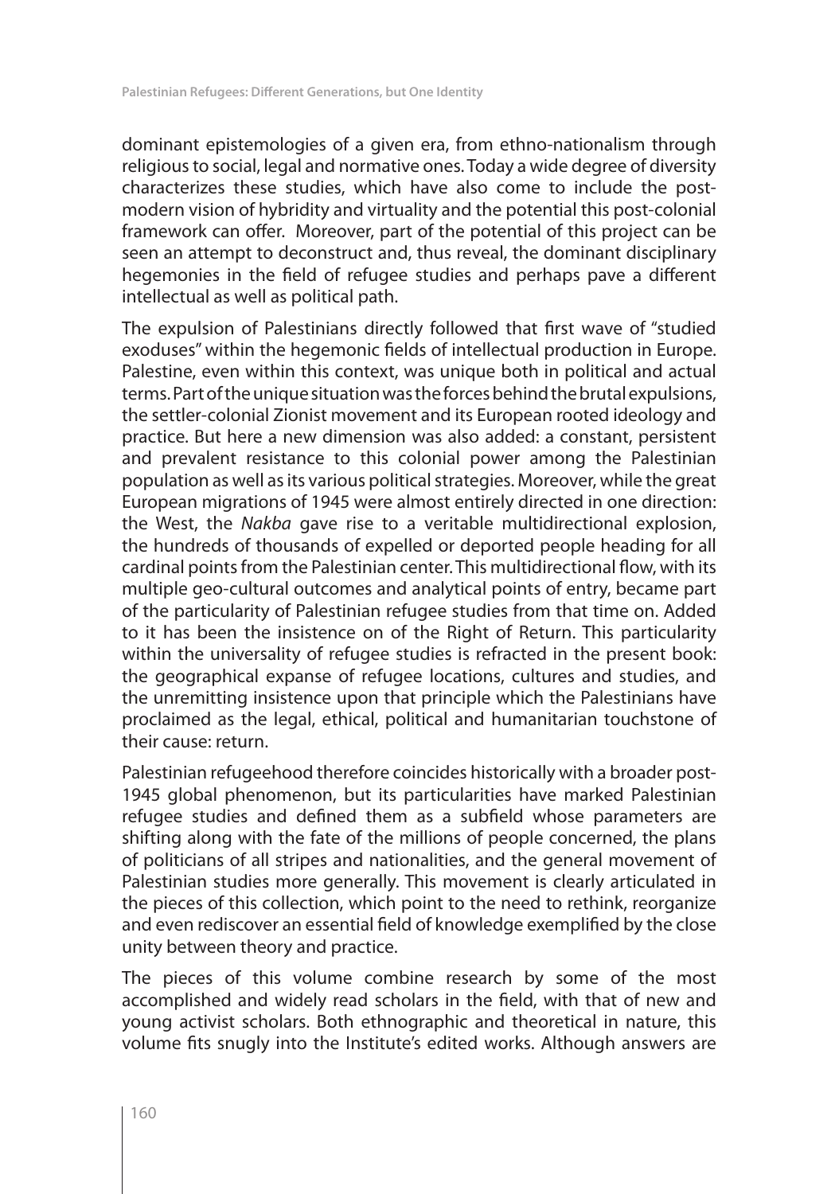dominant epistemologies of a given era, from ethno-nationalism through religious to social, legal and normative ones. Today a wide degree of diversity characterizes these studies, which have also come to include the post-modern vision of hybridity and virtuality and the potential this post-colonial framework can offer. Moreover, part of the potential of this project can be seen an attempt to deconstruct and, thus reveal, the dominant disciplinary hegemonies in the field of refugee studies and perhaps pave a different intellectual as well as political path.

The expulsion of Palestinians directly followed that first wave of "studied exoduses" within the hegemonic fields of intellectual production in Europe. Palestine, even within this context, was unique both in political and actual terms. Part of the unique situation was the forces behind the brutal expulsions, the settler-colonial Zionist movement and its European rooted ideology and practice. But here a new dimension was also added: a constant, persistent and prevalent resistance to this colonial power among the Palestinian population as well as its various political strategies. Moreover, while the great European migrations of 1945 were almost entirely directed in one direction: the West, the *Nakba* gave rise to a veritable multidirectional explosion, the hundreds of thousands of expelled or deported people heading for all cardinal points from the Palestinian center. This multidirectional flow, with its multiple geo-cultural outcomes and analytical points of entry, became part of the particularity of Palestinian refugee studies from that time on. Added to it has been the insistence on of the Right of Return. This particularity within the universality of refugee studies is refracted in the present book: the geographical expanse of refugee locations, cultures and studies, and the unremitting insistence upon that principle which the Palestinians have proclaimed as the legal, ethical, political and humanitarian touchstone of their cause: return.

Palestinian refugeehood therefore coincides historically with a broader post-1945 global phenomenon, but its particularities have marked Palestinian refugee studies and defined them as a subfield whose parameters are shifting along with the fate of the millions of people concerned, the plans of politicians of all stripes and nationalities, and the general movement of Palestinian studies more generally. This movement is clearly articulated in the pieces of this collection, which point to the need to rethink, reorganize and even rediscover an essential field of knowledge exemplified by the close unity between theory and practice.

The pieces of this volume combine research by some of the most accomplished and widely read scholars in the field, with that of new and young activist scholars. Both ethnographic and theoretical in nature, this volume fits snugly into the Institute's edited works. Although answers are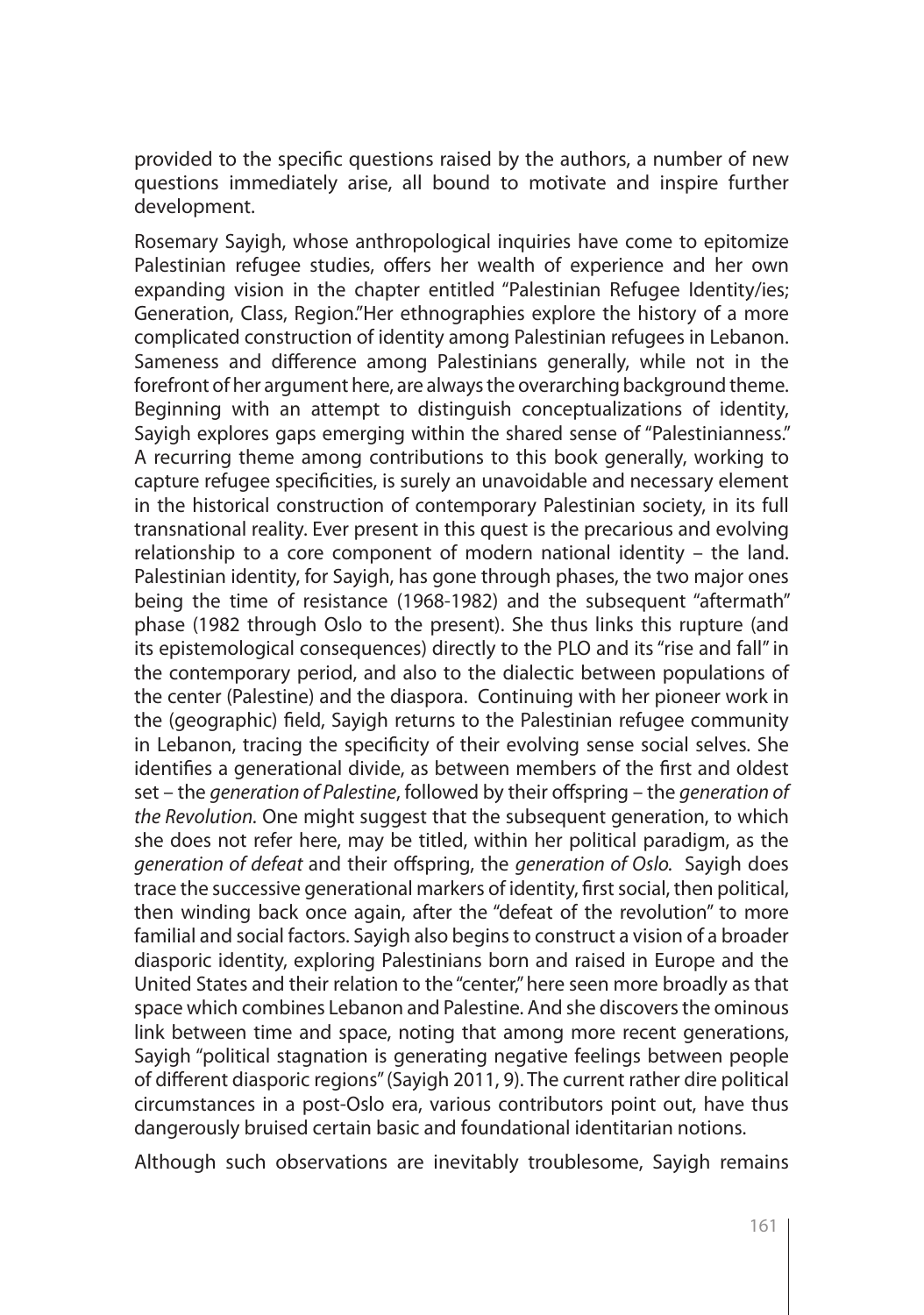provided to the specific questions raised by the authors, a number of new questions immediately arise, all bound to motivate and inspire further development.

Rosemary Sayigh, whose anthropological inquiries have come to epitomize Palestinian refugee studies, offers her wealth of experience and her own expanding vision in the chapter entitled "Palestinian Refugee Identity/ies; Generation, Class, Region."Her ethnographies explore the history of a more complicated construction of identity among Palestinian refugees in Lebanon. Sameness and difference among Palestinians generally, while not in the forefront of her argument here, are always the overarching background theme. Beginning with an attempt to distinguish conceptualizations of identity, Sayigh explores gaps emerging within the shared sense of "Palestinianness." A recurring theme among contributions to this book generally, working to capture refugee specificities, is surely an unavoidable and necessary element in the historical construction of contemporary Palestinian society, in its full transnational reality. Ever present in this quest is the precarious and evolving relationship to a core component of modern national identity – the land. Palestinian identity, for Sayigh, has gone through phases, the two major ones being the time of resistance (1968-1982) and the subsequent "aftermath" phase (1982 through Oslo to the present). She thus links this rupture (and its epistemological consequences) directly to the PLO and its "rise and fall" in the contemporary period, and also to the dialectic between populations of the center (Palestine) and the diaspora. Continuing with her pioneer work in the (geographic) field, Sayigh returns to the Palestinian refugee community in Lebanon, tracing the specificity of their evolving sense social selves. She identifies a generational divide, as between members of the first and oldest set – the *generation of Palestine*, followed by their offspring – the *generation of the Revolution*. One might suggest that the subsequent generation, to which she does not refer here, may be titled, within her political paradigm, as the *generation of defeat* and their offspring, the *generation of Oslo.* Sayigh does trace the successive generational markers of identity, first social, then political, then winding back once again, after the "defeat of the revolution" to more familial and social factors. Sayigh also begins to construct a vision of a broader diasporic identity, exploring Palestinians born and raised in Europe and the United States and their relation to the "center," here seen more broadly as that space which combines Lebanon and Palestine. And she discovers the ominous link between time and space, noting that among more recent generations, Sayigh "political stagnation is generating negative feelings between people of different diasporic regions" (Sayigh 2011, 9). The current rather dire political circumstances in a post-Oslo era, various contributors point out, have thus dangerously bruised certain basic and foundational identitarian notions.

Although such observations are inevitably troublesome, Sayigh remains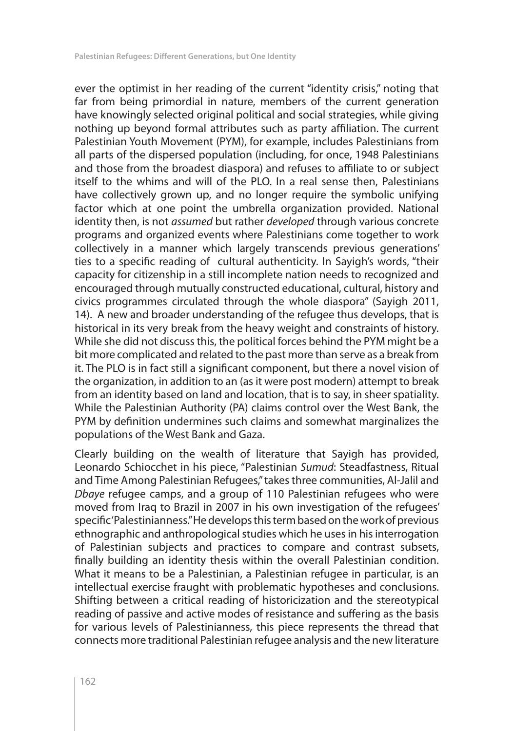ever the optimist in her reading of the current "identity crisis," noting that far from being primordial in nature, members of the current generation have knowingly selected original political and social strategies, while giving nothing up beyond formal attributes such as party affiliation. The current Palestinian Youth Movement (PYM), for example, includes Palestinians from all parts of the dispersed population (including, for once, 1948 Palestinians and those from the broadest diaspora) and refuses to affiliate to or subject itself to the whims and will of the PLO. In a real sense then, Palestinians have collectively grown up, and no longer require the symbolic unifying factor which at one point the umbrella organization provided. National identity then, is not *assumed* but rather *developed* through various concrete programs and organized events where Palestinians come together to work collectively in a manner which largely transcends previous generations' ties to a specific reading of cultural authenticity. In Sayigh's words, "their capacity for citizenship in a still incomplete nation needs to recognized and encouraged through mutually constructed educational, cultural, history and civics programmes circulated through the whole diaspora" (Sayigh 2011, 14). A new and broader understanding of the refugee thus develops, that is historical in its very break from the heavy weight and constraints of history. While she did not discuss this, the political forces behind the PYM might be a bit more complicated and related to the past more than serve as a break from it. The PLO is in fact still a significant component, but there a novel vision of the organization, in addition to an (as it were post modern) attempt to break from an identity based on land and location, that is to say, in sheer spatiality. While the Palestinian Authority (PA) claims control over the West Bank, the PYM by definition undermines such claims and somewhat marginalizes the populations of the West Bank and Gaza.

Clearly building on the wealth of literature that Sayigh has provided, Leonardo Schiocchet in his piece, "Palestinian *Sumud*: Steadfastness, Ritual and Time Among Palestinian Refugees," takes three communities, Al-Jalil and *Dbaye* refugee camps, and a group of 110 Palestinian refugees who were moved from Iraq to Brazil in 2007 in his own investigation of the refugees' specific 'Palestinianness.' He develops this term based on the work of previous ethnographic and anthropological studies which he uses in his interrogation of Palestinian subjects and practices to compare and contrast subsets, finally building an identity thesis within the overall Palestinian condition. What it means to be a Palestinian, a Palestinian refugee in particular, is an intellectual exercise fraught with problematic hypotheses and conclusions. Shifting between a critical reading of historicization and the stereotypical reading of passive and active modes of resistance and suffering as the basis for various levels of Palestinianness, this piece represents the thread that connects more traditional Palestinian refugee analysis and the new literature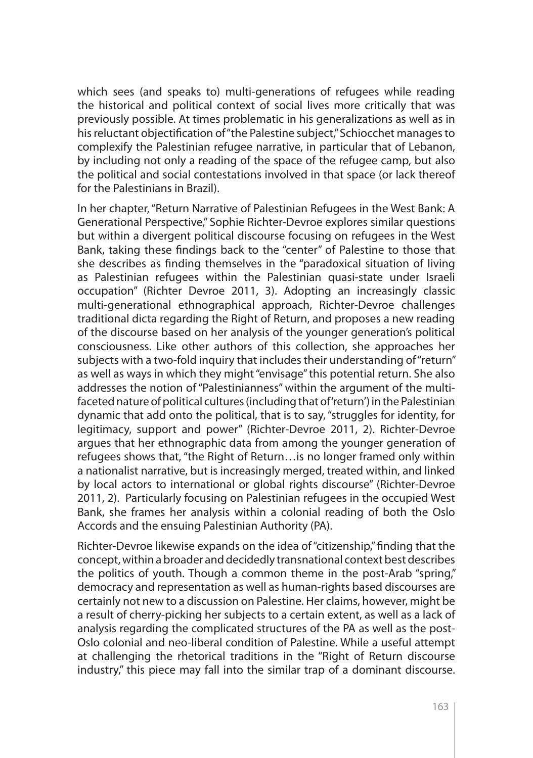which sees (and speaks to) multi-generations of refugees while reading the historical and political context of social lives more critically that was previously possible. At times problematic in his generalizations as well as in his reluctant objectification of "the Palestine subject," Schiocchet manages to complexify the Palestinian refugee narrative, in particular that of Lebanon, by including not only a reading of the space of the refugee camp, but also the political and social contestations involved in that space (or lack thereof for the Palestinians in Brazil).

In her chapter, "Return Narrative of Palestinian Refugees in the West Bank: A Generational Perspective," Sophie Richter-Devroe explores similar questions but within a divergent political discourse focusing on refugees in the West Bank, taking these findings back to the "center" of Palestine to those that she describes as finding themselves in the "paradoxical situation of living as Palestinian refugees within the Palestinian quasi-state under Israeli occupation" (Richter Devroe 2011, 3). Adopting an increasingly classic multi-generational ethnographical approach, Richter-Devroe challenges traditional dicta regarding the Right of Return, and proposes a new reading of the discourse based on her analysis of the younger generation's political consciousness. Like other authors of this collection, she approaches her subjects with a two-fold inquiry that includes their understanding of "return" as well as ways in which they might "envisage" this potential return. She also addresses the notion of "Palestinianness" within the argument of the multi-faceted nature of political cultures (including that of 'return') in the Palestinian dynamic that add onto the political, that is to say, "struggles for identity, for legitimacy, support and power" (Richter-Devroe 2011, 2). Richter-Devroe argues that her ethnographic data from among the younger generation of refugees shows that, "the Right of Return…is no longer framed only within a nationalist narrative, but is increasingly merged, treated within, and linked by local actors to international or global rights discourse" (Richter-Devroe 2011, 2). Particularly focusing on Palestinian refugees in the occupied West Bank, she frames her analysis within a colonial reading of both the Oslo Accords and the ensuing Palestinian Authority (PA).

Richter-Devroe likewise expands on the idea of "citizenship," finding that the concept, within a broader and decidedly transnational context best describes the politics of youth. Though a common theme in the post-Arab "spring," democracy and representation as well as human-rights based discourses are certainly not new to a discussion on Palestine. Her claims, however, might be a result of cherry-picking her subjects to a certain extent, as well as a lack of analysis regarding the complicated structures of the PA as well as the post-Oslo colonial and neo-liberal condition of Palestine. While a useful attempt at challenging the rhetorical traditions in the "Right of Return discourse industry," this piece may fall into the similar trap of a dominant discourse.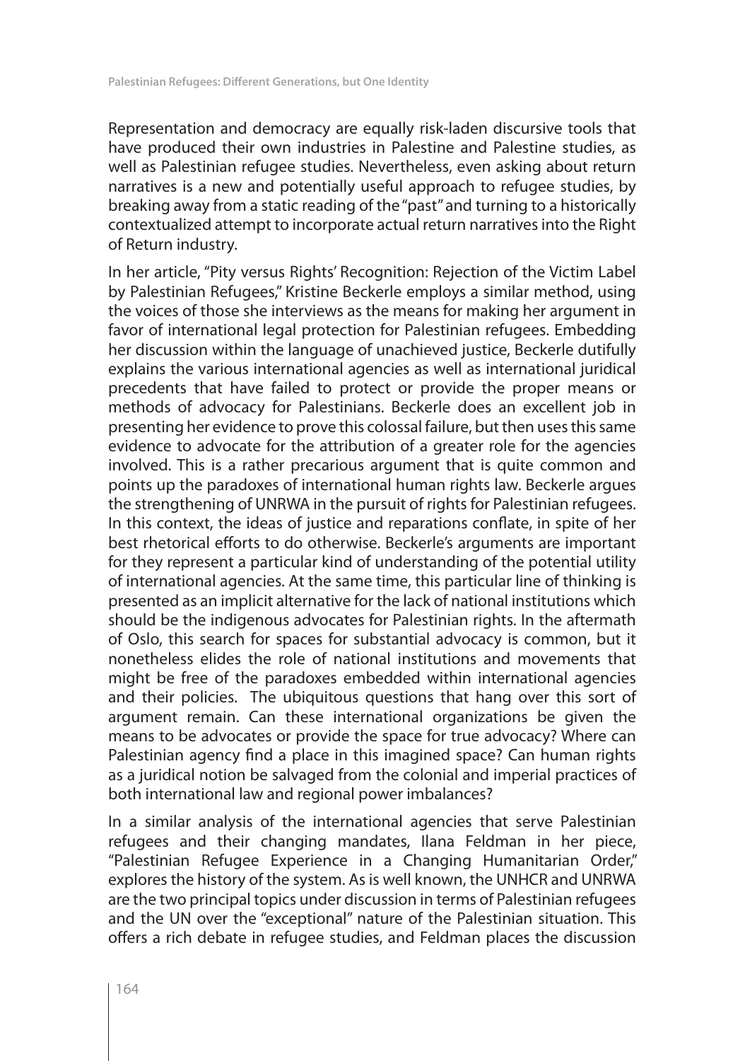Representation and democracy are equally risk-laden discursive tools that have produced their own industries in Palestine and Palestine studies, as well as Palestinian refugee studies. Nevertheless, even asking about return narratives is a new and potentially useful approach to refugee studies, by breaking away from a static reading of the "past" and turning to a historically contextualized attempt to incorporate actual return narratives into the Right of Return industry.

In her article, "Pity versus Rights' Recognition: Rejection of the Victim Label by Palestinian Refugees," Kristine Beckerle employs a similar method, using the voices of those she interviews as the means for making her argument in favor of international legal protection for Palestinian refugees. Embedding her discussion within the language of unachieved justice, Beckerle dutifully explains the various international agencies as well as international juridical precedents that have failed to protect or provide the proper means or methods of advocacy for Palestinians. Beckerle does an excellent job in presenting her evidence to prove this colossal failure, but then uses this same evidence to advocate for the attribution of a greater role for the agencies involved. This is a rather precarious argument that is quite common and points up the paradoxes of international human rights law. Beckerle argues the strengthening of UNRWA in the pursuit of rights for Palestinian refugees. In this context, the ideas of justice and reparations conflate, in spite of her best rhetorical efforts to do otherwise. Beckerle's arguments are important for they represent a particular kind of understanding of the potential utility of international agencies. At the same time, this particular line of thinking is presented as an implicit alternative for the lack of national institutions which should be the indigenous advocates for Palestinian rights. In the aftermath of Oslo, this search for spaces for substantial advocacy is common, but it nonetheless elides the role of national institutions and movements that might be free of the paradoxes embedded within international agencies and their policies. The ubiquitous questions that hang over this sort of argument remain. Can these international organizations be given the means to be advocates or provide the space for true advocacy? Where can Palestinian agency find a place in this imagined space? Can human rights as a juridical notion be salvaged from the colonial and imperial practices of both international law and regional power imbalances?

In a similar analysis of the international agencies that serve Palestinian refugees and their changing mandates, Ilana Feldman in her piece, "Palestinian Refugee Experience in a Changing Humanitarian Order," explores the history of the system. As is well known, the UNHCR and UNRWA are the two principal topics under discussion in terms of Palestinian refugees and the UN over the "exceptional" nature of the Palestinian situation. This offers a rich debate in refugee studies, and Feldman places the discussion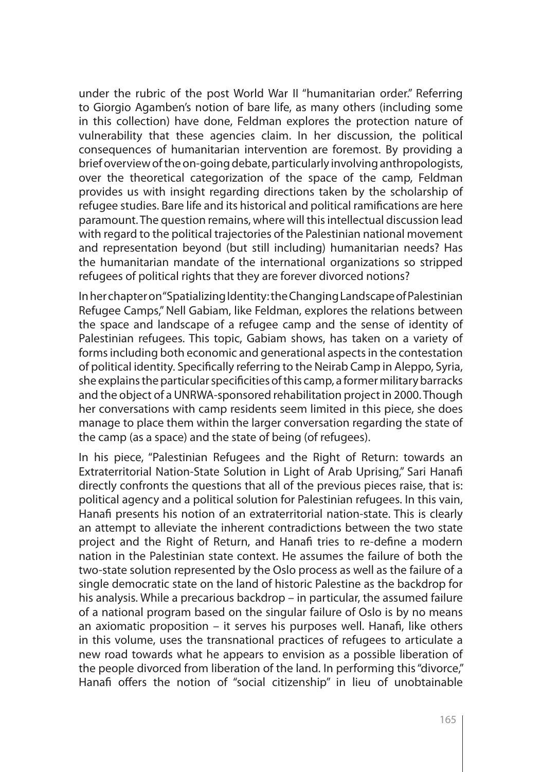under the rubric of the post World War II "humanitarian order." Referring to Giorgio Agamben's notion of bare life, as many others (including some in this collection) have done, Feldman explores the protection nature of vulnerability that these agencies claim. In her discussion, the political consequences of humanitarian intervention are foremost. By providing a brief overview of the on-going debate, particularly involving anthropologists, over the theoretical categorization of the space of the camp, Feldman provides us with insight regarding directions taken by the scholarship of refugee studies. Bare life and its historical and political ramifications are here paramount. The question remains, where will this intellectual discussion lead with regard to the political trajectories of the Palestinian national movement and representation beyond (but still including) humanitarian needs? Has the humanitarian mandate of the international organizations so stripped refugees of political rights that they are forever divorced notions?

In her chapter on "Spatializing Identity: the Changing Landscape of Palestinian Refugee Camps," Nell Gabiam, like Feldman, explores the relations between the space and landscape of a refugee camp and the sense of identity of Palestinian refugees. This topic, Gabiam shows, has taken on a variety of forms including both economic and generational aspects in the contestation of political identity. Specifically referring to the Neirab Camp in Aleppo, Syria, she explains the particular specificities of this camp, a former military barracks and the object of a UNRWA-sponsored rehabilitation project in 2000. Though her conversations with camp residents seem limited in this piece, she does manage to place them within the larger conversation regarding the state of the camp (as a space) and the state of being (of refugees).

In his piece, "Palestinian Refugees and the Right of Return: towards an Extraterritorial Nation-State Solution in Light of Arab Uprising," Sari Hanafi directly confronts the questions that all of the previous pieces raise, that is: political agency and a political solution for Palestinian refugees. In this vain, Hanafi presents his notion of an extraterritorial nation-state. This is clearly an attempt to alleviate the inherent contradictions between the two state project and the Right of Return, and Hanafi tries to re-define a modern nation in the Palestinian state context. He assumes the failure of both the two-state solution represented by the Oslo process as well as the failure of a single democratic state on the land of historic Palestine as the backdrop for his analysis. While a precarious backdrop – in particular, the assumed failure of a national program based on the singular failure of Oslo is by no means an axiomatic proposition – it serves his purposes well. Hanafi, like others in this volume, uses the transnational practices of refugees to articulate a new road towards what he appears to envision as a possible liberation of the people divorced from liberation of the land. In performing this "divorce," Hanafi offers the notion of "social citizenship" in lieu of unobtainable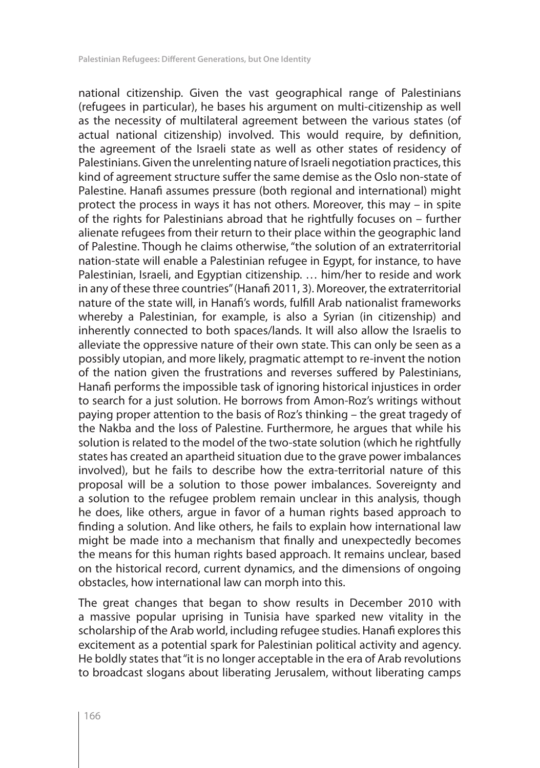national citizenship. Given the vast geographical range of Palestinians (refugees in particular), he bases his argument on multi-citizenship as well as the necessity of multilateral agreement between the various states (of actual national citizenship) involved. This would require, by definition, the agreement of the Israeli state as well as other states of residency of Palestinians. Given the unrelenting nature of Israeli negotiation practices, this kind of agreement structure suffer the same demise as the Oslo non-state of Palestine. Hanafi assumes pressure (both regional and international) might protect the process in ways it has not others. Moreover, this may – in spite of the rights for Palestinians abroad that he rightfully focuses on – further alienate refugees from their return to their place within the geographic land of Palestine. Though he claims otherwise, "the solution of an extraterritorial nation-state will enable a Palestinian refugee in Egypt, for instance, to have Palestinian, Israeli, and Egyptian citizenship. … him/her to reside and work in any of these three countries" (Hanafi 2011, 3). Moreover, the extraterritorial nature of the state will, in Hanafi's words, fulfill Arab nationalist frameworks whereby a Palestinian, for example, is also a Syrian (in citizenship) and inherently connected to both spaces/lands. It will also allow the Israelis to alleviate the oppressive nature of their own state. This can only be seen as a possibly utopian, and more likely, pragmatic attempt to re-invent the notion of the nation given the frustrations and reverses suffered by Palestinians, Hanafi performs the impossible task of ignoring historical injustices in order to search for a just solution. He borrows from Amon-Roz's writings without paying proper attention to the basis of Roz's thinking – the great tragedy of the Nakba and the loss of Palestine. Furthermore, he argues that while his solution is related to the model of the two-state solution (which he rightfully states has created an apartheid situation due to the grave power imbalances involved), but he fails to describe how the extra-territorial nature of this proposal will be a solution to those power imbalances. Sovereignty and a solution to the refugee problem remain unclear in this analysis, though he does, like others, argue in favor of a human rights based approach to finding a solution. And like others, he fails to explain how international law might be made into a mechanism that finally and unexpectedly becomes the means for this human rights based approach. It remains unclear, based on the historical record, current dynamics, and the dimensions of ongoing obstacles, how international law can morph into this.

The great changes that began to show results in December 2010 with a massive popular uprising in Tunisia have sparked new vitality in the scholarship of the Arab world, including refugee studies. Hanafi explores this excitement as a potential spark for Palestinian political activity and agency. He boldly states that "it is no longer acceptable in the era of Arab revolutions to broadcast slogans about liberating Jerusalem, without liberating camps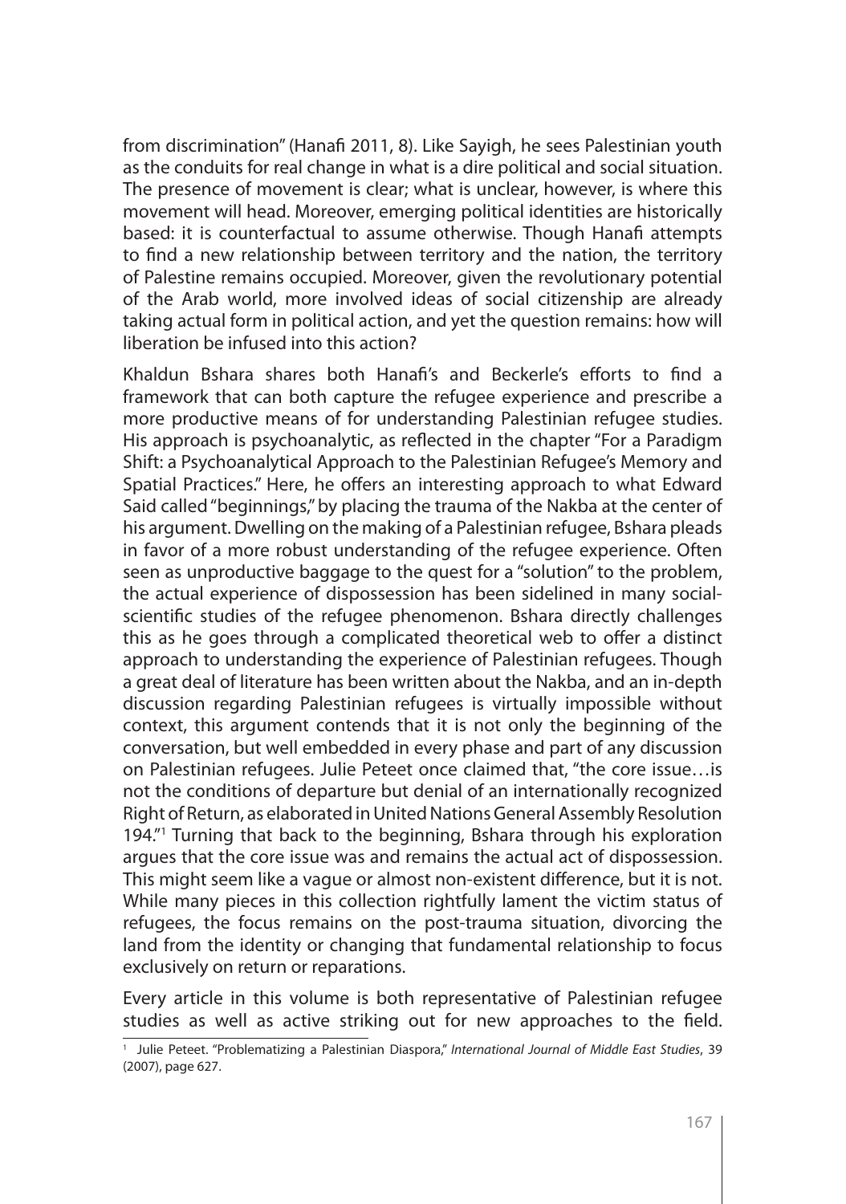from discrimination" (Hanafi 2011, 8). Like Sayigh, he sees Palestinian youth as the conduits for real change in what is a dire political and social situation. The presence of movement is clear; what is unclear, however, is where this movement will head. Moreover, emerging political identities are historically based: it is counterfactual to assume otherwise. Though Hanafi attempts to find a new relationship between territory and the nation, the territory of Palestine remains occupied. Moreover, given the revolutionary potential of the Arab world, more involved ideas of social citizenship are already taking actual form in political action, and yet the question remains: how will liberation be infused into this action?

Khaldun Bshara shares both Hanafi's and Beckerle's efforts to find a framework that can both capture the refugee experience and prescribe a more productive means of for understanding Palestinian refugee studies. His approach is psychoanalytic, as reflected in the chapter "For a Paradigm Shift: a Psychoanalytical Approach to the Palestinian Refugee's Memory and Spatial Practices." Here, he offers an interesting approach to what Edward Said called "beginnings," by placing the trauma of the Nakba at the center of his argument. Dwelling on the making of a Palestinian refugee, Bshara pleads in favor of a more robust understanding of the refugee experience. Often seen as unproductive baggage to the quest for a "solution" to the problem, the actual experience of dispossession has been sidelined in many social-scientific studies of the refugee phenomenon. Bshara directly challenges this as he goes through a complicated theoretical web to offer a distinct approach to understanding the experience of Palestinian refugees. Though a great deal of literature has been written about the Nakba, and an in-depth discussion regarding Palestinian refugees is virtually impossible without context, this argument contends that it is not only the beginning of the conversation, but well embedded in every phase and part of any discussion on Palestinian refugees. Julie Peteet once claimed that, "the core issue…is not the conditions of departure but denial of an internationally recognized Right of Return, as elaborated in United Nations General Assembly Resolution 194."[1] Turning that back to the beginning, Bshara through his exploration argues that the core issue was and remains the actual act of dispossession. This might seem like a vague or almost non-existent difference, but it is not. While many pieces in this collection rightfully lament the victim status of refugees, the focus remains on the post-trauma situation, divorcing the land from the identity or changing that fundamental relationship to focus exclusively on return or reparations.

Every article in this volume is both representative of Palestinian refugee studies as well as active striking out for new approaches to the field.

[1] Julie Peteet. "Problematizing a Palestinian Diaspora," *International Journal of Middle East Studies*, 39 (2007), page 627.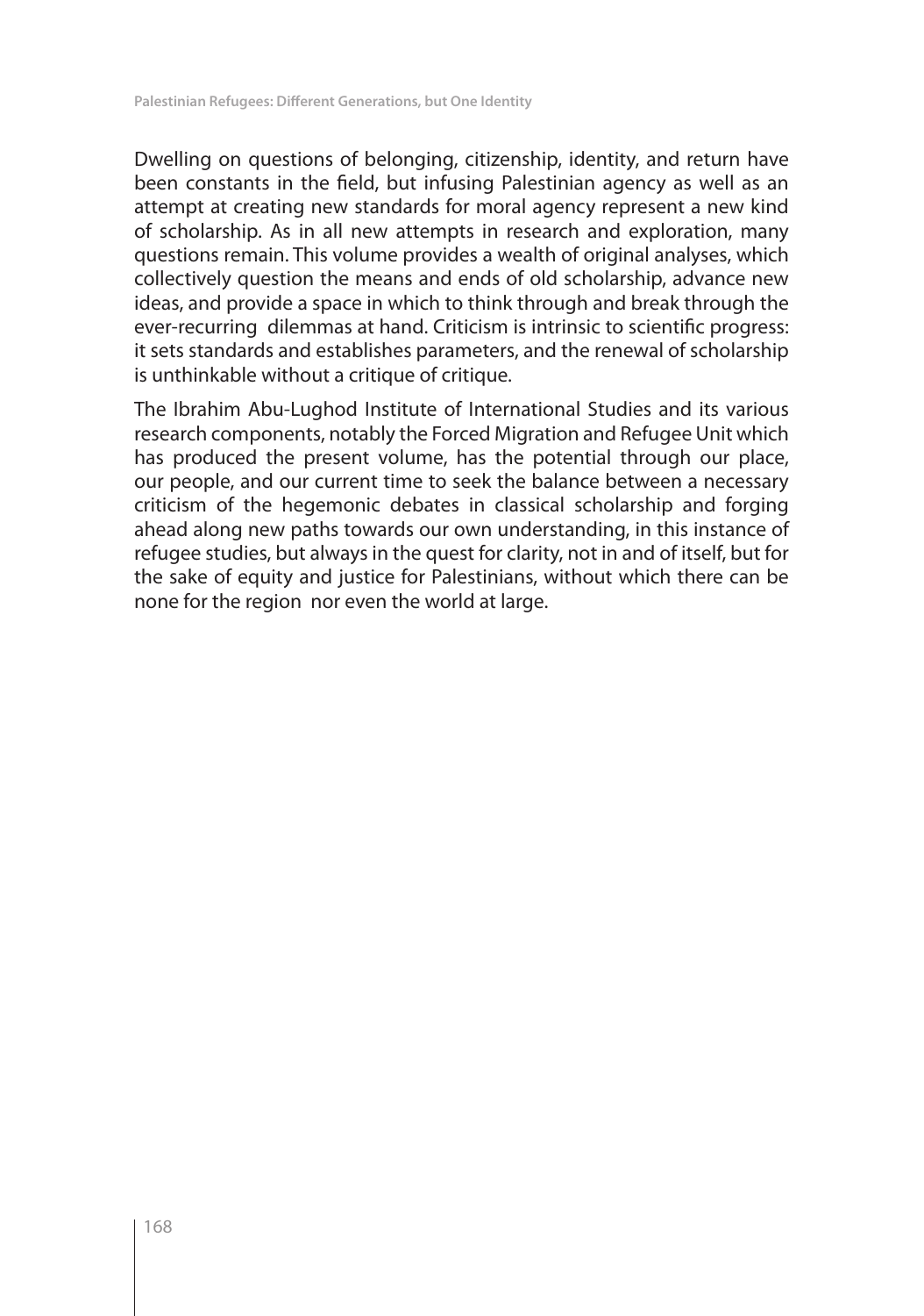Dwelling on questions of belonging, citizenship, identity, and return have been constants in the field, but infusing Palestinian agency as well as an attempt at creating new standards for moral agency represent a new kind of scholarship. As in all new attempts in research and exploration, many questions remain. This volume provides a wealth of original analyses, which collectively question the means and ends of old scholarship, advance new ideas, and provide a space in which to think through and break through the ever-recurring dilemmas at hand. Criticism is intrinsic to scientific progress: it sets standards and establishes parameters, and the renewal of scholarship is unthinkable without a critique of critique.

The Ibrahim Abu-Lughod Institute of International Studies and its various research components, notably the Forced Migration and Refugee Unit which has produced the present volume, has the potential through our place, our people, and our current time to seek the balance between a necessary criticism of the hegemonic debates in classical scholarship and forging ahead along new paths towards our own understanding, in this instance of refugee studies, but always in the quest for clarity, not in and of itself, but for the sake of equity and justice for Palestinians, without which there can be none for the region nor even the world at large.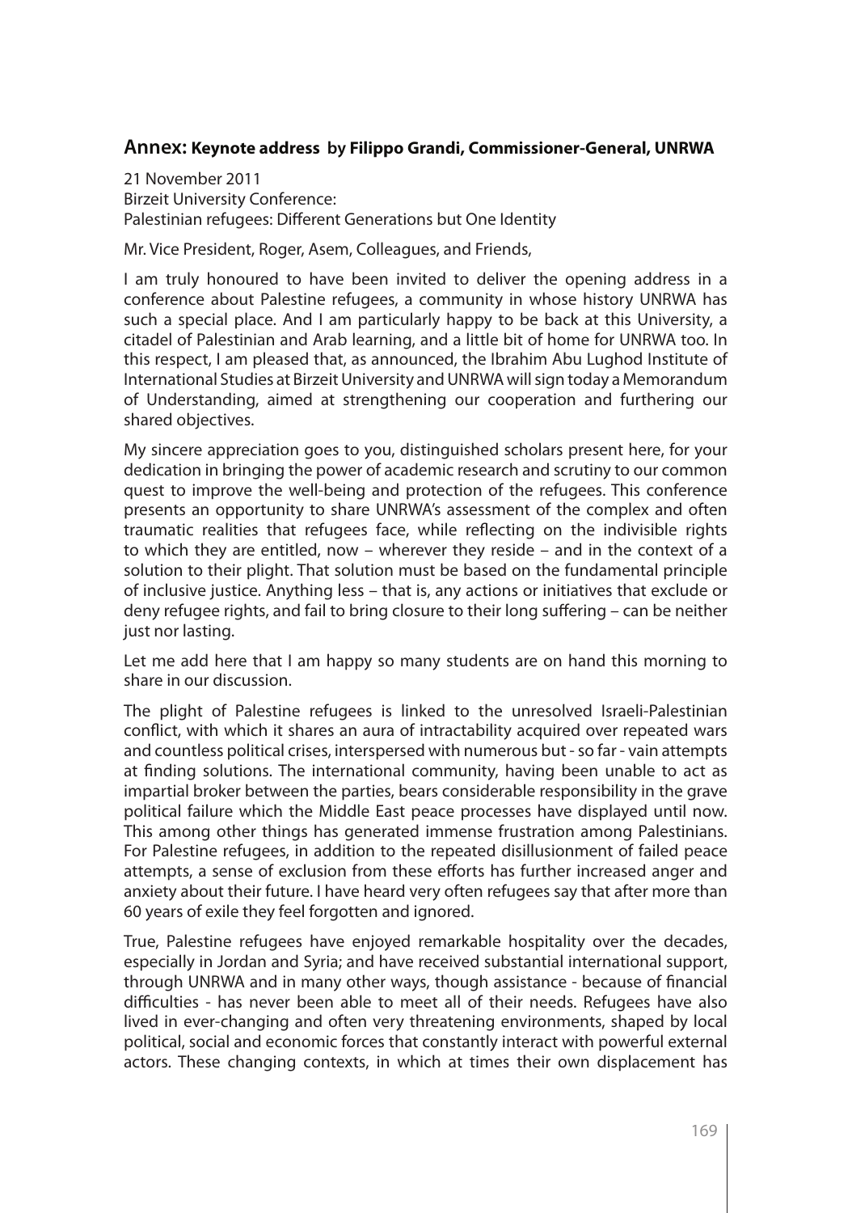## Annex: Keynote address by Filippo Grandi, Commissioner-General, UNRWA

21 November 2011
Birzeit University Conference:
Palestinian refugees: Different Generations but One Identity

Mr. Vice President, Roger, Asem, Colleagues, and Friends,

I am truly honoured to have been invited to deliver the opening address in a conference about Palestine refugees, a community in whose history UNRWA has such a special place. And I am particularly happy to be back at this University, a citadel of Palestinian and Arab learning, and a little bit of home for UNRWA too. In this respect, I am pleased that, as announced, the Ibrahim Abu Lughod Institute of International Studies at Birzeit University and UNRWA will sign today a Memorandum of Understanding, aimed at strengthening our cooperation and furthering our shared objectives.

My sincere appreciation goes to you, distinguished scholars present here, for your dedication in bringing the power of academic research and scrutiny to our common quest to improve the well-being and protection of the refugees. This conference presents an opportunity to share UNRWA's assessment of the complex and often traumatic realities that refugees face, while reflecting on the indivisible rights to which they are entitled, now – wherever they reside – and in the context of a solution to their plight. That solution must be based on the fundamental principle of inclusive justice. Anything less – that is, any actions or initiatives that exclude or deny refugee rights, and fail to bring closure to their long suffering – can be neither just nor lasting.

Let me add here that I am happy so many students are on hand this morning to share in our discussion.

The plight of Palestine refugees is linked to the unresolved Israeli-Palestinian conflict, with which it shares an aura of intractability acquired over repeated wars and countless political crises, interspersed with numerous but - so far - vain attempts at finding solutions. The international community, having been unable to act as impartial broker between the parties, bears considerable responsibility in the grave political failure which the Middle East peace processes have displayed until now. This among other things has generated immense frustration among Palestinians. For Palestine refugees, in addition to the repeated disillusionment of failed peace attempts, a sense of exclusion from these efforts has further increased anger and anxiety about their future. I have heard very often refugees say that after more than 60 years of exile they feel forgotten and ignored.

True, Palestine refugees have enjoyed remarkable hospitality over the decades, especially in Jordan and Syria; and have received substantial international support, through UNRWA and in many other ways, though assistance - because of financial difficulties - has never been able to meet all of their needs. Refugees have also lived in ever-changing and often very threatening environments, shaped by local political, social and economic forces that constantly interact with powerful external actors. These changing contexts, in which at times their own displacement has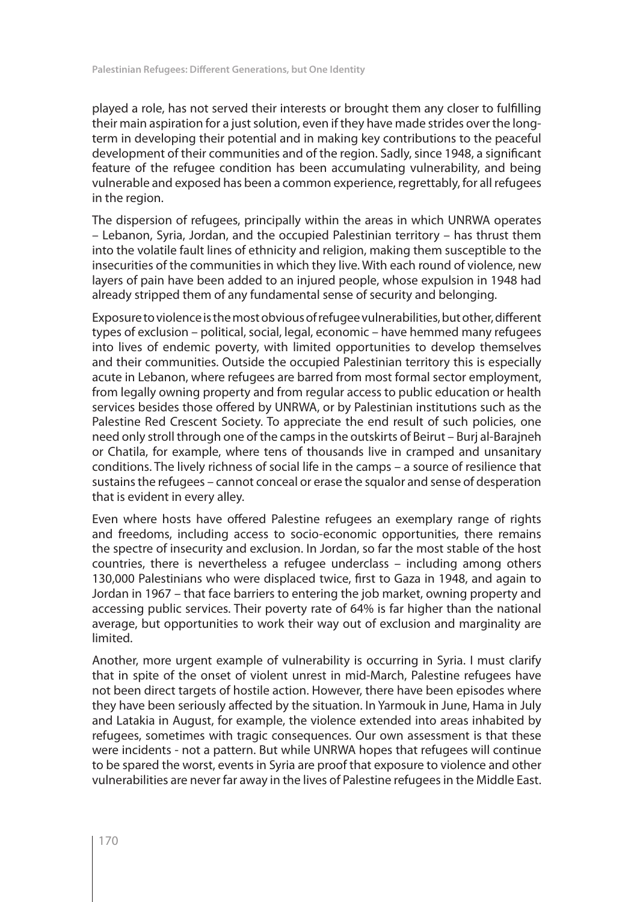played a role, has not served their interests or brought them any closer to fulfilling their main aspiration for a just solution, even if they have made strides over the long-term in developing their potential and in making key contributions to the peaceful development of their communities and of the region. Sadly, since 1948, a significant feature of the refugee condition has been accumulating vulnerability, and being vulnerable and exposed has been a common experience, regrettably, for all refugees in the region.

The dispersion of refugees, principally within the areas in which UNRWA operates – Lebanon, Syria, Jordan, and the occupied Palestinian territory – has thrust them into the volatile fault lines of ethnicity and religion, making them susceptible to the insecurities of the communities in which they live. With each round of violence, new layers of pain have been added to an injured people, whose expulsion in 1948 had already stripped them of any fundamental sense of security and belonging.

Exposure to violence is the most obvious of refugee vulnerabilities, but other, different types of exclusion – political, social, legal, economic – have hemmed many refugees into lives of endemic poverty, with limited opportunities to develop themselves and their communities. Outside the occupied Palestinian territory this is especially acute in Lebanon, where refugees are barred from most formal sector employment, from legally owning property and from regular access to public education or health services besides those offered by UNRWA, or by Palestinian institutions such as the Palestine Red Crescent Society. To appreciate the end result of such policies, one need only stroll through one of the camps in the outskirts of Beirut – Burj al-Barajneh or Chatila, for example, where tens of thousands live in cramped and unsanitary conditions. The lively richness of social life in the camps – a source of resilience that sustains the refugees – cannot conceal or erase the squalor and sense of desperation that is evident in every alley.

Even where hosts have offered Palestine refugees an exemplary range of rights and freedoms, including access to socio-economic opportunities, there remains the spectre of insecurity and exclusion. In Jordan, so far the most stable of the host countries, there is nevertheless a refugee underclass – including among others 130,000 Palestinians who were displaced twice, first to Gaza in 1948, and again to Jordan in 1967 – that face barriers to entering the job market, owning property and accessing public services. Their poverty rate of 64% is far higher than the national average, but opportunities to work their way out of exclusion and marginality are limited.

Another, more urgent example of vulnerability is occurring in Syria. I must clarify that in spite of the onset of violent unrest in mid-March, Palestine refugees have not been direct targets of hostile action. However, there have been episodes where they have been seriously affected by the situation. In Yarmouk in June, Hama in July and Latakia in August, for example, the violence extended into areas inhabited by refugees, sometimes with tragic consequences. Our own assessment is that these were incidents - not a pattern. But while UNRWA hopes that refugees will continue to be spared the worst, events in Syria are proof that exposure to violence and other vulnerabilities are never far away in the lives of Palestine refugees in the Middle East.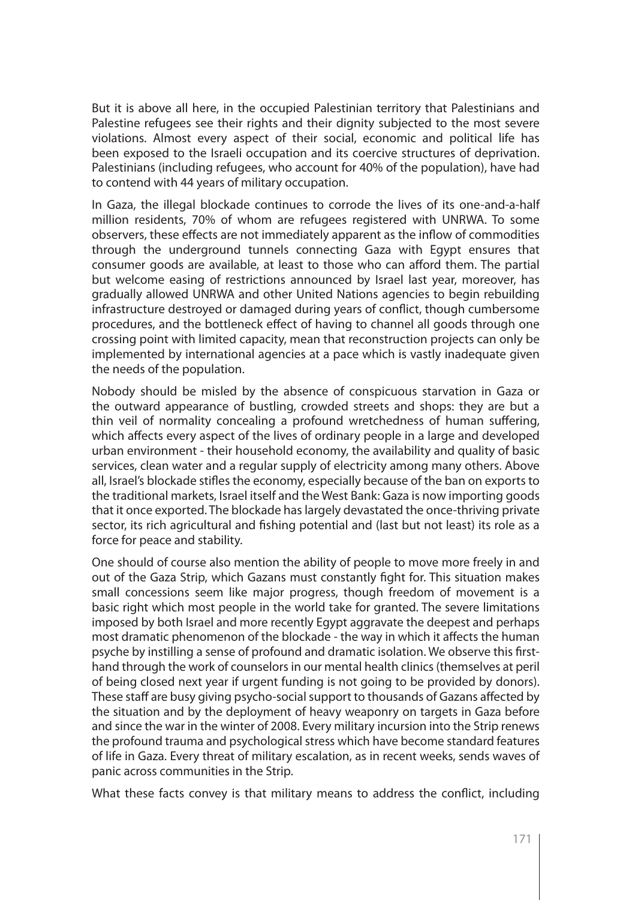But it is above all here, in the occupied Palestinian territory that Palestinians and Palestine refugees see their rights and their dignity subjected to the most severe violations. Almost every aspect of their social, economic and political life has been exposed to the Israeli occupation and its coercive structures of deprivation. Palestinians (including refugees, who account for 40% of the population), have had to contend with 44 years of military occupation.

In Gaza, the illegal blockade continues to corrode the lives of its one-and-a-half million residents, 70% of whom are refugees registered with UNRWA. To some observers, these effects are not immediately apparent as the inflow of commodities through the underground tunnels connecting Gaza with Egypt ensures that consumer goods are available, at least to those who can afford them. The partial but welcome easing of restrictions announced by Israel last year, moreover, has gradually allowed UNRWA and other United Nations agencies to begin rebuilding infrastructure destroyed or damaged during years of conflict, though cumbersome procedures, and the bottleneck effect of having to channel all goods through one crossing point with limited capacity, mean that reconstruction projects can only be implemented by international agencies at a pace which is vastly inadequate given the needs of the population.

Nobody should be misled by the absence of conspicuous starvation in Gaza or the outward appearance of bustling, crowded streets and shops: they are but a thin veil of normality concealing a profound wretchedness of human suffering, which affects every aspect of the lives of ordinary people in a large and developed urban environment - their household economy, the availability and quality of basic services, clean water and a regular supply of electricity among many others. Above all, Israel's blockade stifles the economy, especially because of the ban on exports to the traditional markets, Israel itself and the West Bank: Gaza is now importing goods that it once exported. The blockade has largely devastated the once-thriving private sector, its rich agricultural and fishing potential and (last but not least) its role as a force for peace and stability.

One should of course also mention the ability of people to move more freely in and out of the Gaza Strip, which Gazans must constantly fight for. This situation makes small concessions seem like major progress, though freedom of movement is a basic right which most people in the world take for granted. The severe limitations imposed by both Israel and more recently Egypt aggravate the deepest and perhaps most dramatic phenomenon of the blockade - the way in which it affects the human psyche by instilling a sense of profound and dramatic isolation. We observe this first-hand through the work of counselors in our mental health clinics (themselves at peril of being closed next year if urgent funding is not going to be provided by donors). These staff are busy giving psycho-social support to thousands of Gazans affected by the situation and by the deployment of heavy weaponry on targets in Gaza before and since the war in the winter of 2008. Every military incursion into the Strip renews the profound trauma and psychological stress which have become standard features of life in Gaza. Every threat of military escalation, as in recent weeks, sends waves of panic across communities in the Strip.

What these facts convey is that military means to address the conflict, including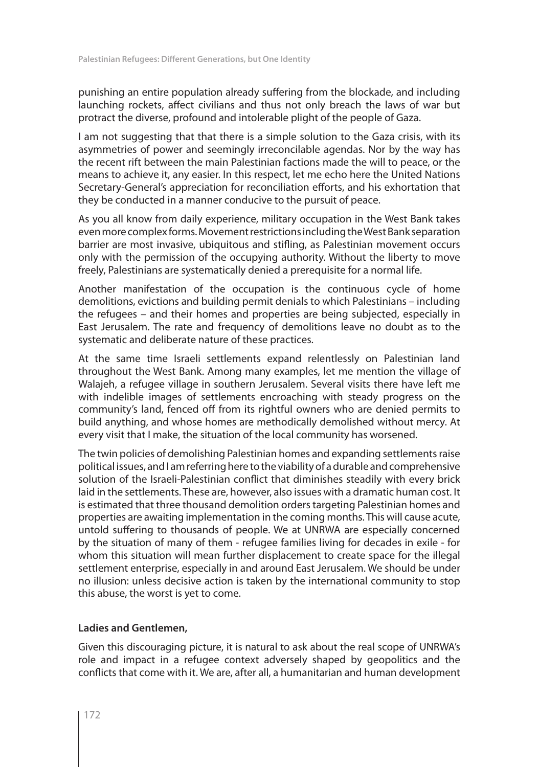punishing an entire population already suffering from the blockade, and including launching rockets, affect civilians and thus not only breach the laws of war but protract the diverse, profound and intolerable plight of the people of Gaza.

I am not suggesting that that there is a simple solution to the Gaza crisis, with its asymmetries of power and seemingly irreconcilable agendas. Nor by the way has the recent rift between the main Palestinian factions made the will to peace, or the means to achieve it, any easier. In this respect, let me echo here the United Nations Secretary-General's appreciation for reconciliation efforts, and his exhortation that they be conducted in a manner conducive to the pursuit of peace.

As you all know from daily experience, military occupation in the West Bank takes even more complex forms. Movement restrictions including the West Bank separation barrier are most invasive, ubiquitous and stifling, as Palestinian movement occurs only with the permission of the occupying authority. Without the liberty to move freely, Palestinians are systematically denied a prerequisite for a normal life.

Another manifestation of the occupation is the continuous cycle of home demolitions, evictions and building permit denials to which Palestinians – including the refugees – and their homes and properties are being subjected, especially in East Jerusalem. The rate and frequency of demolitions leave no doubt as to the systematic and deliberate nature of these practices.

At the same time Israeli settlements expand relentlessly on Palestinian land throughout the West Bank. Among many examples, let me mention the village of Walajeh, a refugee village in southern Jerusalem. Several visits there have left me with indelible images of settlements encroaching with steady progress on the community's land, fenced off from its rightful owners who are denied permits to build anything, and whose homes are methodically demolished without mercy. At every visit that I make, the situation of the local community has worsened.

The twin policies of demolishing Palestinian homes and expanding settlements raise political issues, and I am referring here to the viability of a durable and comprehensive solution of the Israeli-Palestinian conflict that diminishes steadily with every brick laid in the settlements. These are, however, also issues with a dramatic human cost. It is estimated that three thousand demolition orders targeting Palestinian homes and properties are awaiting implementation in the coming months. This will cause acute, untold suffering to thousands of people. We at UNRWA are especially concerned by the situation of many of them - refugee families living for decades in exile - for whom this situation will mean further displacement to create space for the illegal settlement enterprise, especially in and around East Jerusalem. We should be under no illusion: unless decisive action is taken by the international community to stop this abuse, the worst is yet to come.

**Ladies and Gentlemen,**

Given this discouraging picture, it is natural to ask about the real scope of UNRWA's role and impact in a refugee context adversely shaped by geopolitics and the conflicts that come with it. We are, after all, a humanitarian and human development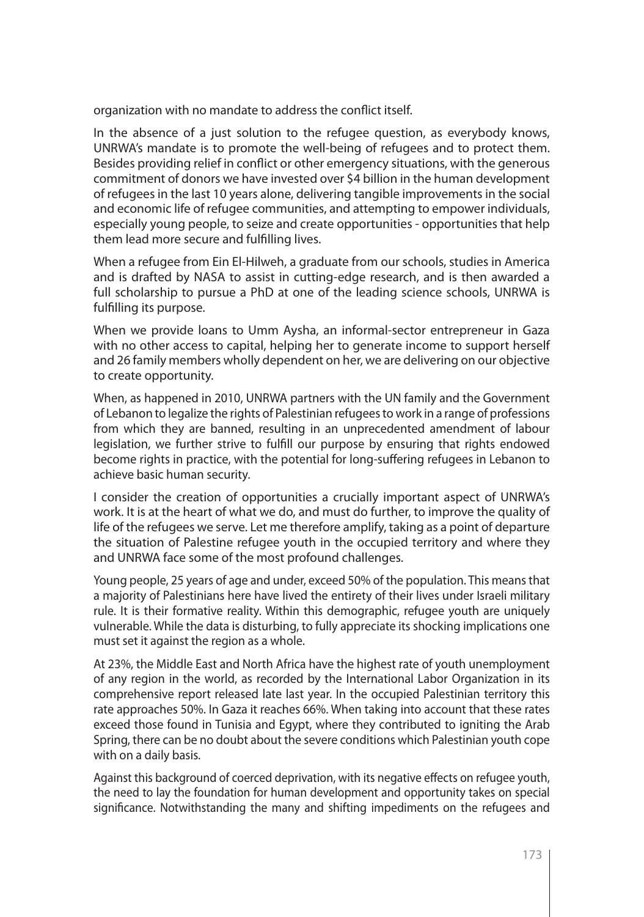organization with no mandate to address the conflict itself.

In the absence of a just solution to the refugee question, as everybody knows, UNRWA's mandate is to promote the well-being of refugees and to protect them. Besides providing relief in conflict or other emergency situations, with the generous commitment of donors we have invested over $4 billion in the human development of refugees in the last 10 years alone, delivering tangible improvements in the social and economic life of refugee communities, and attempting to empower individuals, especially young people, to seize and create opportunities - opportunities that help them lead more secure and fulfilling lives.

When a refugee from Ein El-Hilweh, a graduate from our schools, studies in America and is drafted by NASA to assist in cutting-edge research, and is then awarded a full scholarship to pursue a PhD at one of the leading science schools, UNRWA is fulfilling its purpose.

When we provide loans to Umm Aysha, an informal-sector entrepreneur in Gaza with no other access to capital, helping her to generate income to support herself and 26 family members wholly dependent on her, we are delivering on our objective to create opportunity.

When, as happened in 2010, UNRWA partners with the UN family and the Government of Lebanon to legalize the rights of Palestinian refugees to work in a range of professions from which they are banned, resulting in an unprecedented amendment of labour legislation, we further strive to fulfill our purpose by ensuring that rights endowed become rights in practice, with the potential for long-suffering refugees in Lebanon to achieve basic human security.

I consider the creation of opportunities a crucially important aspect of UNRWA's work. It is at the heart of what we do, and must do further, to improve the quality of life of the refugees we serve. Let me therefore amplify, taking as a point of departure the situation of Palestine refugee youth in the occupied territory and where they and UNRWA face some of the most profound challenges.

Young people, 25 years of age and under, exceed 50% of the population. This means that a majority of Palestinians here have lived the entirety of their lives under Israeli military rule. It is their formative reality. Within this demographic, refugee youth are uniquely vulnerable. While the data is disturbing, to fully appreciate its shocking implications one must set it against the region as a whole.

At 23%, the Middle East and North Africa have the highest rate of youth unemployment of any region in the world, as recorded by the International Labor Organization in its comprehensive report released late last year. In the occupied Palestinian territory this rate approaches 50%. In Gaza it reaches 66%. When taking into account that these rates exceed those found in Tunisia and Egypt, where they contributed to igniting the Arab Spring, there can be no doubt about the severe conditions which Palestinian youth cope with on a daily basis.

Against this background of coerced deprivation, with its negative effects on refugee youth, the need to lay the foundation for human development and opportunity takes on special significance. Notwithstanding the many and shifting impediments on the refugees and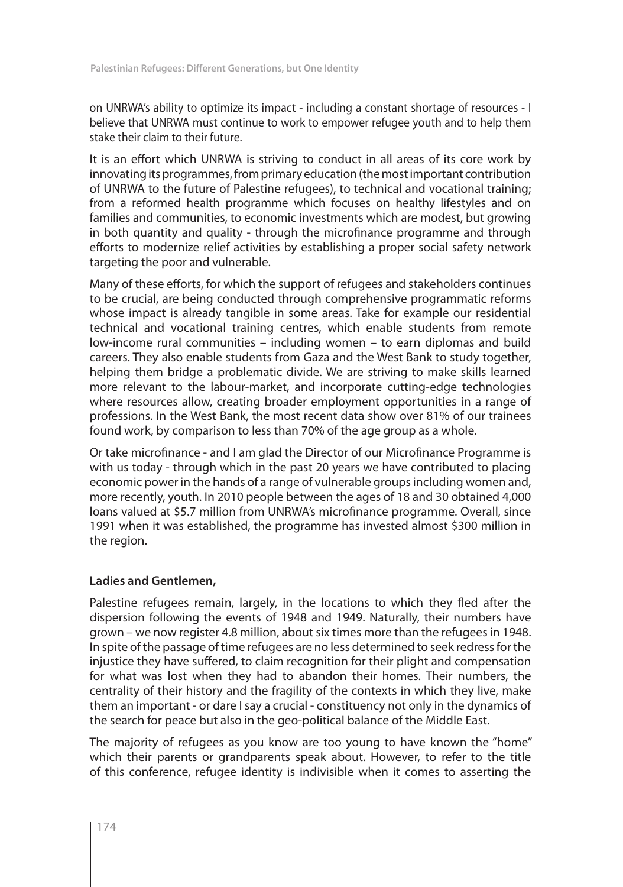on UNRWA's ability to optimize its impact - including a constant shortage of resources - I believe that UNRWA must continue to work to empower refugee youth and to help them stake their claim to their future.

It is an effort which UNRWA is striving to conduct in all areas of its core work by innovating its programmes, from primary education (the most important contribution of UNRWA to the future of Palestine refugees), to technical and vocational training; from a reformed health programme which focuses on healthy lifestyles and on families and communities, to economic investments which are modest, but growing in both quantity and quality - through the microfinance programme and through efforts to modernize relief activities by establishing a proper social safety network targeting the poor and vulnerable.

Many of these efforts, for which the support of refugees and stakeholders continues to be crucial, are being conducted through comprehensive programmatic reforms whose impact is already tangible in some areas. Take for example our residential technical and vocational training centres, which enable students from remote low-income rural communities – including women – to earn diplomas and build careers. They also enable students from Gaza and the West Bank to study together, helping them bridge a problematic divide. We are striving to make skills learned more relevant to the labour-market, and incorporate cutting-edge technologies where resources allow, creating broader employment opportunities in a range of professions. In the West Bank, the most recent data show over 81% of our trainees found work, by comparison to less than 70% of the age group as a whole.

Or take microfinance - and I am glad the Director of our Microfinance Programme is with us today - through which in the past 20 years we have contributed to placing economic power in the hands of a range of vulnerable groups including women and, more recently, youth. In 2010 people between the ages of 18 and 30 obtained 4,000 loans valued at $5.7 million from UNRWA's microfinance programme. Overall, since 1991 when it was established, the programme has invested almost $300 million in the region.

**Ladies and Gentlemen,**

Palestine refugees remain, largely, in the locations to which they fled after the dispersion following the events of 1948 and 1949. Naturally, their numbers have grown – we now register 4.8 million, about six times more than the refugees in 1948. In spite of the passage of time refugees are no less determined to seek redress for the injustice they have suffered, to claim recognition for their plight and compensation for what was lost when they had to abandon their homes. Their numbers, the centrality of their history and the fragility of the contexts in which they live, make them an important - or dare I say a crucial - constituency not only in the dynamics of the search for peace but also in the geo-political balance of the Middle East.

The majority of refugees as you know are too young to have known the "home" which their parents or grandparents speak about. However, to refer to the title of this conference, refugee identity is indivisible when it comes to asserting the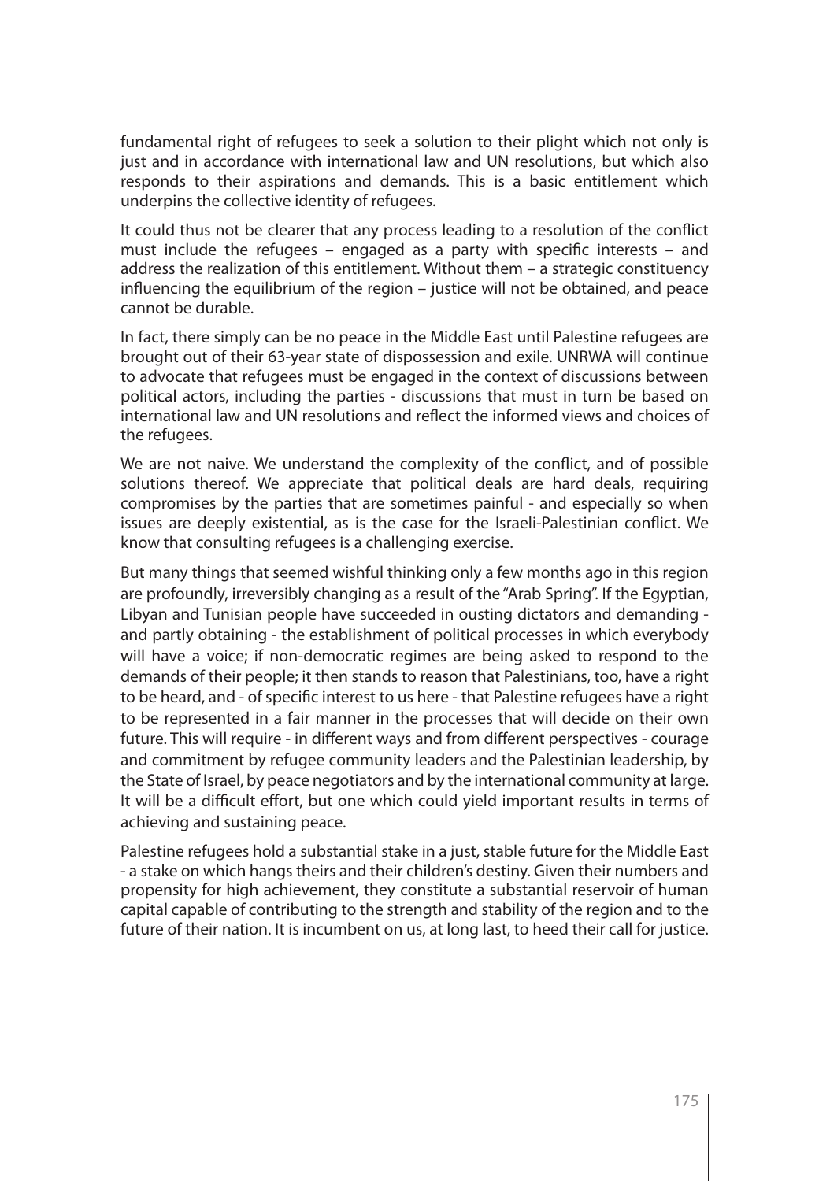fundamental right of refugees to seek a solution to their plight which not only is just and in accordance with international law and UN resolutions, but which also responds to their aspirations and demands. This is a basic entitlement which underpins the collective identity of refugees.

It could thus not be clearer that any process leading to a resolution of the conflict must include the refugees – engaged as a party with specific interests – and address the realization of this entitlement. Without them – a strategic constituency influencing the equilibrium of the region – justice will not be obtained, and peace cannot be durable.

In fact, there simply can be no peace in the Middle East until Palestine refugees are brought out of their 63-year state of dispossession and exile. UNRWA will continue to advocate that refugees must be engaged in the context of discussions between political actors, including the parties - discussions that must in turn be based on international law and UN resolutions and reflect the informed views and choices of the refugees.

We are not naive. We understand the complexity of the conflict, and of possible solutions thereof. We appreciate that political deals are hard deals, requiring compromises by the parties that are sometimes painful - and especially so when issues are deeply existential, as is the case for the Israeli-Palestinian conflict. We know that consulting refugees is a challenging exercise.

But many things that seemed wishful thinking only a few months ago in this region are profoundly, irreversibly changing as a result of the "Arab Spring". If the Egyptian, Libyan and Tunisian people have succeeded in ousting dictators and demanding - and partly obtaining - the establishment of political processes in which everybody will have a voice; if non-democratic regimes are being asked to respond to the demands of their people; it then stands to reason that Palestinians, too, have a right to be heard, and - of specific interest to us here - that Palestine refugees have a right to be represented in a fair manner in the processes that will decide on their own future. This will require - in different ways and from different perspectives - courage and commitment by refugee community leaders and the Palestinian leadership, by the State of Israel, by peace negotiators and by the international community at large. It will be a difficult effort, but one which could yield important results in terms of achieving and sustaining peace.

Palestine refugees hold a substantial stake in a just, stable future for the Middle East - a stake on which hangs theirs and their children's destiny. Given their numbers and propensity for high achievement, they constitute a substantial reservoir of human capital capable of contributing to the strength and stability of the region and to the future of their nation. It is incumbent on us, at long last, to heed their call for justice.